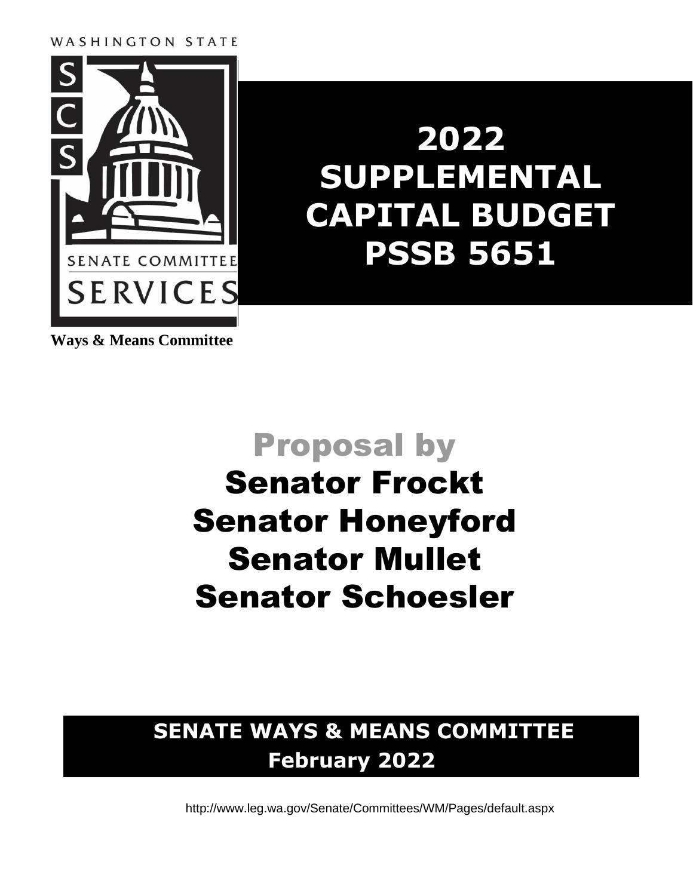WASHINGTON STATE

SENATE COMMITTEE SERVICES

**Ways & Means Committee**

# 2022 SUPPLEMENTAL CAPITAL BUDGET PSSB 5651

## Proposal by

## Senator Frockt
## Senator Honeyford
## Senator Mullet
## Senator Schoesler

**SENATE WAYS & MEANS COMMITTEE**
**February 2022**

http://www.leg.wa.gov/Senate/Committees/WM/Pages/default.aspx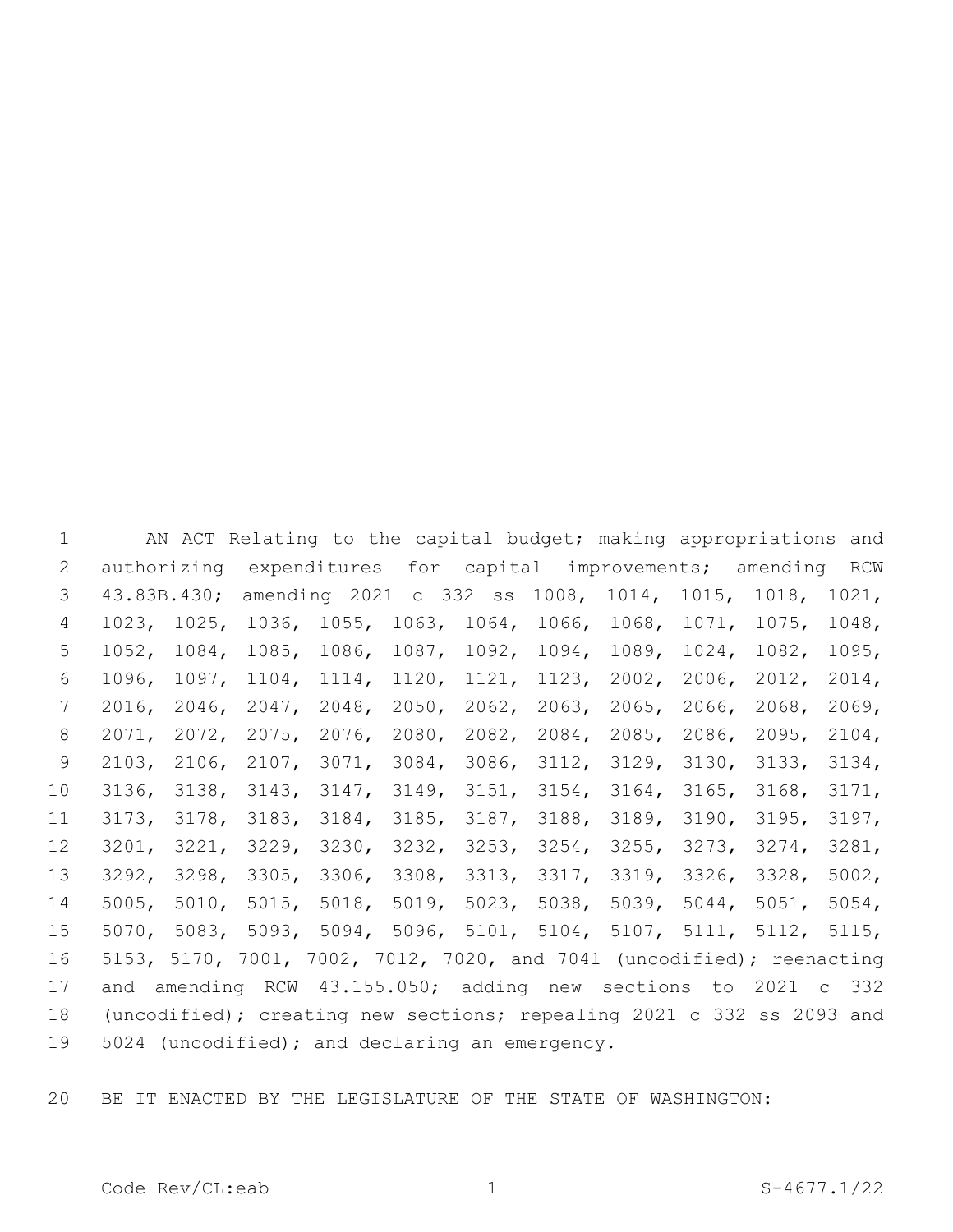AN ACT Relating to the capital budget; making appropriations and authorizing expenditures for capital improvements; amending RCW 43.83B.430; amending 2021 c 332 ss 1008, 1014, 1015, 1018, 1021, 1023, 1025, 1036, 1055, 1063, 1064, 1066, 1068, 1071, 1075, 1048, 1052, 1084, 1085, 1086, 1087, 1092, 1094, 1089, 1024, 1082, 1095, 1096, 1097, 1104, 1114, 1120, 1121, 1123, 2002, 2006, 2012, 2014, 2016, 2046, 2047, 2048, 2050, 2062, 2063, 2065, 2066, 2068, 2069, 2071, 2072, 2075, 2076, 2080, 2082, 2084, 2085, 2086, 2095, 2104, 2103, 2106, 2107, 3071, 3084, 3086, 3112, 3129, 3130, 3133, 3134, 3136, 3138, 3143, 3147, 3149, 3151, 3154, 3164, 3165, 3168, 3171, 3173, 3178, 3183, 3184, 3185, 3187, 3188, 3189, 3190, 3195, 3197, 3201, 3221, 3229, 3230, 3232, 3253, 3254, 3255, 3273, 3274, 3281, 3292, 3298, 3305, 3306, 3308, 3313, 3317, 3319, 3326, 3328, 5002, 5005, 5010, 5015, 5018, 5019, 5023, 5038, 5039, 5044, 5051, 5054, 5070, 5083, 5093, 5094, 5096, 5101, 5104, 5107, 5111, 5112, 5115, 5153, 5170, 7001, 7002, 7012, 7020, and 7041 (uncodified); reenacting and amending RCW 43.155.050; adding new sections to 2021 c 332 (uncodified); creating new sections; repealing 2021 c 332 ss 2093 and 5024 (uncodified); and declaring an emergency.

BE IT ENACTED BY THE LEGISLATURE OF THE STATE OF WASHINGTON: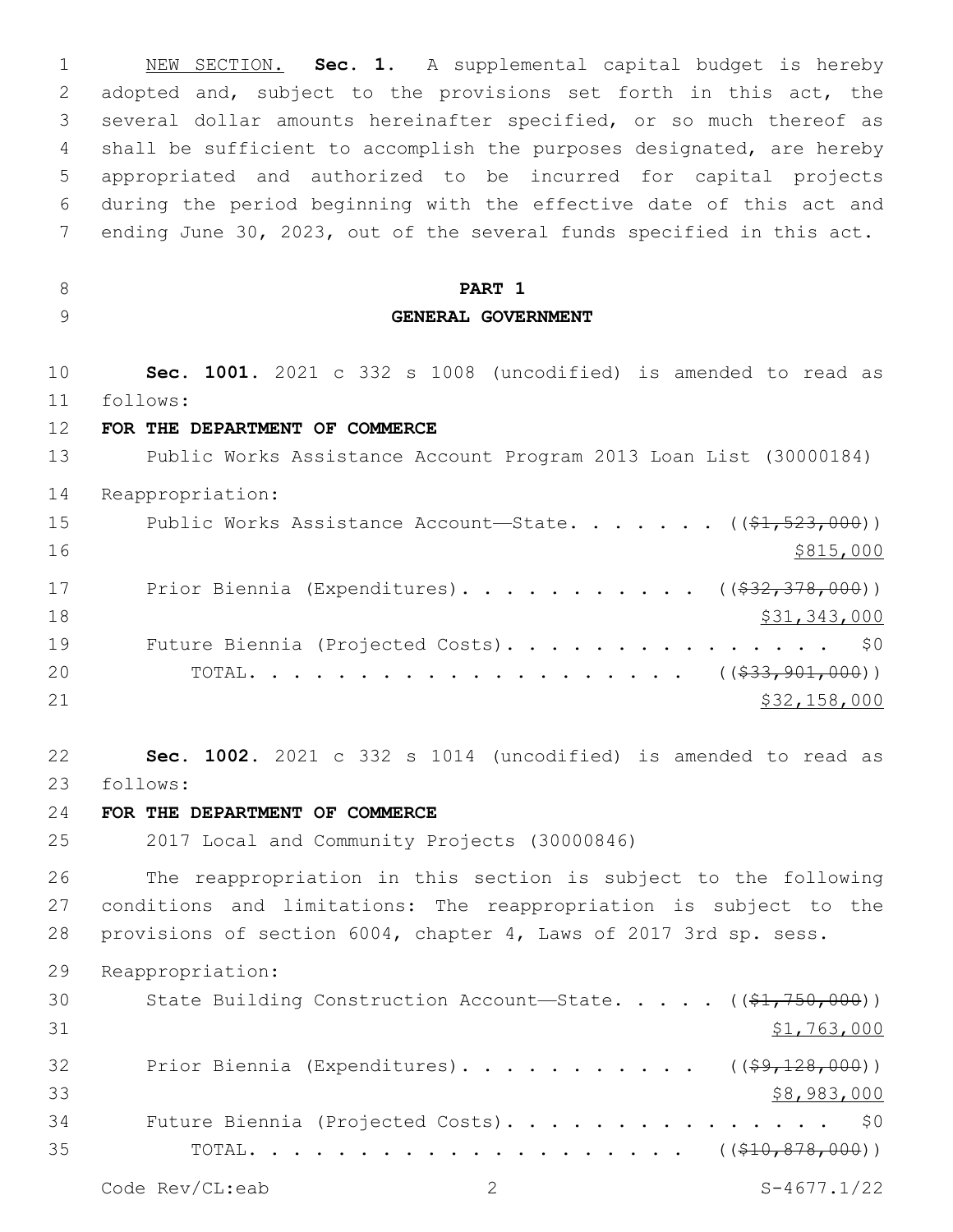NEW SECTION. **Sec. 1.** A supplemental capital budget is hereby adopted and, subject to the provisions set forth in this act, the several dollar amounts hereinafter specified, or so much thereof as shall be sufficient to accomplish the purposes designated, are hereby appropriated and authorized to be incurred for capital projects during the period beginning with the effective date of this act and ending June 30, 2023, out of the several funds specified in this act.

# PART 1
## GENERAL GOVERNMENT

**Sec. 1001.** 2021 c 332 s 1008 (uncodified) is amended to read as follows:

**FOR THE DEPARTMENT OF COMMERCE**

Public Works Assistance Account Program 2013 Loan List (30000184)

Reappropriation:

Public Works Assistance Account—State. . . . . . . ((~~$1,523,000~~)) $815,000

Prior Biennia (Expenditures). . . . . . . . . . . ((~~$32,378,000~~)) $31,343,000

Future Biennia (Projected Costs). . . . . . . . . . . . . . . . $0

TOTAL. . . . . . . . . . . . . . . . . . . . ((~~$33,901,000~~)) $32,158,000

**Sec. 1002.** 2021 c 332 s 1014 (uncodified) is amended to read as follows:

**FOR THE DEPARTMENT OF COMMERCE**

2017 Local and Community Projects (30000846)

The reappropriation in this section is subject to the following conditions and limitations: The reappropriation is subject to the provisions of section 6004, chapter 4, Laws of 2017 3rd sp. sess.

Reappropriation:

State Building Construction Account—State. . . . . ((~~$1,750,000~~)) $1,763,000

Prior Biennia (Expenditures). . . . . . . . . . . ((~~$9,128,000~~)) $8,983,000

Future Biennia (Projected Costs). . . . . . . . . . . . . . . . $0

TOTAL. . . . . . . . . . . . . . . . . . . . ((~~$10,878,000~~))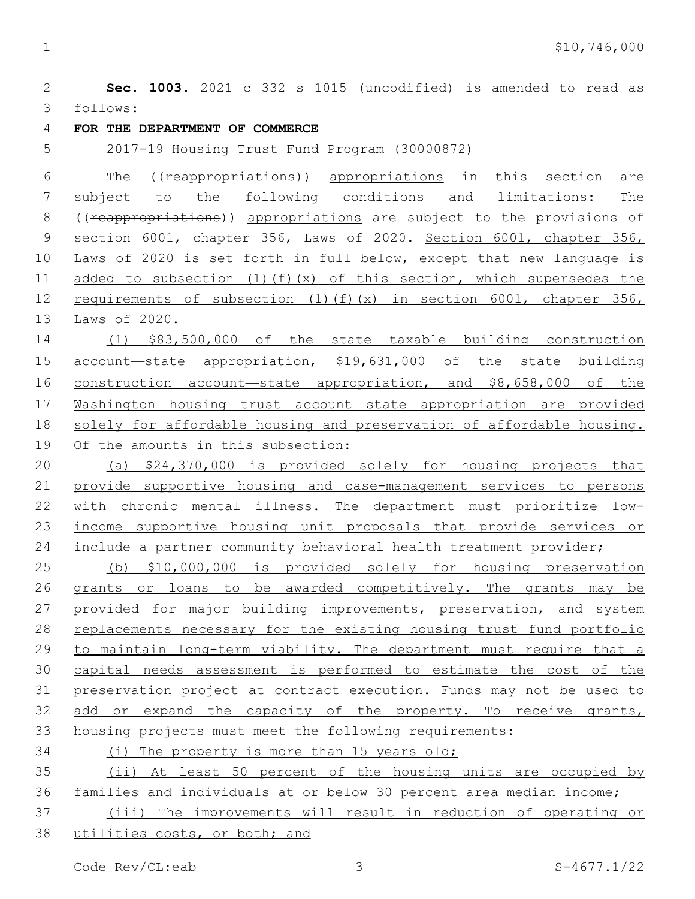$10,746,000

**Sec. 1003.** 2021 c 332 s 1015 (uncodified) is amended to read as follows:

**FOR THE DEPARTMENT OF COMMERCE**

2017-19 Housing Trust Fund Program (30000872)

The ((~~reappropriations~~)) <u>appropriations</u> in this section are subject to the following conditions and limitations: The ((~~reappropriations~~)) <u>appropriations</u> are subject to the provisions of section 6001, chapter 356, Laws of 2020. <u>Section 6001, chapter 356, Laws of 2020 is set forth in full below, except that new language is added to subsection (1)(f)(x) of this section, which supersedes the requirements of subsection (1)(f)(x) in section 6001, chapter 356, Laws of 2020.</u>

<u>(1) $83,500,000 of the state taxable building construction account—state appropriation, $19,631,000 of the state building construction account—state appropriation, and $8,658,000 of the Washington housing trust account—state appropriation are provided solely for affordable housing and preservation of affordable housing. Of the amounts in this subsection:</u>

<u>(a) $24,370,000 is provided solely for housing projects that provide supportive housing and case-management services to persons with chronic mental illness. The department must prioritize low-income supportive housing unit proposals that provide services or include a partner community behavioral health treatment provider;</u>

<u>(b) $10,000,000 is provided solely for housing preservation grants or loans to be awarded competitively. The grants may be provided for major building improvements, preservation, and system replacements necessary for the existing housing trust fund portfolio to maintain long-term viability. The department must require that a capital needs assessment is performed to estimate the cost of the preservation project at contract execution. Funds may not be used to add or expand the capacity of the property. To receive grants, housing projects must meet the following requirements:</u>

<u>(i) The property is more than 15 years old;</u>

<u>(ii) At least 50 percent of the housing units are occupied by families and individuals at or below 30 percent area median income;</u>

<u>(iii) The improvements will result in reduction of operating or utilities costs, or both; and</u>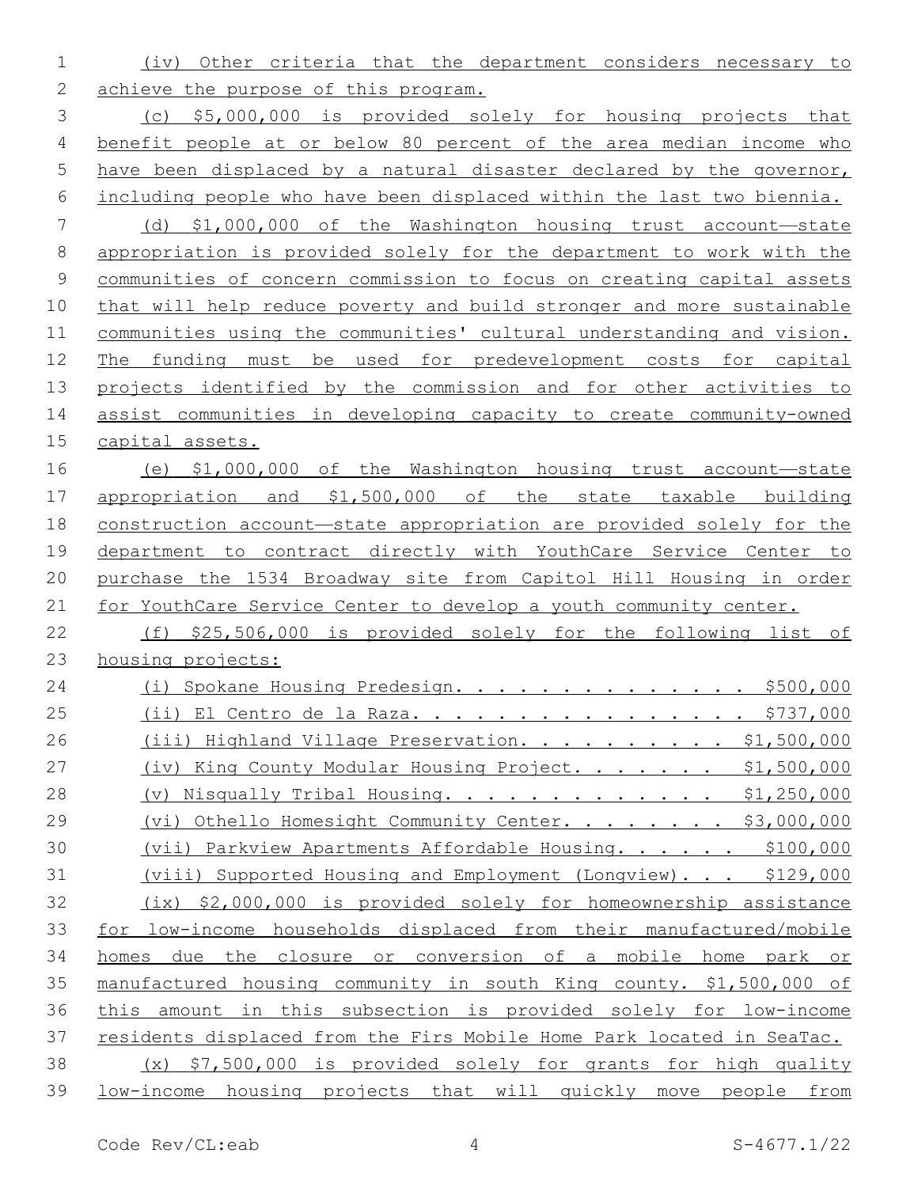(iv) Other criteria that the department considers necessary to achieve the purpose of this program.

(c) $5,000,000 is provided solely for housing projects that benefit people at or below 80 percent of the area median income who have been displaced by a natural disaster declared by the governor, including people who have been displaced within the last two biennia.

(d) $1,000,000 of the Washington housing trust account—state appropriation is provided solely for the department to work with the communities of concern commission to focus on creating capital assets that will help reduce poverty and build stronger and more sustainable communities using the communities' cultural understanding and vision. The funding must be used for predevelopment costs for capital projects identified by the commission and for other activities to assist communities in developing capacity to create community-owned capital assets.

(e) $1,000,000 of the Washington housing trust account—state appropriation and $1,500,000 of the state taxable building construction account—state appropriation are provided solely for the department to contract directly with YouthCare Service Center to purchase the 1534 Broadway site from Capitol Hill Housing in order for YouthCare Service Center to develop a youth community center.

(f) $25,506,000 is provided solely for the following list of housing projects:

(i) Spokane Housing Predesign. . . . . . . . . . . . . . $500,000

(ii) El Centro de la Raza. . . . . . . . . . . . . . . . $737,000

(iii) Highland Village Preservation. . . . . . . . . . $1,500,000

(iv) King County Modular Housing Project. . . . . . . $1,500,000

(v) Nisqually Tribal Housing. . . . . . . . . . . . . $1,250,000

(vi) Othello Homesight Community Center. . . . . . . . $3,000,000

(vii) Parkview Apartments Affordable Housing. . . . . . $100,000

(viii) Supported Housing and Employment (Longview). . . $129,000

(ix) $2,000,000 is provided solely for homeownership assistance for low-income households displaced from their manufactured/mobile homes due the closure or conversion of a mobile home park or manufactured housing community in south King county. $1,500,000 of this amount in this subsection is provided solely for low-income residents displaced from the Firs Mobile Home Park located in SeaTac.

(x) $7,500,000 is provided solely for grants for high quality low-income housing projects that will quickly move people from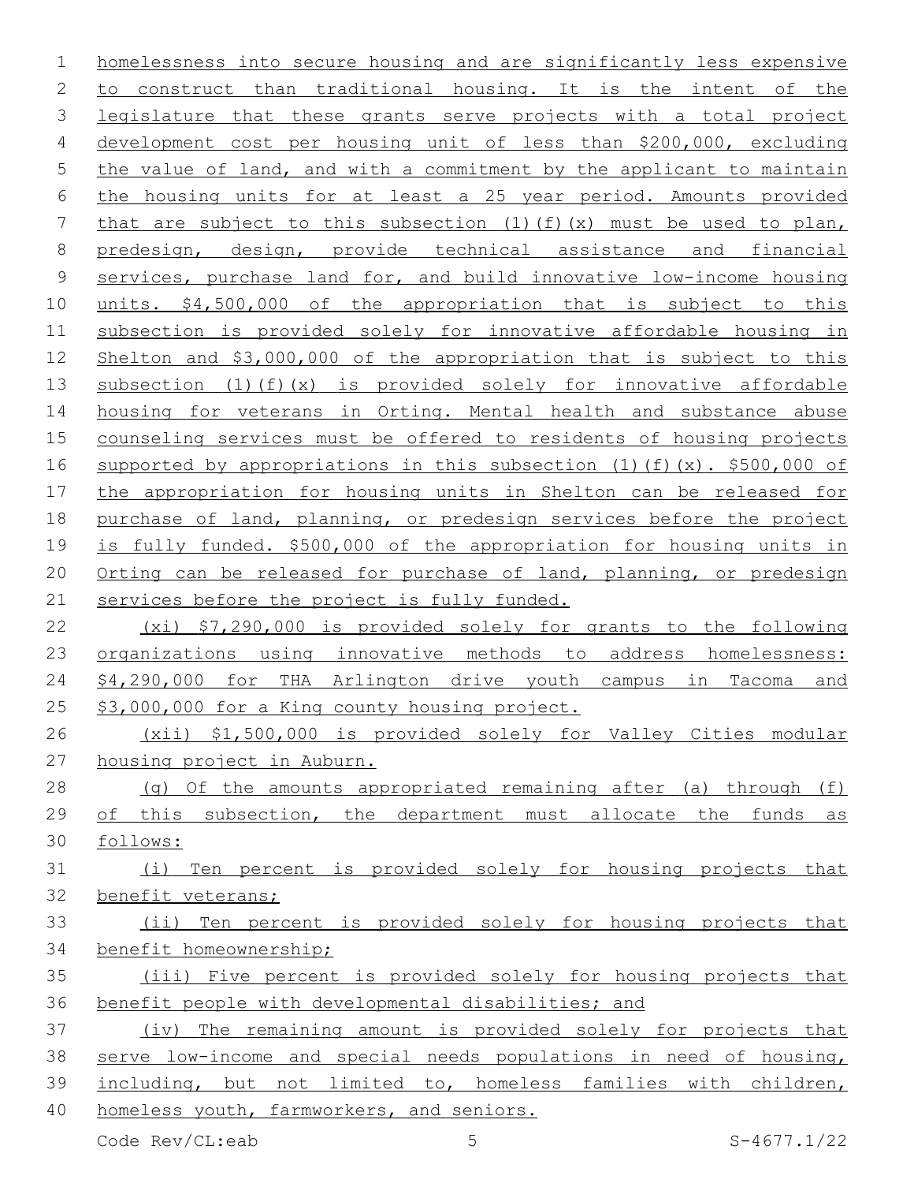homelessness into secure housing and are significantly less expensive to construct than traditional housing. It is the intent of the legislature that these grants serve projects with a total project development cost per housing unit of less than $200,000, excluding the value of land, and with a commitment by the applicant to maintain the housing units for at least a 25 year period. Amounts provided that are subject to this subsection (1)(f)(x) must be used to plan, predesign, design, provide technical assistance and financial services, purchase land for, and build innovative low-income housing units. $4,500,000 of the appropriation that is subject to this subsection is provided solely for innovative affordable housing in Shelton and $3,000,000 of the appropriation that is subject to this subsection (1)(f)(x) is provided solely for innovative affordable housing for veterans in Orting. Mental health and substance abuse counseling services must be offered to residents of housing projects supported by appropriations in this subsection (1)(f)(x). $500,000 of the appropriation for housing units in Shelton can be released for purchase of land, planning, or predesign services before the project is fully funded. $500,000 of the appropriation for housing units in Orting can be released for purchase of land, planning, or predesign services before the project is fully funded.

(xi) $7,290,000 is provided solely for grants to the following organizations using innovative methods to address homelessness: $4,290,000 for THA Arlington drive youth campus in Tacoma and $3,000,000 for a King county housing project.

(xii) $1,500,000 is provided solely for Valley Cities modular housing project in Auburn.

(g) Of the amounts appropriated remaining after (a) through (f) of this subsection, the department must allocate the funds as follows:

(i) Ten percent is provided solely for housing projects that benefit veterans;

(ii) Ten percent is provided solely for housing projects that benefit homeownership;

(iii) Five percent is provided solely for housing projects that benefit people with developmental disabilities; and

(iv) The remaining amount is provided solely for projects that serve low-income and special needs populations in need of housing, including, but not limited to, homeless families with children, homeless youth, farmworkers, and seniors.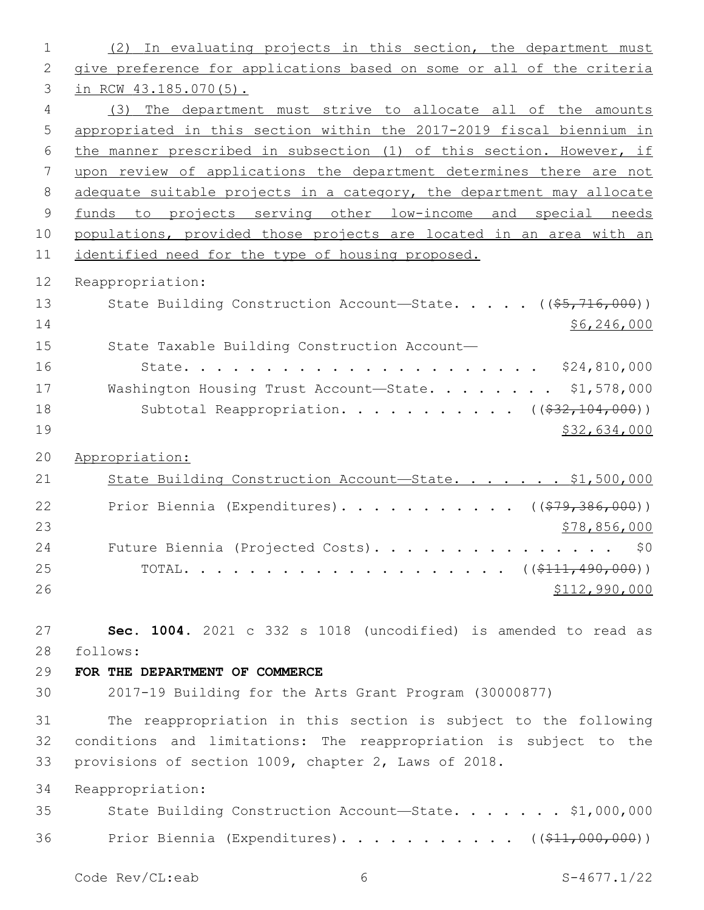(2) In evaluating projects in this section, the department must give preference for applications based on some or all of the criteria in RCW 43.185.070(5).

(3) The department must strive to allocate all of the amounts appropriated in this section within the 2017-2019 fiscal biennium in the manner prescribed in subsection (1) of this section. However, if upon review of applications the department determines there are not adequate suitable projects in a category, the department may allocate funds to projects serving other low-income and special needs populations, provided those projects are located in an area with an identified need for the type of housing proposed.

Reappropriation:

State Building Construction Account—State. . . . . ((~~$5,716,000~~)) $6,246,000

State Taxable Building Construction Account—State. . . . . . . . . . . . . . . . . . . . . . $24,810,000

Washington Housing Trust Account—State. . . . . . . . $1,578,000

Subtotal Reappropriation. . . . . . . . . . . ((~~$32,104,000~~)) $32,634,000

Appropriation:

State Building Construction Account—State. . . . . . . $1,500,000

Prior Biennia (Expenditures). . . . . . . . . . . ((~~$79,386,000~~)) $78,856,000

Future Biennia (Projected Costs). . . . . . . . . . . . . . . . $0

TOTAL. . . . . . . . . . . . . . . . . . . . . ((~~$111,490,000~~)) $112,990,000

**Sec. 1004.** 2021 c 332 s 1018 (uncodified) is amended to read as follows:

**FOR THE DEPARTMENT OF COMMERCE**

2017-19 Building for the Arts Grant Program (30000877)

The reappropriation in this section is subject to the following conditions and limitations: The reappropriation is subject to the provisions of section 1009, chapter 2, Laws of 2018.

Reappropriation:

State Building Construction Account—State. . . . . . . $1,000,000

Prior Biennia (Expenditures). . . . . . . . . . . ((~~$11,000,000~~))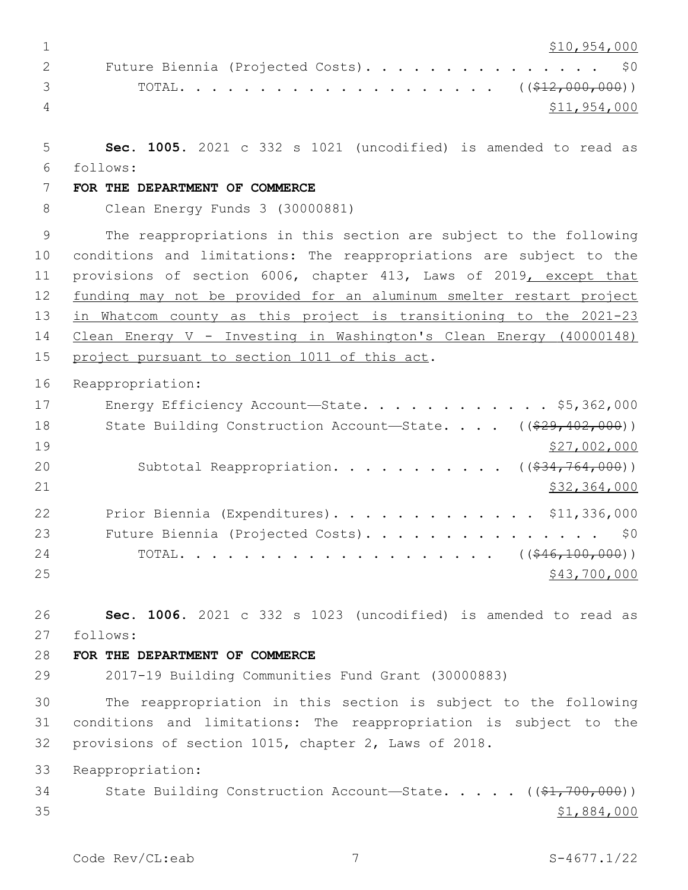$10,954,000

Future Biennia (Projected Costs). . . . . . . . . . . . . . . . $0

TOTAL. . . . . . . . . . . . . . . . . . . . ((~~$12,000,000~~))

$11,954,000

**Sec. 1005.** 2021 c 332 s 1021 (uncodified) is amended to read as follows:

**FOR THE DEPARTMENT OF COMMERCE**

Clean Energy Funds 3 (30000881)

The reappropriations in this section are subject to the following conditions and limitations: The reappropriations are subject to the provisions of section 6006, chapter 413, Laws of 2019, except that funding may not be provided for an aluminum smelter restart project in Whatcom county as this project is transitioning to the 2021-23 Clean Energy V - Investing in Washington's Clean Energy (40000148) project pursuant to section 1011 of this act.

Reappropriation:

Energy Efficiency Account—State. . . . . . . . . . . . . $5,362,000

State Building Construction Account—State. . . . ((~~$29,402,000~~))

$27,002,000

Subtotal Reappropriation. . . . . . . . . . . ((~~$34,764,000~~))

$32,364,000

Prior Biennia (Expenditures). . . . . . . . . . . . . $11,336,000

Future Biennia (Projected Costs). . . . . . . . . . . . . . . . $0

TOTAL. . . . . . . . . . . . . . . . . . . . ((~~$46,100,000~~))

$43,700,000

**Sec. 1006.** 2021 c 332 s 1023 (uncodified) is amended to read as follows:

**FOR THE DEPARTMENT OF COMMERCE**

2017-19 Building Communities Fund Grant (30000883)

The reappropriation in this section is subject to the following conditions and limitations: The reappropriation is subject to the provisions of section 1015, chapter 2, Laws of 2018.

Reappropriation:

State Building Construction Account—State. . . . . ((~~$1,700,000~~))

$1,884,000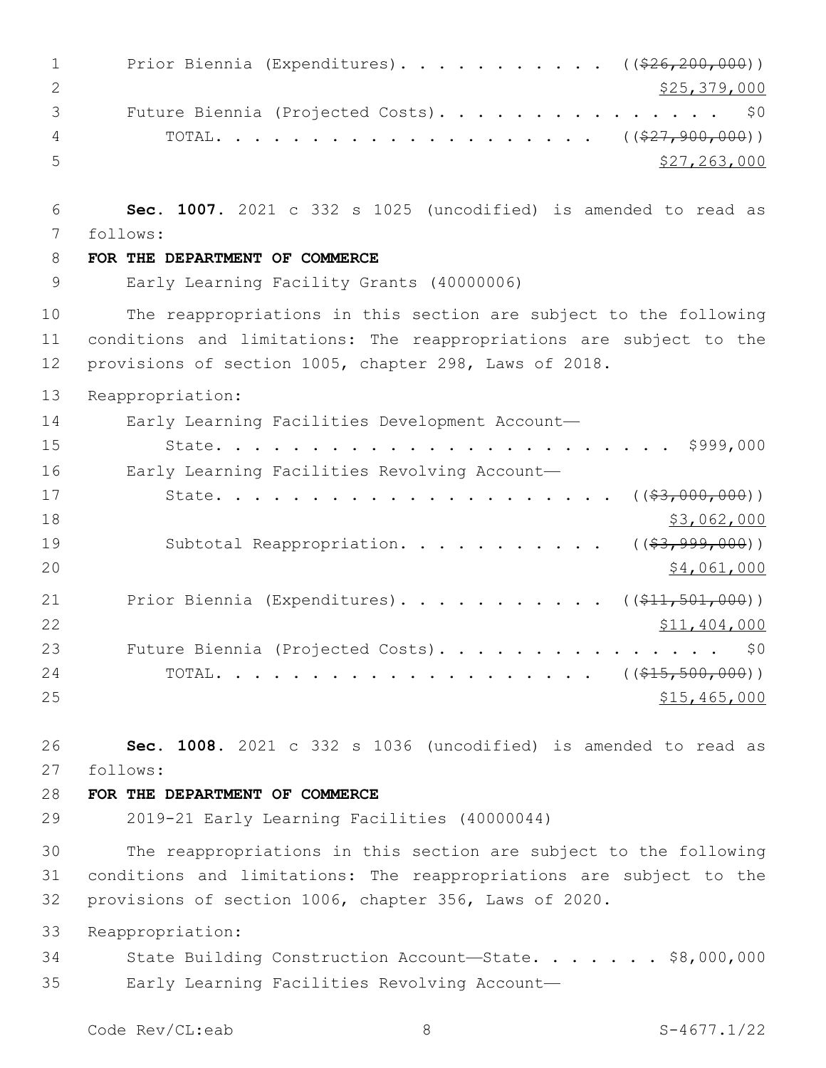Prior Biennia (Expenditures). . . . . . . . . . . . ((~~$26,200,000~~))
$25,379,000

Future Biennia (Projected Costs). . . . . . . . . . . . . . . . $0

TOTAL. . . . . . . . . . . . . . . . . . . . . ((~~$27,900,000~~))
$27,263,000

**Sec. 1007.** 2021 c 332 s 1025 (uncodified) is amended to read as follows:

**FOR THE DEPARTMENT OF COMMERCE**

Early Learning Facility Grants (40000006)

The reappropriations in this section are subject to the following conditions and limitations: The reappropriations are subject to the provisions of section 1005, chapter 298, Laws of 2018.

Reappropriation:

Early Learning Facilities Development Account—
State. . . . . . . . . . . . . . . . . . . . . . . . $999,000

Early Learning Facilities Revolving Account—
State. . . . . . . . . . . . . . . . . . . . . ((~~$3,000,000~~))
$3,062,000

Subtotal Reappropriation. . . . . . . . . . . ((~~$3,999,000~~))
$4,061,000

Prior Biennia (Expenditures). . . . . . . . . . . . ((~~$11,501,000~~))
$11,404,000

Future Biennia (Projected Costs). . . . . . . . . . . . . . . . $0

TOTAL. . . . . . . . . . . . . . . . . . . . . ((~~$15,500,000~~))
$15,465,000

**Sec. 1008.** 2021 c 332 s 1036 (uncodified) is amended to read as follows:

**FOR THE DEPARTMENT OF COMMERCE**

2019-21 Early Learning Facilities (40000044)

The reappropriations in this section are subject to the following conditions and limitations: The reappropriations are subject to the provisions of section 1006, chapter 356, Laws of 2020.

Reappropriation:

State Building Construction Account—State. . . . . . . $8,000,000

Early Learning Facilities Revolving Account—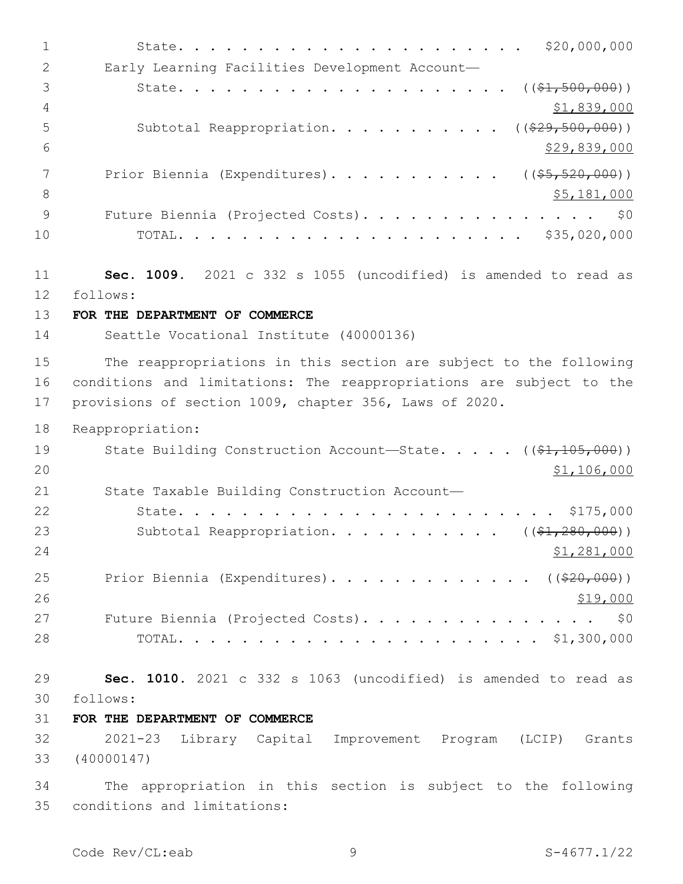State. . . . . . . . . . . . . . . . . . . . . . $20,000,000

Early Learning Facilities Development Account—

State. . . . . . . . . . . . . . . . . . . . . ((~~$1,500,000~~))

<u>$1,839,000</u>

Subtotal Reappropriation. . . . . . . . . . . ((~~$29,500,000~~))

<u>$29,839,000</u>

Prior Biennia (Expenditures). . . . . . . . . . . ((~~$5,520,000~~))

<u>$5,181,000</u>

Future Biennia (Projected Costs). . . . . . . . . . . . . . . . $0

TOTAL. . . . . . . . . . . . . . . . . . . . . . $35,020,000

**Sec. 1009.** 2021 c 332 s 1055 (uncodified) is amended to read as follows:

**FOR THE DEPARTMENT OF COMMERCE**

Seattle Vocational Institute (40000136)

The reappropriations in this section are subject to the following conditions and limitations: The reappropriations are subject to the provisions of section 1009, chapter 356, Laws of 2020.

Reappropriation:

State Building Construction Account—State. . . . . ((~~$1,105,000~~))

<u>$1,106,000</u>

State Taxable Building Construction Account—

State. . . . . . . . . . . . . . . . . . . . . . . . . $175,000

Subtotal Reappropriation. . . . . . . . . . . ((~~$1,280,000~~))

<u>$1,281,000</u>

Prior Biennia (Expenditures). . . . . . . . . . . . . ((~~$20,000~~))

<u>$19,000</u>

Future Biennia (Projected Costs). . . . . . . . . . . . . . . . $0

TOTAL. . . . . . . . . . . . . . . . . . . . . . . $1,300,000

**Sec. 1010.** 2021 c 332 s 1063 (uncodified) is amended to read as follows:

**FOR THE DEPARTMENT OF COMMERCE**

2021-23 Library Capital Improvement Program (LCIP) Grants (40000147)

The appropriation in this section is subject to the following conditions and limitations: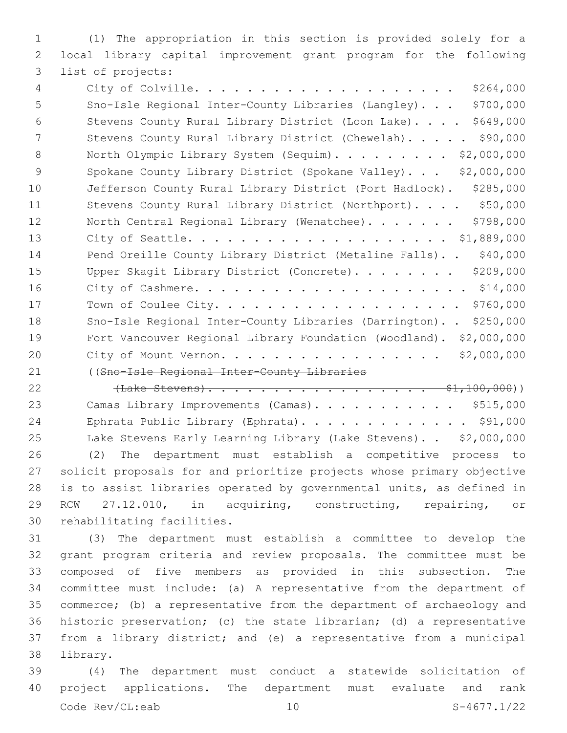(1) The appropriation in this section is provided solely for a local library capital improvement grant program for the following list of projects:

City of Colville. . . . . . . . . . . . . . . . . . . . $264,000
Sno-Isle Regional Inter-County Libraries (Langley). . . $700,000
Stevens County Rural Library District (Loon Lake). . . . $649,000
Stevens County Rural Library District (Chewelah). . . . . $90,000
North Olympic Library System (Sequim). . . . . . . . . $2,000,000
Spokane County Library District (Spokane Valley). . . $2,000,000
Jefferson County Rural Library District (Port Hadlock). $285,000
Stevens County Rural Library District (Northport). . . . $50,000
North Central Regional Library (Wenatchee). . . . . . . $798,000
City of Seattle. . . . . . . . . . . . . . . . . . . $1,889,000
Pend Oreille County Library District (Metaline Falls). . $40,000
Upper Skagit Library District (Concrete). . . . . . . . $209,000
City of Cashmere. . . . . . . . . . . . . . . . . . . . . $14,000
Town of Coulee City. . . . . . . . . . . . . . . . . . . $760,000
Sno-Isle Regional Inter-County Libraries (Darrington). . $250,000
Fort Vancouver Regional Library Foundation (Woodland). $2,000,000
City of Mount Vernon. . . . . . . . . . . . . . . . . $2,000,000
((~~Sno-Isle Regional Inter-County Libraries (Lake Stevens). . . . . . . . . . . . . . . . . . $1,100,000~~))
Camas Library Improvements (Camas). . . . . . . . . . . $515,000
Ephrata Public Library (Ephrata). . . . . . . . . . . . . $91,000
Lake Stevens Early Learning Library (Lake Stevens). . $2,000,000

(2) The department must establish a competitive process to solicit proposals for and prioritize projects whose primary objective is to assist libraries operated by governmental units, as defined in RCW 27.12.010, in acquiring, constructing, repairing, or rehabilitating facilities.

(3) The department must establish a committee to develop the grant program criteria and review proposals. The committee must be composed of five members as provided in this subsection. The committee must include: (a) A representative from the department of commerce; (b) a representative from the department of archaeology and historic preservation; (c) the state librarian; (d) a representative from a library district; and (e) a representative from a municipal library.

(4) The department must conduct a statewide solicitation of project applications. The department must evaluate and rank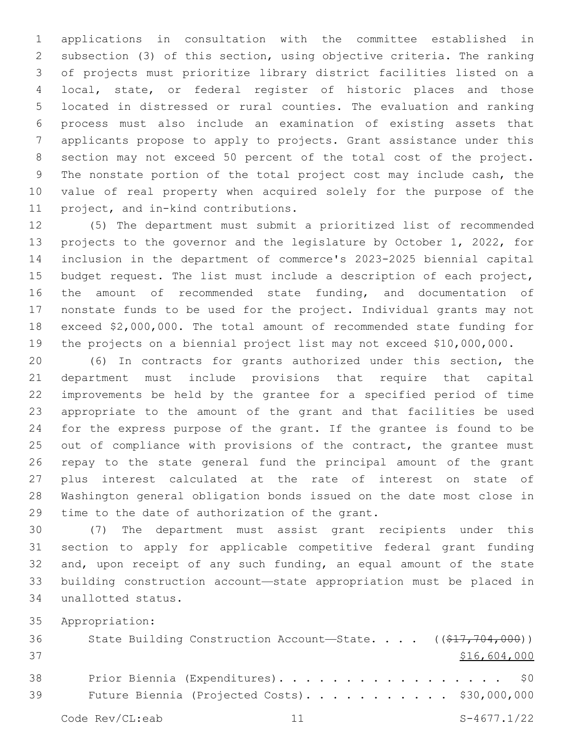applications in consultation with the committee established in subsection (3) of this section, using objective criteria. The ranking of projects must prioritize library district facilities listed on a local, state, or federal register of historic places and those located in distressed or rural counties. The evaluation and ranking process must also include an examination of existing assets that applicants propose to apply to projects. Grant assistance under this section may not exceed 50 percent of the total cost of the project. The nonstate portion of the total project cost may include cash, the value of real property when acquired solely for the purpose of the project, and in-kind contributions.

(5) The department must submit a prioritized list of recommended projects to the governor and the legislature by October 1, 2022, for inclusion in the department of commerce's 2023-2025 biennial capital budget request. The list must include a description of each project, the amount of recommended state funding, and documentation of nonstate funds to be used for the project. Individual grants may not exceed $2,000,000. The total amount of recommended state funding for the projects on a biennial project list may not exceed $10,000,000.

(6) In contracts for grants authorized under this section, the department must include provisions that require that capital improvements be held by the grantee for a specified period of time appropriate to the amount of the grant and that facilities be used for the express purpose of the grant. If the grantee is found to be out of compliance with provisions of the contract, the grantee must repay to the state general fund the principal amount of the grant plus interest calculated at the rate of interest on state of Washington general obligation bonds issued on the date most close in time to the date of authorization of the grant.

(7) The department must assist grant recipients under this section to apply for applicable competitive federal grant funding and, upon receipt of any such funding, an equal amount of the state building construction account—state appropriation must be placed in unallotted status.

Appropriation:

State Building Construction Account—State. . . . ((~~$17,704,000~~)) <u>$16,604,000</u>

Prior Biennia (Expenditures). . . . . . . . . . . . . . . . . . $0

Future Biennia (Projected Costs). . . . . . . . . . . $30,000,000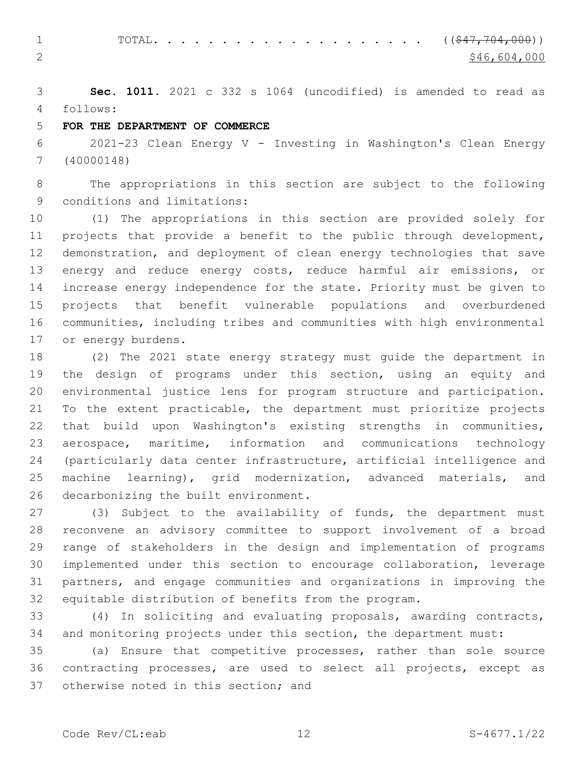TOTAL. . . . . . . . . . . . . . . . . . . . . ~~(($47,704,000))~~
$46,604,000

**Sec. 1011.** 2021 c 332 s 1064 (uncodified) is amended to read as follows:

**FOR THE DEPARTMENT OF COMMERCE**

2021-23 Clean Energy V - Investing in Washington's Clean Energy (40000148)

The appropriations in this section are subject to the following conditions and limitations:

(1) The appropriations in this section are provided solely for projects that provide a benefit to the public through development, demonstration, and deployment of clean energy technologies that save energy and reduce energy costs, reduce harmful air emissions, or increase energy independence for the state. Priority must be given to projects that benefit vulnerable populations and overburdened communities, including tribes and communities with high environmental or energy burdens.

(2) The 2021 state energy strategy must guide the department in the design of programs under this section, using an equity and environmental justice lens for program structure and participation. To the extent practicable, the department must prioritize projects that build upon Washington's existing strengths in communities, aerospace, maritime, information and communications technology (particularly data center infrastructure, artificial intelligence and machine learning), grid modernization, advanced materials, and decarbonizing the built environment.

(3) Subject to the availability of funds, the department must reconvene an advisory committee to support involvement of a broad range of stakeholders in the design and implementation of programs implemented under this section to encourage collaboration, leverage partners, and engage communities and organizations in improving the equitable distribution of benefits from the program.

(4) In soliciting and evaluating proposals, awarding contracts, and monitoring projects under this section, the department must:

(a) Ensure that competitive processes, rather than sole source contracting processes, are used to select all projects, except as otherwise noted in this section; and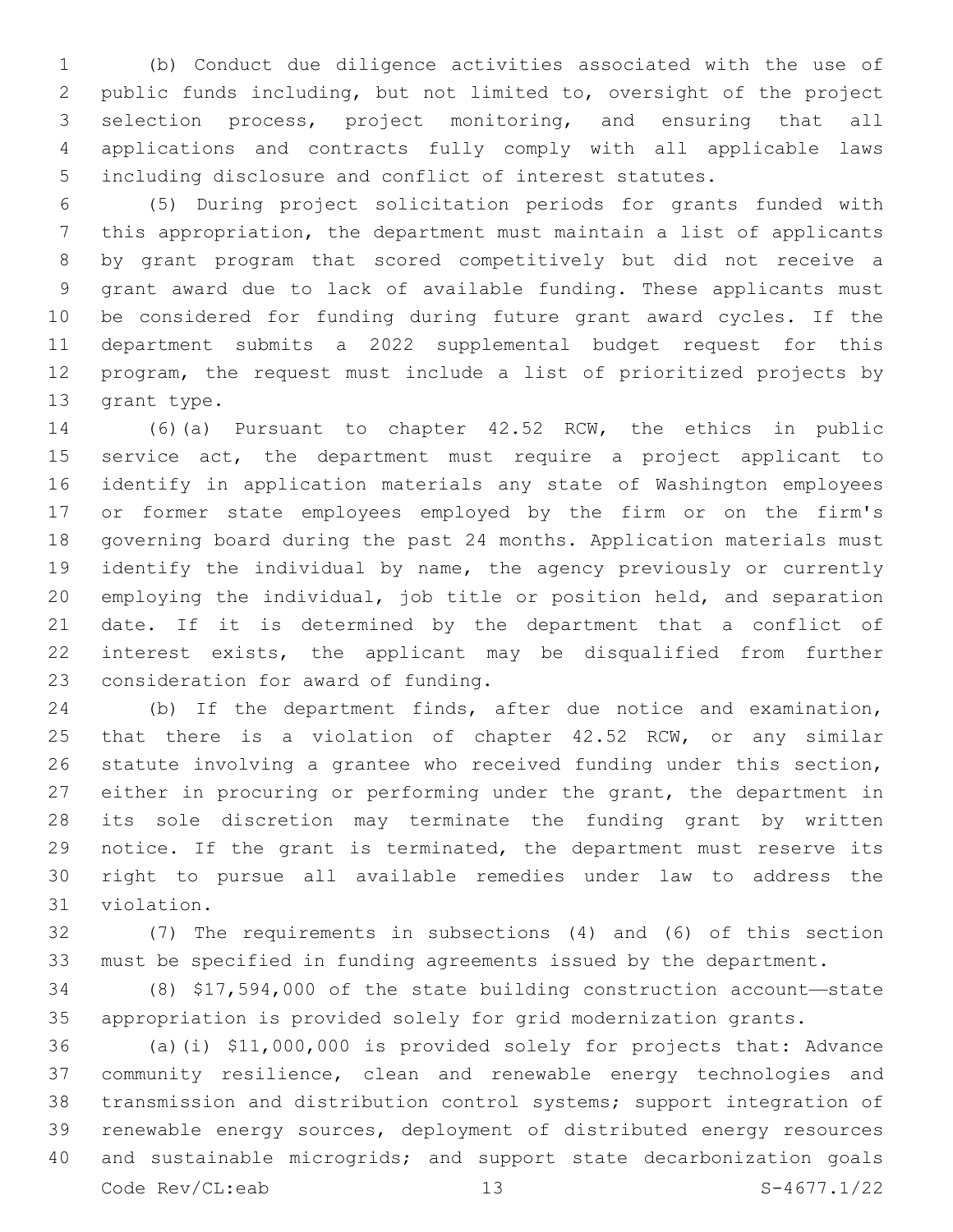(b) Conduct due diligence activities associated with the use of public funds including, but not limited to, oversight of the project selection process, project monitoring, and ensuring that all applications and contracts fully comply with all applicable laws including disclosure and conflict of interest statutes.

(5) During project solicitation periods for grants funded with this appropriation, the department must maintain a list of applicants by grant program that scored competitively but did not receive a grant award due to lack of available funding. These applicants must be considered for funding during future grant award cycles. If the department submits a 2022 supplemental budget request for this program, the request must include a list of prioritized projects by grant type.

(6)(a) Pursuant to chapter 42.52 RCW, the ethics in public service act, the department must require a project applicant to identify in application materials any state of Washington employees or former state employees employed by the firm or on the firm's governing board during the past 24 months. Application materials must identify the individual by name, the agency previously or currently employing the individual, job title or position held, and separation date. If it is determined by the department that a conflict of interest exists, the applicant may be disqualified from further consideration for award of funding.

(b) If the department finds, after due notice and examination, that there is a violation of chapter 42.52 RCW, or any similar statute involving a grantee who received funding under this section, either in procuring or performing under the grant, the department in its sole discretion may terminate the funding grant by written notice. If the grant is terminated, the department must reserve its right to pursue all available remedies under law to address the violation.

(7) The requirements in subsections (4) and (6) of this section must be specified in funding agreements issued by the department.

(8) $17,594,000 of the state building construction account—state appropriation is provided solely for grid modernization grants.

(a)(i) $11,000,000 is provided solely for projects that: Advance community resilience, clean and renewable energy technologies and transmission and distribution control systems; support integration of renewable energy sources, deployment of distributed energy resources and sustainable microgrids; and support state decarbonization goals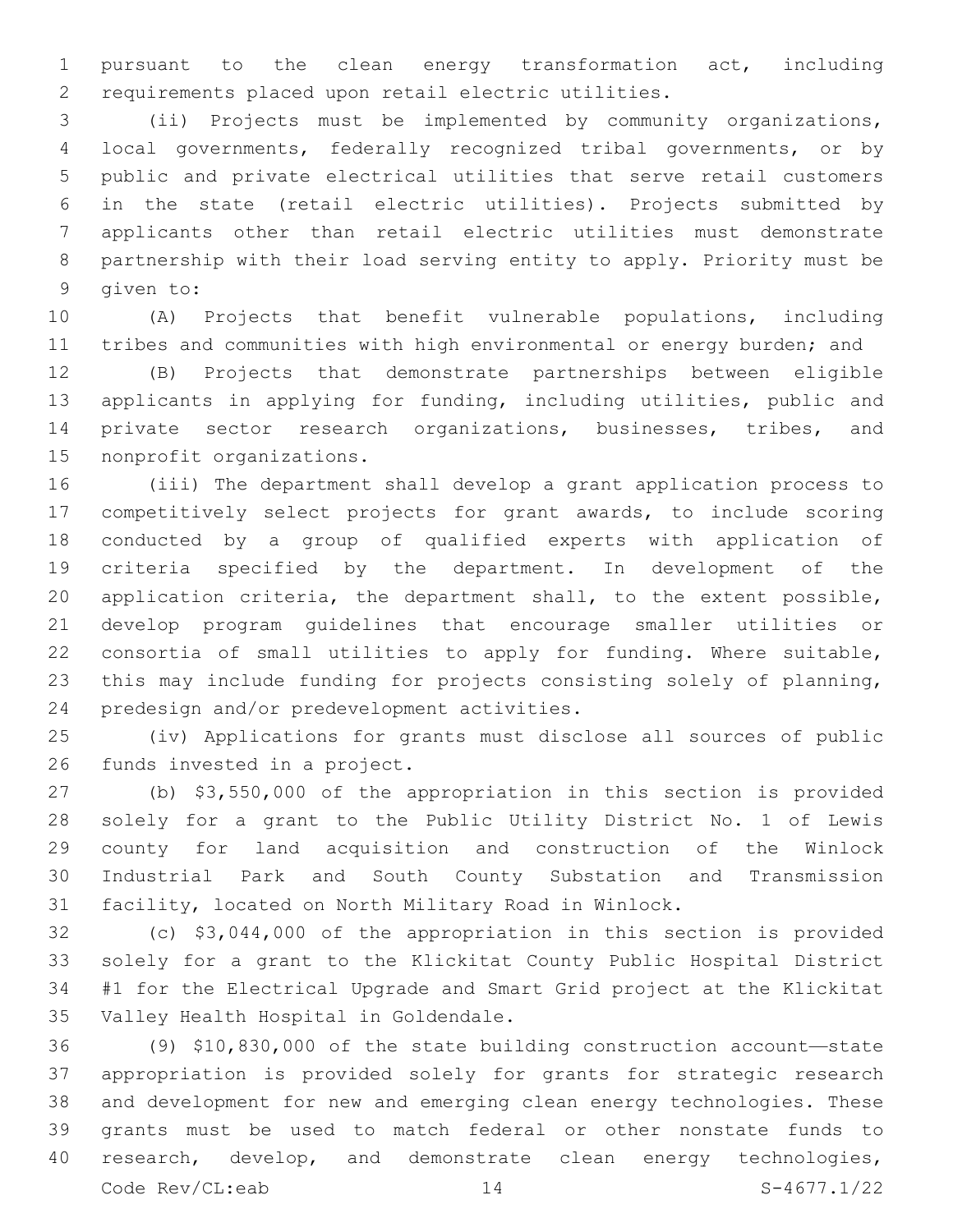pursuant to the clean energy transformation act, including requirements placed upon retail electric utilities.

(ii) Projects must be implemented by community organizations, local governments, federally recognized tribal governments, or by public and private electrical utilities that serve retail customers in the state (retail electric utilities). Projects submitted by applicants other than retail electric utilities must demonstrate partnership with their load serving entity to apply. Priority must be given to:

(A) Projects that benefit vulnerable populations, including tribes and communities with high environmental or energy burden; and

(B) Projects that demonstrate partnerships between eligible applicants in applying for funding, including utilities, public and private sector research organizations, businesses, tribes, and nonprofit organizations.

(iii) The department shall develop a grant application process to competitively select projects for grant awards, to include scoring conducted by a group of qualified experts with application of criteria specified by the department. In development of the application criteria, the department shall, to the extent possible, develop program guidelines that encourage smaller utilities or consortia of small utilities to apply for funding. Where suitable, this may include funding for projects consisting solely of planning, predesign and/or predevelopment activities.

(iv) Applications for grants must disclose all sources of public funds invested in a project.

(b) $3,550,000 of the appropriation in this section is provided solely for a grant to the Public Utility District No. 1 of Lewis county for land acquisition and construction of the Winlock Industrial Park and South County Substation and Transmission facility, located on North Military Road in Winlock.

(c) $3,044,000 of the appropriation in this section is provided solely for a grant to the Klickitat County Public Hospital District #1 for the Electrical Upgrade and Smart Grid project at the Klickitat Valley Health Hospital in Goldendale.

(9) $10,830,000 of the state building construction account—state appropriation is provided solely for grants for strategic research and development for new and emerging clean energy technologies. These grants must be used to match federal or other nonstate funds to research, develop, and demonstrate clean energy technologies,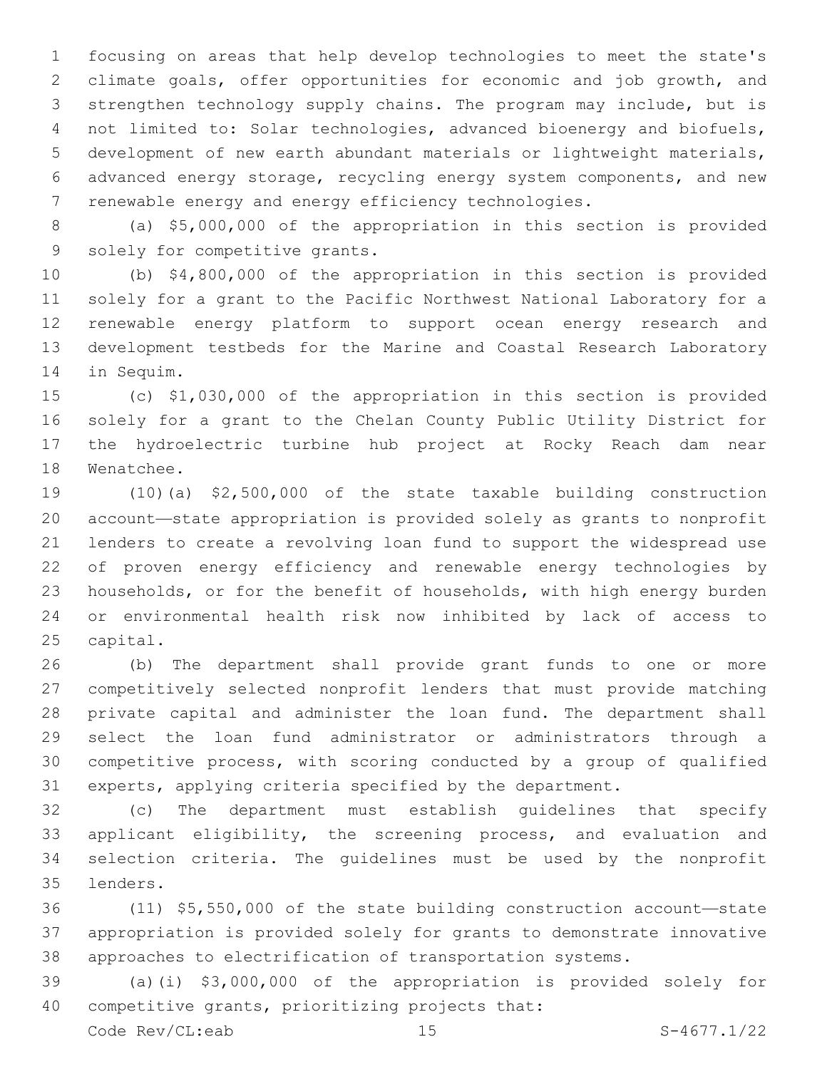focusing on areas that help develop technologies to meet the state's climate goals, offer opportunities for economic and job growth, and strengthen technology supply chains. The program may include, but is not limited to: Solar technologies, advanced bioenergy and biofuels, development of new earth abundant materials or lightweight materials, advanced energy storage, recycling energy system components, and new renewable energy and energy efficiency technologies.

(a) $5,000,000 of the appropriation in this section is provided solely for competitive grants.

(b) $4,800,000 of the appropriation in this section is provided solely for a grant to the Pacific Northwest National Laboratory for a renewable energy platform to support ocean energy research and development testbeds for the Marine and Coastal Research Laboratory in Sequim.

(c) $1,030,000 of the appropriation in this section is provided solely for a grant to the Chelan County Public Utility District for the hydroelectric turbine hub project at Rocky Reach dam near Wenatchee.

(10)(a) $2,500,000 of the state taxable building construction account—state appropriation is provided solely as grants to nonprofit lenders to create a revolving loan fund to support the widespread use of proven energy efficiency and renewable energy technologies by households, or for the benefit of households, with high energy burden or environmental health risk now inhibited by lack of access to capital.

(b) The department shall provide grant funds to one or more competitively selected nonprofit lenders that must provide matching private capital and administer the loan fund. The department shall select the loan fund administrator or administrators through a competitive process, with scoring conducted by a group of qualified experts, applying criteria specified by the department.

(c) The department must establish guidelines that specify applicant eligibility, the screening process, and evaluation and selection criteria. The guidelines must be used by the nonprofit lenders.

(11) $5,550,000 of the state building construction account—state appropriation is provided solely for grants to demonstrate innovative approaches to electrification of transportation systems.

(a)(i) $3,000,000 of the appropriation is provided solely for competitive grants, prioritizing projects that: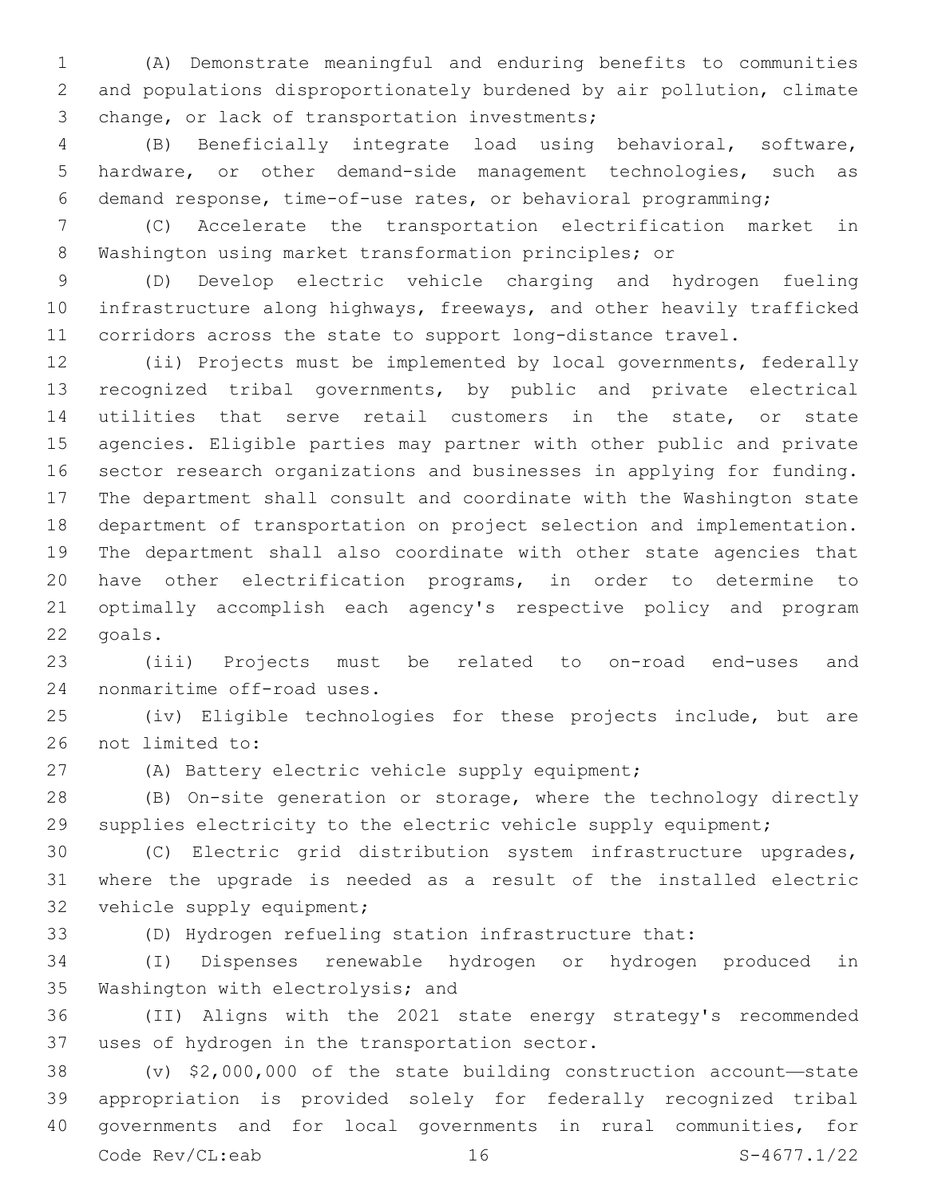(A) Demonstrate meaningful and enduring benefits to communities and populations disproportionately burdened by air pollution, climate change, or lack of transportation investments;

(B) Beneficially integrate load using behavioral, software, hardware, or other demand-side management technologies, such as demand response, time-of-use rates, or behavioral programming;

(C) Accelerate the transportation electrification market in Washington using market transformation principles; or

(D) Develop electric vehicle charging and hydrogen fueling infrastructure along highways, freeways, and other heavily trafficked corridors across the state to support long-distance travel.

(ii) Projects must be implemented by local governments, federally recognized tribal governments, by public and private electrical utilities that serve retail customers in the state, or state agencies. Eligible parties may partner with other public and private sector research organizations and businesses in applying for funding. The department shall consult and coordinate with the Washington state department of transportation on project selection and implementation. The department shall also coordinate with other state agencies that have other electrification programs, in order to determine to optimally accomplish each agency's respective policy and program goals.

(iii) Projects must be related to on-road end-uses and nonmaritime off-road uses.

(iv) Eligible technologies for these projects include, but are not limited to:

(A) Battery electric vehicle supply equipment;

(B) On-site generation or storage, where the technology directly supplies electricity to the electric vehicle supply equipment;

(C) Electric grid distribution system infrastructure upgrades, where the upgrade is needed as a result of the installed electric vehicle supply equipment;

(D) Hydrogen refueling station infrastructure that:

(I) Dispenses renewable hydrogen or hydrogen produced in Washington with electrolysis; and

(II) Aligns with the 2021 state energy strategy's recommended uses of hydrogen in the transportation sector.

(v) $2,000,000 of the state building construction account—state appropriation is provided solely for federally recognized tribal governments and for local governments in rural communities, for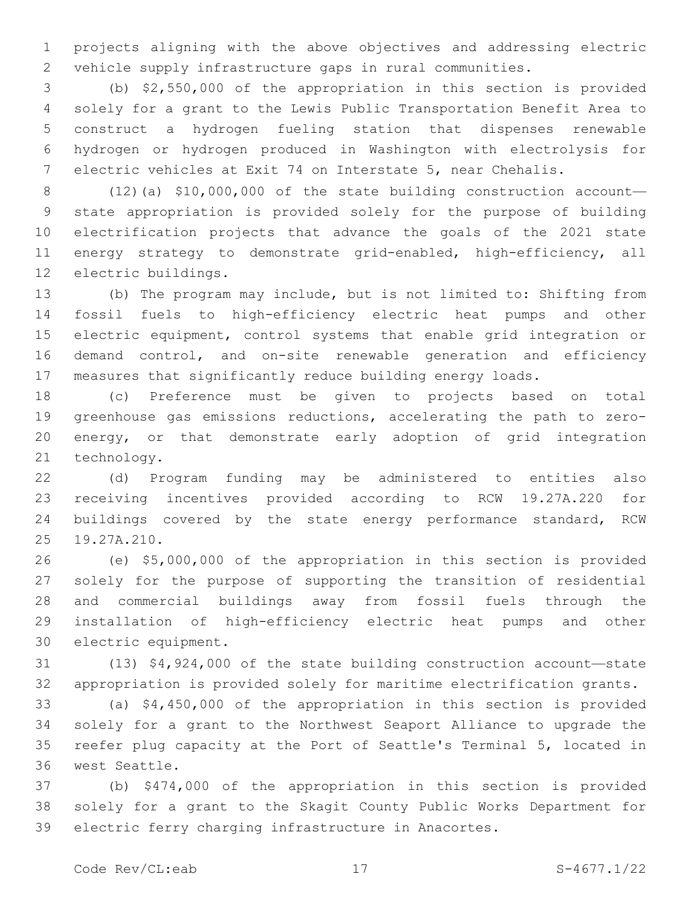projects aligning with the above objectives and addressing electric vehicle supply infrastructure gaps in rural communities.

(b) $2,550,000 of the appropriation in this section is provided solely for a grant to the Lewis Public Transportation Benefit Area to construct a hydrogen fueling station that dispenses renewable hydrogen or hydrogen produced in Washington with electrolysis for electric vehicles at Exit 74 on Interstate 5, near Chehalis.

(12)(a) $10,000,000 of the state building construction account—state appropriation is provided solely for the purpose of building electrification projects that advance the goals of the 2021 state energy strategy to demonstrate grid-enabled, high-efficiency, all electric buildings.

(b) The program may include, but is not limited to: Shifting from fossil fuels to high-efficiency electric heat pumps and other electric equipment, control systems that enable grid integration or demand control, and on-site renewable generation and efficiency measures that significantly reduce building energy loads.

(c) Preference must be given to projects based on total greenhouse gas emissions reductions, accelerating the path to zero-energy, or that demonstrate early adoption of grid integration technology.

(d) Program funding may be administered to entities also receiving incentives provided according to RCW 19.27A.220 for buildings covered by the state energy performance standard, RCW 19.27A.210.

(e) $5,000,000 of the appropriation in this section is provided solely for the purpose of supporting the transition of residential and commercial buildings away from fossil fuels through the installation of high-efficiency electric heat pumps and other electric equipment.

(13) $4,924,000 of the state building construction account—state appropriation is provided solely for maritime electrification grants.

(a) $4,450,000 of the appropriation in this section is provided solely for a grant to the Northwest Seaport Alliance to upgrade the reefer plug capacity at the Port of Seattle's Terminal 5, located in west Seattle.

(b) $474,000 of the appropriation in this section is provided solely for a grant to the Skagit County Public Works Department for electric ferry charging infrastructure in Anacortes.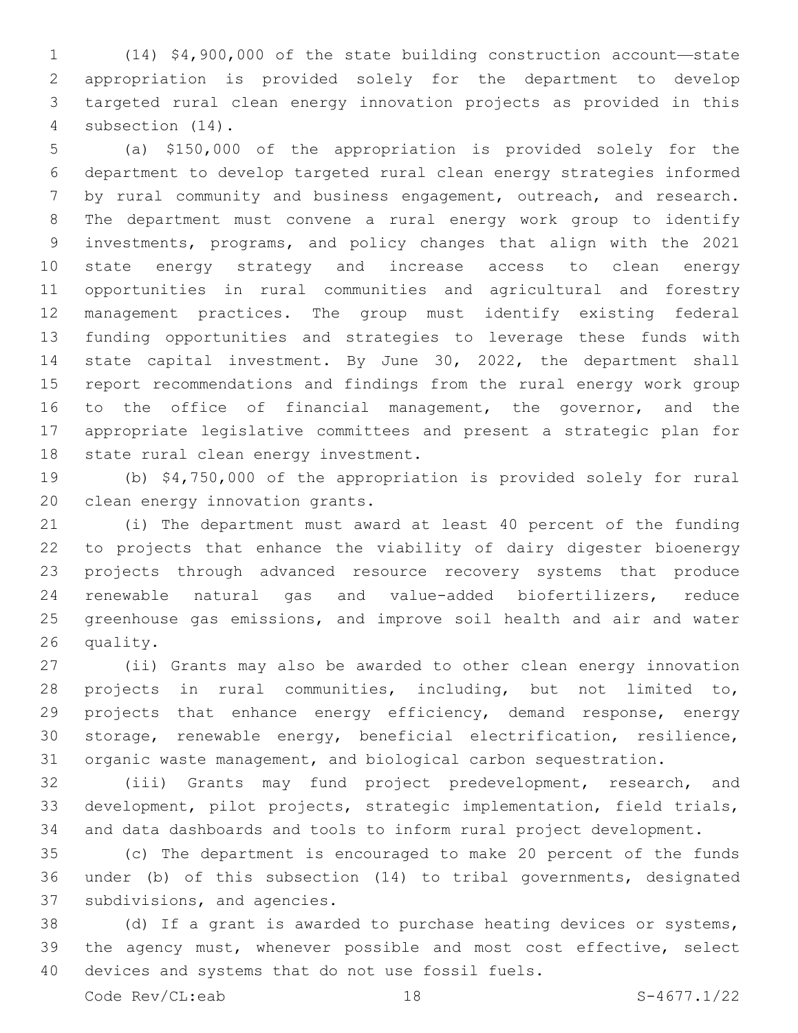(14) $4,900,000 of the state building construction account—state appropriation is provided solely for the department to develop targeted rural clean energy innovation projects as provided in this subsection (14).

(a) $150,000 of the appropriation is provided solely for the department to develop targeted rural clean energy strategies informed by rural community and business engagement, outreach, and research. The department must convene a rural energy work group to identify investments, programs, and policy changes that align with the 2021 state energy strategy and increase access to clean energy opportunities in rural communities and agricultural and forestry management practices. The group must identify existing federal funding opportunities and strategies to leverage these funds with state capital investment. By June 30, 2022, the department shall report recommendations and findings from the rural energy work group to the office of financial management, the governor, and the appropriate legislative committees and present a strategic plan for state rural clean energy investment.

(b) $4,750,000 of the appropriation is provided solely for rural clean energy innovation grants.

(i) The department must award at least 40 percent of the funding to projects that enhance the viability of dairy digester bioenergy projects through advanced resource recovery systems that produce renewable natural gas and value-added biofertilizers, reduce greenhouse gas emissions, and improve soil health and air and water quality.

(ii) Grants may also be awarded to other clean energy innovation projects in rural communities, including, but not limited to, projects that enhance energy efficiency, demand response, energy storage, renewable energy, beneficial electrification, resilience, organic waste management, and biological carbon sequestration.

(iii) Grants may fund project predevelopment, research, and development, pilot projects, strategic implementation, field trials, and data dashboards and tools to inform rural project development.

(c) The department is encouraged to make 20 percent of the funds under (b) of this subsection (14) to tribal governments, designated subdivisions, and agencies.

(d) If a grant is awarded to purchase heating devices or systems, the agency must, whenever possible and most cost effective, select devices and systems that do not use fossil fuels.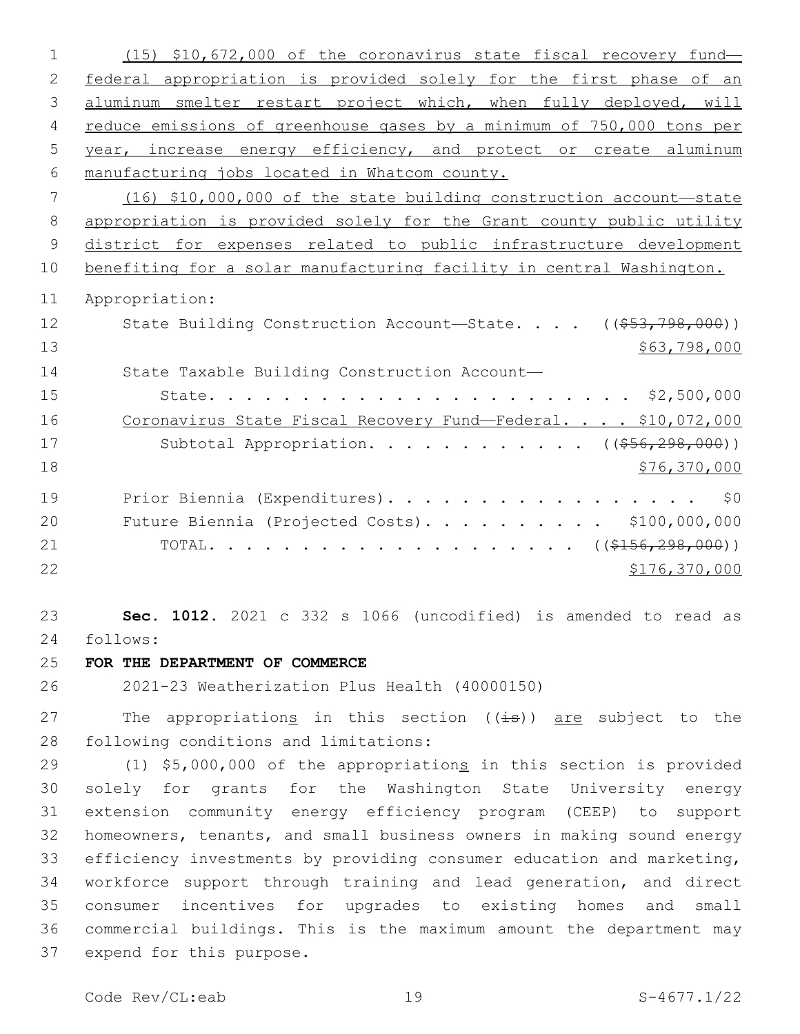(15) $10,672,000 of the coronavirus state fiscal recovery fund—federal appropriation is provided solely for the first phase of an aluminum smelter restart project which, when fully deployed, will reduce emissions of greenhouse gases by a minimum of 750,000 tons per year, increase energy efficiency, and protect or create aluminum manufacturing jobs located in Whatcom county.

(16) $10,000,000 of the state building construction account—state appropriation is provided solely for the Grant county public utility district for expenses related to public infrastructure development benefiting for a solar manufacturing facility in central Washington.

Appropriation:

| | |
|---|---|
| State Building Construction Account—State | (($53,798,000)) $63,798,000 |
| State Taxable Building Construction Account—State | $2,500,000 |
| Coronavirus State Fiscal Recovery Fund—Federal | $10,072,000 |
| Subtotal Appropriation | (($56,298,000)) $76,370,000 |
| Prior Biennia (Expenditures) | $0 |
| Future Biennia (Projected Costs) | $100,000,000 |
| TOTAL | (($156,298,000)) $176,370,000 |

**Sec. 1012.** 2021 c 332 s 1066 (uncodified) is amended to read as follows:

**FOR THE DEPARTMENT OF COMMERCE**

2021-23 Weatherization Plus Health (40000150)

The appropriations in this section ((is)) are subject to the following conditions and limitations:

(1) $5,000,000 of the appropriations in this section is provided solely for grants for the Washington State University energy extension community energy efficiency program (CEEP) to support homeowners, tenants, and small business owners in making sound energy efficiency investments by providing consumer education and marketing, workforce support through training and lead generation, and direct consumer incentives for upgrades to existing homes and small commercial buildings. This is the maximum amount the department may expend for this purpose.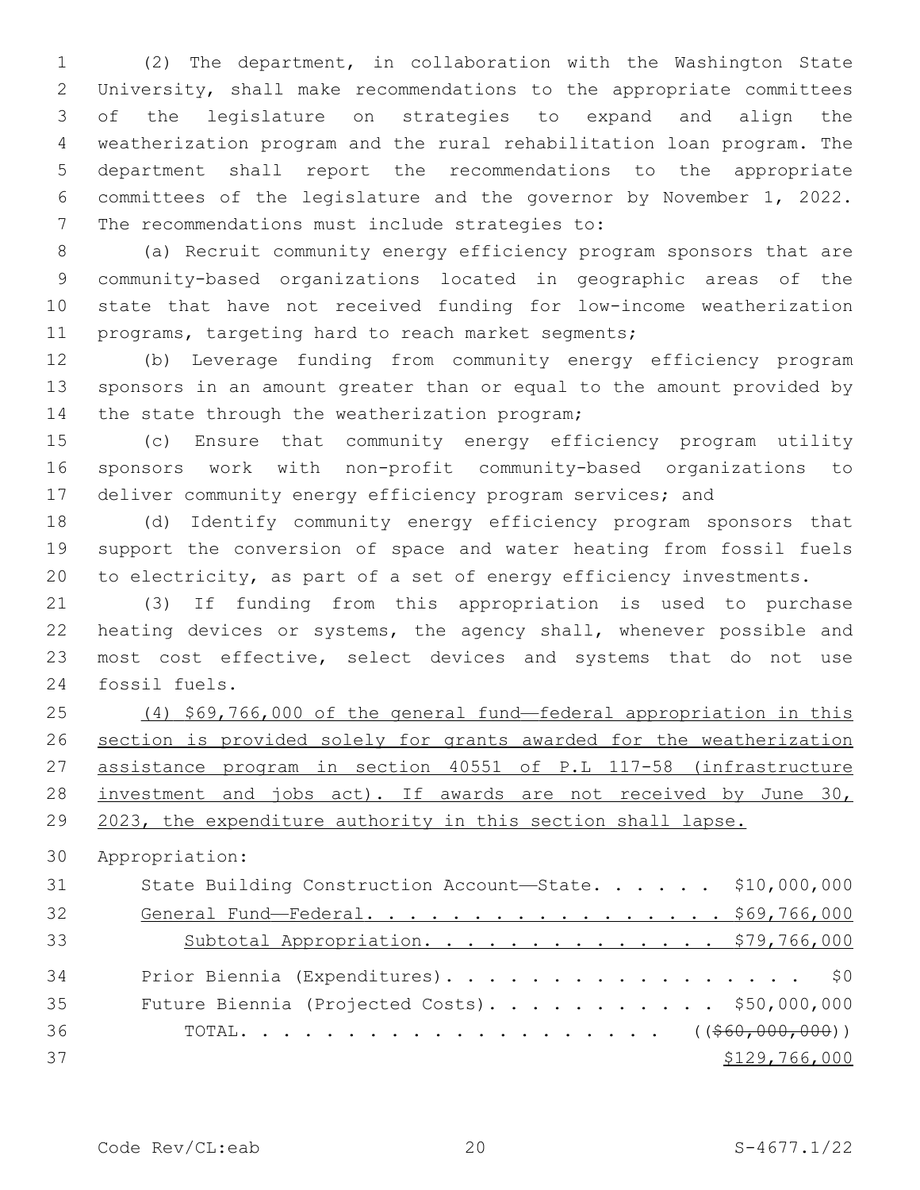(2) The department, in collaboration with the Washington State University, shall make recommendations to the appropriate committees of the legislature on strategies to expand and align the weatherization program and the rural rehabilitation loan program. The department shall report the recommendations to the appropriate committees of the legislature and the governor by November 1, 2022. The recommendations must include strategies to:

(a) Recruit community energy efficiency program sponsors that are community-based organizations located in geographic areas of the state that have not received funding for low-income weatherization programs, targeting hard to reach market segments;

(b) Leverage funding from community energy efficiency program sponsors in an amount greater than or equal to the amount provided by the state through the weatherization program;

(c) Ensure that community energy efficiency program utility sponsors work with non-profit community-based organizations to deliver community energy efficiency program services; and

(d) Identify community energy efficiency program sponsors that support the conversion of space and water heating from fossil fuels to electricity, as part of a set of energy efficiency investments.

(3) If funding from this appropriation is used to purchase heating devices or systems, the agency shall, whenever possible and most cost effective, select devices and systems that do not use fossil fuels.

<u>(4) $69,766,000 of the general fund—federal appropriation in this section is provided solely for grants awarded for the weatherization assistance program in section 40551 of P.L 117-58 (infrastructure investment and jobs act). If awards are not received by June 30, 2023, the expenditure authority in this section shall lapse.</u>

Appropriation:

| | |
|---|---|
| State Building Construction Account—State | $10,000,000 |
| <u>General Fund—Federal</u> | <u>$69,766,000</u> |
| <u>Subtotal Appropriation</u> | <u>$79,766,000</u> |
| Prior Biennia (Expenditures) | $0 |
| Future Biennia (Projected Costs) | $50,000,000 |
| TOTAL | (( ~~$60,000,000~~ )) <u>$129,766,000</u> |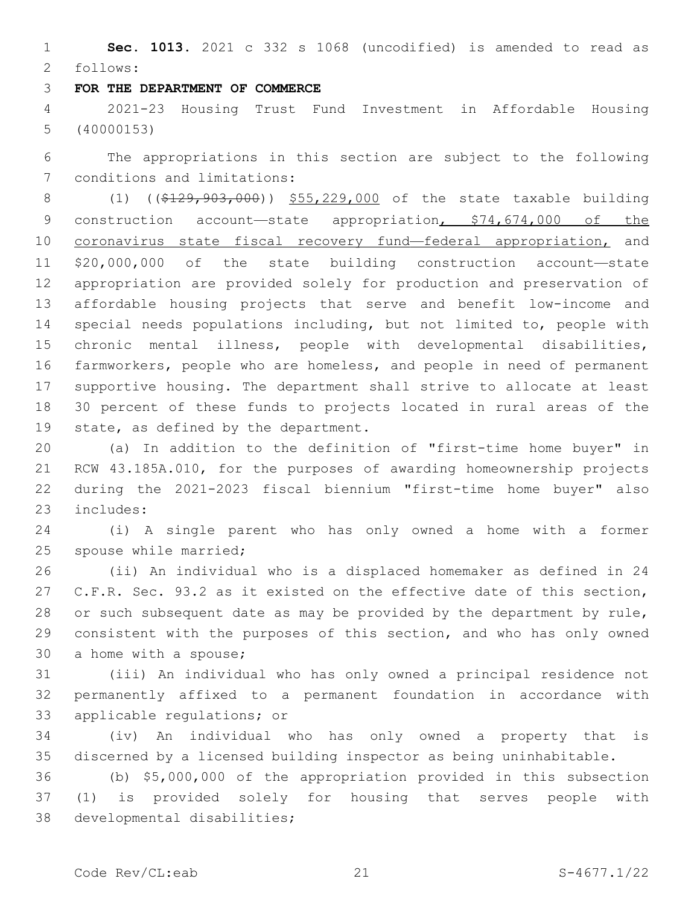**Sec. 1013.** 2021 c 332 s 1068 (uncodified) is amended to read as follows:

**FOR THE DEPARTMENT OF COMMERCE**

2021-23 Housing Trust Fund Investment in Affordable Housing (40000153)

The appropriations in this section are subject to the following conditions and limitations:

(1) ((~~$129,903,000~~)) <u>$55,229,000</u> of the state taxable building construction account—state appropriation<u>, $74,674,000 of the coronavirus state fiscal recovery fund—federal appropriation,</u> and $20,000,000 of the state building construction account—state appropriation are provided solely for production and preservation of affordable housing projects that serve and benefit low-income and special needs populations including, but not limited to, people with chronic mental illness, people with developmental disabilities, farmworkers, people who are homeless, and people in need of permanent supportive housing. The department shall strive to allocate at least 30 percent of these funds to projects located in rural areas of the state, as defined by the department.

(a) In addition to the definition of "first-time home buyer" in RCW 43.185A.010, for the purposes of awarding homeownership projects during the 2021-2023 fiscal biennium "first-time home buyer" also includes:

(i) A single parent who has only owned a home with a former spouse while married;

(ii) An individual who is a displaced homemaker as defined in 24 C.F.R. Sec. 93.2 as it existed on the effective date of this section, or such subsequent date as may be provided by the department by rule, consistent with the purposes of this section, and who has only owned a home with a spouse;

(iii) An individual who has only owned a principal residence not permanently affixed to a permanent foundation in accordance with applicable regulations; or

(iv) An individual who has only owned a property that is discerned by a licensed building inspector as being uninhabitable.

(b) $5,000,000 of the appropriation provided in this subsection (1) is provided solely for housing that serves people with developmental disabilities;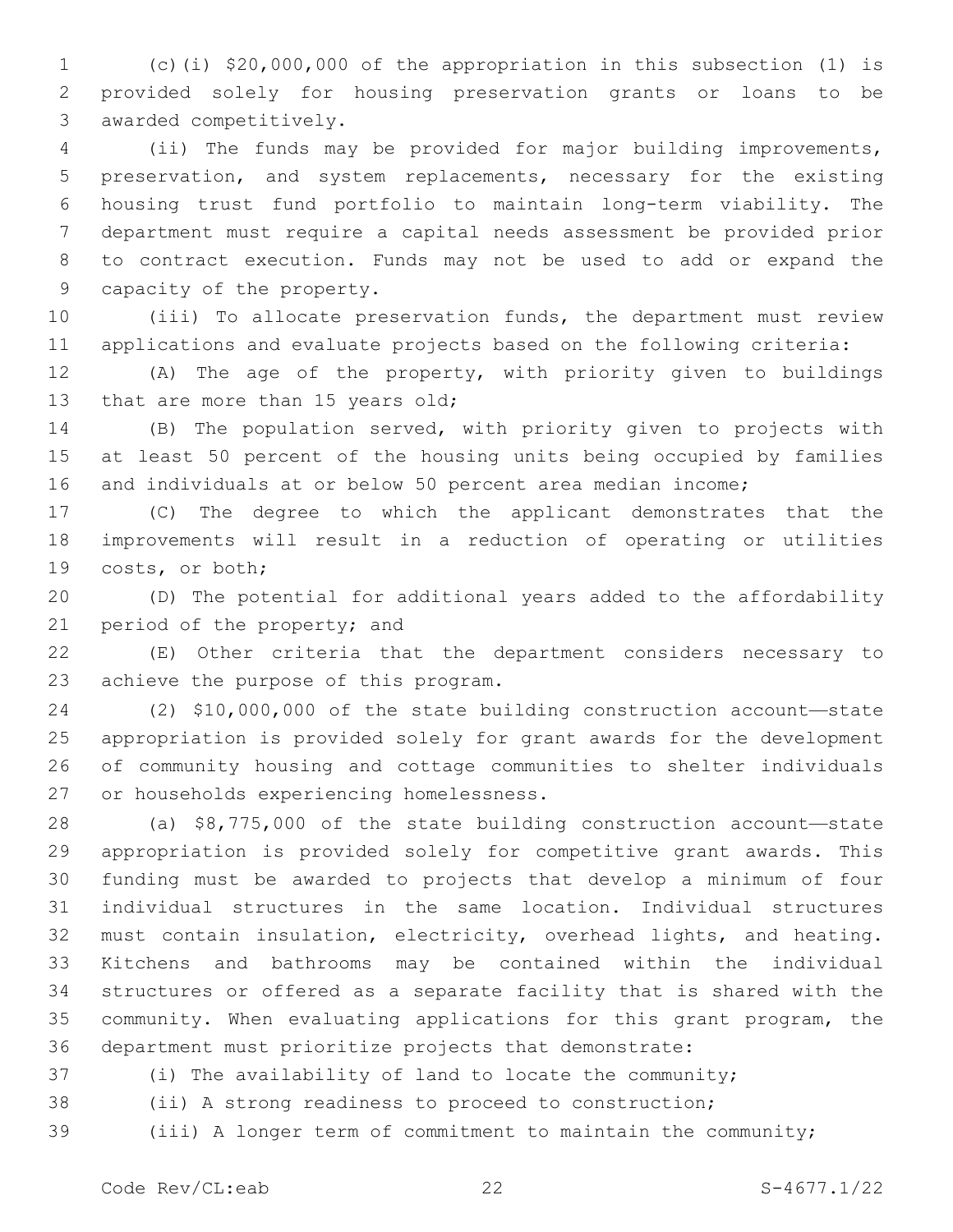(c)(i) $20,000,000 of the appropriation in this subsection (1) is provided solely for housing preservation grants or loans to be awarded competitively.

(ii) The funds may be provided for major building improvements, preservation, and system replacements, necessary for the existing housing trust fund portfolio to maintain long-term viability. The department must require a capital needs assessment be provided prior to contract execution. Funds may not be used to add or expand the capacity of the property.

(iii) To allocate preservation funds, the department must review applications and evaluate projects based on the following criteria:

(A) The age of the property, with priority given to buildings that are more than 15 years old;

(B) The population served, with priority given to projects with at least 50 percent of the housing units being occupied by families and individuals at or below 50 percent area median income;

(C) The degree to which the applicant demonstrates that the improvements will result in a reduction of operating or utilities costs, or both;

(D) The potential for additional years added to the affordability period of the property; and

(E) Other criteria that the department considers necessary to achieve the purpose of this program.

(2) $10,000,000 of the state building construction account—state appropriation is provided solely for grant awards for the development of community housing and cottage communities to shelter individuals or households experiencing homelessness.

(a) $8,775,000 of the state building construction account—state appropriation is provided solely for competitive grant awards. This funding must be awarded to projects that develop a minimum of four individual structures in the same location. Individual structures must contain insulation, electricity, overhead lights, and heating. Kitchens and bathrooms may be contained within the individual structures or offered as a separate facility that is shared with the community. When evaluating applications for this grant program, the department must prioritize projects that demonstrate:

(i) The availability of land to locate the community;

(ii) A strong readiness to proceed to construction;

(iii) A longer term of commitment to maintain the community;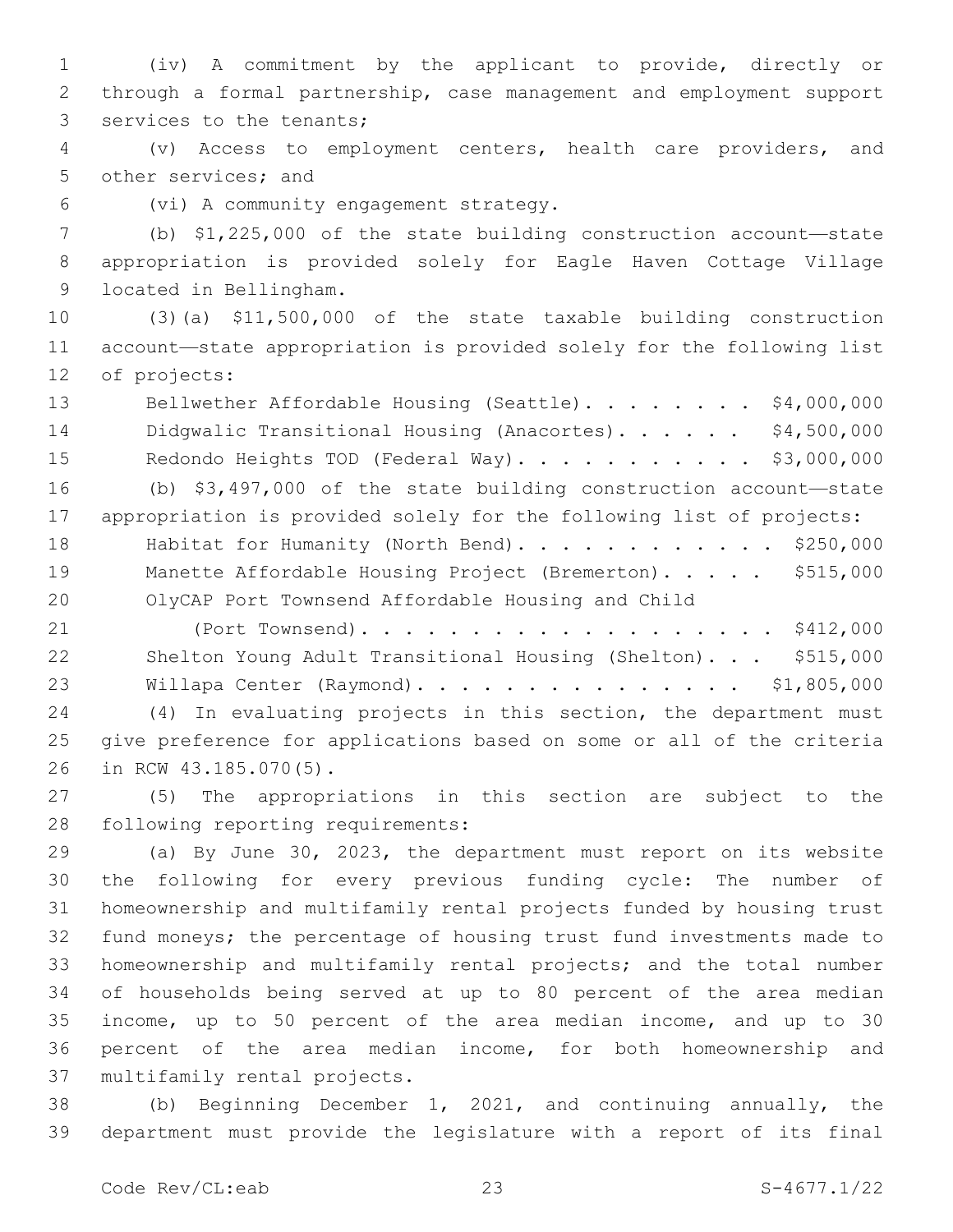(iv) A commitment by the applicant to provide, directly or through a formal partnership, case management and employment support services to the tenants;

(v) Access to employment centers, health care providers, and other services; and

(vi) A community engagement strategy.

(b) $1,225,000 of the state building construction account—state appropriation is provided solely for Eagle Haven Cottage Village located in Bellingham.

(3)(a) $11,500,000 of the state taxable building construction account—state appropriation is provided solely for the following list of projects:

Bellwether Affordable Housing (Seattle). . . . . . . . . $4,000,000
Didgwalic Transitional Housing (Anacortes). . . . . . . $4,500,000
Redondo Heights TOD (Federal Way). . . . . . . . . . . $3,000,000

(b) $3,497,000 of the state building construction account—state appropriation is provided solely for the following list of projects:

Habitat for Humanity (North Bend). . . . . . . . . . . . $250,000
Manette Affordable Housing Project (Bremerton). . . . . $515,000
OlyCAP Port Townsend Affordable Housing and Child (Port Townsend). . . . . . . . . . . . . . . . . . . . $412,000
Shelton Young Adult Transitional Housing (Shelton). . . $515,000
Willapa Center (Raymond). . . . . . . . . . . . . . . . $1,805,000

(4) In evaluating projects in this section, the department must give preference for applications based on some or all of the criteria in RCW 43.185.070(5).

(5) The appropriations in this section are subject to the following reporting requirements:

(a) By June 30, 2023, the department must report on its website the following for every previous funding cycle: The number of homeownership and multifamily rental projects funded by housing trust fund moneys; the percentage of housing trust fund investments made to homeownership and multifamily rental projects; and the total number of households being served at up to 80 percent of the area median income, up to 50 percent of the area median income, and up to 30 percent of the area median income, for both homeownership and multifamily rental projects.

(b) Beginning December 1, 2021, and continuing annually, the department must provide the legislature with a report of its final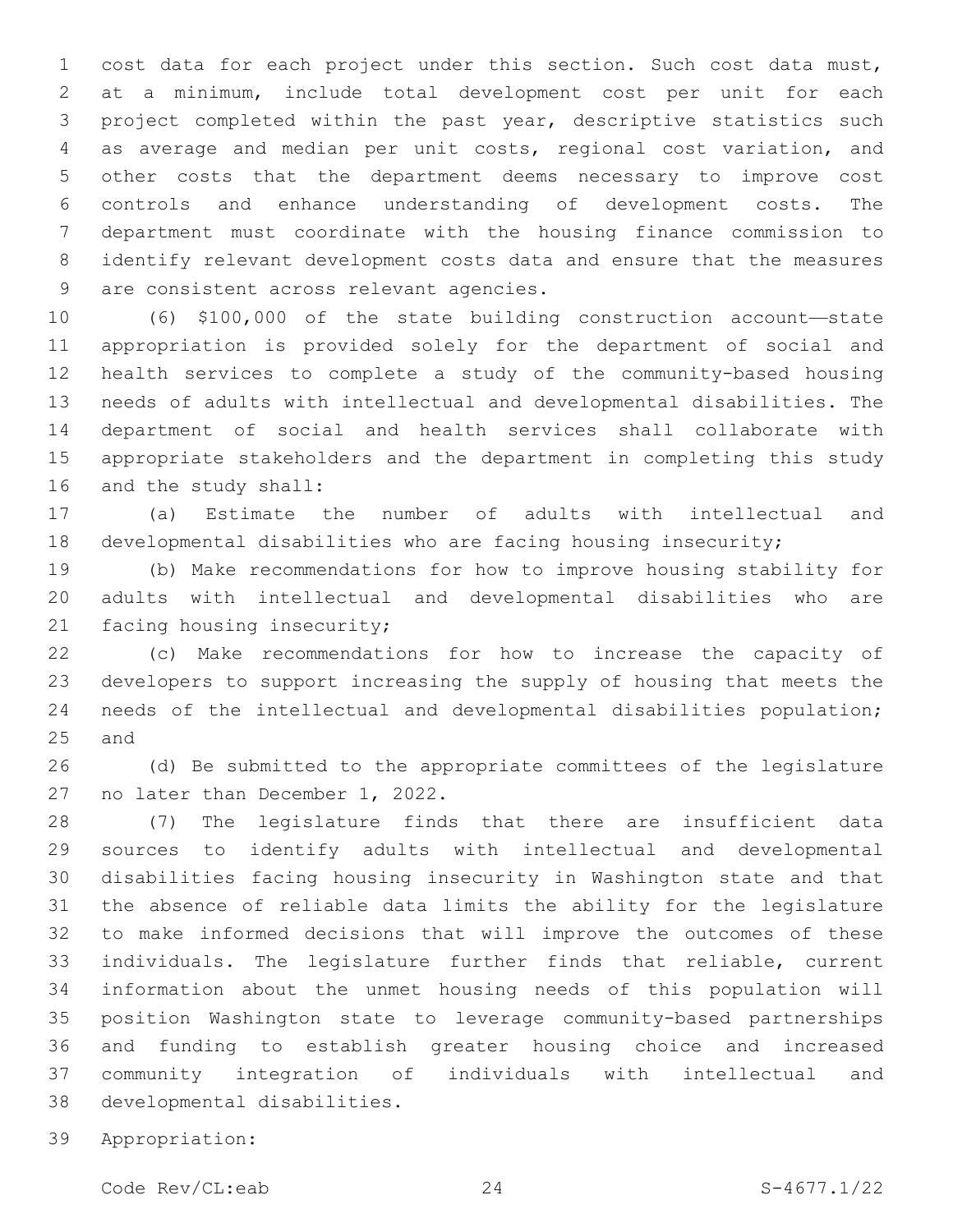cost data for each project under this section. Such cost data must, at a minimum, include total development cost per unit for each project completed within the past year, descriptive statistics such as average and median per unit costs, regional cost variation, and other costs that the department deems necessary to improve cost controls and enhance understanding of development costs. The department must coordinate with the housing finance commission to identify relevant development costs data and ensure that the measures are consistent across relevant agencies.

(6) $100,000 of the state building construction account—state appropriation is provided solely for the department of social and health services to complete a study of the community-based housing needs of adults with intellectual and developmental disabilities. The department of social and health services shall collaborate with appropriate stakeholders and the department in completing this study and the study shall:

(a) Estimate the number of adults with intellectual and developmental disabilities who are facing housing insecurity;

(b) Make recommendations for how to improve housing stability for adults with intellectual and developmental disabilities who are facing housing insecurity;

(c) Make recommendations for how to increase the capacity of developers to support increasing the supply of housing that meets the needs of the intellectual and developmental disabilities population; and

(d) Be submitted to the appropriate committees of the legislature no later than December 1, 2022.

(7) The legislature finds that there are insufficient data sources to identify adults with intellectual and developmental disabilities facing housing insecurity in Washington state and that the absence of reliable data limits the ability for the legislature to make informed decisions that will improve the outcomes of these individuals. The legislature further finds that reliable, current information about the unmet housing needs of this population will position Washington state to leverage community-based partnerships and funding to establish greater housing choice and increased community integration of individuals with intellectual and developmental disabilities.

Appropriation: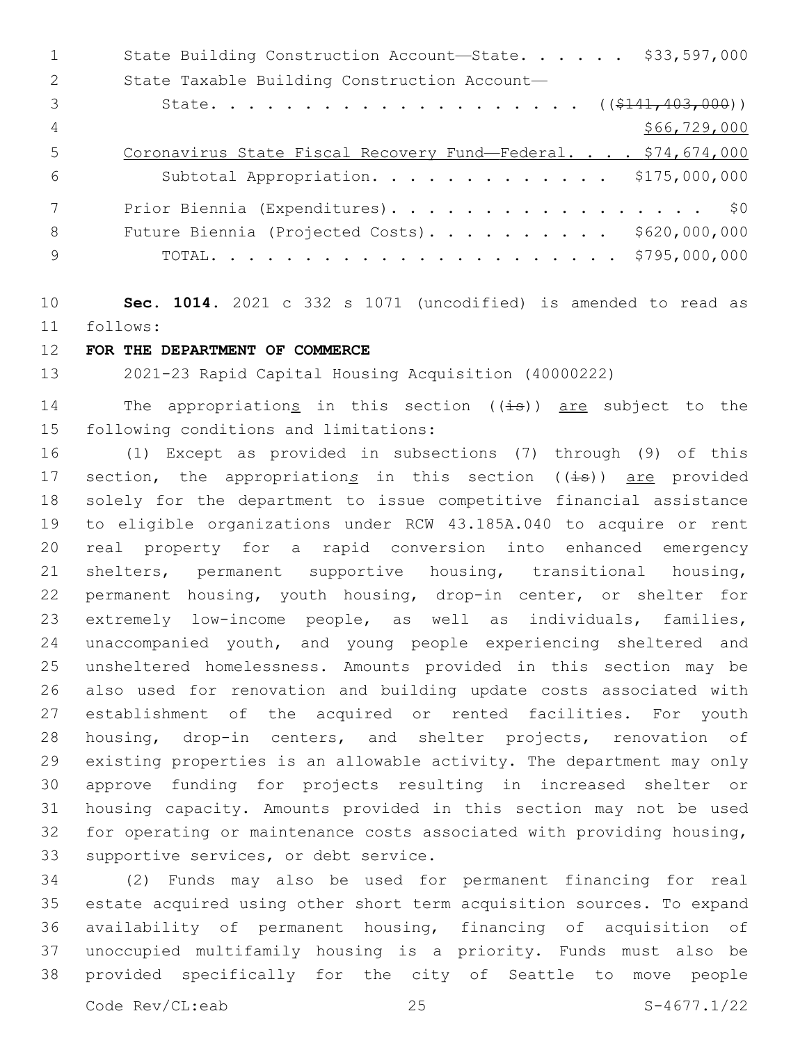State Building Construction Account—State. . . . . . $33,597,000
State Taxable Building Construction Account—
State. . . . . . . . . . . . . . . . . . . . ((~~$141,403,000~~))
$66,729,000
Coronavirus State Fiscal Recovery Fund—Federal. . . . $74,674,000
Subtotal Appropriation. . . . . . . . . . . . . $175,000,000

Prior Biennia (Expenditures). . . . . . . . . . . . . . . . . . $0
Future Biennia (Projected Costs). . . . . . . . . . $620,000,000
TOTAL. . . . . . . . . . . . . . . . . . . . . . $795,000,000

**Sec. 1014.** 2021 c 332 s 1071 (uncodified) is amended to read as follows:

**FOR THE DEPARTMENT OF COMMERCE**

2021-23 Rapid Capital Housing Acquisition (40000222)

The appropriation<u>s</u> in this section ((~~is~~)) <u>are</u> subject to the following conditions and limitations:

(1) Except as provided in subsections (7) through (9) of this section, the appropriation<u>s</u> in this section ((~~is~~)) <u>are</u> provided solely for the department to issue competitive financial assistance to eligible organizations under RCW 43.185A.040 to acquire or rent real property for a rapid conversion into enhanced emergency shelters, permanent supportive housing, transitional housing, permanent housing, youth housing, drop-in center, or shelter for extremely low-income people, as well as individuals, families, unaccompanied youth, and young people experiencing sheltered and unsheltered homelessness. Amounts provided in this section may be also used for renovation and building update costs associated with establishment of the acquired or rented facilities. For youth housing, drop-in centers, and shelter projects, renovation of existing properties is an allowable activity. The department may only approve funding for projects resulting in increased shelter or housing capacity. Amounts provided in this section may not be used for operating or maintenance costs associated with providing housing, supportive services, or debt service.

(2) Funds may also be used for permanent financing for real estate acquired using other short term acquisition sources. To expand availability of permanent housing, financing of acquisition of unoccupied multifamily housing is a priority. Funds must also be provided specifically for the city of Seattle to move people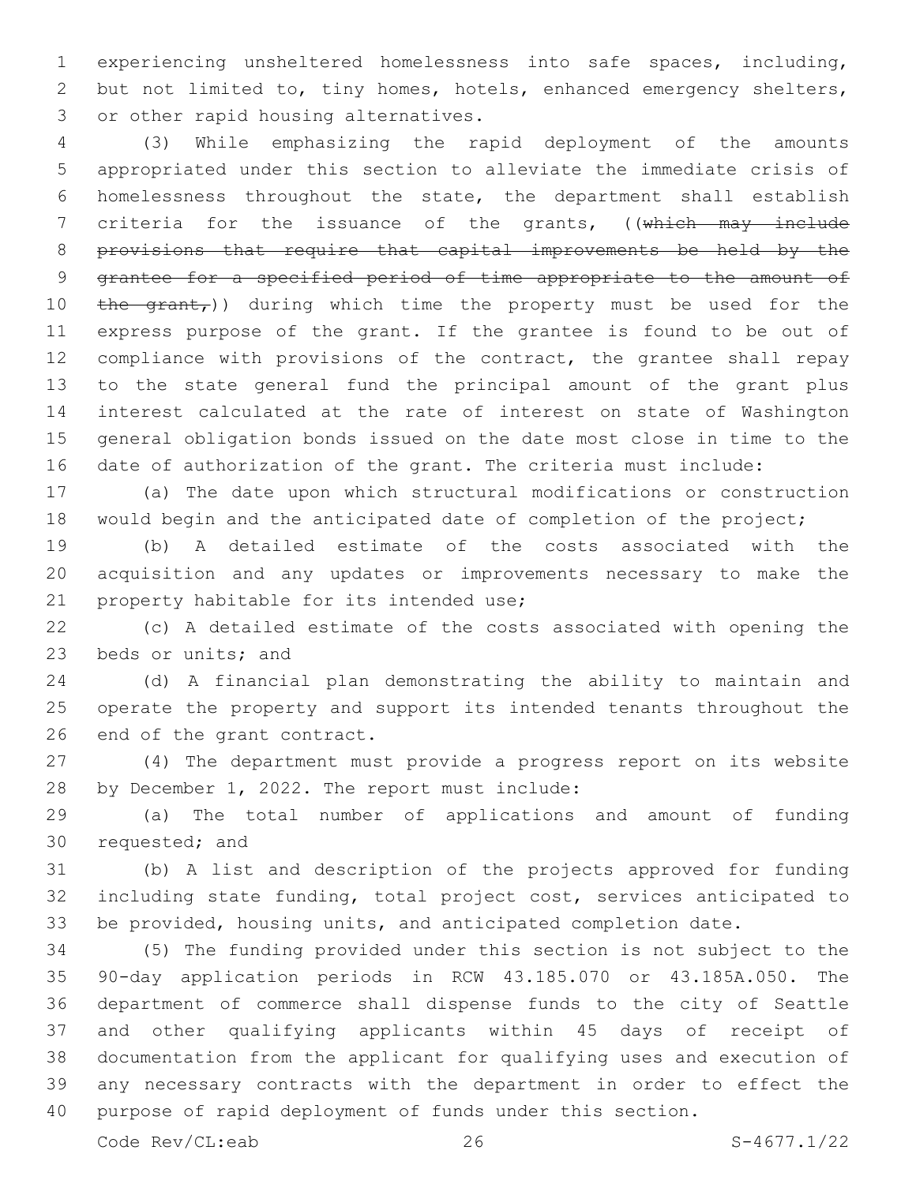experiencing unsheltered homelessness into safe spaces, including, but not limited to, tiny homes, hotels, enhanced emergency shelters, or other rapid housing alternatives.

(3) While emphasizing the rapid deployment of the amounts appropriated under this section to alleviate the immediate crisis of homelessness throughout the state, the department shall establish criteria for the issuance of the grants, ((~~which may include provisions that require that capital improvements be held by the grantee for a specified period of time appropriate to the amount of the grant,~~)) during which time the property must be used for the express purpose of the grant. If the grantee is found to be out of compliance with provisions of the contract, the grantee shall repay to the state general fund the principal amount of the grant plus interest calculated at the rate of interest on state of Washington general obligation bonds issued on the date most close in time to the date of authorization of the grant. The criteria must include:

(a) The date upon which structural modifications or construction would begin and the anticipated date of completion of the project;

(b) A detailed estimate of the costs associated with the acquisition and any updates or improvements necessary to make the property habitable for its intended use;

(c) A detailed estimate of the costs associated with opening the beds or units; and

(d) A financial plan demonstrating the ability to maintain and operate the property and support its intended tenants throughout the end of the grant contract.

(4) The department must provide a progress report on its website by December 1, 2022. The report must include:

(a) The total number of applications and amount of funding requested; and

(b) A list and description of the projects approved for funding including state funding, total project cost, services anticipated to be provided, housing units, and anticipated completion date.

(5) The funding provided under this section is not subject to the 90-day application periods in RCW 43.185.070 or 43.185A.050. The department of commerce shall dispense funds to the city of Seattle and other qualifying applicants within 45 days of receipt of documentation from the applicant for qualifying uses and execution of any necessary contracts with the department in order to effect the purpose of rapid deployment of funds under this section.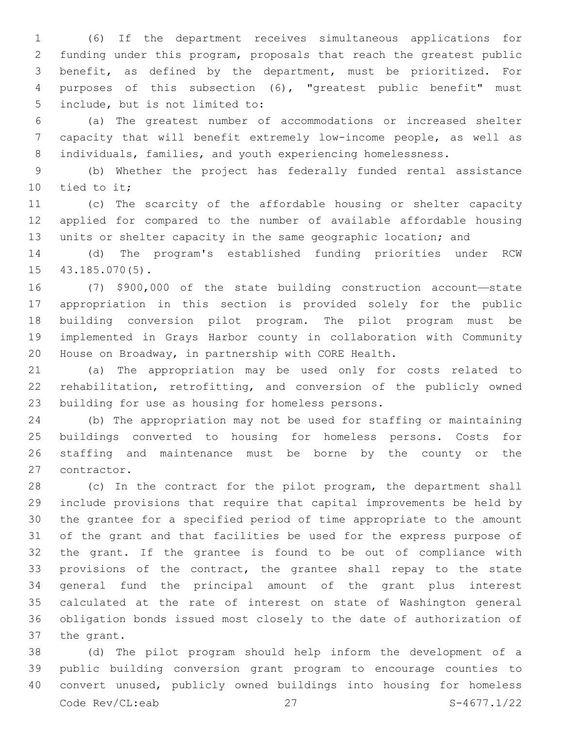(6) If the department receives simultaneous applications for funding under this program, proposals that reach the greatest public benefit, as defined by the department, must be prioritized. For purposes of this subsection (6), "greatest public benefit" must include, but is not limited to:

(a) The greatest number of accommodations or increased shelter capacity that will benefit extremely low-income people, as well as individuals, families, and youth experiencing homelessness.

(b) Whether the project has federally funded rental assistance tied to it;

(c) The scarcity of the affordable housing or shelter capacity applied for compared to the number of available affordable housing units or shelter capacity in the same geographic location; and

(d) The program's established funding priorities under RCW 43.185.070(5).

(7) $900,000 of the state building construction account—state appropriation in this section is provided solely for the public building conversion pilot program. The pilot program must be implemented in Grays Harbor county in collaboration with Community House on Broadway, in partnership with CORE Health.

(a) The appropriation may be used only for costs related to rehabilitation, retrofitting, and conversion of the publicly owned building for use as housing for homeless persons.

(b) The appropriation may not be used for staffing or maintaining buildings converted to housing for homeless persons. Costs for staffing and maintenance must be borne by the county or the contractor.

(c) In the contract for the pilot program, the department shall include provisions that require that capital improvements be held by the grantee for a specified period of time appropriate to the amount of the grant and that facilities be used for the express purpose of the grant. If the grantee is found to be out of compliance with provisions of the contract, the grantee shall repay to the state general fund the principal amount of the grant plus interest calculated at the rate of interest on state of Washington general obligation bonds issued most closely to the date of authorization of the grant.

(d) The pilot program should help inform the development of a public building conversion grant program to encourage counties to convert unused, publicly owned buildings into housing for homeless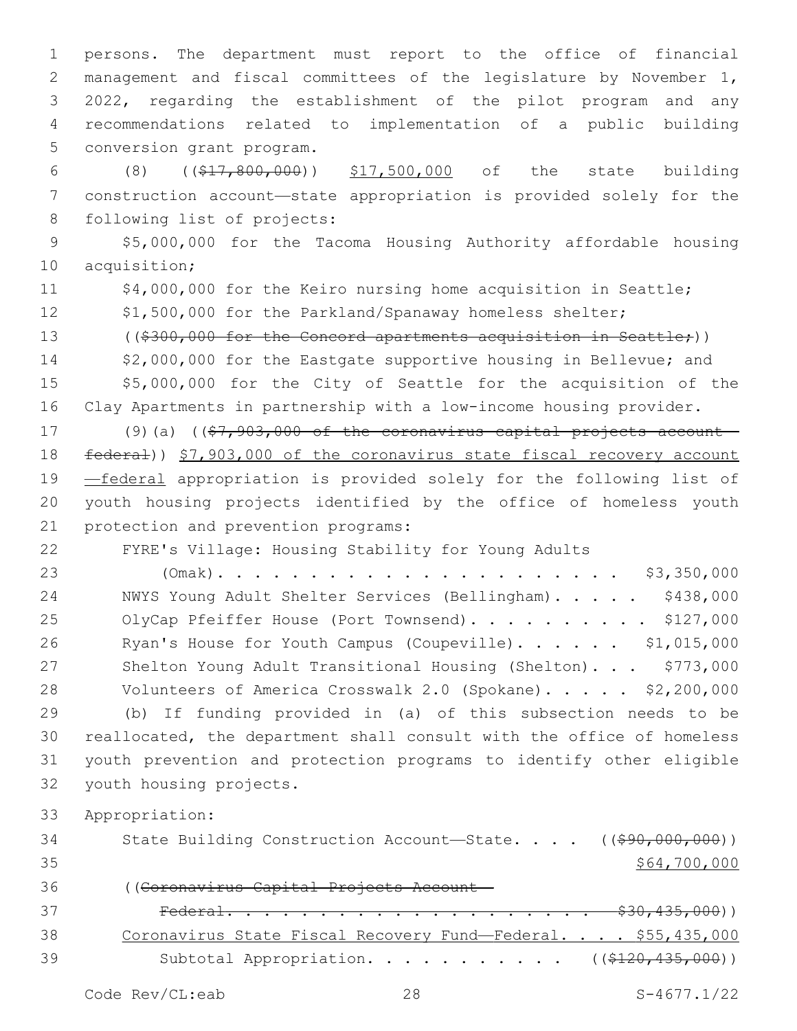persons. The department must report to the office of financial management and fiscal committees of the legislature by November 1, 2022, regarding the establishment of the pilot program and any recommendations related to implementation of a public building conversion grant program.

(8) ((~~$17,800,000~~)) $17,500,000 of the state building construction account—state appropriation is provided solely for the following list of projects:

$5,000,000 for the Tacoma Housing Authority affordable housing acquisition;

$4,000,000 for the Keiro nursing home acquisition in Seattle;

$1,500,000 for the Parkland/Spanaway homeless shelter;

((~~$300,000 for the Concord apartments acquisition in Seattle;~~))

$2,000,000 for the Eastgate supportive housing in Bellevue; and

$5,000,000 for the City of Seattle for the acquisition of the Clay Apartments in partnership with a low-income housing provider.

(9)(a) ((~~$7,903,000 of the coronavirus capital projects account—federal~~)) $7,903,000 of the coronavirus state fiscal recovery account—federal appropriation is provided solely for the following list of youth housing projects identified by the office of homeless youth protection and prevention programs:

FYRE's Village: Housing Stability for Young Adults (Omak). . . . . . . . . . . . . . . . . . . . . . . $3,350,000

NWYS Young Adult Shelter Services (Bellingham). . . . . $438,000

OlyCap Pfeiffer House (Port Townsend). . . . . . . . . . $127,000

Ryan's House for Youth Campus (Coupeville). . . . . . $1,015,000

Shelton Young Adult Transitional Housing (Shelton). . . $773,000

Volunteers of America Crosswalk 2.0 (Spokane). . . . . $2,200,000

(b) If funding provided in (a) of this subsection needs to be reallocated, the department shall consult with the office of homeless youth prevention and protection programs to identify other eligible youth housing projects.

Appropriation:

State Building Construction Account—State. . . . ((~~$90,000,000~~)) $64,700,000

((~~Coronavirus Capital Projects Account—Federal. . . . . . . . . . . . . . . . . . . . . $30,435,000~~))

Coronavirus State Fiscal Recovery Fund—Federal. . . . $55,435,000

Subtotal Appropriation. . . . . . . . . . . ((~~$120,435,000~~))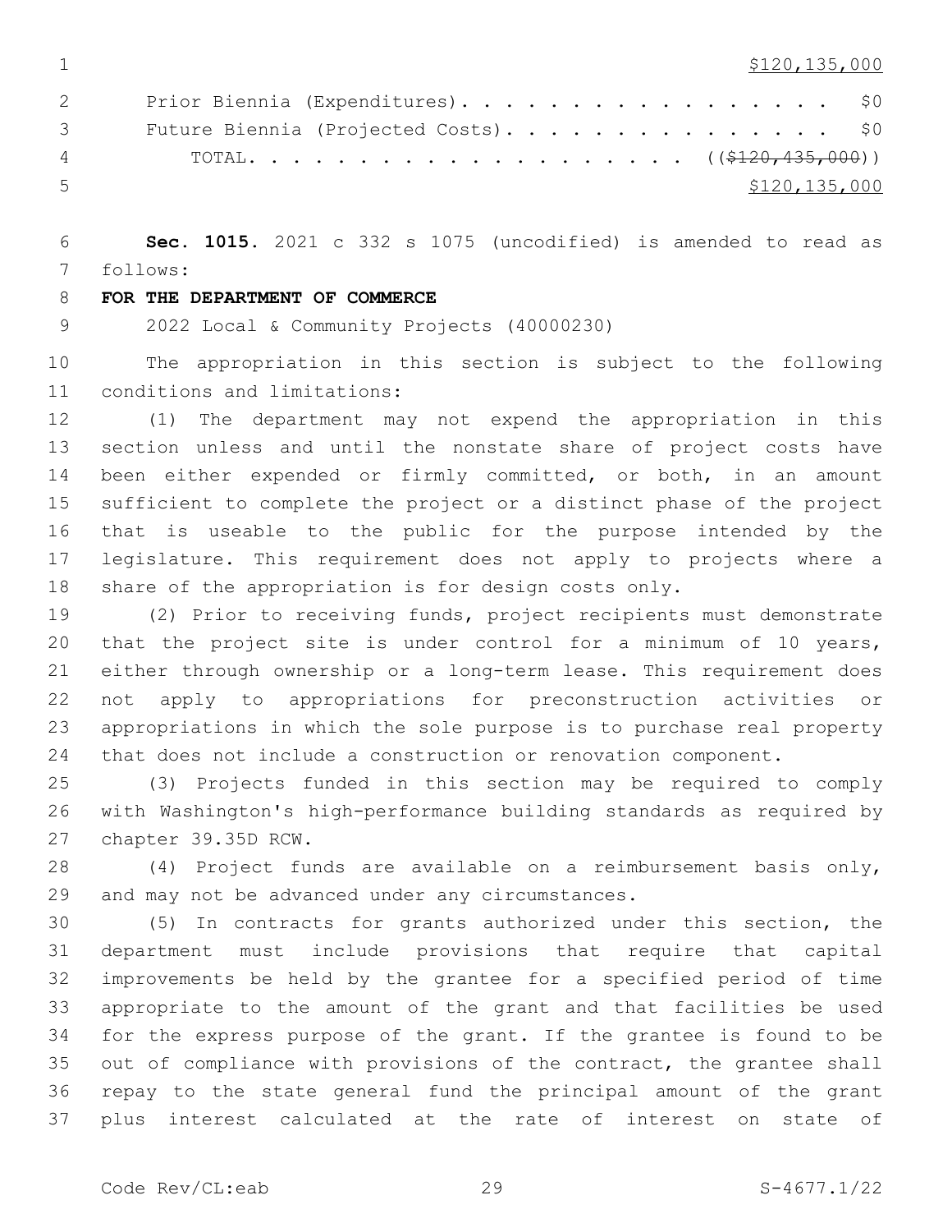$120,135,000

Prior Biennia (Expenditures). . . . . . . . . . . . . . . . . . $0

Future Biennia (Projected Costs). . . . . . . . . . . . . . . . $0

TOTAL. . . . . . . . . . . . . . . . . . . . . ((~~$120,435,000~~))

$120,135,000

**Sec. 1015.** 2021 c 332 s 1075 (uncodified) is amended to read as follows:

**FOR THE DEPARTMENT OF COMMERCE**

2022 Local & Community Projects (40000230)

The appropriation in this section is subject to the following conditions and limitations:

(1) The department may not expend the appropriation in this section unless and until the nonstate share of project costs have been either expended or firmly committed, or both, in an amount sufficient to complete the project or a distinct phase of the project that is useable to the public for the purpose intended by the legislature. This requirement does not apply to projects where a share of the appropriation is for design costs only.

(2) Prior to receiving funds, project recipients must demonstrate that the project site is under control for a minimum of 10 years, either through ownership or a long-term lease. This requirement does not apply to appropriations for preconstruction activities or appropriations in which the sole purpose is to purchase real property that does not include a construction or renovation component.

(3) Projects funded in this section may be required to comply with Washington's high-performance building standards as required by chapter 39.35D RCW.

(4) Project funds are available on a reimbursement basis only, and may not be advanced under any circumstances.

(5) In contracts for grants authorized under this section, the department must include provisions that require that capital improvements be held by the grantee for a specified period of time appropriate to the amount of the grant and that facilities be used for the express purpose of the grant. If the grantee is found to be out of compliance with provisions of the contract, the grantee shall repay to the state general fund the principal amount of the grant plus interest calculated at the rate of interest on state of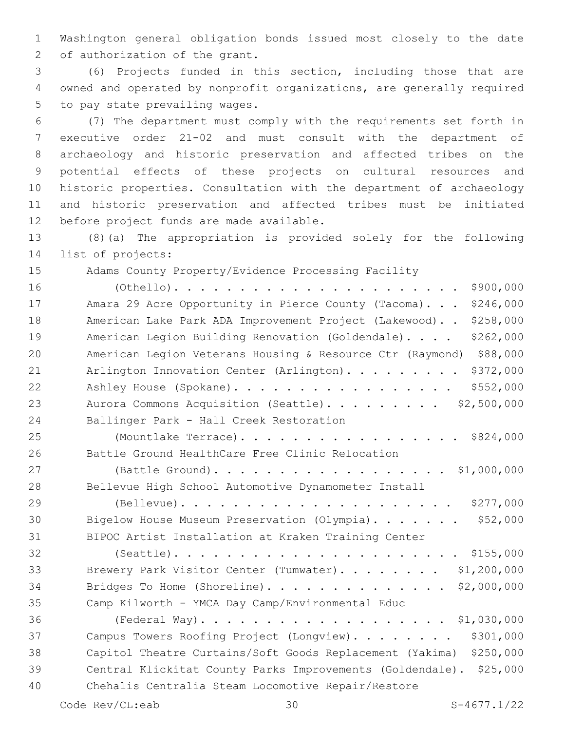Washington general obligation bonds issued most closely to the date of authorization of the grant.

(6) Projects funded in this section, including those that are owned and operated by nonprofit organizations, are generally required to pay state prevailing wages.

(7) The department must comply with the requirements set forth in executive order 21-02 and must consult with the department of archaeology and historic preservation and affected tribes on the potential effects of these projects on cultural resources and historic properties. Consultation with the department of archaeology and historic preservation and affected tribes must be initiated before project funds are made available.

(8)(a) The appropriation is provided solely for the following list of projects:

| Project | Amount |
|---|---|
| Adams County Property/Evidence Processing Facility (Othello) | $900,000 |
| Amara 29 Acre Opportunity in Pierce County (Tacoma) | $246,000 |
| American Lake Park ADA Improvement Project (Lakewood) | $258,000 |
| American Legion Building Renovation (Goldendale) | $262,000 |
| American Legion Veterans Housing & Resource Ctr (Raymond) | $88,000 |
| Arlington Innovation Center (Arlington) | $372,000 |
| Ashley House (Spokane) | $552,000 |
| Aurora Commons Acquisition (Seattle) | $2,500,000 |
| Ballinger Park - Hall Creek Restoration (Mountlake Terrace) | $824,000 |
| Battle Ground HealthCare Free Clinic Relocation (Battle Ground) | $1,000,000 |
| Bellevue High School Automotive Dynamometer Install (Bellevue) | $277,000 |
| Bigelow House Museum Preservation (Olympia) | $52,000 |
| BIPOC Artist Installation at Kraken Training Center (Seattle) | $155,000 |
| Brewery Park Visitor Center (Tumwater) | $1,200,000 |
| Bridges To Home (Shoreline) | $2,000,000 |
| Camp Kilworth - YMCA Day Camp/Environmental Educ (Federal Way) | $1,030,000 |
| Campus Towers Roofing Project (Longview) | $301,000 |
| Capitol Theatre Curtains/Soft Goods Replacement (Yakima) | $250,000 |
| Central Klickitat County Parks Improvements (Goldendale) | $25,000 |
| Chehalis Centralia Steam Locomotive Repair/Restore | |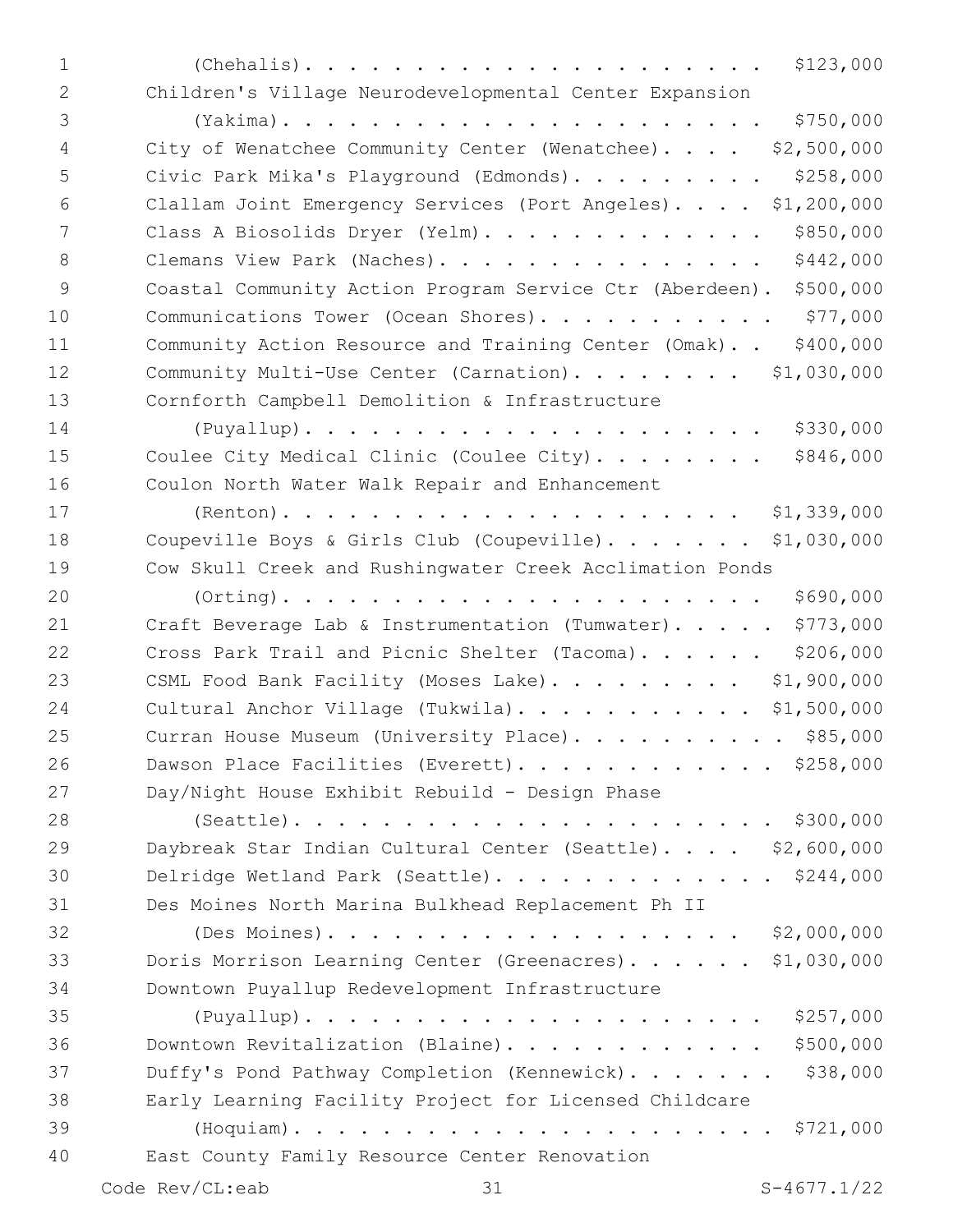(Chehalis). . . . . . . . . . . . . . . . . . . . . . $123,000

Children's Village Neurodevelopmental Center Expansion

(Yakima). . . . . . . . . . . . . . . . . . . . . . . $750,000

City of Wenatchee Community Center (Wenatchee). . . . . $2,500,000

Civic Park Mika's Playground (Edmonds). . . . . . . . . $258,000

Clallam Joint Emergency Services (Port Angeles). . . . $1,200,000

Class A Biosolids Dryer (Yelm). . . . . . . . . . . . . $850,000

Clemans View Park (Naches). . . . . . . . . . . . . . . $442,000

Coastal Community Action Program Service Ctr (Aberdeen). $500,000

Communications Tower (Ocean Shores). . . . . . . . . . . $77,000

Community Action Resource and Training Center (Omak). . $400,000

Community Multi-Use Center (Carnation). . . . . . . . $1,030,000

Cornforth Campbell Demolition & Infrastructure

(Puyallup). . . . . . . . . . . . . . . . . . . . . . $330,000

Coulee City Medical Clinic (Coulee City). . . . . . . . $846,000

Coulon North Water Walk Repair and Enhancement

(Renton). . . . . . . . . . . . . . . . . . . . . . $1,339,000

Coupeville Boys & Girls Club (Coupeville). . . . . . . $1,030,000

Cow Skull Creek and Rushingwater Creek Acclimation Ponds

(Orting). . . . . . . . . . . . . . . . . . . . . . . $690,000

Craft Beverage Lab & Instrumentation (Tumwater). . . . . $773,000

Cross Park Trail and Picnic Shelter (Tacoma). . . . . . $206,000

CSML Food Bank Facility (Moses Lake). . . . . . . . . $1,900,000

Cultural Anchor Village (Tukwila). . . . . . . . . . . $1,500,000

Curran House Museum (University Place). . . . . . . . . . $85,000

Dawson Place Facilities (Everett). . . . . . . . . . . . $258,000

Day/Night House Exhibit Rebuild - Design Phase

(Seattle). . . . . . . . . . . . . . . . . . . . . . . $300,000

Daybreak Star Indian Cultural Center (Seattle). . . . $2,600,000

Delridge Wetland Park (Seattle). . . . . . . . . . . . . $244,000

Des Moines North Marina Bulkhead Replacement Ph II

(Des Moines). . . . . . . . . . . . . . . . . . . . $2,000,000

Doris Morrison Learning Center (Greenacres). . . . . . $1,030,000

Downtown Puyallup Redevelopment Infrastructure

(Puyallup). . . . . . . . . . . . . . . . . . . . . . $257,000

Downtown Revitalization (Blaine). . . . . . . . . . . . $500,000

Duffy's Pond Pathway Completion (Kennewick). . . . . . . $38,000

Early Learning Facility Project for Licensed Childcare

(Hoquiam). . . . . . . . . . . . . . . . . . . . . . . $721,000

East County Family Resource Center Renovation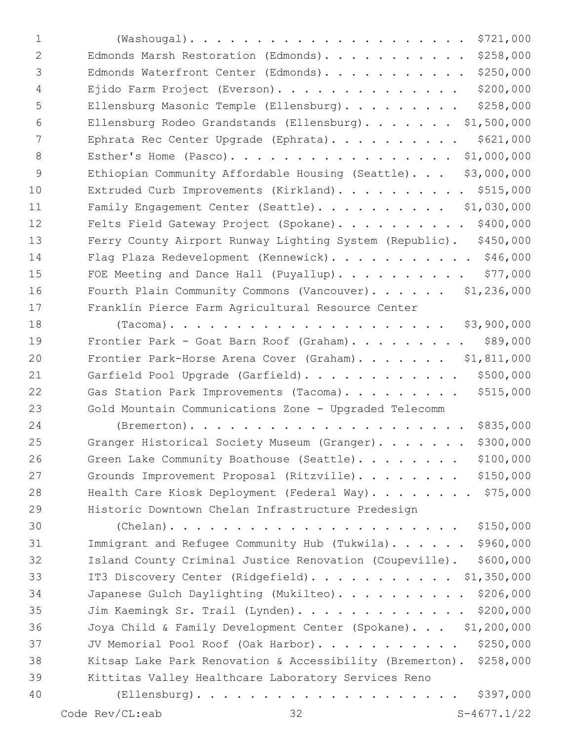(Washougal). . . . . . . . . . . . . . . . . . . . . . $721,000
Edmonds Marsh Restoration (Edmonds). . . . . . . . . . . $258,000
Edmonds Waterfront Center (Edmonds). . . . . . . . . . . $250,000
Ejido Farm Project (Everson). . . . . . . . . . . . . . . $200,000
Ellensburg Masonic Temple (Ellensburg). . . . . . . . . $258,000
Ellensburg Rodeo Grandstands (Ellensburg). . . . . . . $1,500,000
Ephrata Rec Center Upgrade (Ephrata). . . . . . . . . . $621,000
Esther's Home (Pasco). . . . . . . . . . . . . . . . . $1,000,000
Ethiopian Community Affordable Housing (Seattle). . . $3,000,000
Extruded Curb Improvements (Kirkland). . . . . . . . . . $515,000
Family Engagement Center (Seattle). . . . . . . . . . $1,030,000
Felts Field Gateway Project (Spokane). . . . . . . . . . $400,000
Ferry County Airport Runway Lighting System (Republic). $450,000
Flag Plaza Redevelopment (Kennewick). . . . . . . . . . . $46,000
FOE Meeting and Dance Hall (Puyallup). . . . . . . . . . $77,000
Fourth Plain Community Commons (Vancouver). . . . . . $1,236,000
Franklin Pierce Farm Agricultural Resource Center
(Tacoma). . . . . . . . . . . . . . . . . . . . . . $3,900,000
Frontier Park - Goat Barn Roof (Graham). . . . . . . . . $89,000
Frontier Park-Horse Arena Cover (Graham). . . . . . . $1,811,000
Garfield Pool Upgrade (Garfield). . . . . . . . . . . . $500,000
Gas Station Park Improvements (Tacoma). . . . . . . . . $515,000
Gold Mountain Communications Zone - Upgraded Telecomm
(Bremerton). . . . . . . . . . . . . . . . . . . . . . $835,000
Granger Historical Society Museum (Granger). . . . . . . $300,000
Green Lake Community Boathouse (Seattle). . . . . . . . $100,000
Grounds Improvement Proposal (Ritzville). . . . . . . . $150,000
Health Care Kiosk Deployment (Federal Way). . . . . . . . $75,000
Historic Downtown Chelan Infrastructure Predesign
(Chelan). . . . . . . . . . . . . . . . . . . . . . . $150,000
Immigrant and Refugee Community Hub (Tukwila). . . . . . $960,000
Island County Criminal Justice Renovation (Coupeville). $600,000
IT3 Discovery Center (Ridgefield). . . . . . . . . . . $1,350,000
Japanese Gulch Daylighting (Mukilteo). . . . . . . . . . $206,000
Jim Kaemingk Sr. Trail (Lynden). . . . . . . . . . . . . $200,000
Joya Child & Family Development Center (Spokane). . . $1,200,000
JV Memorial Pool Roof (Oak Harbor). . . . . . . . . . . $250,000
Kitsap Lake Park Renovation & Accessibility (Bremerton). $258,000
Kittitas Valley Healthcare Laboratory Services Reno
(Ellensburg). . . . . . . . . . . . . . . . . . . . . $397,000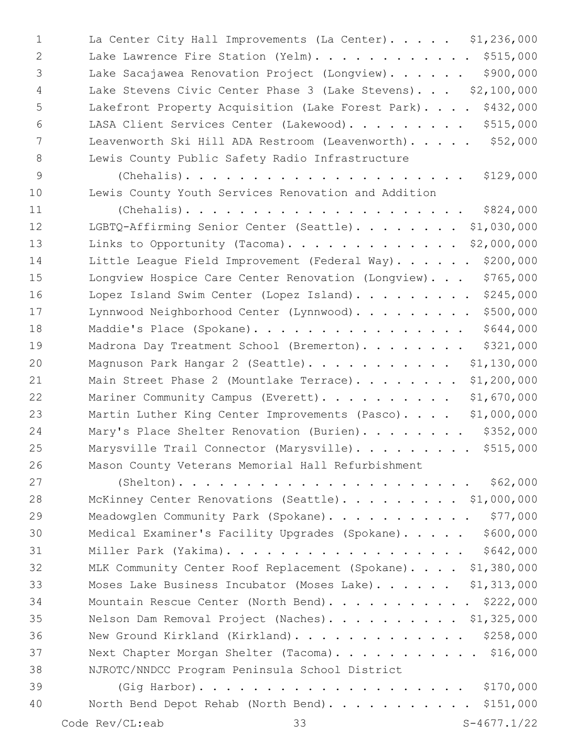La Center City Hall Improvements (La Center). . . . . $1,236,000
Lake Lawrence Fire Station (Yelm). . . . . . . . . . . . $515,000
Lake Sacajawea Renovation Project (Longview). . . . . . $900,000
Lake Stevens Civic Center Phase 3 (Lake Stevens). . . $2,100,000
Lakefront Property Acquisition (Lake Forest Park). . . . $432,000
LASA Client Services Center (Lakewood). . . . . . . . . $515,000
Leavenworth Ski Hill ADA Restroom (Leavenworth). . . . . $52,000
Lewis County Public Safety Radio Infrastructure
(Chehalis). . . . . . . . . . . . . . . . . . . . . $129,000
Lewis County Youth Services Renovation and Addition
(Chehalis). . . . . . . . . . . . . . . . . . . . . $824,000
LGBTQ-Affirming Senior Center (Seattle). . . . . . . . $1,030,000
Links to Opportunity (Tacoma). . . . . . . . . . . . . $2,000,000
Little League Field Improvement (Federal Way). . . . . . $200,000
Longview Hospice Care Center Renovation (Longview). . . $765,000
Lopez Island Swim Center (Lopez Island). . . . . . . . . $245,000
Lynnwood Neighborhood Center (Lynnwood). . . . . . . . . $500,000
Maddie's Place (Spokane). . . . . . . . . . . . . . . . $644,000
Madrona Day Treatment School (Bremerton). . . . . . . . $321,000
Magnuson Park Hangar 2 (Seattle). . . . . . . . . . . $1,130,000
Main Street Phase 2 (Mountlake Terrace). . . . . . . . $1,200,000
Mariner Community Campus (Everett). . . . . . . . . . $1,670,000
Martin Luther King Center Improvements (Pasco). . . . $1,000,000
Mary's Place Shelter Renovation (Burien). . . . . . . . $352,000
Marysville Trail Connector (Marysville). . . . . . . . . $515,000
Mason County Veterans Memorial Hall Refurbishment
(Shelton). . . . . . . . . . . . . . . . . . . . . . $62,000
McKinney Center Renovations (Seattle). . . . . . . . . $1,000,000
Meadowglen Community Park (Spokane). . . . . . . . . . . $77,000
Medical Examiner's Facility Upgrades (Spokane). . . . . $600,000
Miller Park (Yakima). . . . . . . . . . . . . . . . . . $642,000
MLK Community Center Roof Replacement (Spokane). . . . $1,380,000
Moses Lake Business Incubator (Moses Lake). . . . . . $1,313,000
Mountain Rescue Center (North Bend). . . . . . . . . . . $222,000
Nelson Dam Removal Project (Naches). . . . . . . . . . $1,325,000
New Ground Kirkland (Kirkland). . . . . . . . . . . . . $258,000
Next Chapter Morgan Shelter (Tacoma). . . . . . . . . . . $16,000
NJROTC/NNDCC Program Peninsula School District
(Gig Harbor). . . . . . . . . . . . . . . . . . . . $170,000
North Bend Depot Rehab (North Bend). . . . . . . . . . . $151,000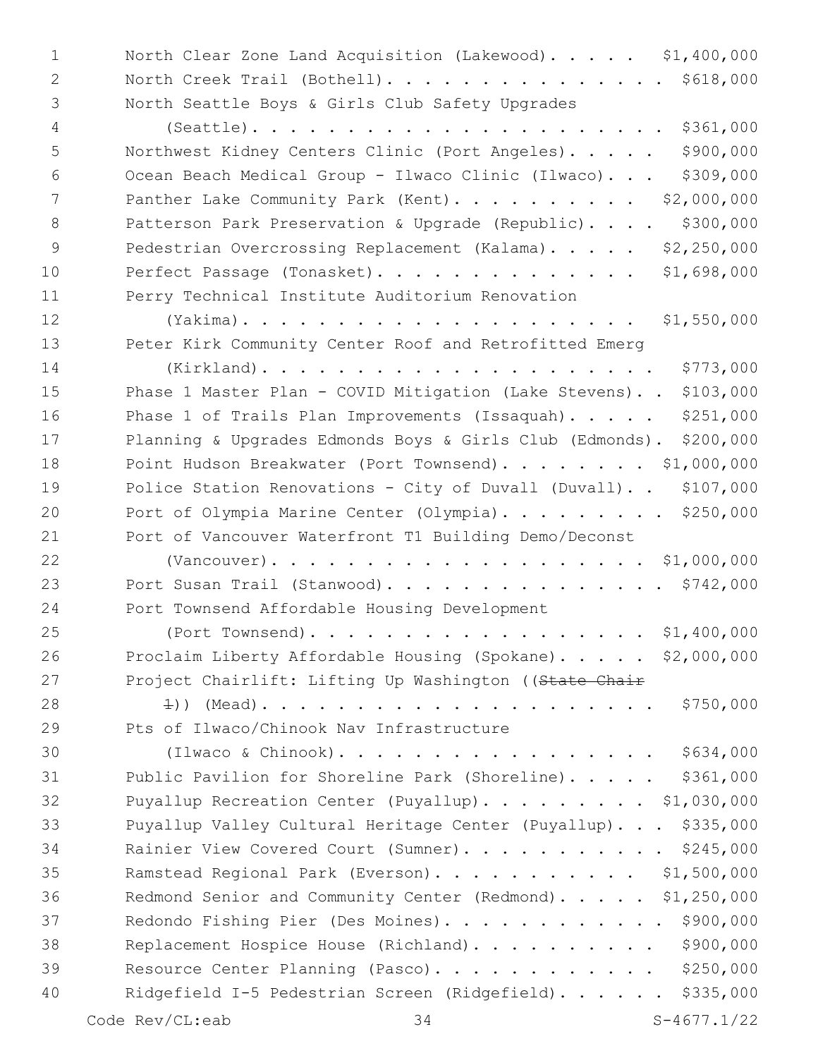North Clear Zone Land Acquisition (Lakewood). . . . . $1,400,000
North Creek Trail (Bothell). . . . . . . . . . . . . . . $618,000
North Seattle Boys & Girls Club Safety Upgrades
(Seattle). . . . . . . . . . . . . . . . . . . . . . $361,000
Northwest Kidney Centers Clinic (Port Angeles). . . . . $900,000
Ocean Beach Medical Group - Ilwaco Clinic (Ilwaco). . . $309,000
Panther Lake Community Park (Kent). . . . . . . . . . $2,000,000
Patterson Park Preservation & Upgrade (Republic). . . . $300,000
Pedestrian Overcrossing Replacement (Kalama). . . . . $2,250,000
Perfect Passage (Tonasket). . . . . . . . . . . . . . $1,698,000
Perry Technical Institute Auditorium Renovation
(Yakima). . . . . . . . . . . . . . . . . . . . . $1,550,000
Peter Kirk Community Center Roof and Retrofitted Emerg
(Kirkland). . . . . . . . . . . . . . . . . . . . . $773,000
Phase 1 Master Plan - COVID Mitigation (Lake Stevens). . $103,000
Phase 1 of Trails Plan Improvements (Issaquah). . . . . $251,000
Planning & Upgrades Edmonds Boys & Girls Club (Edmonds). $200,000
Point Hudson Breakwater (Port Townsend). . . . . . . . $1,000,000
Police Station Renovations - City of Duvall (Duvall). . $107,000
Port of Olympia Marine Center (Olympia). . . . . . . . . $250,000
Port of Vancouver Waterfront T1 Building Demo/Deconst
(Vancouver). . . . . . . . . . . . . . . . . . . . $1,000,000
Port Susan Trail (Stanwood). . . . . . . . . . . . . . . $742,000
Port Townsend Affordable Housing Development
(Port Townsend). . . . . . . . . . . . . . . . . . $1,400,000
Proclaim Liberty Affordable Housing (Spokane). . . . . $2,000,000
Project Chairlift: Lifting Up Washington ((~~State Chair~~
~~1~~)) (Mead). . . . . . . . . . . . . . . . . . . . . $750,000
Pts of Ilwaco/Chinook Nav Infrastructure
(Ilwaco & Chinook). . . . . . . . . . . . . . . . . $634,000
Public Pavilion for Shoreline Park (Shoreline). . . . . $361,000
Puyallup Recreation Center (Puyallup). . . . . . . . . $1,030,000
Puyallup Valley Cultural Heritage Center (Puyallup). . . $335,000
Rainier View Covered Court (Sumner). . . . . . . . . . . $245,000
Ramstead Regional Park (Everson). . . . . . . . . . . $1,500,000
Redmond Senior and Community Center (Redmond). . . . . $1,250,000
Redondo Fishing Pier (Des Moines). . . . . . . . . . . . $900,000
Replacement Hospice House (Richland). . . . . . . . . . $900,000
Resource Center Planning (Pasco). . . . . . . . . . . . $250,000
Ridgefield I-5 Pedestrian Screen (Ridgefield). . . . . . $335,000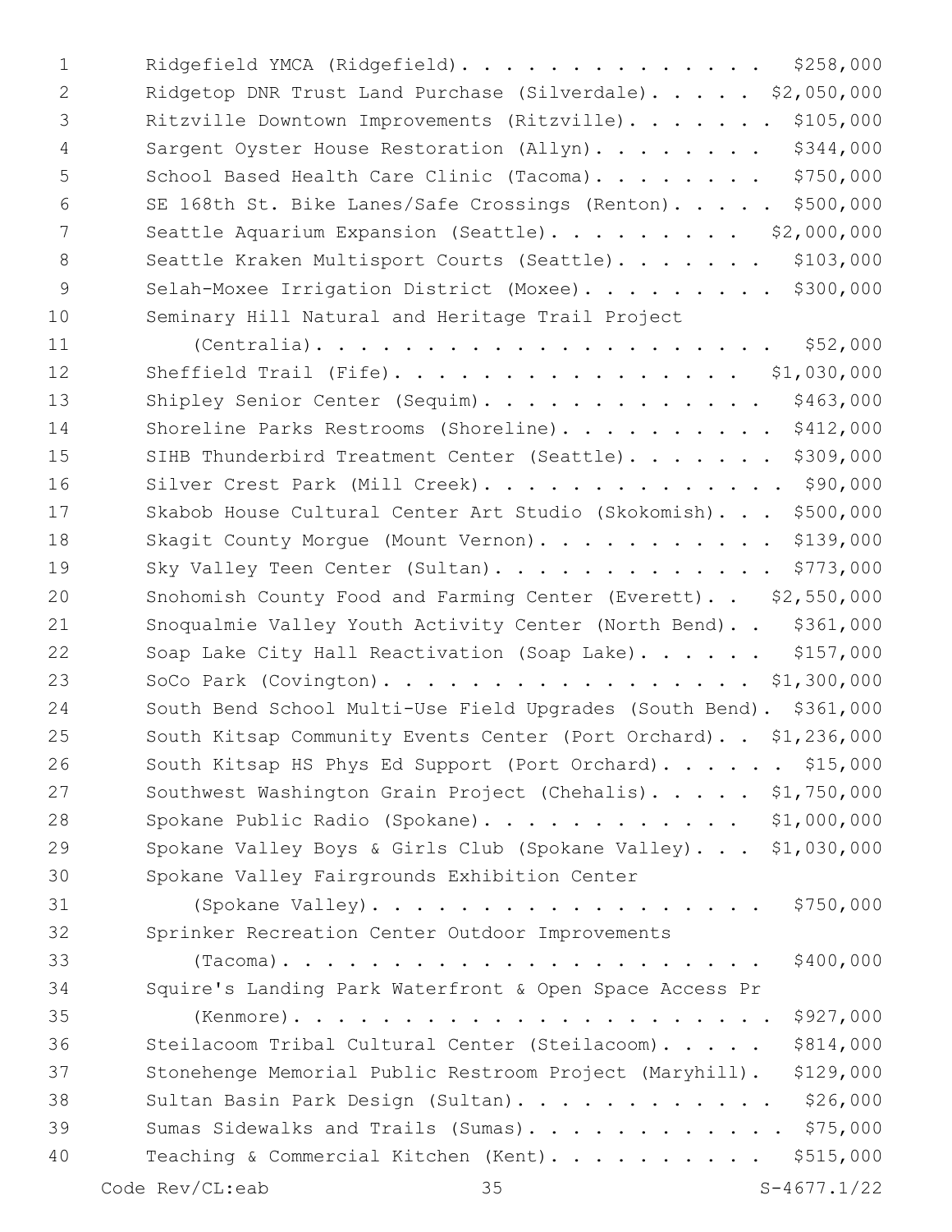Ridgefield YMCA (Ridgefield). . . . . . . . . . . . . . . $258,000
Ridgetop DNR Trust Land Purchase (Silverdale). . . . . $2,050,000
Ritzville Downtown Improvements (Ritzville). . . . . . . $105,000
Sargent Oyster House Restoration (Allyn). . . . . . . . $344,000
School Based Health Care Clinic (Tacoma). . . . . . . . $750,000
SE 168th St. Bike Lanes/Safe Crossings (Renton). . . . . $500,000
Seattle Aquarium Expansion (Seattle). . . . . . . . . $2,000,000
Seattle Kraken Multisport Courts (Seattle). . . . . . . $103,000
Selah-Moxee Irrigation District (Moxee). . . . . . . . . $300,000
Seminary Hill Natural and Heritage Trail Project
(Centralia). . . . . . . . . . . . . . . . . . . . . $52,000
Sheffield Trail (Fife). . . . . . . . . . . . . . . . $1,030,000
Shipley Senior Center (Sequim). . . . . . . . . . . . . $463,000
Shoreline Parks Restrooms (Shoreline). . . . . . . . . . $412,000
SIHB Thunderbird Treatment Center (Seattle). . . . . . . $309,000
Silver Crest Park (Mill Creek). . . . . . . . . . . . . . $90,000
Skabob House Cultural Center Art Studio (Skokomish). . . $500,000
Skagit County Morgue (Mount Vernon). . . . . . . . . . . $139,000
Sky Valley Teen Center (Sultan). . . . . . . . . . . . . $773,000
Snohomish County Food and Farming Center (Everett). . $2,550,000
Snoqualmie Valley Youth Activity Center (North Bend). . $361,000
Soap Lake City Hall Reactivation (Soap Lake). . . . . . $157,000
SoCo Park (Covington). . . . . . . . . . . . . . . . $1,300,000
South Bend School Multi-Use Field Upgrades (South Bend). $361,000
South Kitsap Community Events Center (Port Orchard). . $1,236,000
South Kitsap HS Phys Ed Support (Port Orchard). . . . . . $15,000
Southwest Washington Grain Project (Chehalis). . . . . $1,750,000
Spokane Public Radio (Spokane). . . . . . . . . . . . $1,000,000
Spokane Valley Boys & Girls Club (Spokane Valley). . . $1,030,000
Spokane Valley Fairgrounds Exhibition Center
(Spokane Valley). . . . . . . . . . . . . . . . . . $750,000
Sprinker Recreation Center Outdoor Improvements
(Tacoma). . . . . . . . . . . . . . . . . . . . . . . $400,000
Squire's Landing Park Waterfront & Open Space Access Pr
(Kenmore). . . . . . . . . . . . . . . . . . . . . . $927,000
Steilacoom Tribal Cultural Center (Steilacoom). . . . . $814,000
Stonehenge Memorial Public Restroom Project (Maryhill). $129,000
Sultan Basin Park Design (Sultan). . . . . . . . . . . . $26,000
Sumas Sidewalks and Trails (Sumas). . . . . . . . . . . . $75,000
Teaching & Commercial Kitchen (Kent). . . . . . . . . . $515,000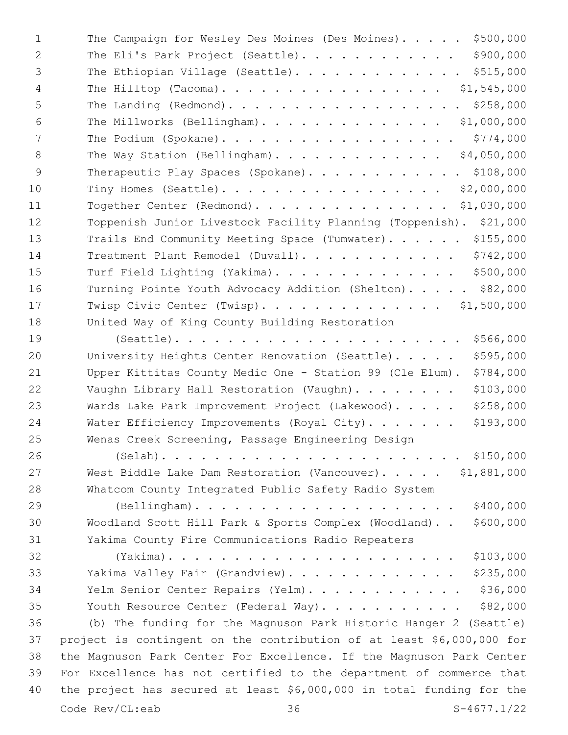The Campaign for Wesley Des Moines (Des Moines). . . . . $500,000
The Eli's Park Project (Seattle). . . . . . . . . . . . $900,000
The Ethiopian Village (Seattle). . . . . . . . . . . . . $515,000
The Hilltop (Tacoma). . . . . . . . . . . . . . . . . . $1,545,000
The Landing (Redmond). . . . . . . . . . . . . . . . . . $258,000
The Millworks (Bellingham). . . . . . . . . . . . . . $1,000,000
The Podium (Spokane). . . . . . . . . . . . . . . . . . $774,000
The Way Station (Bellingham). . . . . . . . . . . . . $4,050,000
Therapeutic Play Spaces (Spokane). . . . . . . . . . . . $108,000
Tiny Homes (Seattle). . . . . . . . . . . . . . . . . $2,000,000
Together Center (Redmond). . . . . . . . . . . . . . . $1,030,000
Toppenish Junior Livestock Facility Planning (Toppenish). $21,000
Trails End Community Meeting Space (Tumwater). . . . . . $155,000
Treatment Plant Remodel (Duvall). . . . . . . . . . . . $742,000
Turf Field Lighting (Yakima). . . . . . . . . . . . . . $500,000
Turning Pointe Youth Advocacy Addition (Shelton). . . . . $82,000
Twisp Civic Center (Twisp). . . . . . . . . . . . . . $1,500,000
United Way of King County Building Restoration
(Seattle). . . . . . . . . . . . . . . . . . . . . . $566,000
University Heights Center Renovation (Seattle). . . . . $595,000
Upper Kittitas County Medic One - Station 99 (Cle Elum). $784,000
Vaughn Library Hall Restoration (Vaughn). . . . . . . . $103,000
Wards Lake Park Improvement Project (Lakewood). . . . . $258,000
Water Efficiency Improvements (Royal City). . . . . . . $193,000
Wenas Creek Screening, Passage Engineering Design
(Selah). . . . . . . . . . . . . . . . . . . . . . . $150,000
West Biddle Lake Dam Restoration (Vancouver). . . . . $1,881,000
Whatcom County Integrated Public Safety Radio System
(Bellingham). . . . . . . . . . . . . . . . . . . . $400,000
Woodland Scott Hill Park & Sports Complex (Woodland). . $600,000
Yakima County Fire Communications Radio Repeaters
(Yakima). . . . . . . . . . . . . . . . . . . . . . $103,000
Yakima Valley Fair (Grandview). . . . . . . . . . . . . $235,000
Yelm Senior Center Repairs (Yelm). . . . . . . . . . . . $36,000
Youth Resource Center (Federal Way). . . . . . . . . . . $82,000

(b) The funding for the Magnuson Park Historic Hanger 2 (Seattle) project is contingent on the contribution of at least $6,000,000 for the Magnuson Park Center For Excellence. If the Magnuson Park Center For Excellence has not certified to the department of commerce that the project has secured at least $6,000,000 in total funding for the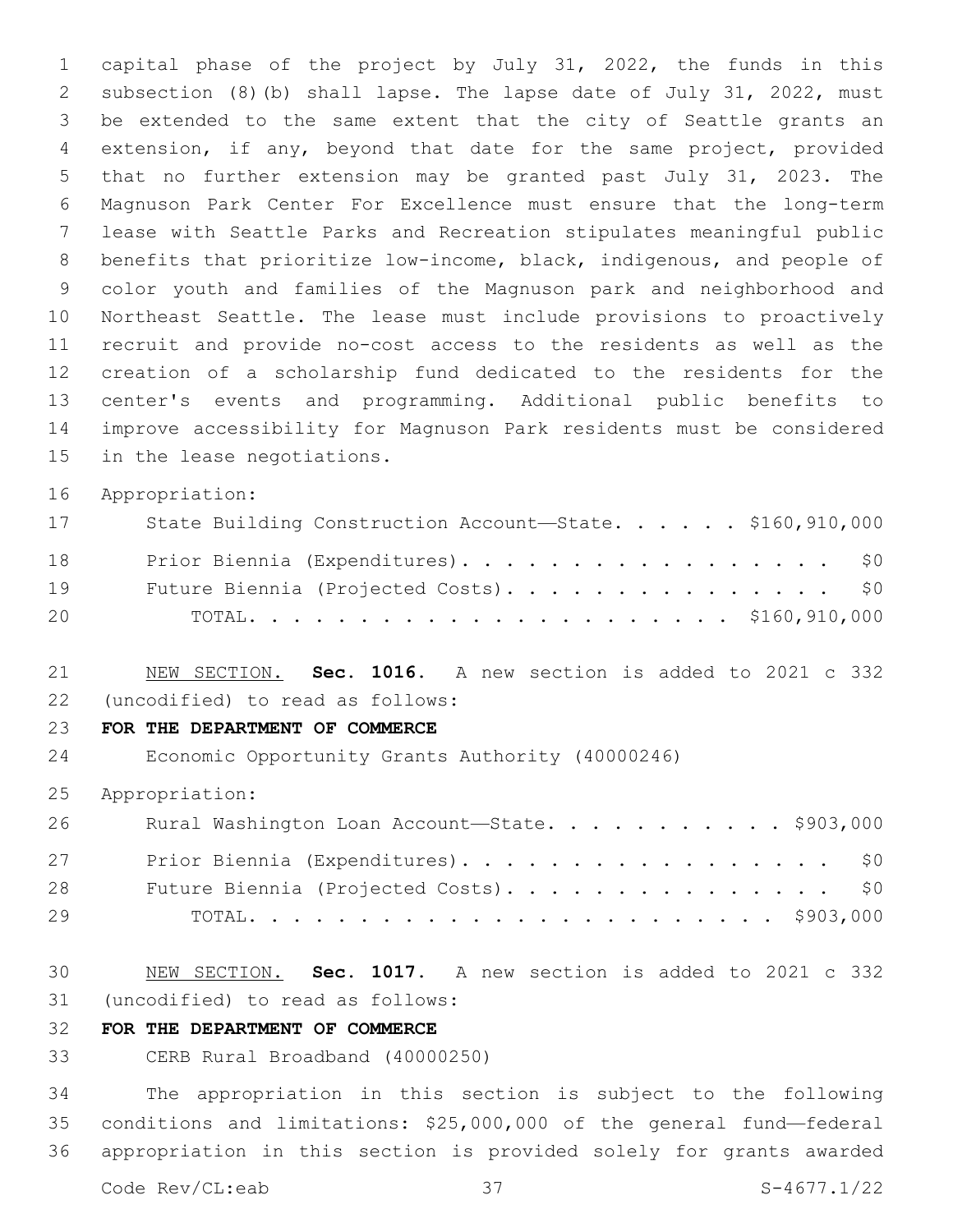capital phase of the project by July 31, 2022, the funds in this subsection (8)(b) shall lapse. The lapse date of July 31, 2022, must be extended to the same extent that the city of Seattle grants an extension, if any, beyond that date for the same project, provided that no further extension may be granted past July 31, 2023. The Magnuson Park Center For Excellence must ensure that the long-term lease with Seattle Parks and Recreation stipulates meaningful public benefits that prioritize low-income, black, indigenous, and people of color youth and families of the Magnuson park and neighborhood and Northeast Seattle. The lease must include provisions to proactively recruit and provide no-cost access to the residents as well as the creation of a scholarship fund dedicated to the residents for the center's events and programming. Additional public benefits to improve accessibility for Magnuson Park residents must be considered in the lease negotiations.

Appropriation:

| | |
|---|---|
| State Building Construction Account—State. . . . . . | $160,910,000 |
| Prior Biennia (Expenditures). . . . . . . . . . . . . . . . . . | $0 |
| Future Biennia (Projected Costs). . . . . . . . . . . . . . . . | $0 |
| TOTAL. . . . . . . . . . . . . . . . . . . . . . | $160,910,000 |

NEW SECTION. **Sec. 1016.** A new section is added to 2021 c 332 (uncodified) to read as follows:

**FOR THE DEPARTMENT OF COMMERCE**

Economic Opportunity Grants Authority (40000246)

Appropriation:

| | |
|---|---|
| Rural Washington Loan Account—State. . . . . . . . . . . | $903,000 |
| Prior Biennia (Expenditures). . . . . . . . . . . . . . . . . . | $0 |
| Future Biennia (Projected Costs). . . . . . . . . . . . . . . . | $0 |
| TOTAL. . . . . . . . . . . . . . . . . . . . . . . . | $903,000 |

NEW SECTION. **Sec. 1017.** A new section is added to 2021 c 332 (uncodified) to read as follows:

**FOR THE DEPARTMENT OF COMMERCE**

CERB Rural Broadband (40000250)

The appropriation in this section is subject to the following conditions and limitations: $25,000,000 of the general fund—federal appropriation in this section is provided solely for grants awarded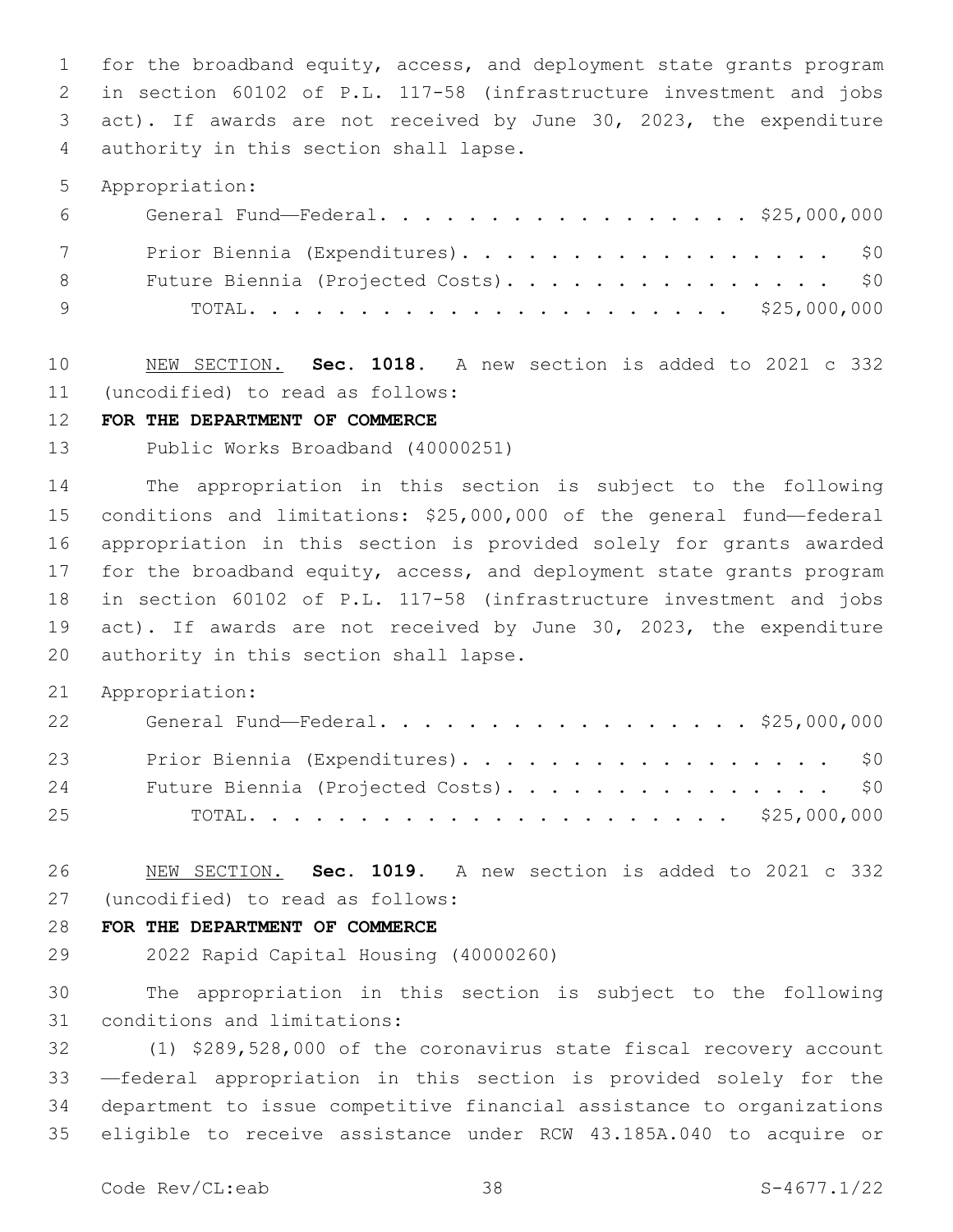for the broadband equity, access, and deployment state grants program in section 60102 of P.L. 117-58 (infrastructure investment and jobs act). If awards are not received by June 30, 2023, the expenditure authority in this section shall lapse.

Appropriation:

| | |
|---|---|
| General Fund—Federal | $25,000,000 |
| Prior Biennia (Expenditures) | $0 |
| Future Biennia (Projected Costs) | $0 |
| TOTAL | $25,000,000 |

NEW SECTION. **Sec. 1018.** A new section is added to 2021 c 332 (uncodified) to read as follows:

**FOR THE DEPARTMENT OF COMMERCE**

Public Works Broadband (40000251)

The appropriation in this section is subject to the following conditions and limitations: $25,000,000 of the general fund—federal appropriation in this section is provided solely for grants awarded for the broadband equity, access, and deployment state grants program in section 60102 of P.L. 117-58 (infrastructure investment and jobs act). If awards are not received by June 30, 2023, the expenditure authority in this section shall lapse.

Appropriation:

| | |
|---|---|
| General Fund—Federal | $25,000,000 |
| Prior Biennia (Expenditures) | $0 |
| Future Biennia (Projected Costs) | $0 |
| TOTAL | $25,000,000 |

NEW SECTION. **Sec. 1019.** A new section is added to 2021 c 332 (uncodified) to read as follows:

**FOR THE DEPARTMENT OF COMMERCE**

2022 Rapid Capital Housing (40000260)

The appropriation in this section is subject to the following conditions and limitations:

(1) $289,528,000 of the coronavirus state fiscal recovery account—federal appropriation in this section is provided solely for the department to issue competitive financial assistance to organizations eligible to receive assistance under RCW 43.185A.040 to acquire or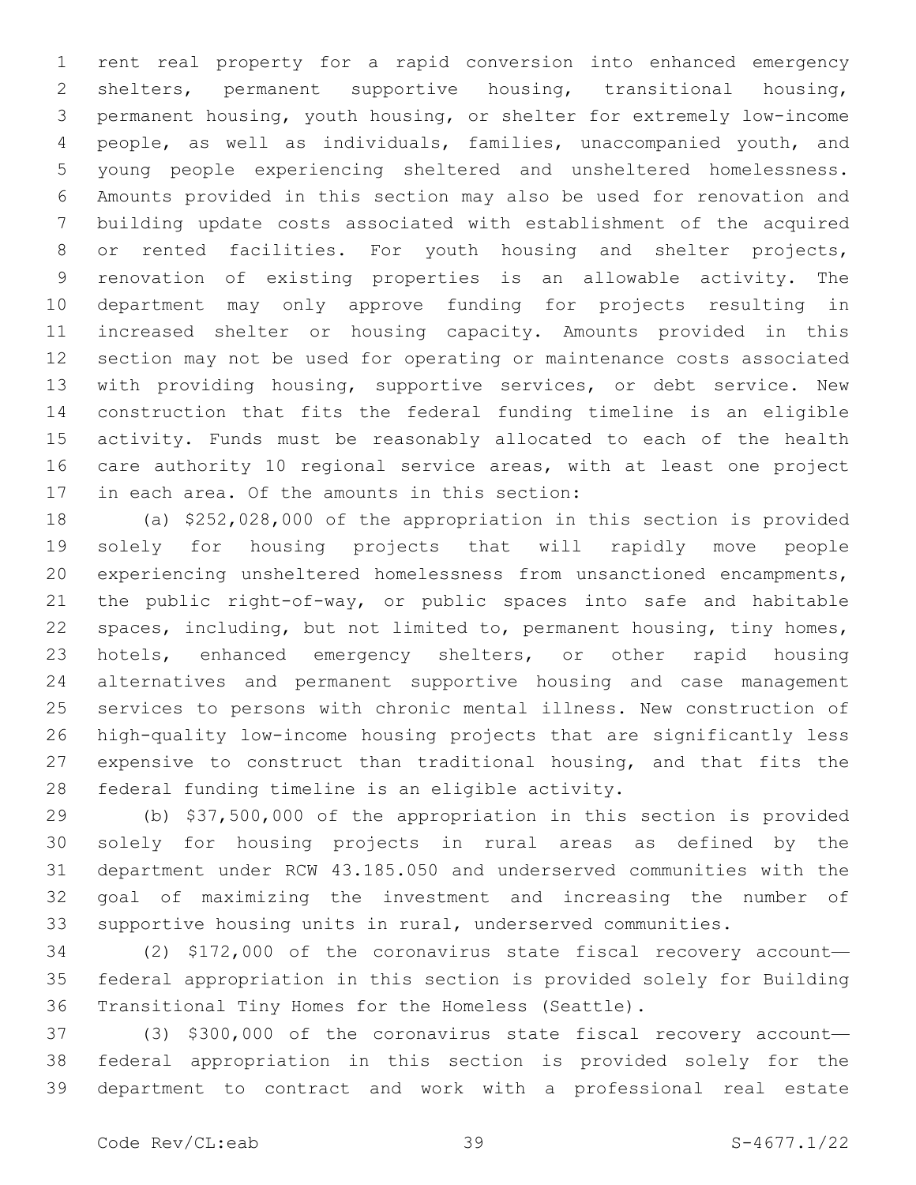rent real property for a rapid conversion into enhanced emergency shelters, permanent supportive housing, transitional housing, permanent housing, youth housing, or shelter for extremely low-income people, as well as individuals, families, unaccompanied youth, and young people experiencing sheltered and unsheltered homelessness. Amounts provided in this section may also be used for renovation and building update costs associated with establishment of the acquired or rented facilities. For youth housing and shelter projects, renovation of existing properties is an allowable activity. The department may only approve funding for projects resulting in increased shelter or housing capacity. Amounts provided in this section may not be used for operating or maintenance costs associated with providing housing, supportive services, or debt service. New construction that fits the federal funding timeline is an eligible activity. Funds must be reasonably allocated to each of the health care authority 10 regional service areas, with at least one project in each area. Of the amounts in this section:

(a) $252,028,000 of the appropriation in this section is provided solely for housing projects that will rapidly move people experiencing unsheltered homelessness from unsanctioned encampments, the public right-of-way, or public spaces into safe and habitable spaces, including, but not limited to, permanent housing, tiny homes, hotels, enhanced emergency shelters, or other rapid housing alternatives and permanent supportive housing and case management services to persons with chronic mental illness. New construction of high-quality low-income housing projects that are significantly less expensive to construct than traditional housing, and that fits the federal funding timeline is an eligible activity.

(b) $37,500,000 of the appropriation in this section is provided solely for housing projects in rural areas as defined by the department under RCW 43.185.050 and underserved communities with the goal of maximizing the investment and increasing the number of supportive housing units in rural, underserved communities.

(2) $172,000 of the coronavirus state fiscal recovery account—federal appropriation in this section is provided solely for Building Transitional Tiny Homes for the Homeless (Seattle).

(3) $300,000 of the coronavirus state fiscal recovery account—federal appropriation in this section is provided solely for the department to contract and work with a professional real estate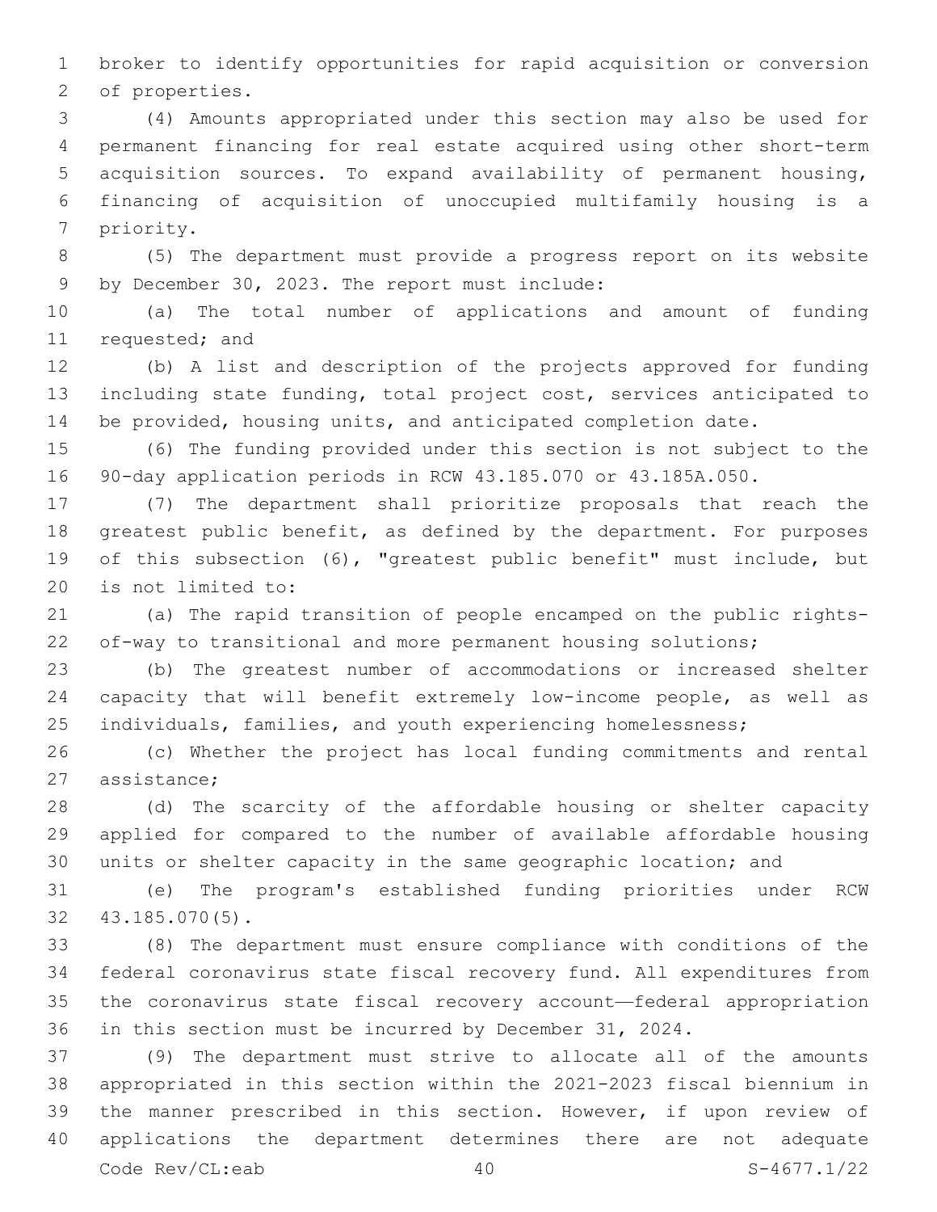broker to identify opportunities for rapid acquisition or conversion of properties.

(4) Amounts appropriated under this section may also be used for permanent financing for real estate acquired using other short-term acquisition sources. To expand availability of permanent housing, financing of acquisition of unoccupied multifamily housing is a priority.

(5) The department must provide a progress report on its website by December 30, 2023. The report must include:

(a) The total number of applications and amount of funding requested; and

(b) A list and description of the projects approved for funding including state funding, total project cost, services anticipated to be provided, housing units, and anticipated completion date.

(6) The funding provided under this section is not subject to the 90-day application periods in RCW 43.185.070 or 43.185A.050.

(7) The department shall prioritize proposals that reach the greatest public benefit, as defined by the department. For purposes of this subsection (6), "greatest public benefit" must include, but is not limited to:

(a) The rapid transition of people encamped on the public rights-of-way to transitional and more permanent housing solutions;

(b) The greatest number of accommodations or increased shelter capacity that will benefit extremely low-income people, as well as individuals, families, and youth experiencing homelessness;

(c) Whether the project has local funding commitments and rental assistance;

(d) The scarcity of the affordable housing or shelter capacity applied for compared to the number of available affordable housing units or shelter capacity in the same geographic location; and

(e) The program's established funding priorities under RCW 43.185.070(5).

(8) The department must ensure compliance with conditions of the federal coronavirus state fiscal recovery fund. All expenditures from the coronavirus state fiscal recovery account—federal appropriation in this section must be incurred by December 31, 2024.

(9) The department must strive to allocate all of the amounts appropriated in this section within the 2021-2023 fiscal biennium in the manner prescribed in this section. However, if upon review of applications the department determines there are not adequate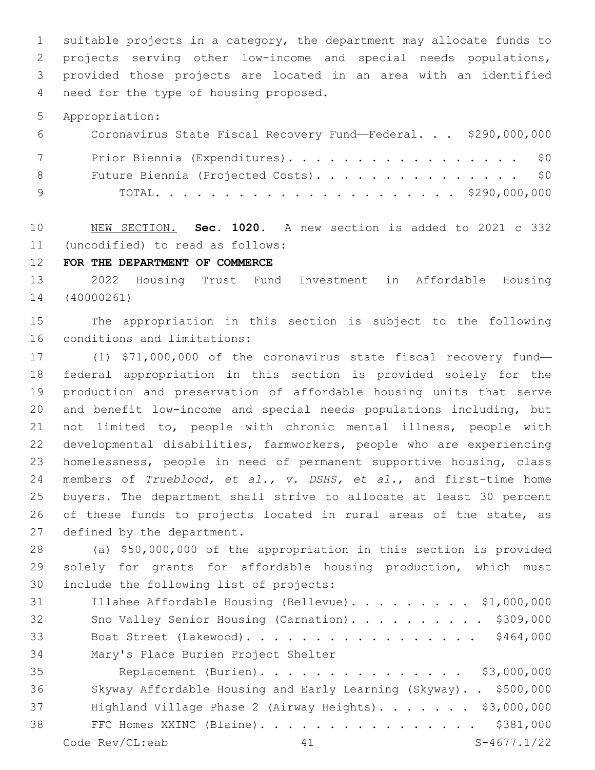suitable projects in a category, the department may allocate funds to projects serving other low-income and special needs populations, provided those projects are located in an area with an identified need for the type of housing proposed.

Appropriation:

| | |
|---|---|
| Coronavirus State Fiscal Recovery Fund—Federal. . . | $290,000,000 |
| Prior Biennia (Expenditures). . . . . . . . . . . . . . . . . . | $0 |
| Future Biennia (Projected Costs). . . . . . . . . . . . . . . . | $0 |
| TOTAL. . . . . . . . . . . . . . . . . . . . . . | $290,000,000 |

NEW SECTION. **Sec. 1020.** A new section is added to 2021 c 332 (uncodified) to read as follows:

**FOR THE DEPARTMENT OF COMMERCE**

2022 Housing Trust Fund Investment in Affordable Housing (40000261)

The appropriation in this section is subject to the following conditions and limitations:

(1) $71,000,000 of the coronavirus state fiscal recovery fund—federal appropriation in this section is provided solely for the production and preservation of affordable housing units that serve and benefit low-income and special needs populations including, but not limited to, people with chronic mental illness, people with developmental disabilities, farmworkers, people who are experiencing homelessness, people in need of permanent supportive housing, class members of *Trueblood, et al., v. DSHS, et al.*, and first-time home buyers. The department shall strive to allocate at least 30 percent of these funds to projects located in rural areas of the state, as defined by the department.

(a) $50,000,000 of the appropriation in this section is provided solely for grants for affordable housing production, which must include the following list of projects:

| | |
|---|---|
| Illahee Affordable Housing (Bellevue). . . . . . . . . | $1,000,000 |
| Sno Valley Senior Housing (Carnation). . . . . . . . . . | $309,000 |
| Boat Street (Lakewood). . . . . . . . . . . . . . . . . . | $464,000 |
| Mary's Place Burien Project Shelter Replacement (Burien). . . . . . . . . . . . . . . . | $3,000,000 |
| Skyway Affordable Housing and Early Learning (Skyway). . | $500,000 |
| Highland Village Phase 2 (Airway Heights). . . . . . . | $3,000,000 |
| FFC Homes XXINC (Blaine). . . . . . . . . . . . . . . . | $381,000 |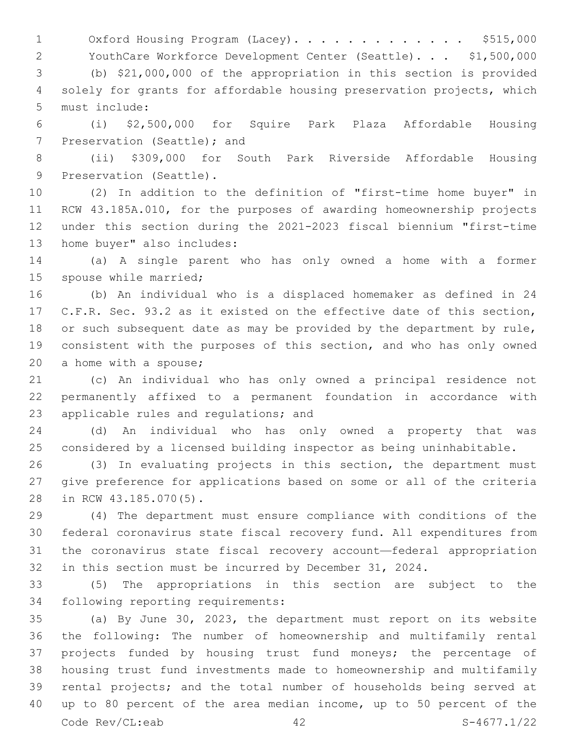Oxford Housing Program (Lacey). . . . . . . . . . . . . . $515,000
YouthCare Workforce Development Center (Seattle). . . $1,500,000

(b) $21,000,000 of the appropriation in this section is provided solely for grants for affordable housing preservation projects, which must include:

(i) $2,500,000 for Squire Park Plaza Affordable Housing Preservation (Seattle); and

(ii) $309,000 for South Park Riverside Affordable Housing Preservation (Seattle).

(2) In addition to the definition of "first-time home buyer" in RCW 43.185A.010, for the purposes of awarding homeownership projects under this section during the 2021-2023 fiscal biennium "first-time home buyer" also includes:

(a) A single parent who has only owned a home with a former spouse while married;

(b) An individual who is a displaced homemaker as defined in 24 C.F.R. Sec. 93.2 as it existed on the effective date of this section, or such subsequent date as may be provided by the department by rule, consistent with the purposes of this section, and who has only owned a home with a spouse;

(c) An individual who has only owned a principal residence not permanently affixed to a permanent foundation in accordance with applicable rules and regulations; and

(d) An individual who has only owned a property that was considered by a licensed building inspector as being uninhabitable.

(3) In evaluating projects in this section, the department must give preference for applications based on some or all of the criteria in RCW 43.185.070(5).

(4) The department must ensure compliance with conditions of the federal coronavirus state fiscal recovery fund. All expenditures from the coronavirus state fiscal recovery account—federal appropriation in this section must be incurred by December 31, 2024.

(5) The appropriations in this section are subject to the following reporting requirements:

(a) By June 30, 2023, the department must report on its website the following: The number of homeownership and multifamily rental projects funded by housing trust fund moneys; the percentage of housing trust fund investments made to homeownership and multifamily rental projects; and the total number of households being served at up to 80 percent of the area median income, up to 50 percent of the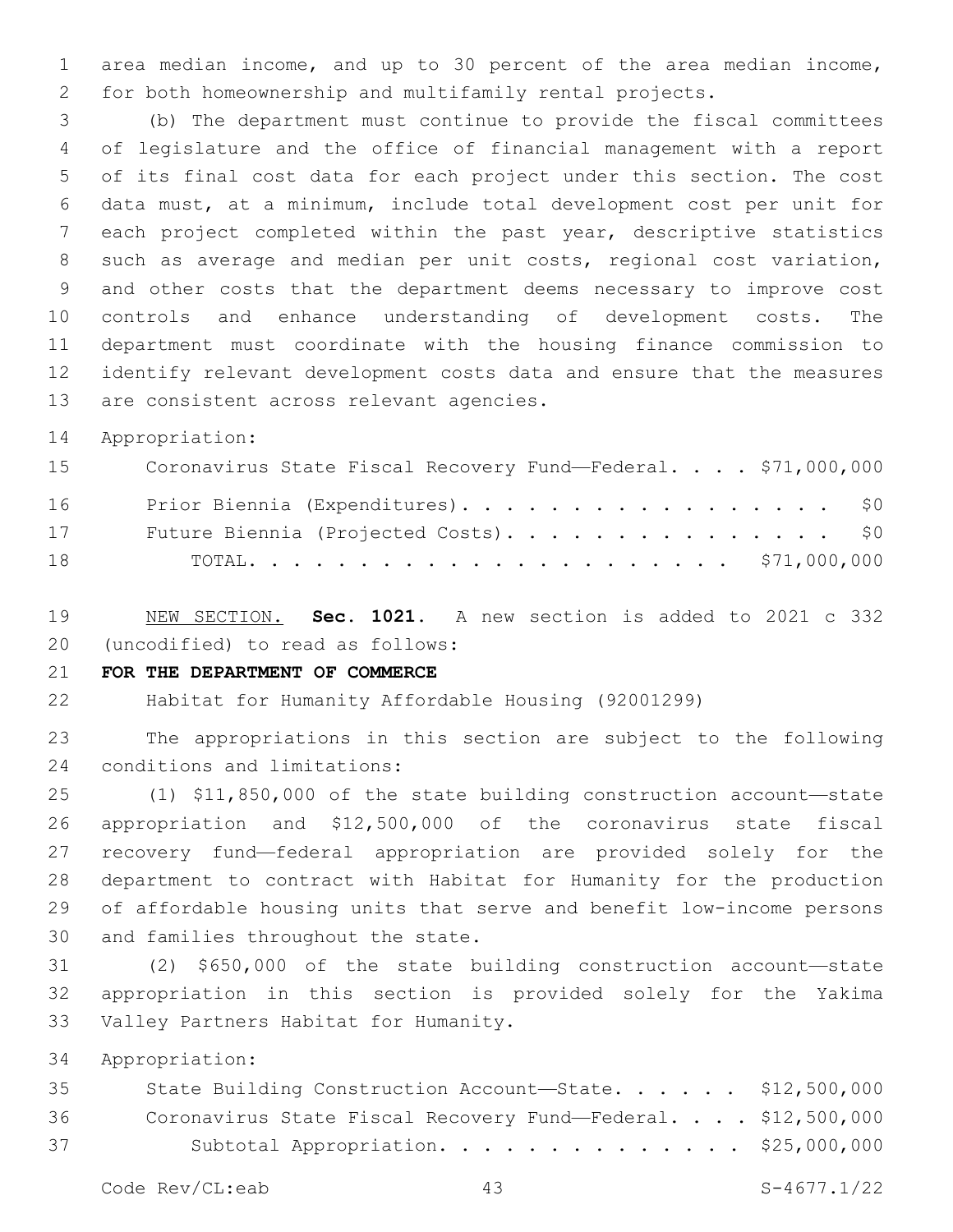area median income, and up to 30 percent of the area median income, for both homeownership and multifamily rental projects.

(b) The department must continue to provide the fiscal committees of legislature and the office of financial management with a report of its final cost data for each project under this section. The cost data must, at a minimum, include total development cost per unit for each project completed within the past year, descriptive statistics such as average and median per unit costs, regional cost variation, and other costs that the department deems necessary to improve cost controls and enhance understanding of development costs. The department must coordinate with the housing finance commission to identify relevant development costs data and ensure that the measures are consistent across relevant agencies.

Appropriation:

| | |
|---|---|
| Coronavirus State Fiscal Recovery Fund—Federal. . . . | $71,000,000 |
| Prior Biennia (Expenditures). . . . . . . . . . . . . . . . . . | $0 |
| Future Biennia (Projected Costs). . . . . . . . . . . . . . . . | $0 |
| TOTAL. . . . . . . . . . . . . . . . . . . . . . . | $71,000,000 |

NEW SECTION. **Sec. 1021.** A new section is added to 2021 c 332 (uncodified) to read as follows:

**FOR THE DEPARTMENT OF COMMERCE**

Habitat for Humanity Affordable Housing (92001299)

The appropriations in this section are subject to the following conditions and limitations:

(1) $11,850,000 of the state building construction account—state appropriation and $12,500,000 of the coronavirus state fiscal recovery fund—federal appropriation are provided solely for the department to contract with Habitat for Humanity for the production of affordable housing units that serve and benefit low-income persons and families throughout the state.

(2) $650,000 of the state building construction account—state appropriation in this section is provided solely for the Yakima Valley Partners Habitat for Humanity.

Appropriation:

| | |
|---|---|
| State Building Construction Account—State. . . . . . | $12,500,000 |
| Coronavirus State Fiscal Recovery Fund—Federal. . . . | $12,500,000 |
| Subtotal Appropriation. . . . . . . . . . . . . . | $25,000,000 |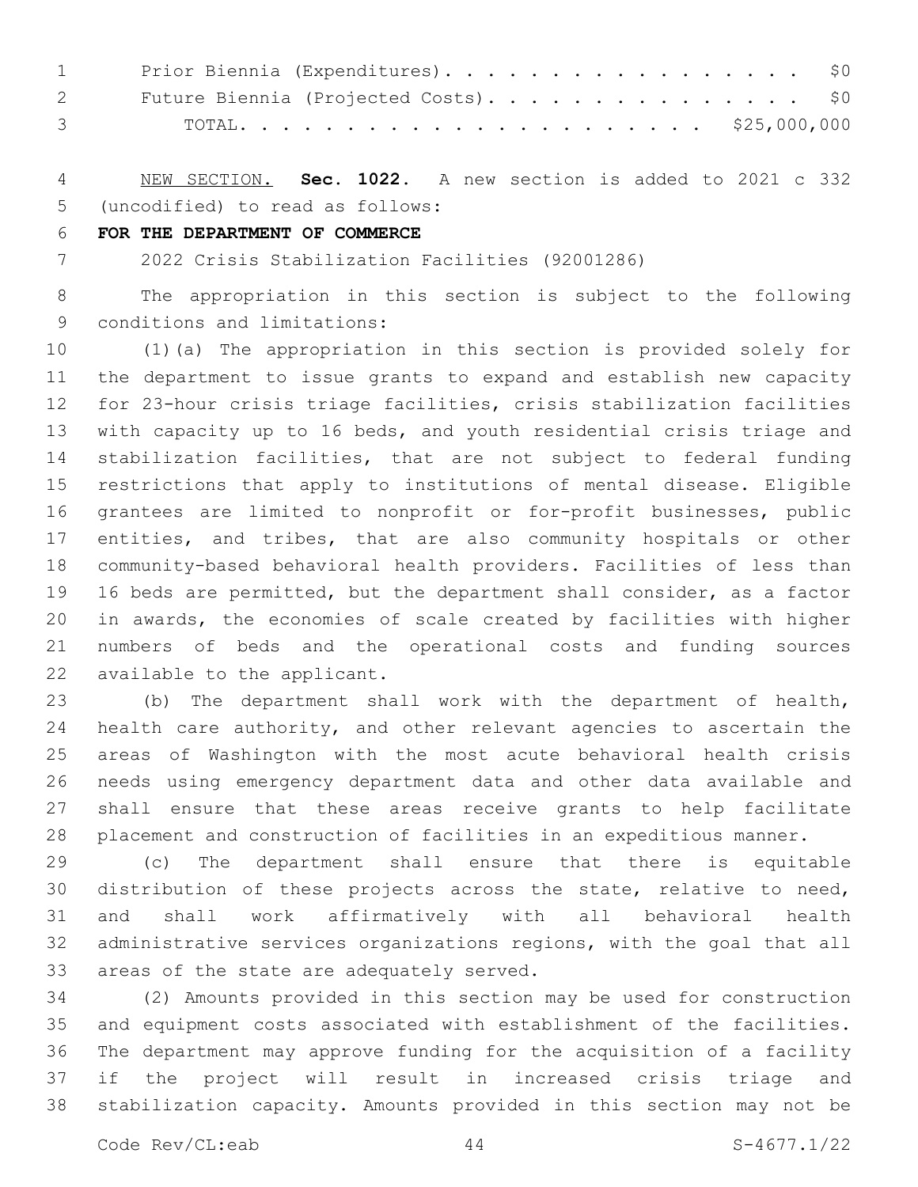Prior Biennia (Expenditures). . . . . . . . . . . . . . . . . . $0
Future Biennia (Projected Costs). . . . . . . . . . . . . . . . $0
TOTAL. . . . . . . . . . . . . . . . . . . . . . . . $25,000,000

NEW SECTION. **Sec. 1022.** A new section is added to 2021 c 332 (uncodified) to read as follows:

**FOR THE DEPARTMENT OF COMMERCE**

2022 Crisis Stabilization Facilities (92001286)

The appropriation in this section is subject to the following conditions and limitations:

(1)(a) The appropriation in this section is provided solely for the department to issue grants to expand and establish new capacity for 23-hour crisis triage facilities, crisis stabilization facilities with capacity up to 16 beds, and youth residential crisis triage and stabilization facilities, that are not subject to federal funding restrictions that apply to institutions of mental disease. Eligible grantees are limited to nonprofit or for-profit businesses, public entities, and tribes, that are also community hospitals or other community-based behavioral health providers. Facilities of less than 16 beds are permitted, but the department shall consider, as a factor in awards, the economies of scale created by facilities with higher numbers of beds and the operational costs and funding sources available to the applicant.

(b) The department shall work with the department of health, health care authority, and other relevant agencies to ascertain the areas of Washington with the most acute behavioral health crisis needs using emergency department data and other data available and shall ensure that these areas receive grants to help facilitate placement and construction of facilities in an expeditious manner.

(c) The department shall ensure that there is equitable distribution of these projects across the state, relative to need, and shall work affirmatively with all behavioral health administrative services organizations regions, with the goal that all areas of the state are adequately served.

(2) Amounts provided in this section may be used for construction and equipment costs associated with establishment of the facilities. The department may approve funding for the acquisition of a facility if the project will result in increased crisis triage and stabilization capacity. Amounts provided in this section may not be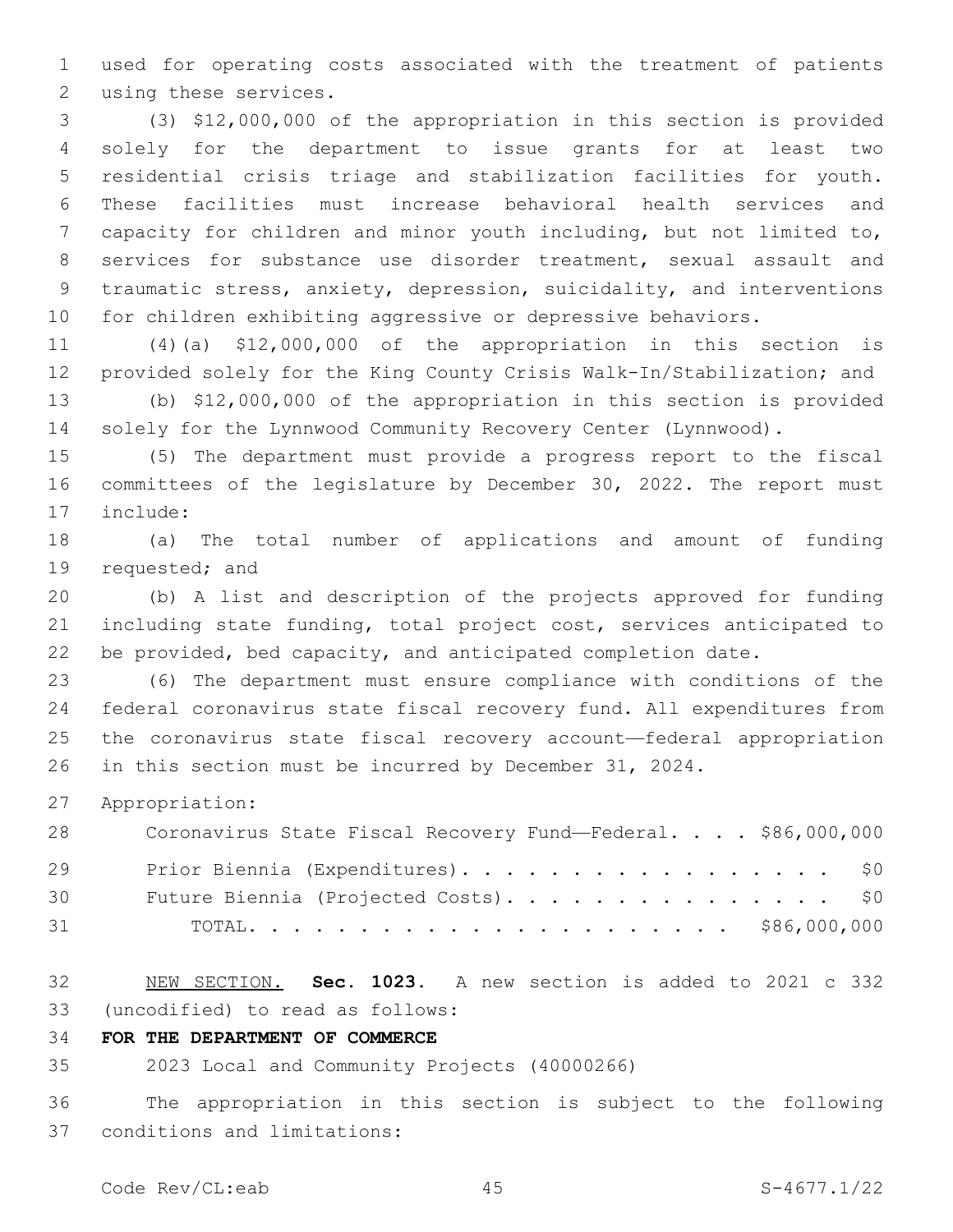used for operating costs associated with the treatment of patients using these services.

(3) $12,000,000 of the appropriation in this section is provided solely for the department to issue grants for at least two residential crisis triage and stabilization facilities for youth. These facilities must increase behavioral health services and capacity for children and minor youth including, but not limited to, services for substance use disorder treatment, sexual assault and traumatic stress, anxiety, depression, suicidality, and interventions for children exhibiting aggressive or depressive behaviors.

(4)(a) $12,000,000 of the appropriation in this section is provided solely for the King County Crisis Walk-In/Stabilization; and

(b) $12,000,000 of the appropriation in this section is provided solely for the Lynnwood Community Recovery Center (Lynnwood).

(5) The department must provide a progress report to the fiscal committees of the legislature by December 30, 2022. The report must include:

(a) The total number of applications and amount of funding requested; and

(b) A list and description of the projects approved for funding including state funding, total project cost, services anticipated to be provided, bed capacity, and anticipated completion date.

(6) The department must ensure compliance with conditions of the federal coronavirus state fiscal recovery fund. All expenditures from the coronavirus state fiscal recovery account—federal appropriation in this section must be incurred by December 31, 2024.

Appropriation:

| | |
|---|---|
| Coronavirus State Fiscal Recovery Fund—Federal. . . . | $86,000,000 |
| Prior Biennia (Expenditures). . . . . . . . . . . . . . . . . . | $0 |
| Future Biennia (Projected Costs). . . . . . . . . . . . . . . . | $0 |
| TOTAL. . . . . . . . . . . . . . . . . . . . . . | $86,000,000 |

NEW SECTION. **Sec. 1023.** A new section is added to 2021 c 332 (uncodified) to read as follows:

**FOR THE DEPARTMENT OF COMMERCE**

2023 Local and Community Projects (40000266)

The appropriation in this section is subject to the following conditions and limitations: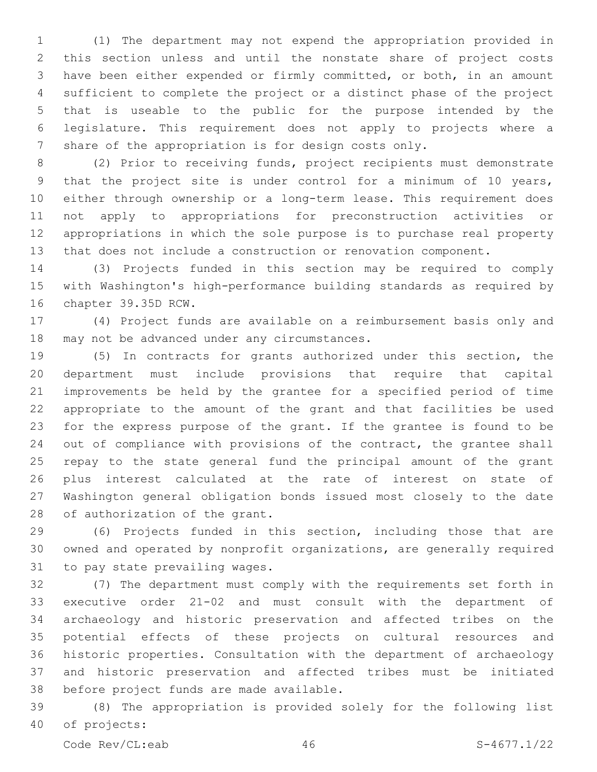(1) The department may not expend the appropriation provided in this section unless and until the nonstate share of project costs have been either expended or firmly committed, or both, in an amount sufficient to complete the project or a distinct phase of the project that is useable to the public for the purpose intended by the legislature. This requirement does not apply to projects where a share of the appropriation is for design costs only.

(2) Prior to receiving funds, project recipients must demonstrate that the project site is under control for a minimum of 10 years, either through ownership or a long-term lease. This requirement does not apply to appropriations for preconstruction activities or appropriations in which the sole purpose is to purchase real property that does not include a construction or renovation component.

(3) Projects funded in this section may be required to comply with Washington's high-performance building standards as required by chapter 39.35D RCW.

(4) Project funds are available on a reimbursement basis only and may not be advanced under any circumstances.

(5) In contracts for grants authorized under this section, the department must include provisions that require that capital improvements be held by the grantee for a specified period of time appropriate to the amount of the grant and that facilities be used for the express purpose of the grant. If the grantee is found to be out of compliance with provisions of the contract, the grantee shall repay to the state general fund the principal amount of the grant plus interest calculated at the rate of interest on state of Washington general obligation bonds issued most closely to the date of authorization of the grant.

(6) Projects funded in this section, including those that are owned and operated by nonprofit organizations, are generally required to pay state prevailing wages.

(7) The department must comply with the requirements set forth in executive order 21-02 and must consult with the department of archaeology and historic preservation and affected tribes on the potential effects of these projects on cultural resources and historic properties. Consultation with the department of archaeology and historic preservation and affected tribes must be initiated before project funds are made available.

(8) The appropriation is provided solely for the following list of projects: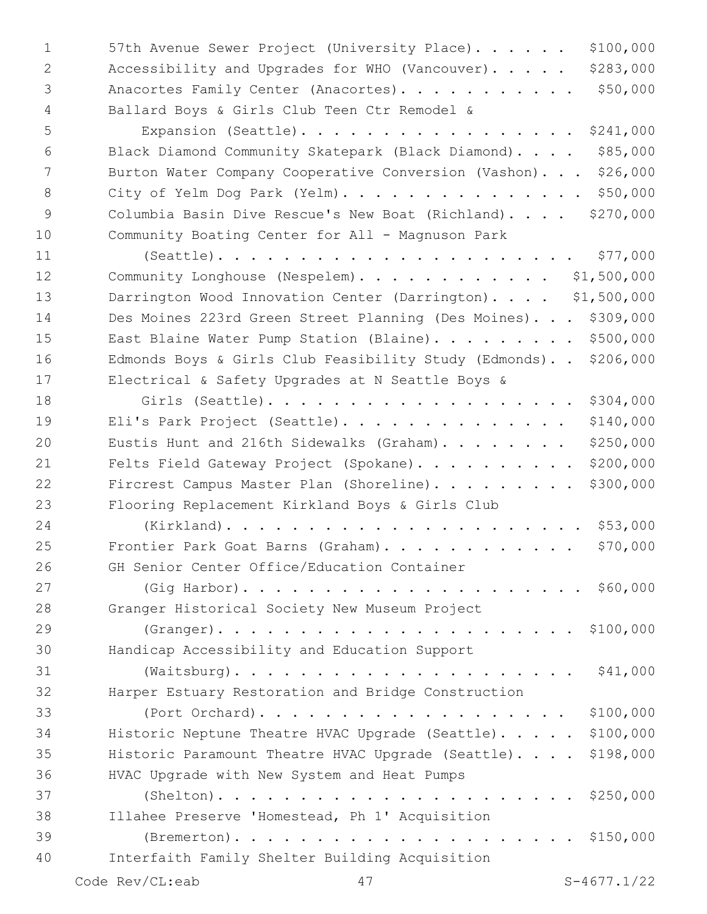57th Avenue Sewer Project (University Place). . . . . . $100,000
Accessibility and Upgrades for WHO (Vancouver). . . . . $283,000
Anacortes Family Center (Anacortes). . . . . . . . . . . $50,000
Ballard Boys & Girls Club Teen Ctr Remodel & Expansion (Seattle). . . . . . . . . . . . . . . . . . $241,000
Black Diamond Community Skatepark (Black Diamond). . . . $85,000
Burton Water Company Cooperative Conversion (Vashon). . . $26,000
City of Yelm Dog Park (Yelm). . . . . . . . . . . . . . . $50,000
Columbia Basin Dive Rescue's New Boat (Richland). . . . $270,000
Community Boating Center for All - Magnuson Park (Seattle). . . . . . . . . . . . . . . . . . . . . $77,000
Community Longhouse (Nespelem). . . . . . . . . . . . $1,500,000
Darrington Wood Innovation Center (Darrington). . . . $1,500,000
Des Moines 223rd Green Street Planning (Des Moines). . . $309,000
East Blaine Water Pump Station (Blaine). . . . . . . . . $500,000
Edmonds Boys & Girls Club Feasibility Study (Edmonds). . $206,000
Electrical & Safety Upgrades at N Seattle Boys & Girls (Seattle). . . . . . . . . . . . . . . . . . . $304,000
Eli's Park Project (Seattle). . . . . . . . . . . . . . $140,000
Eustis Hunt and 216th Sidewalks (Graham). . . . . . . . $250,000
Felts Field Gateway Project (Spokane). . . . . . . . . . $200,000
Fircrest Campus Master Plan (Shoreline). . . . . . . . . $300,000
Flooring Replacement Kirkland Boys & Girls Club (Kirkland). . . . . . . . . . . . . . . . . . . . . . $53,000
Frontier Park Goat Barns (Graham). . . . . . . . . . . . $70,000
GH Senior Center Office/Education Container (Gig Harbor). . . . . . . . . . . . . . . . . . . . . $60,000
Granger Historical Society New Museum Project (Granger). . . . . . . . . . . . . . . . . . . . . . $100,000
Handicap Accessibility and Education Support (Waitsburg). . . . . . . . . . . . . . . . . . . . . $41,000
Harper Estuary Restoration and Bridge Construction (Port Orchard). . . . . . . . . . . . . . . . . . . $100,000
Historic Neptune Theatre HVAC Upgrade (Seattle). . . . . $100,000
Historic Paramount Theatre HVAC Upgrade (Seattle). . . . $198,000
HVAC Upgrade with New System and Heat Pumps (Shelton). . . . . . . . . . . . . . . . . . . . . . $250,000
Illahee Preserve 'Homestead, Ph 1' Acquisition (Bremerton). . . . . . . . . . . . . . . . . . . . . $150,000
Interfaith Family Shelter Building Acquisition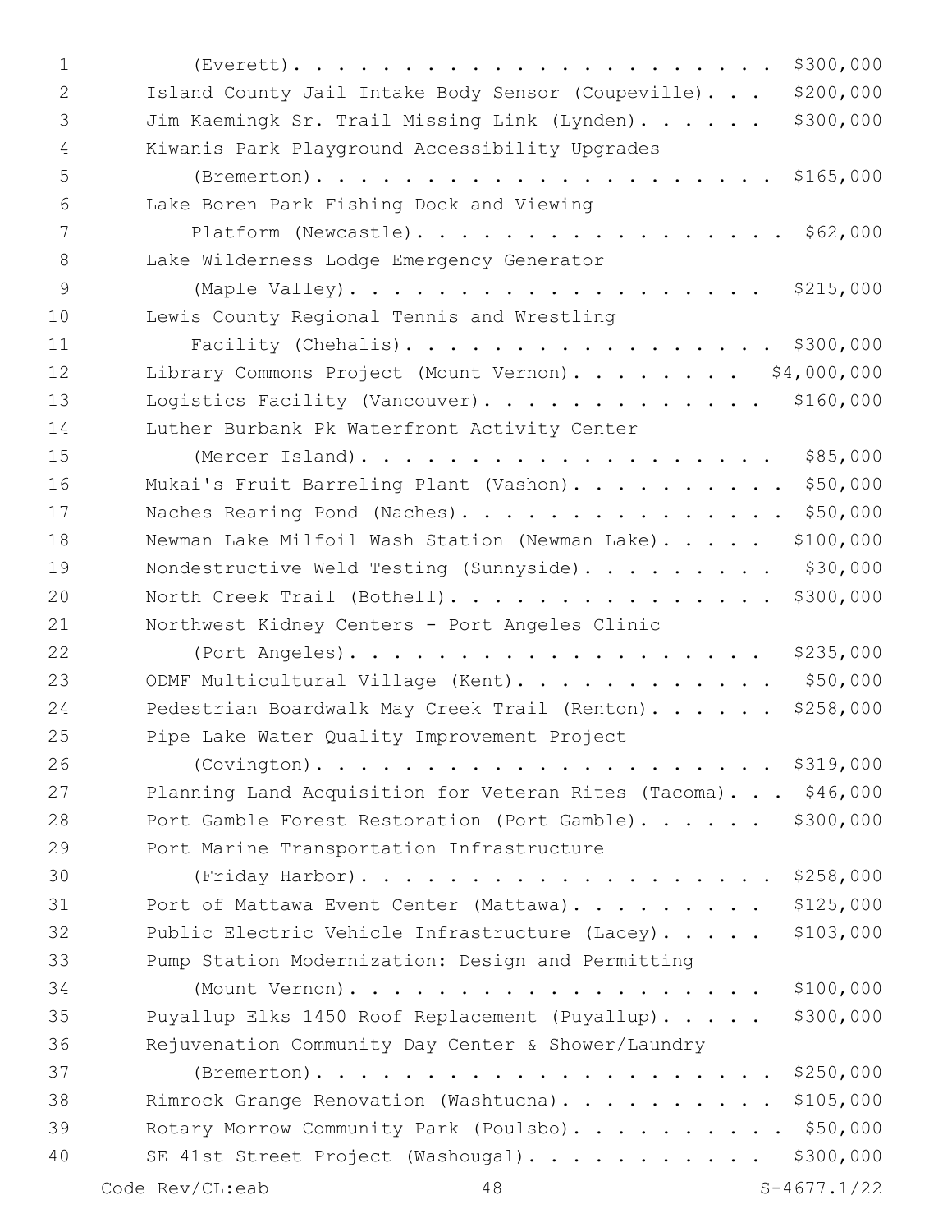(Everett). . . . . . . . . . . . . . . . . . . . . . $300,000
Island County Jail Intake Body Sensor (Coupeville). . . $200,000
Jim Kaemingk Sr. Trail Missing Link (Lynden). . . . . . $300,000
Kiwanis Park Playground Accessibility Upgrades
(Bremerton). . . . . . . . . . . . . . . . . . . . . $165,000
Lake Boren Park Fishing Dock and Viewing
Platform (Newcastle). . . . . . . . . . . . . . . . . $62,000
Lake Wilderness Lodge Emergency Generator
(Maple Valley). . . . . . . . . . . . . . . . . . . $215,000
Lewis County Regional Tennis and Wrestling
Facility (Chehalis). . . . . . . . . . . . . . . . . $300,000
Library Commons Project (Mount Vernon). . . . . . . . $4,000,000
Logistics Facility (Vancouver). . . . . . . . . . . . . $160,000
Luther Burbank Pk Waterfront Activity Center
(Mercer Island). . . . . . . . . . . . . . . . . . . $85,000
Mukai's Fruit Barreling Plant (Vashon). . . . . . . . . . $50,000
Naches Rearing Pond (Naches). . . . . . . . . . . . . . . $50,000
Newman Lake Milfoil Wash Station (Newman Lake). . . . . $100,000
Nondestructive Weld Testing (Sunnyside). . . . . . . . . $30,000
North Creek Trail (Bothell). . . . . . . . . . . . . . $300,000
Northwest Kidney Centers - Port Angeles Clinic
(Port Angeles). . . . . . . . . . . . . . . . . . . $235,000
ODMF Multicultural Village (Kent). . . . . . . . . . . . $50,000
Pedestrian Boardwalk May Creek Trail (Renton). . . . . . $258,000
Pipe Lake Water Quality Improvement Project
(Covington). . . . . . . . . . . . . . . . . . . . . $319,000
Planning Land Acquisition for Veteran Rites (Tacoma). . . $46,000
Port Gamble Forest Restoration (Port Gamble). . . . . . $300,000
Port Marine Transportation Infrastructure
(Friday Harbor). . . . . . . . . . . . . . . . . . . $258,000
Port of Mattawa Event Center (Mattawa). . . . . . . . . $125,000
Public Electric Vehicle Infrastructure (Lacey). . . . . $103,000
Pump Station Modernization: Design and Permitting
(Mount Vernon). . . . . . . . . . . . . . . . . . . $100,000
Puyallup Elks 1450 Roof Replacement (Puyallup). . . . . $300,000
Rejuvenation Community Day Center & Shower/Laundry
(Bremerton). . . . . . . . . . . . . . . . . . . . . $250,000
Rimrock Grange Renovation (Washtucna). . . . . . . . . . $105,000
Rotary Morrow Community Park (Poulsbo). . . . . . . . . . $50,000
SE 41st Street Project (Washougal). . . . . . . . . . . $300,000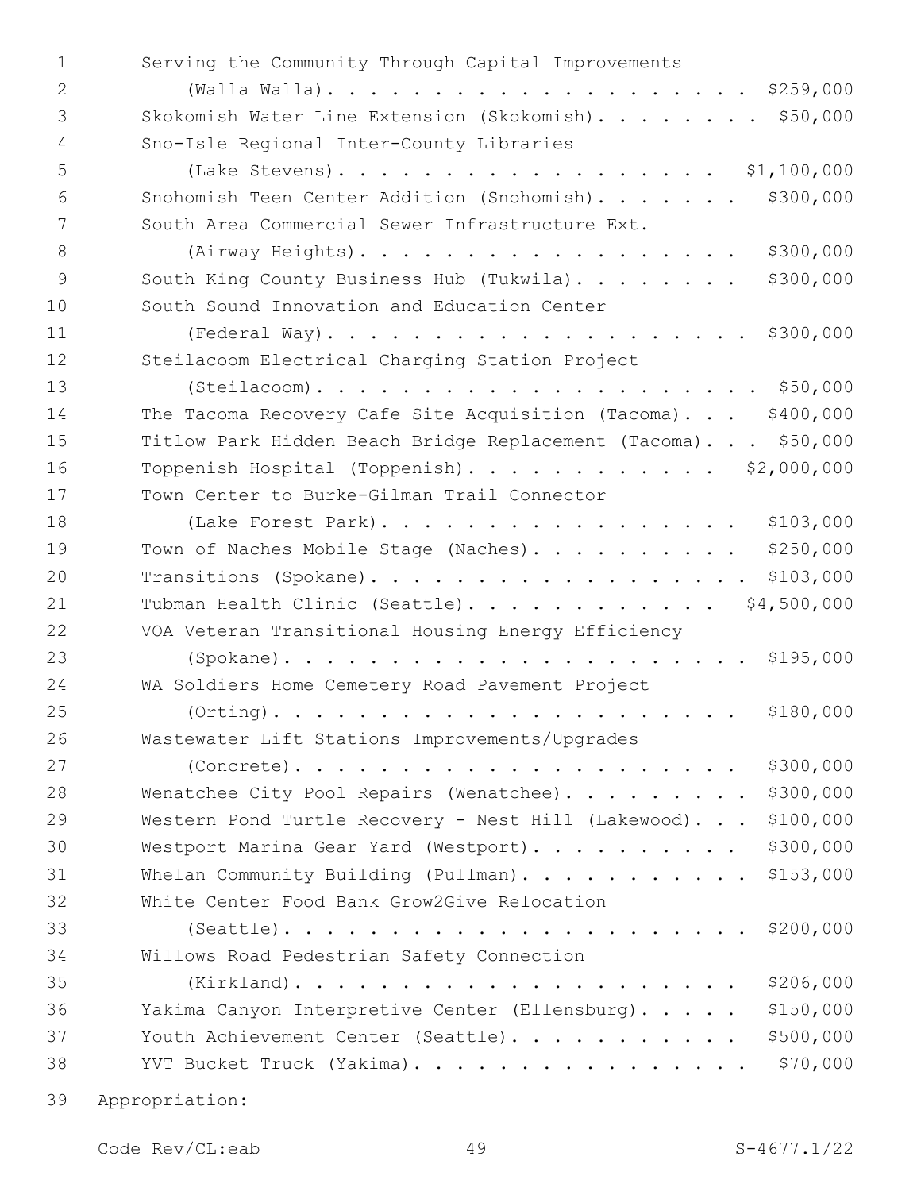Serving the Community Through Capital Improvements (Walla Walla). . . . . . . . . . . . . . . . . . . . $259,000

Skokomish Water Line Extension (Skokomish). . . . . . . . . $50,000

Sno-Isle Regional Inter-County Libraries (Lake Stevens). . . . . . . . . . . . . . . . . . . $1,100,000

Snohomish Teen Center Addition (Snohomish). . . . . . . . $300,000

South Area Commercial Sewer Infrastructure Ext. (Airway Heights). . . . . . . . . . . . . . . . . . $300,000

South King County Business Hub (Tukwila). . . . . . . . . $300,000

South Sound Innovation and Education Center (Federal Way). . . . . . . . . . . . . . . . . . . . $300,000

Steilacoom Electrical Charging Station Project (Steilacoom). . . . . . . . . . . . . . . . . . . . . $50,000

The Tacoma Recovery Cafe Site Acquisition (Tacoma). . . . $400,000

Titlow Park Hidden Beach Bridge Replacement (Tacoma). . . . $50,000

Toppenish Hospital (Toppenish). . . . . . . . . . . . $2,000,000

Town Center to Burke-Gilman Trail Connector (Lake Forest Park). . . . . . . . . . . . . . . . . $103,000

Town of Naches Mobile Stage (Naches). . . . . . . . . . . $250,000

Transitions (Spokane). . . . . . . . . . . . . . . . . . . $103,000

Tubman Health Clinic (Seattle). . . . . . . . . . . . $4,500,000

VOA Veteran Transitional Housing Energy Efficiency (Spokane). . . . . . . . . . . . . . . . . . . . . . $195,000

WA Soldiers Home Cemetery Road Pavement Project (Orting). . . . . . . . . . . . . . . . . . . . . . $180,000

Wastewater Lift Stations Improvements/Upgrades (Concrete). . . . . . . . . . . . . . . . . . . . . $300,000

Wenatchee City Pool Repairs (Wenatchee). . . . . . . . . . $300,000

Western Pond Turtle Recovery - Nest Hill (Lakewood). . . . $100,000

Westport Marina Gear Yard (Westport). . . . . . . . . . . $300,000

Whelan Community Building (Pullman). . . . . . . . . . . . $153,000

White Center Food Bank Grow2Give Relocation (Seattle). . . . . . . . . . . . . . . . . . . . . . $200,000

Willows Road Pedestrian Safety Connection (Kirkland). . . . . . . . . . . . . . . . . . . . . $206,000

Yakima Canyon Interpretive Center (Ellensburg). . . . . . $150,000

Youth Achievement Center (Seattle). . . . . . . . . . . . $500,000

YVT Bucket Truck (Yakima). . . . . . . . . . . . . . . . . $70,000

Appropriation: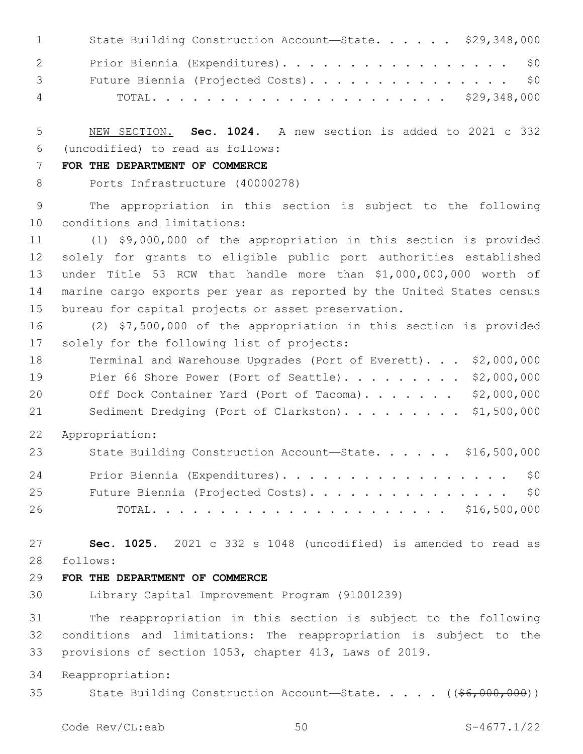State Building Construction Account—State. . . . . . $29,348,000

Prior Biennia (Expenditures). . . . . . . . . . . . . . . . . . $0

Future Biennia (Projected Costs). . . . . . . . . . . . . . . . $0

TOTAL. . . . . . . . . . . . . . . . . . . . . . $29,348,000

NEW SECTION. **Sec. 1024.** A new section is added to 2021 c 332 (uncodified) to read as follows:

**FOR THE DEPARTMENT OF COMMERCE**

Ports Infrastructure (40000278)

The appropriation in this section is subject to the following conditions and limitations:

(1) $9,000,000 of the appropriation in this section is provided solely for grants to eligible public port authorities established under Title 53 RCW that handle more than $1,000,000,000 worth of marine cargo exports per year as reported by the United States census bureau for capital projects or asset preservation.

(2) $7,500,000 of the appropriation in this section is provided solely for the following list of projects:

Terminal and Warehouse Upgrades (Port of Everett). . . $2,000,000

Pier 66 Shore Power (Port of Seattle). . . . . . . . . $2,000,000

Off Dock Container Yard (Port of Tacoma). . . . . . . $2,000,000

Sediment Dredging (Port of Clarkston). . . . . . . . . $1,500,000

Appropriation:

State Building Construction Account—State. . . . . . $16,500,000

Prior Biennia (Expenditures). . . . . . . . . . . . . . . . . . $0

Future Biennia (Projected Costs). . . . . . . . . . . . . . . . $0

TOTAL. . . . . . . . . . . . . . . . . . . . . . $16,500,000

**Sec. 1025.** 2021 c 332 s 1048 (uncodified) is amended to read as follows:

**FOR THE DEPARTMENT OF COMMERCE**

Library Capital Improvement Program (91001239)

The reappropriation in this section is subject to the following conditions and limitations: The reappropriation is subject to the provisions of section 1053, chapter 413, Laws of 2019.

Reappropriation:

State Building Construction Account—State. . . . . ((~~$6,000,000~~))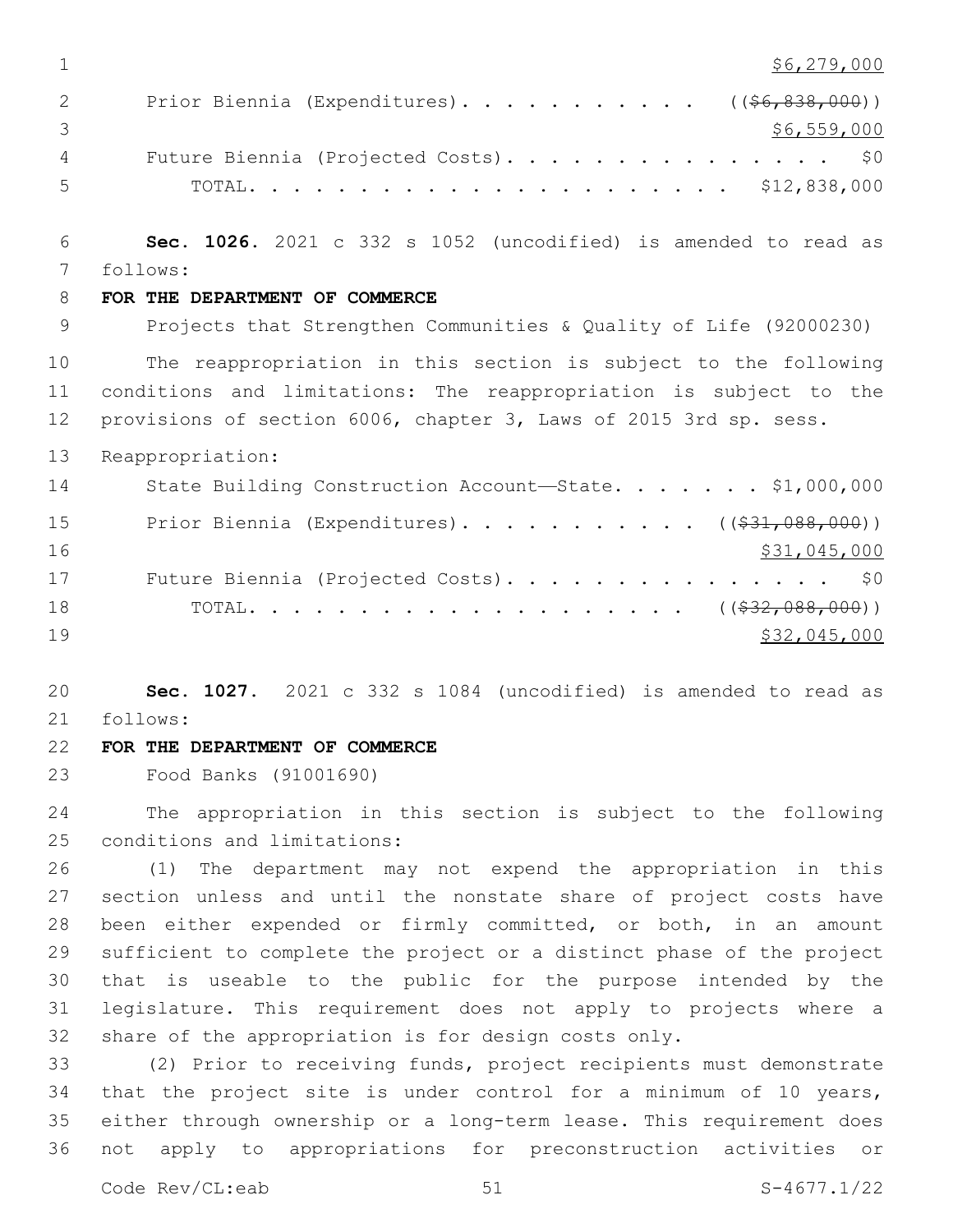$6,279,000

Prior Biennia (Expenditures). . . . . . . . . . . . ((~~$6,838,000~~))

$6,559,000

Future Biennia (Projected Costs). . . . . . . . . . . . . . . . $0

TOTAL. . . . . . . . . . . . . . . . . . . . . . . . $12,838,000

**Sec. 1026.** 2021 c 332 s 1052 (uncodified) is amended to read as follows:

**FOR THE DEPARTMENT OF COMMERCE**

Projects that Strengthen Communities & Quality of Life (92000230)

The reappropriation in this section is subject to the following conditions and limitations: The reappropriation is subject to the provisions of section 6006, chapter 3, Laws of 2015 3rd sp. sess.

Reappropriation:

State Building Construction Account—State. . . . . . . $1,000,000

Prior Biennia (Expenditures). . . . . . . . . . . . ((~~$31,088,000~~))

$31,045,000

Future Biennia (Projected Costs). . . . . . . . . . . . . . . . $0

TOTAL. . . . . . . . . . . . . . . . . . . . . ((~~$32,088,000~~))

$32,045,000

**Sec. 1027.** 2021 c 332 s 1084 (uncodified) is amended to read as follows:

**FOR THE DEPARTMENT OF COMMERCE**

Food Banks (91001690)

The appropriation in this section is subject to the following conditions and limitations:

(1) The department may not expend the appropriation in this section unless and until the nonstate share of project costs have been either expended or firmly committed, or both, in an amount sufficient to complete the project or a distinct phase of the project that is useable to the public for the purpose intended by the legislature. This requirement does not apply to projects where a share of the appropriation is for design costs only.

(2) Prior to receiving funds, project recipients must demonstrate that the project site is under control for a minimum of 10 years, either through ownership or a long-term lease. This requirement does not apply to appropriations for preconstruction activities or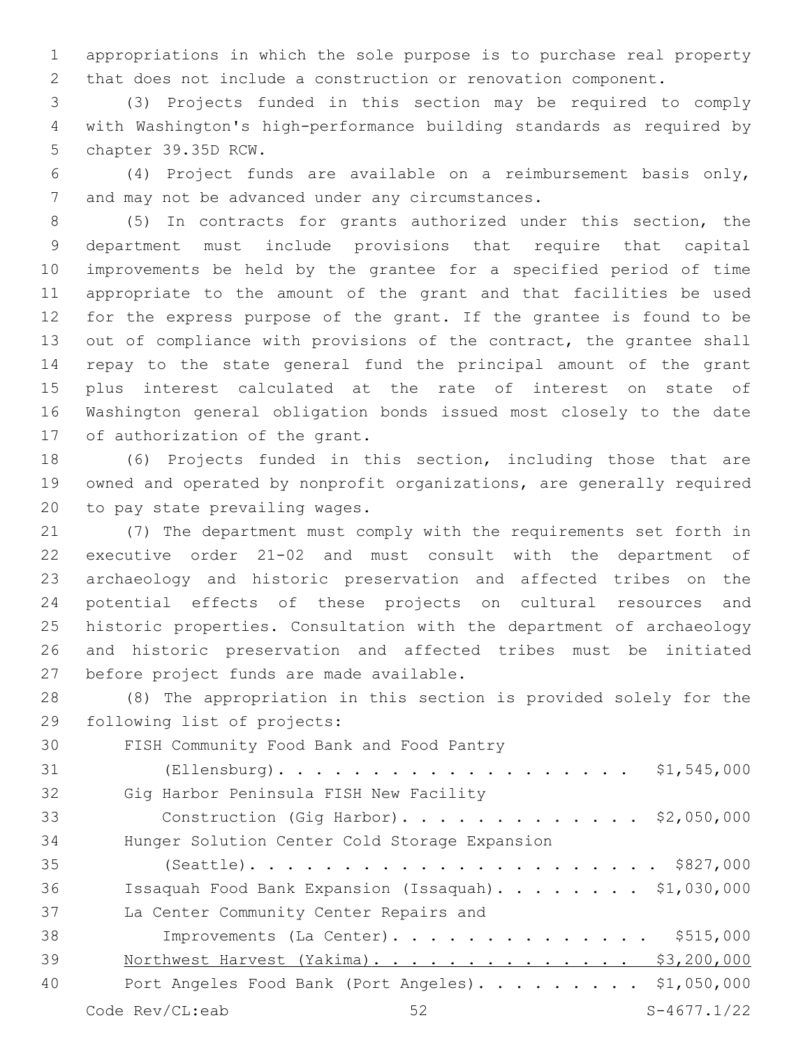appropriations in which the sole purpose is to purchase real property that does not include a construction or renovation component.

(3) Projects funded in this section may be required to comply with Washington's high-performance building standards as required by chapter 39.35D RCW.

(4) Project funds are available on a reimbursement basis only, and may not be advanced under any circumstances.

(5) In contracts for grants authorized under this section, the department must include provisions that require that capital improvements be held by the grantee for a specified period of time appropriate to the amount of the grant and that facilities be used for the express purpose of the grant. If the grantee is found to be out of compliance with provisions of the contract, the grantee shall repay to the state general fund the principal amount of the grant plus interest calculated at the rate of interest on state of Washington general obligation bonds issued most closely to the date of authorization of the grant.

(6) Projects funded in this section, including those that are owned and operated by nonprofit organizations, are generally required to pay state prevailing wages.

(7) The department must comply with the requirements set forth in executive order 21-02 and must consult with the department of archaeology and historic preservation and affected tribes on the potential effects of these projects on cultural resources and historic properties. Consultation with the department of archaeology and historic preservation and affected tribes must be initiated before project funds are made available.

(8) The appropriation in this section is provided solely for the following list of projects:

FISH Community Food Bank and Food Pantry (Ellensburg). . . . . . . . . . . . . . . . . . . . $1,545,000

Gig Harbor Peninsula FISH New Facility Construction (Gig Harbor). . . . . . . . . . . . . $2,050,000

Hunger Solution Center Cold Storage Expansion (Seattle). . . . . . . . . . . . . . . . . . . . . . $827,000

Issaquah Food Bank Expansion (Issaquah). . . . . . . . . $1,030,000

La Center Community Center Repairs and Improvements (La Center). . . . . . . . . . . . . . . $515,000

<u>Northwest Harvest (Yakima). . . . . . . . . . . . . . . $3,200,000</u>

Port Angeles Food Bank (Port Angeles). . . . . . . . . . $1,050,000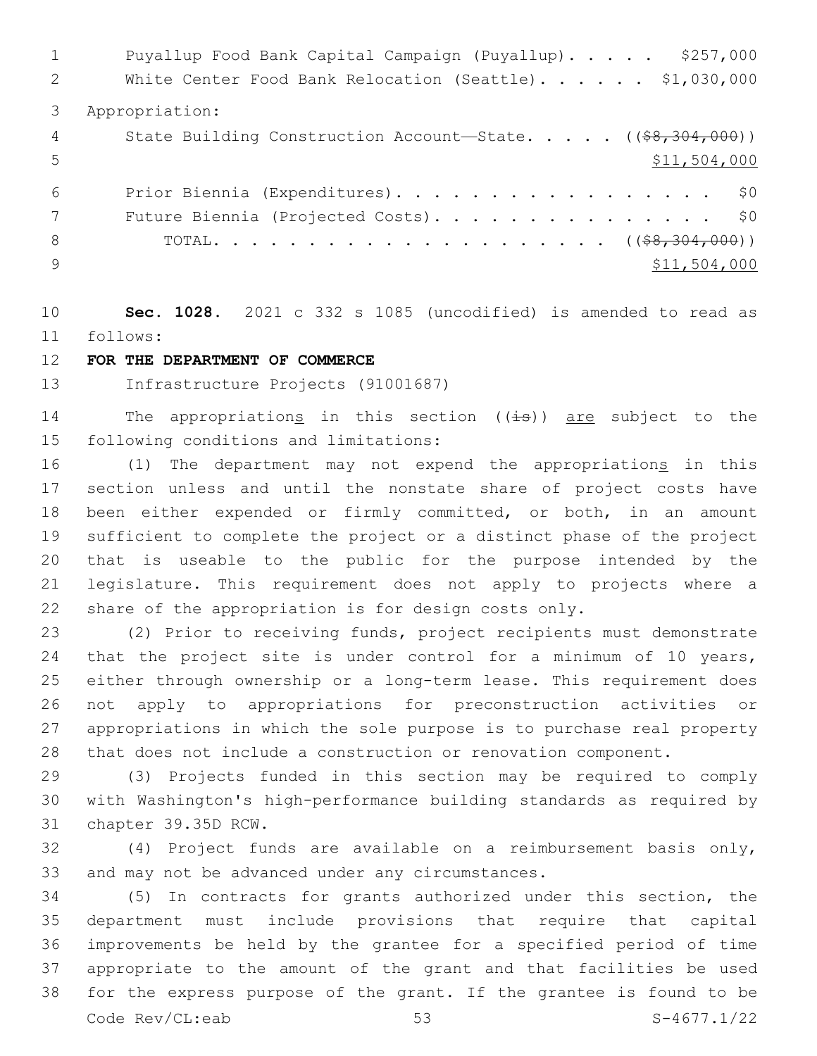Puyallup Food Bank Capital Campaign (Puyallup). . . . . $257,000
White Center Food Bank Relocation (Seattle). . . . . . $1,030,000

Appropriation:

State Building Construction Account—State. . . . . ((~~$8,304,000~~))
<u>$11,504,000</u>

Prior Biennia (Expenditures). . . . . . . . . . . . . . . . . . $0
Future Biennia (Projected Costs). . . . . . . . . . . . . . . . $0
TOTAL. . . . . . . . . . . . . . . . . . . . . . ((~~$8,304,000~~))
<u>$11,504,000</u>

**Sec. 1028.** 2021 c 332 s 1085 (uncodified) is amended to read as follows:

**FOR THE DEPARTMENT OF COMMERCE**

Infrastructure Projects (91001687)

The appropriation<u>s</u> in this section ((~~is~~)) <u>are</u> subject to the following conditions and limitations:

(1) The department may not expend the appropriation<u>s</u> in this section unless and until the nonstate share of project costs have been either expended or firmly committed, or both, in an amount sufficient to complete the project or a distinct phase of the project that is useable to the public for the purpose intended by the legislature. This requirement does not apply to projects where a share of the appropriation is for design costs only.

(2) Prior to receiving funds, project recipients must demonstrate that the project site is under control for a minimum of 10 years, either through ownership or a long-term lease. This requirement does not apply to appropriations for preconstruction activities or appropriations in which the sole purpose is to purchase real property that does not include a construction or renovation component.

(3) Projects funded in this section may be required to comply with Washington's high-performance building standards as required by chapter 39.35D RCW.

(4) Project funds are available on a reimbursement basis only, and may not be advanced under any circumstances.

(5) In contracts for grants authorized under this section, the department must include provisions that require that capital improvements be held by the grantee for a specified period of time appropriate to the amount of the grant and that facilities be used for the express purpose of the grant. If the grantee is found to be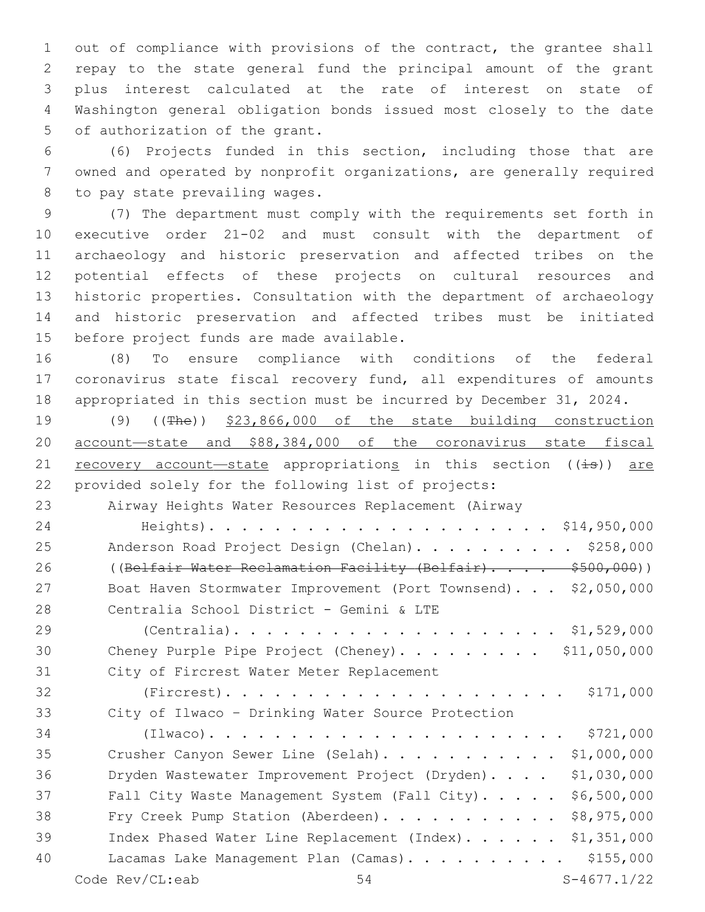out of compliance with provisions of the contract, the grantee shall repay to the state general fund the principal amount of the grant plus interest calculated at the rate of interest on state of Washington general obligation bonds issued most closely to the date of authorization of the grant.

(6) Projects funded in this section, including those that are owned and operated by nonprofit organizations, are generally required to pay state prevailing wages.

(7) The department must comply with the requirements set forth in executive order 21-02 and must consult with the department of archaeology and historic preservation and affected tribes on the potential effects of these projects on cultural resources and historic properties. Consultation with the department of archaeology and historic preservation and affected tribes must be initiated before project funds are made available.

(8) To ensure compliance with conditions of the federal coronavirus state fiscal recovery fund, all expenditures of amounts appropriated in this section must be incurred by December 31, 2024.

(9) ((~~The~~)) $23,866,000 of the state building construction account—state and $88,384,000 of the coronavirus state fiscal recovery account—state appropriations in this section ((~~is~~)) are provided solely for the following list of projects:

| | |
|---|---|
| Airway Heights Water Resources Replacement (Airway Heights) | $14,950,000 |
| Anderson Road Project Design (Chelan) | $258,000 |
| ((~~Belfair Water Reclamation Facility (Belfair)~~ | ~~$500,000~~)) |
| Boat Haven Stormwater Improvement (Port Townsend) | $2,050,000 |
| Centralia School District - Gemini & LTE (Centralia) | $1,529,000 |
| Cheney Purple Pipe Project (Cheney) | $11,050,000 |
| City of Fircrest Water Meter Replacement (Fircrest) | $171,000 |
| City of Ilwaco – Drinking Water Source Protection (Ilwaco) | $721,000 |
| Crusher Canyon Sewer Line (Selah) | $1,000,000 |
| Dryden Wastewater Improvement Project (Dryden) | $1,030,000 |
| Fall City Waste Management System (Fall City) | $6,500,000 |
| Fry Creek Pump Station (Aberdeen) | $8,975,000 |
| Index Phased Water Line Replacement (Index) | $1,351,000 |
| Lacamas Lake Management Plan (Camas) | $155,000 |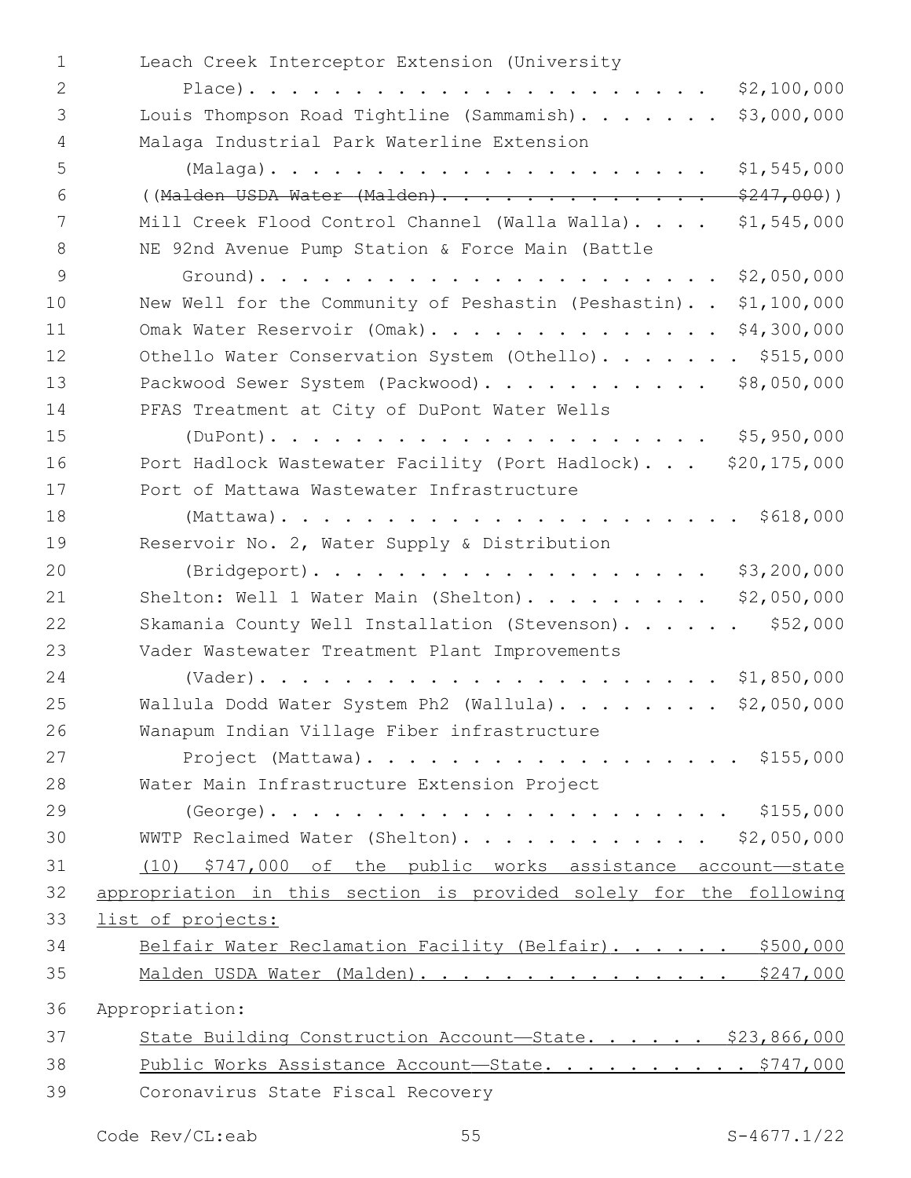Leach Creek Interceptor Extension (University Place). . . . . . . . . . . . . . . . . . . . . . $2,100,000

Louis Thompson Road Tightline (Sammamish). . . . . . . $3,000,000

Malaga Industrial Park Waterline Extension (Malaga). . . . . . . . . . . . . . . . . . . . . $1,545,000

((~~Malden USDA Water (Malden). . . . . . . . . . . . . . $247,000~~))

Mill Creek Flood Control Channel (Walla Walla). . . . $1,545,000

NE 92nd Avenue Pump Station & Force Main (Battle Ground). . . . . . . . . . . . . . . . . . . . . . $2,050,000

New Well for the Community of Peshastin (Peshastin). . $1,100,000

Omak Water Reservoir (Omak). . . . . . . . . . . . . . $4,300,000

Othello Water Conservation System (Othello). . . . . . . $515,000

Packwood Sewer System (Packwood). . . . . . . . . . . $8,050,000

PFAS Treatment at City of DuPont Water Wells (DuPont). . . . . . . . . . . . . . . . . . . . . $5,950,000

Port Hadlock Wastewater Facility (Port Hadlock). . . $20,175,000

Port of Mattawa Wastewater Infrastructure (Mattawa). . . . . . . . . . . . . . . . . . . . . . $618,000

Reservoir No. 2, Water Supply & Distribution (Bridgeport). . . . . . . . . . . . . . . . . . . $3,200,000

Shelton: Well 1 Water Main (Shelton). . . . . . . . . $2,050,000

Skamania County Well Installation (Stevenson). . . . . . $52,000

Vader Wastewater Treatment Plant Improvements (Vader). . . . . . . . . . . . . . . . . . . . . . $1,850,000

Wallula Dodd Water System Ph2 (Wallula). . . . . . . . $2,050,000

Wanapum Indian Village Fiber infrastructure Project (Mattawa). . . . . . . . . . . . . . . . . . $155,000

Water Main Infrastructure Extension Project (George). . . . . . . . . . . . . . . . . . . . . . . $155,000

WWTP Reclaimed Water (Shelton). . . . . . . . . . . . $2,050,000

<u>(10) $747,000 of the public works assistance account—state appropriation in this section is provided solely for the following list of projects:</u>

<u>Belfair Water Reclamation Facility (Belfair). . . . . . $500,000</u>

<u>Malden USDA Water (Malden). . . . . . . . . . . . . . . $247,000</u>

Appropriation:

<u>State Building Construction Account—State. . . . . . $23,866,000</u>

<u>Public Works Assistance Account—State. . . . . . . . . . $747,000</u>

Coronavirus State Fiscal Recovery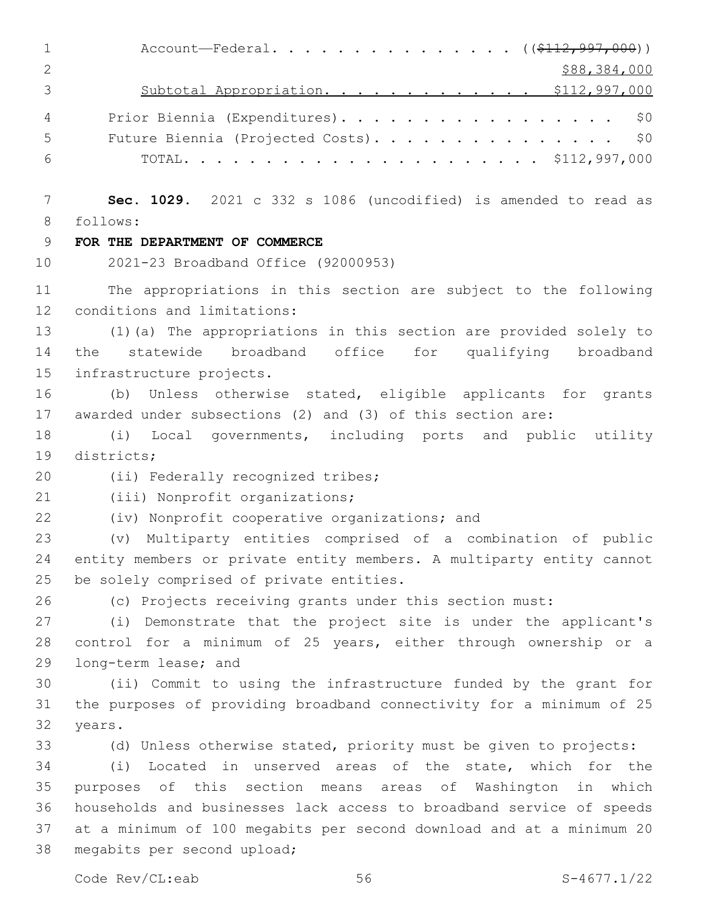Account—Federal. . . . . . . . . . . . . . . . (($112,997,000))
<u>$88,384,000</u>
<u>Subtotal Appropriation. . . . . . . . . . . . . $112,997,000</u>

Prior Biennia (Expenditures). . . . . . . . . . . . . . . . . . $0
Future Biennia (Projected Costs). . . . . . . . . . . . . . . . $0
TOTAL. . . . . . . . . . . . . . . . . . . . . . $112,997,000

**Sec. 1029.** 2021 c 332 s 1086 (uncodified) is amended to read as follows:

**FOR THE DEPARTMENT OF COMMERCE**

2021-23 Broadband Office (92000953)

The appropriations in this section are subject to the following conditions and limitations:

(1)(a) The appropriations in this section are provided solely to the statewide broadband office for qualifying broadband infrastructure projects.

(b) Unless otherwise stated, eligible applicants for grants awarded under subsections (2) and (3) of this section are:

(i) Local governments, including ports and public utility districts;

(ii) Federally recognized tribes;

(iii) Nonprofit organizations;

(iv) Nonprofit cooperative organizations; and

(v) Multiparty entities comprised of a combination of public entity members or private entity members. A multiparty entity cannot be solely comprised of private entities.

(c) Projects receiving grants under this section must:

(i) Demonstrate that the project site is under the applicant's control for a minimum of 25 years, either through ownership or a long-term lease; and

(ii) Commit to using the infrastructure funded by the grant for the purposes of providing broadband connectivity for a minimum of 25 years.

(d) Unless otherwise stated, priority must be given to projects:

(i) Located in unserved areas of the state, which for the purposes of this section means areas of Washington in which households and businesses lack access to broadband service of speeds at a minimum of 100 megabits per second download and at a minimum 20 megabits per second upload;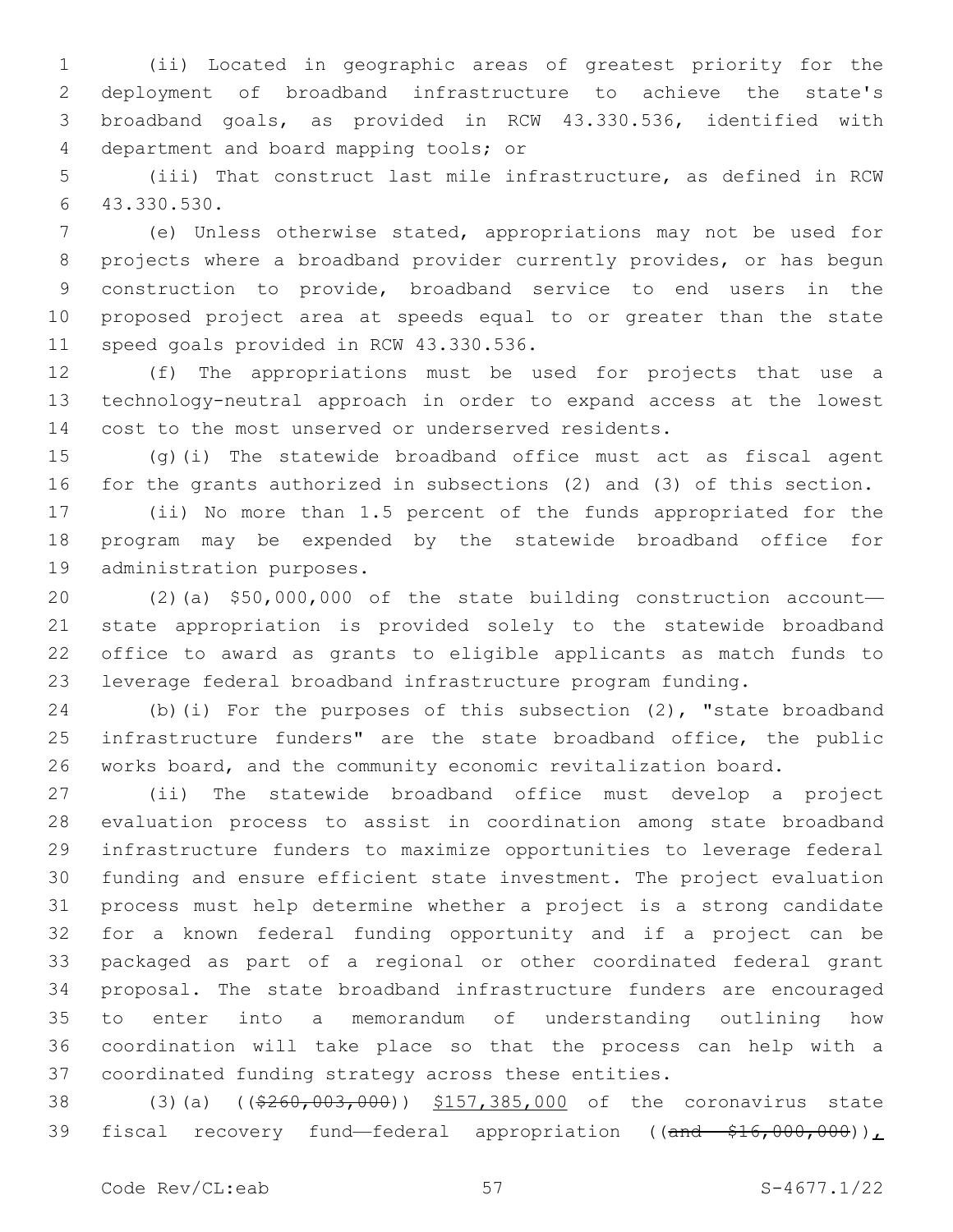(ii) Located in geographic areas of greatest priority for the deployment of broadband infrastructure to achieve the state's broadband goals, as provided in RCW 43.330.536, identified with department and board mapping tools; or

(iii) That construct last mile infrastructure, as defined in RCW 43.330.530.

(e) Unless otherwise stated, appropriations may not be used for projects where a broadband provider currently provides, or has begun construction to provide, broadband service to end users in the proposed project area at speeds equal to or greater than the state speed goals provided in RCW 43.330.536.

(f) The appropriations must be used for projects that use a technology-neutral approach in order to expand access at the lowest cost to the most unserved or underserved residents.

(g)(i) The statewide broadband office must act as fiscal agent for the grants authorized in subsections (2) and (3) of this section.

(ii) No more than 1.5 percent of the funds appropriated for the program may be expended by the statewide broadband office for administration purposes.

(2)(a) $50,000,000 of the state building construction account—state appropriation is provided solely to the statewide broadband office to award as grants to eligible applicants as match funds to leverage federal broadband infrastructure program funding.

(b)(i) For the purposes of this subsection (2), "state broadband infrastructure funders" are the state broadband office, the public works board, and the community economic revitalization board.

(ii) The statewide broadband office must develop a project evaluation process to assist in coordination among state broadband infrastructure funders to maximize opportunities to leverage federal funding and ensure efficient state investment. The project evaluation process must help determine whether a project is a strong candidate for a known federal funding opportunity and if a project can be packaged as part of a regional or other coordinated federal grant proposal. The state broadband infrastructure funders are encouraged to enter into a memorandum of understanding outlining how coordination will take place so that the process can help with a coordinated funding strategy across these entities.

(3)(a) ((~~$260,003,000~~)) $157,385,000 of the coronavirus state fiscal recovery fund—federal appropriation ((~~and $16,000,000~~)),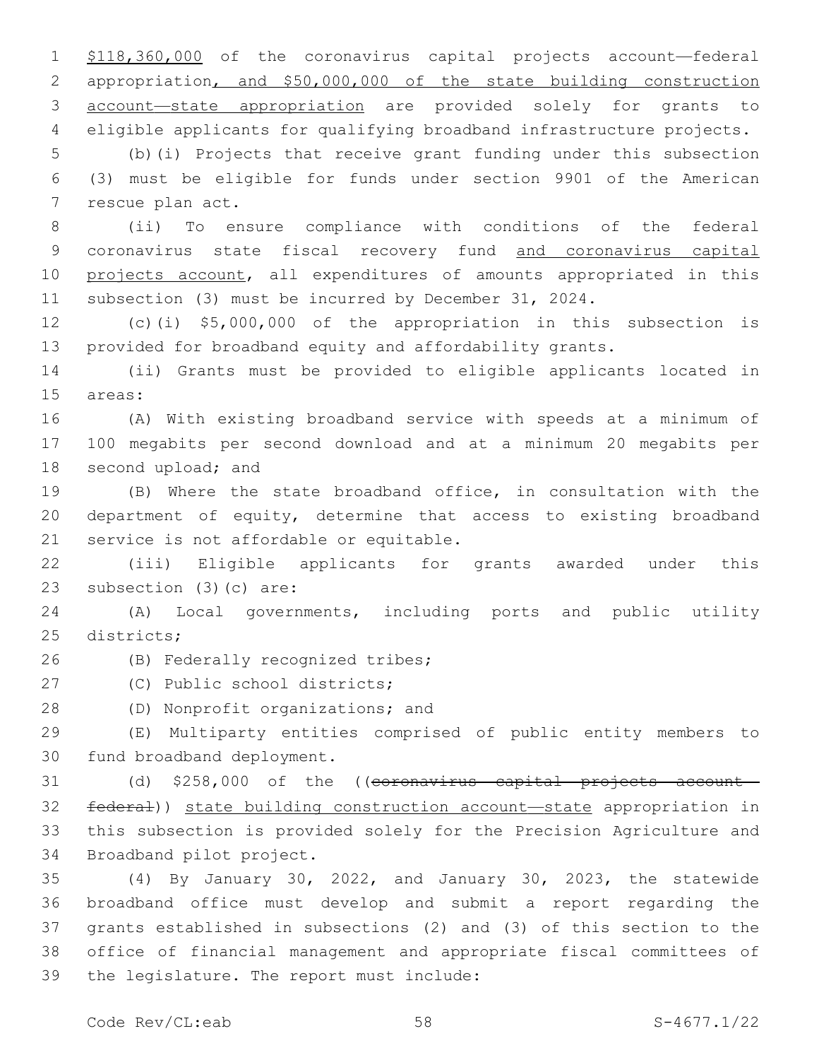$118,360,000 of the coronavirus capital projects account—federal appropriation, and $50,000,000 of the state building construction account—state appropriation are provided solely for grants to eligible applicants for qualifying broadband infrastructure projects.

(b)(i) Projects that receive grant funding under this subsection (3) must be eligible for funds under section 9901 of the American rescue plan act.

(ii) To ensure compliance with conditions of the federal coronavirus state fiscal recovery fund and coronavirus capital projects account, all expenditures of amounts appropriated in this subsection (3) must be incurred by December 31, 2024.

(c)(i) $5,000,000 of the appropriation in this subsection is provided for broadband equity and affordability grants.

(ii) Grants must be provided to eligible applicants located in areas:

(A) With existing broadband service with speeds at a minimum of 100 megabits per second download and at a minimum 20 megabits per second upload; and

(B) Where the state broadband office, in consultation with the department of equity, determine that access to existing broadband service is not affordable or equitable.

(iii) Eligible applicants for grants awarded under this subsection (3)(c) are:

(A) Local governments, including ports and public utility districts;

(B) Federally recognized tribes;

(C) Public school districts;

(D) Nonprofit organizations; and

(E) Multiparty entities comprised of public entity members to fund broadband deployment.

(d) $258,000 of the ((~~coronavirus capital projects account—federal~~)) state building construction account—state appropriation in this subsection is provided solely for the Precision Agriculture and Broadband pilot project.

(4) By January 30, 2022, and January 30, 2023, the statewide broadband office must develop and submit a report regarding the grants established in subsections (2) and (3) of this section to the office of financial management and appropriate fiscal committees of the legislature. The report must include: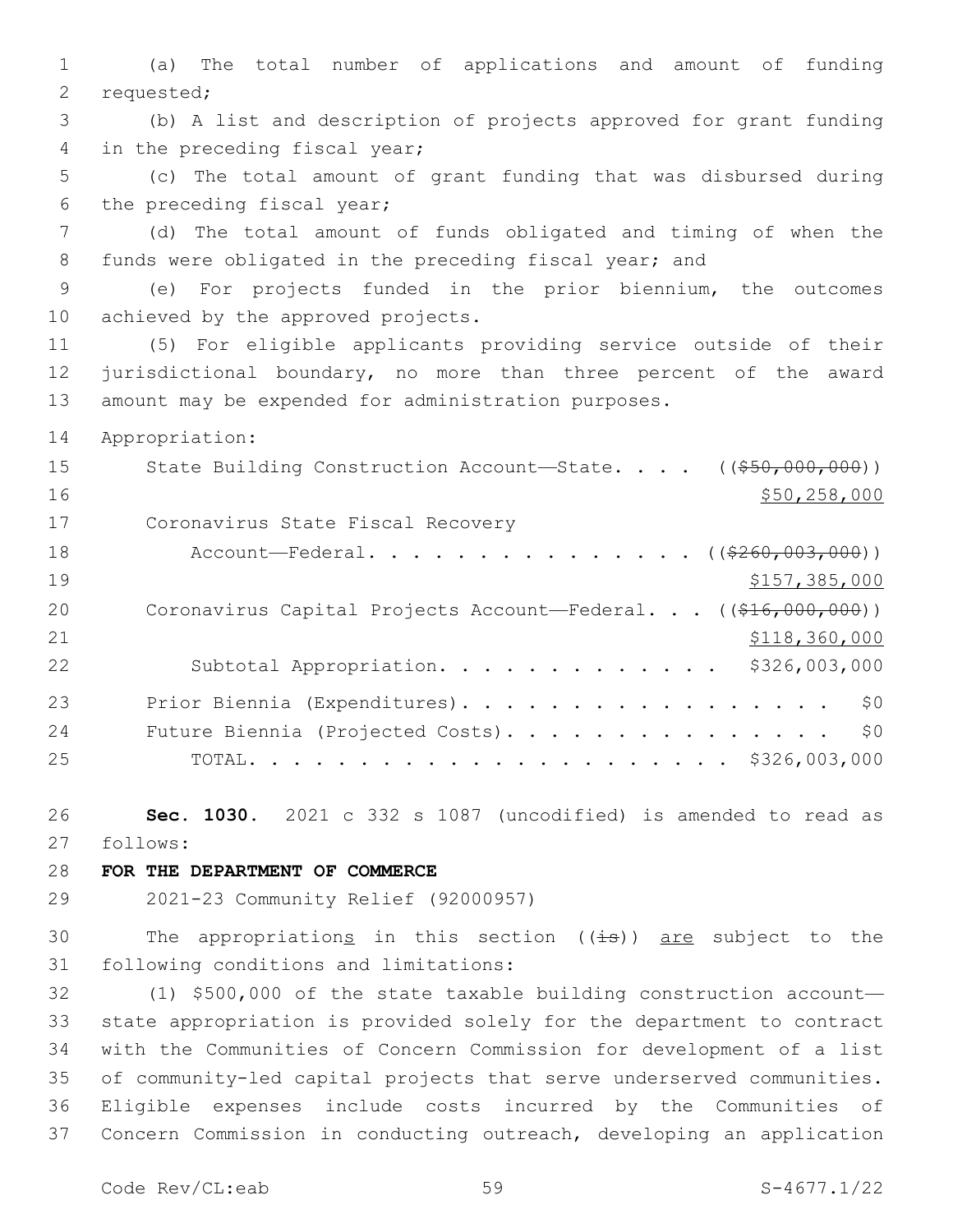(a) The total number of applications and amount of funding requested;

(b) A list and description of projects approved for grant funding in the preceding fiscal year;

(c) The total amount of grant funding that was disbursed during the preceding fiscal year;

(d) The total amount of funds obligated and timing of when the funds were obligated in the preceding fiscal year; and

(e) For projects funded in the prior biennium, the outcomes achieved by the approved projects.

(5) For eligible applicants providing service outside of their jurisdictional boundary, no more than three percent of the award amount may be expended for administration purposes.

Appropriation:

| | |
|---|---|
| State Building Construction Account—State. . . . | (( ~~$50,000,000~~ )) <u>$50,258,000</u> |
| Coronavirus State Fiscal Recovery Account—Federal. . . . . . . . . . . . . . . . | (( ~~$260,003,000~~ )) <u>$157,385,000</u> |
| Coronavirus Capital Projects Account—Federal. . . | (( ~~$16,000,000~~ )) <u>$118,360,000</u> |
| Subtotal Appropriation. . . . . . . . . . . . . | $326,003,000 |
| Prior Biennia (Expenditures). . . . . . . . . . . . . . . . . . | $0 |
| Future Biennia (Projected Costs). . . . . . . . . . . . . . . . | $0 |
| TOTAL. . . . . . . . . . . . . . . . . . . . . . | $326,003,000 |

**Sec. 1030.** 2021 c 332 s 1087 (uncodified) is amended to read as follows:

**FOR THE DEPARTMENT OF COMMERCE**

2021-23 Community Relief (92000957)

The appropriation<u>s</u> in this section (( ~~is~~ )) <u>are</u> subject to the following conditions and limitations:

(1) $500,000 of the state taxable building construction account—state appropriation is provided solely for the department to contract with the Communities of Concern Commission for development of a list of community-led capital projects that serve underserved communities. Eligible expenses include costs incurred by the Communities of Concern Commission in conducting outreach, developing an application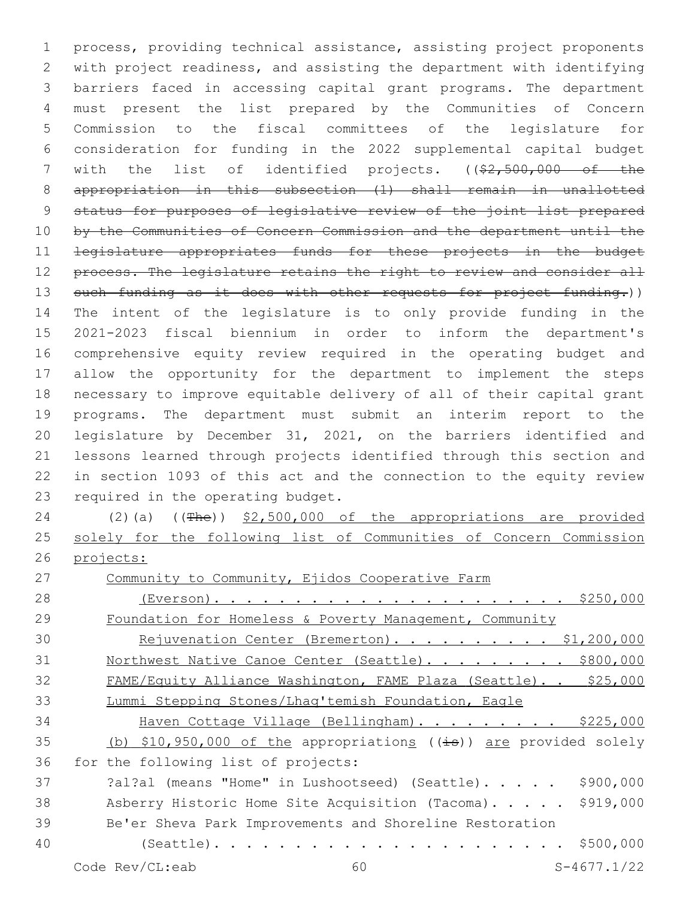process, providing technical assistance, assisting project proponents with project readiness, and assisting the department with identifying barriers faced in accessing capital grant programs. The department must present the list prepared by the Communities of Concern Commission to the fiscal committees of the legislature for consideration for funding in the 2022 supplemental capital budget with the list of identified projects. ((~~$2,500,000 of the appropriation in this subsection (1) shall remain in unallotted status for purposes of legislative review of the joint list prepared by the Communities of Concern Commission and the department until the legislature appropriates funds for these projects in the budget process. The legislature retains the right to review and consider all such funding as it does with other requests for project funding.~~)) The intent of the legislature is to only provide funding in the 2021-2023 fiscal biennium in order to inform the department's comprehensive equity review required in the operating budget and allow the opportunity for the department to implement the steps necessary to improve equitable delivery of all of their capital grant programs. The department must submit an interim report to the legislature by December 31, 2021, on the barriers identified and lessons learned through projects identified through this section and in section 1093 of this act and the connection to the equity review required in the operating budget.

(2)(a) ((~~The~~)) <u>$2,500,000 of the appropriations are provided solely for the following list of Communities of Concern Commission projects:</u>

<u>Community to Community, Ejidos Cooperative Farm (Everson). . . . . . . . . . . . . . . . . . . . . . . $250,000</u>

<u>Foundation for Homeless & Poverty Management, Community Rejuvenation Center (Bremerton). . . . . . . . . . $1,200,000</u>

<u>Northwest Native Canoe Center (Seattle). . . . . . . . . $800,000</u>

<u>FAME/Equity Alliance Washington, FAME Plaza (Seattle). . $25,000</u>

<u>Lummi Stepping Stones/Lhaq'temish Foundation, Eagle Haven Cottage Village (Bellingham). . . . . . . . . $225,000</u>

<u>(b) $10,950,000 of the</u> appropriation<u>s</u> ((~~is~~)) <u>are</u> provided solely for the following list of projects:

?al?al (means "Home" in Lushootseed) (Seattle). . . . . $900,000

Asberry Historic Home Site Acquisition (Tacoma). . . . . $919,000

Be'er Sheva Park Improvements and Shoreline Restoration (Seattle). . . . . . . . . . . . . . . . . . . . . . $500,000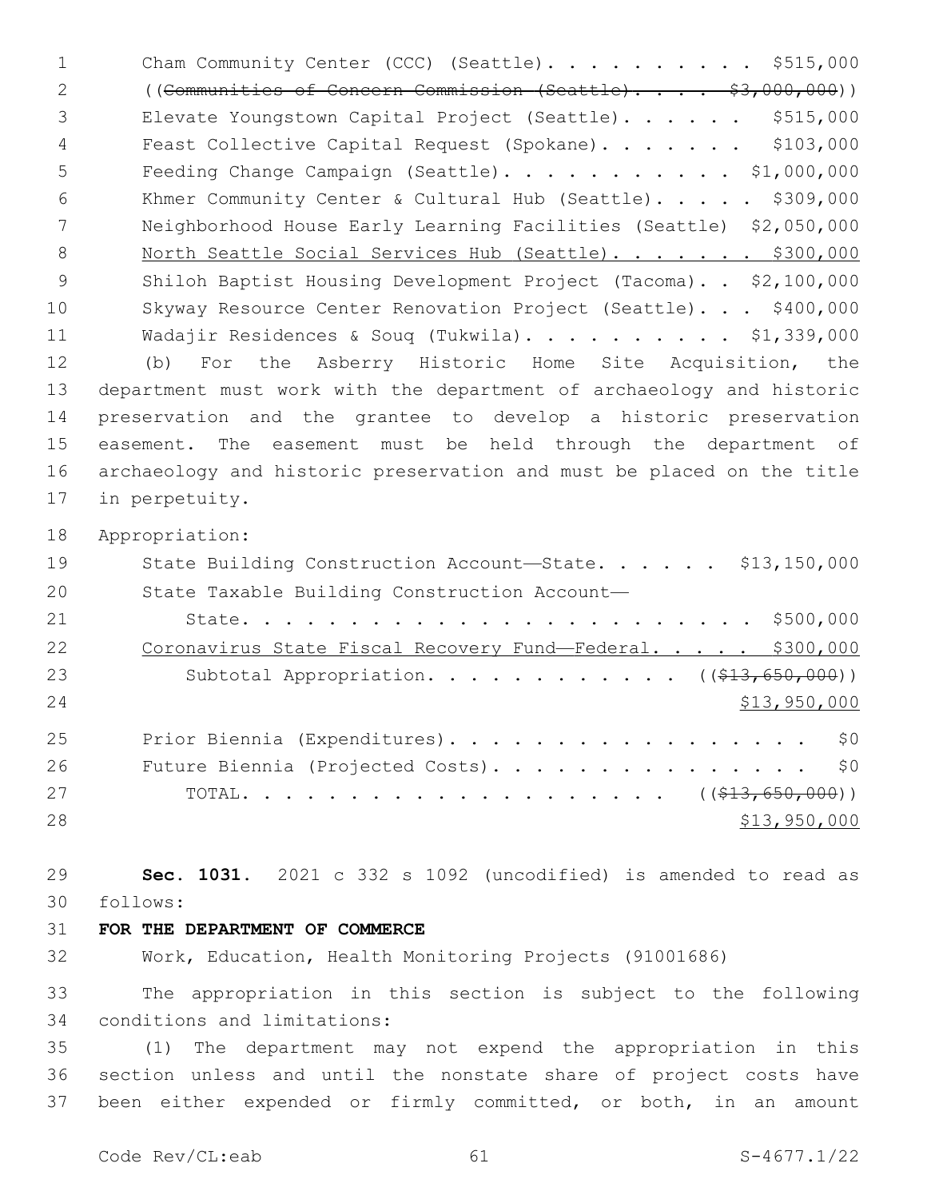Cham Community Center (CCC) (Seattle). . . . . . . . . . . $515,000

((~~Communities of Concern Commission (Seattle). . . . $3,000,000~~))

Elevate Youngstown Capital Project (Seattle). . . . . . $515,000

Feast Collective Capital Request (Spokane). . . . . . . $103,000

Feeding Change Campaign (Seattle). . . . . . . . . . . $1,000,000

Khmer Community Center & Cultural Hub (Seattle). . . . . $309,000

Neighborhood House Early Learning Facilities (Seattle) $2,050,000

<u>North Seattle Social Services Hub (Seattle). . . . . . . $300,000</u>

Shiloh Baptist Housing Development Project (Tacoma). . $2,100,000

Skyway Resource Center Renovation Project (Seattle). . . $400,000

Wadajir Residences & Souq (Tukwila). . . . . . . . . . $1,339,000

(b) For the Asberry Historic Home Site Acquisition, the department must work with the department of archaeology and historic preservation and the grantee to develop a historic preservation easement. The easement must be held through the department of archaeology and historic preservation and must be placed on the title in perpetuity.

Appropriation:

State Building Construction Account—State. . . . . . $13,150,000

State Taxable Building Construction Account—

State. . . . . . . . . . . . . . . . . . . . . . . . . $500,000

<u>Coronavirus State Fiscal Recovery Fund—Federal. . . . . $300,000</u>

Subtotal Appropriation. . . . . . . . . . . . ((~~$13,650,000~~))

<u>$13,950,000</u>

Prior Biennia (Expenditures). . . . . . . . . . . . . . . . . $0

Future Biennia (Projected Costs). . . . . . . . . . . . . . . $0

TOTAL. . . . . . . . . . . . . . . . . . . . ((~~$13,650,000~~))

<u>$13,950,000</u>

**Sec. 1031.** 2021 c 332 s 1092 (uncodified) is amended to read as follows:

**FOR THE DEPARTMENT OF COMMERCE**

Work, Education, Health Monitoring Projects (91001686)

The appropriation in this section is subject to the following conditions and limitations:

(1) The department may not expend the appropriation in this section unless and until the nonstate share of project costs have been either expended or firmly committed, or both, in an amount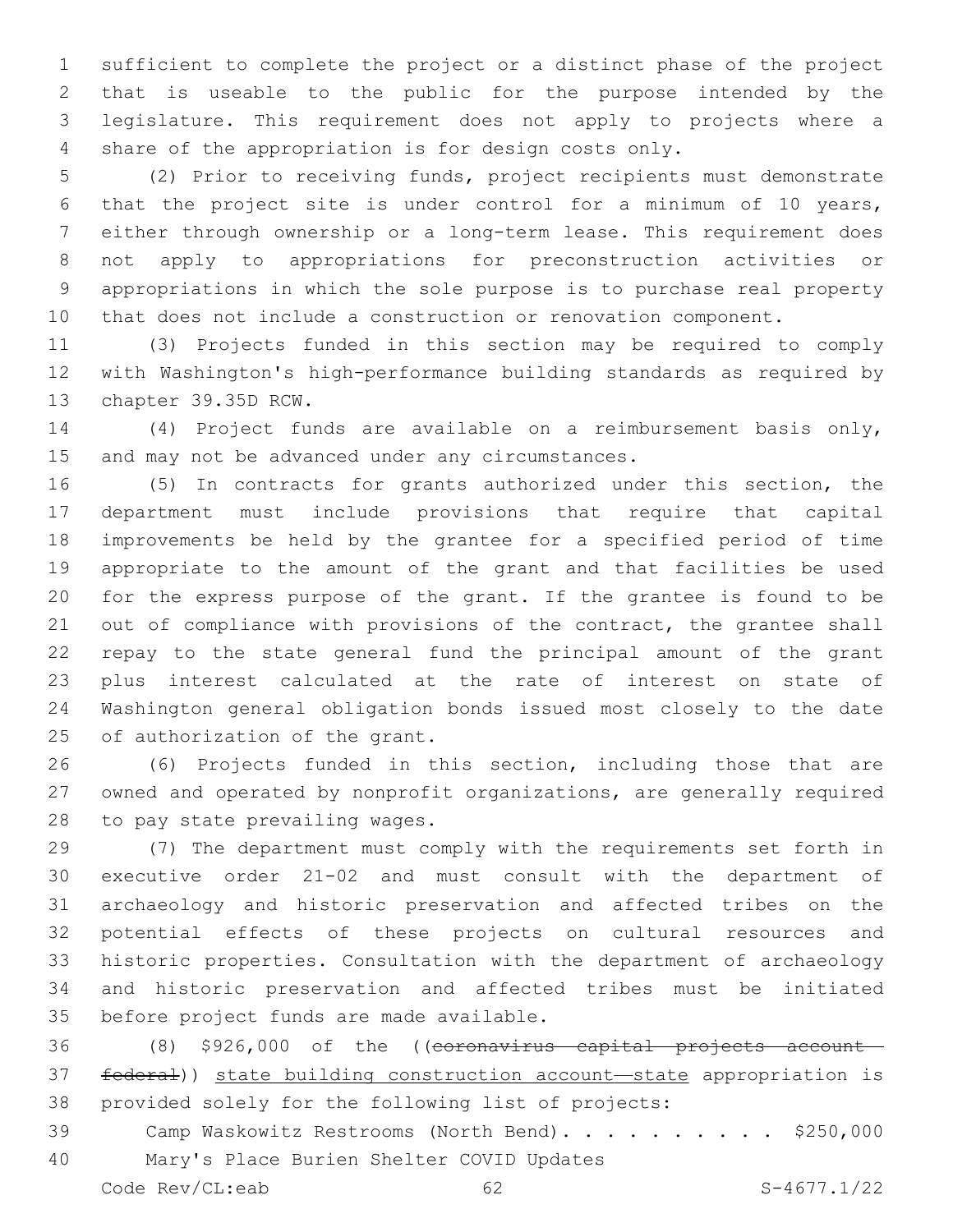sufficient to complete the project or a distinct phase of the project that is useable to the public for the purpose intended by the legislature. This requirement does not apply to projects where a share of the appropriation is for design costs only.

(2) Prior to receiving funds, project recipients must demonstrate that the project site is under control for a minimum of 10 years, either through ownership or a long-term lease. This requirement does not apply to appropriations for preconstruction activities or appropriations in which the sole purpose is to purchase real property that does not include a construction or renovation component.

(3) Projects funded in this section may be required to comply with Washington's high-performance building standards as required by chapter 39.35D RCW.

(4) Project funds are available on a reimbursement basis only, and may not be advanced under any circumstances.

(5) In contracts for grants authorized under this section, the department must include provisions that require that capital improvements be held by the grantee for a specified period of time appropriate to the amount of the grant and that facilities be used for the express purpose of the grant. If the grantee is found to be out of compliance with provisions of the contract, the grantee shall repay to the state general fund the principal amount of the grant plus interest calculated at the rate of interest on state of Washington general obligation bonds issued most closely to the date of authorization of the grant.

(6) Projects funded in this section, including those that are owned and operated by nonprofit organizations, are generally required to pay state prevailing wages.

(7) The department must comply with the requirements set forth in executive order 21-02 and must consult with the department of archaeology and historic preservation and affected tribes on the potential effects of these projects on cultural resources and historic properties. Consultation with the department of archaeology and historic preservation and affected tribes must be initiated before project funds are made available.

(8) $926,000 of the ((~~coronavirus capital projects account—federal~~)) <u>state building construction account—state</u> appropriation is provided solely for the following list of projects:

Camp Waskowitz Restrooms (North Bend). . . . . . . . . . $250,000

Mary's Place Burien Shelter COVID Updates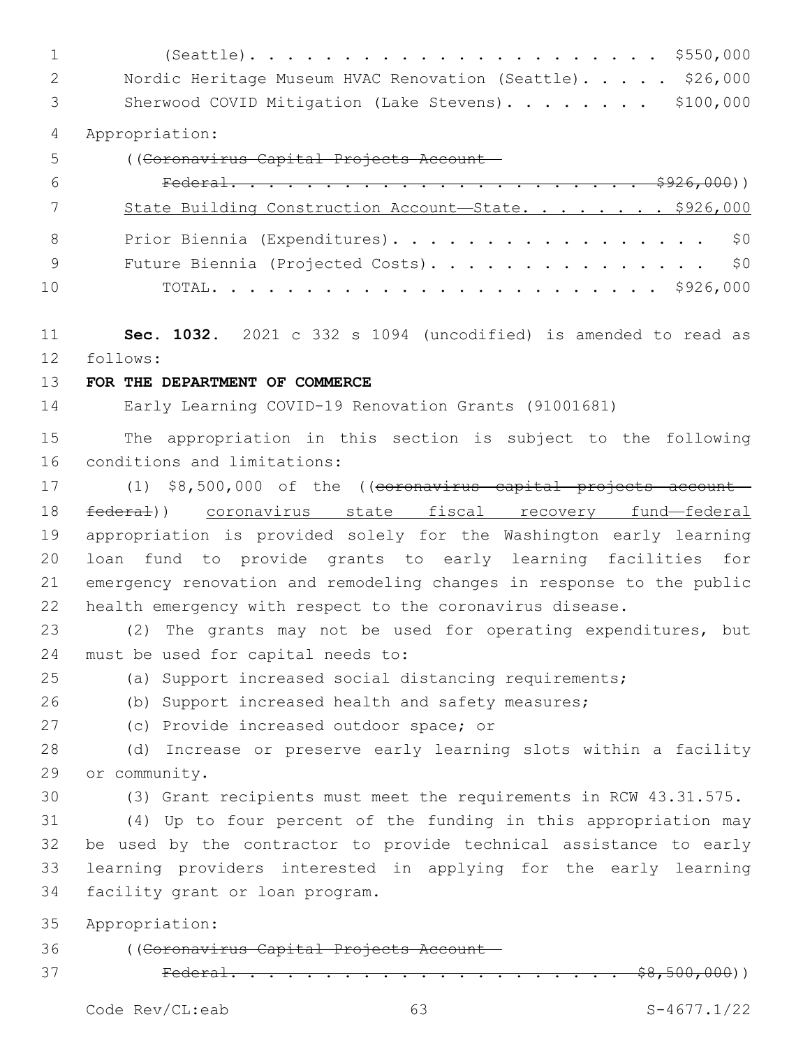(Seattle). . . . . . . . . . . . . . . . . . . . . . $550,000

Nordic Heritage Museum HVAC Renovation (Seattle). . . . . $26,000

Sherwood COVID Mitigation (Lake Stevens). . . . . . . . $100,000

Appropriation:

((~~Coronavirus Capital Projects Account—~~

~~Federal. . . . . . . . . . . . . . . . . . . . . . . $926,000~~))

State Building Construction Account—State. . . . . . . . $926,000

Prior Biennia (Expenditures). . . . . . . . . . . . . . . . . $0

Future Biennia (Projected Costs). . . . . . . . . . . . . . . $0

TOTAL. . . . . . . . . . . . . . . . . . . . . . . $926,000

**Sec. 1032.** 2021 c 332 s 1094 (uncodified) is amended to read as follows:

**FOR THE DEPARTMENT OF COMMERCE**

Early Learning COVID-19 Renovation Grants (91001681)

The appropriation in this section is subject to the following conditions and limitations:

(1) $8,500,000 of the ((~~coronavirus capital projects account—federal~~)) coronavirus state fiscal recovery fund—federal appropriation is provided solely for the Washington early learning loan fund to provide grants to early learning facilities for emergency renovation and remodeling changes in response to the public health emergency with respect to the coronavirus disease.

(2) The grants may not be used for operating expenditures, but must be used for capital needs to:

(a) Support increased social distancing requirements;

(b) Support increased health and safety measures;

(c) Provide increased outdoor space; or

(d) Increase or preserve early learning slots within a facility or community.

(3) Grant recipients must meet the requirements in RCW 43.31.575.

(4) Up to four percent of the funding in this appropriation may be used by the contractor to provide technical assistance to early learning providers interested in applying for the early learning facility grant or loan program.

Appropriation:

((~~Coronavirus Capital Projects Account—~~

~~Federal. . . . . . . . . . . . . . . . . . . . . . . $8,500,000~~))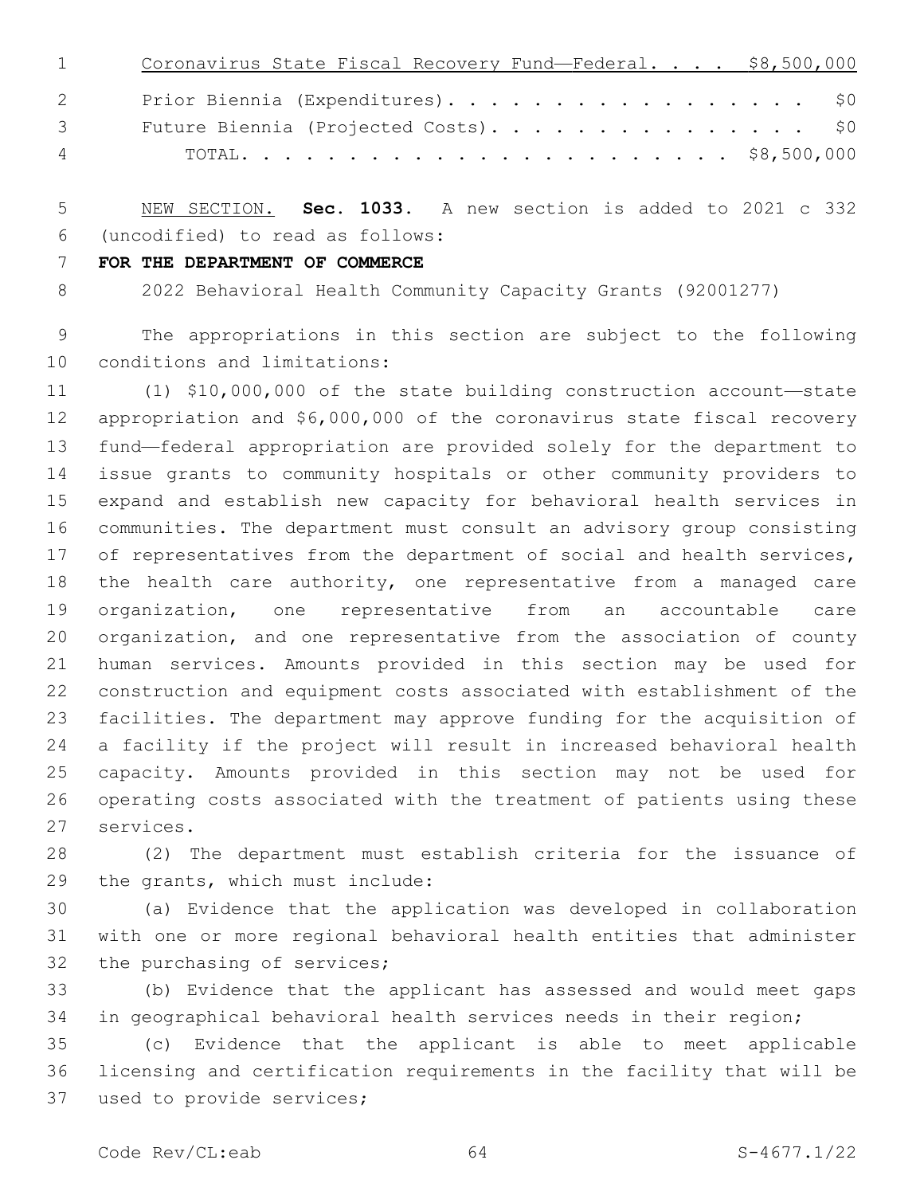Coronavirus State Fiscal Recovery Fund—Federal. . . . $8,500,000

Prior Biennia (Expenditures). . . . . . . . . . . . . . . . . . $0

Future Biennia (Projected Costs). . . . . . . . . . . . . . . . $0

TOTAL. . . . . . . . . . . . . . . . . . . . . . . . $8,500,000

NEW SECTION. **Sec. 1033.** A new section is added to 2021 c 332 (uncodified) to read as follows:

**FOR THE DEPARTMENT OF COMMERCE**

2022 Behavioral Health Community Capacity Grants (92001277)

The appropriations in this section are subject to the following conditions and limitations:

(1) $10,000,000 of the state building construction account—state appropriation and $6,000,000 of the coronavirus state fiscal recovery fund—federal appropriation are provided solely for the department to issue grants to community hospitals or other community providers to expand and establish new capacity for behavioral health services in communities. The department must consult an advisory group consisting of representatives from the department of social and health services, the health care authority, one representative from a managed care organization, one representative from an accountable care organization, and one representative from the association of county human services. Amounts provided in this section may be used for construction and equipment costs associated with establishment of the facilities. The department may approve funding for the acquisition of a facility if the project will result in increased behavioral health capacity. Amounts provided in this section may not be used for operating costs associated with the treatment of patients using these services.

(2) The department must establish criteria for the issuance of the grants, which must include:

(a) Evidence that the application was developed in collaboration with one or more regional behavioral health entities that administer the purchasing of services;

(b) Evidence that the applicant has assessed and would meet gaps in geographical behavioral health services needs in their region;

(c) Evidence that the applicant is able to meet applicable licensing and certification requirements in the facility that will be used to provide services;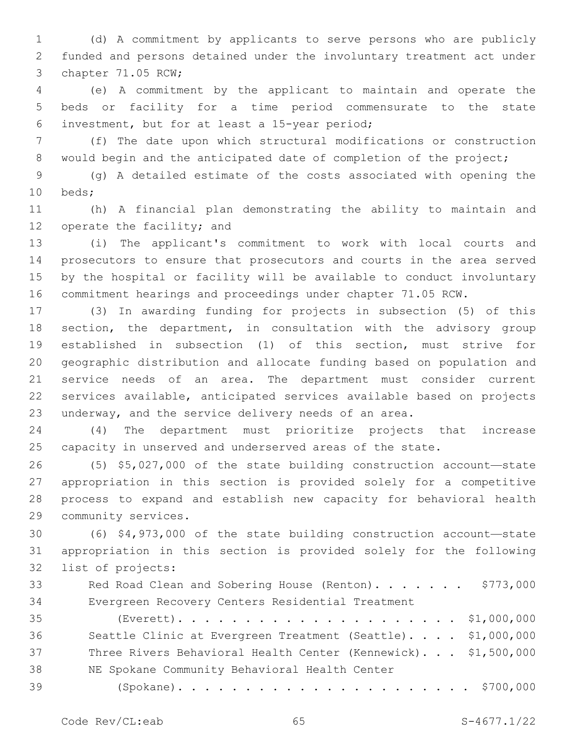(d) A commitment by applicants to serve persons who are publicly funded and persons detained under the involuntary treatment act under chapter 71.05 RCW;

(e) A commitment by the applicant to maintain and operate the beds or facility for a time period commensurate to the state investment, but for at least a 15-year period;

(f) The date upon which structural modifications or construction would begin and the anticipated date of completion of the project;

(g) A detailed estimate of the costs associated with opening the beds;

(h) A financial plan demonstrating the ability to maintain and operate the facility; and

(i) The applicant's commitment to work with local courts and prosecutors to ensure that prosecutors and courts in the area served by the hospital or facility will be available to conduct involuntary commitment hearings and proceedings under chapter 71.05 RCW.

(3) In awarding funding for projects in subsection (5) of this section, the department, in consultation with the advisory group established in subsection (1) of this section, must strive for geographic distribution and allocate funding based on population and service needs of an area. The department must consider current services available, anticipated services available based on projects underway, and the service delivery needs of an area.

(4) The department must prioritize projects that increase capacity in unserved and underserved areas of the state.

(5) $5,027,000 of the state building construction account—state appropriation in this section is provided solely for a competitive process to expand and establish new capacity for behavioral health community services.

(6) $4,973,000 of the state building construction account—state appropriation in this section is provided solely for the following list of projects:

| Project | Amount |
|---|---|
| Red Road Clean and Sobering House (Renton) | $773,000 |
| Evergreen Recovery Centers Residential Treatment (Everett) | $1,000,000 |
| Seattle Clinic at Evergreen Treatment (Seattle) | $1,000,000 |
| Three Rivers Behavioral Health Center (Kennewick) | $1,500,000 |
| NE Spokane Community Behavioral Health Center (Spokane) | $700,000 |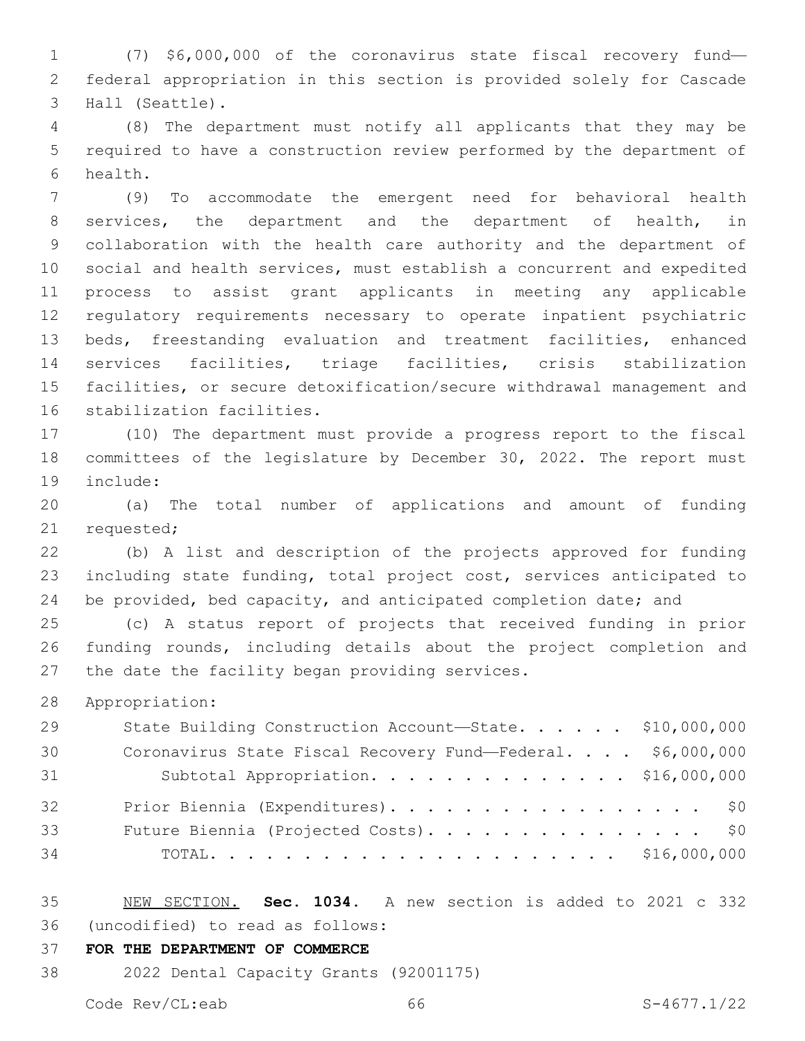(7) $6,000,000 of the coronavirus state fiscal recovery fund—federal appropriation in this section is provided solely for Cascade Hall (Seattle).

(8) The department must notify all applicants that they may be required to have a construction review performed by the department of health.

(9) To accommodate the emergent need for behavioral health services, the department and the department of health, in collaboration with the health care authority and the department of social and health services, must establish a concurrent and expedited process to assist grant applicants in meeting any applicable regulatory requirements necessary to operate inpatient psychiatric beds, freestanding evaluation and treatment facilities, enhanced services facilities, triage facilities, crisis stabilization facilities, or secure detoxification/secure withdrawal management and stabilization facilities.

(10) The department must provide a progress report to the fiscal committees of the legislature by December 30, 2022. The report must include:

(a) The total number of applications and amount of funding requested;

(b) A list and description of the projects approved for funding including state funding, total project cost, services anticipated to be provided, bed capacity, and anticipated completion date; and

(c) A status report of projects that received funding in prior funding rounds, including details about the project completion and the date the facility began providing services.

Appropriation:

| | |
|---|---|
| State Building Construction Account—State | $10,000,000 |
| Coronavirus State Fiscal Recovery Fund—Federal | $6,000,000 |
| Subtotal Appropriation | $16,000,000 |
| Prior Biennia (Expenditures) | $0 |
| Future Biennia (Projected Costs) | $0 |
| TOTAL | $16,000,000 |

NEW SECTION. **Sec. 1034.** A new section is added to 2021 c 332 (uncodified) to read as follows:

**FOR THE DEPARTMENT OF COMMERCE**

2022 Dental Capacity Grants (92001175)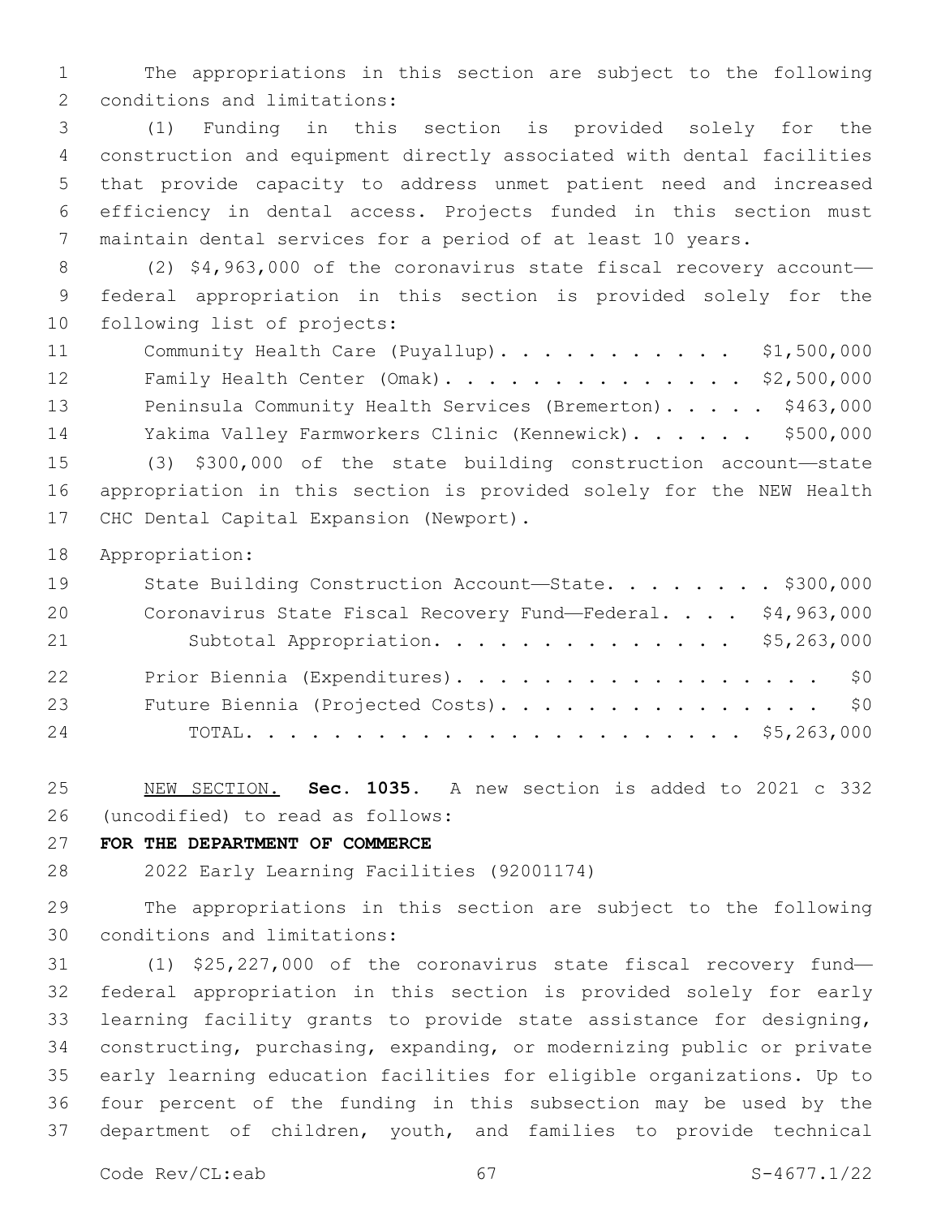The appropriations in this section are subject to the following conditions and limitations:

(1) Funding in this section is provided solely for the construction and equipment directly associated with dental facilities that provide capacity to address unmet patient need and increased efficiency in dental access. Projects funded in this section must maintain dental services for a period of at least 10 years.

(2) $4,963,000 of the coronavirus state fiscal recovery account—federal appropriation in this section is provided solely for the following list of projects:

| | |
|---|---|
| Community Health Care (Puyallup) | $1,500,000 |
| Family Health Center (Omak) | $2,500,000 |
| Peninsula Community Health Services (Bremerton) | $463,000 |
| Yakima Valley Farmworkers Clinic (Kennewick) | $500,000 |

(3) $300,000 of the state building construction account—state appropriation in this section is provided solely for the NEW Health CHC Dental Capital Expansion (Newport).

Appropriation:

| | |
|---|---|
| State Building Construction Account—State | $300,000 |
| Coronavirus State Fiscal Recovery Fund—Federal | $4,963,000 |
| Subtotal Appropriation | $5,263,000 |
| Prior Biennia (Expenditures) | $0 |
| Future Biennia (Projected Costs) | $0 |
| TOTAL | $5,263,000 |

NEW SECTION. **Sec. 1035.** A new section is added to 2021 c 332 (uncodified) to read as follows:

**FOR THE DEPARTMENT OF COMMERCE**

2022 Early Learning Facilities (92001174)

The appropriations in this section are subject to the following conditions and limitations:

(1) $25,227,000 of the coronavirus state fiscal recovery fund—federal appropriation in this section is provided solely for early learning facility grants to provide state assistance for designing, constructing, purchasing, expanding, or modernizing public or private early learning education facilities for eligible organizations. Up to four percent of the funding in this subsection may be used by the department of children, youth, and families to provide technical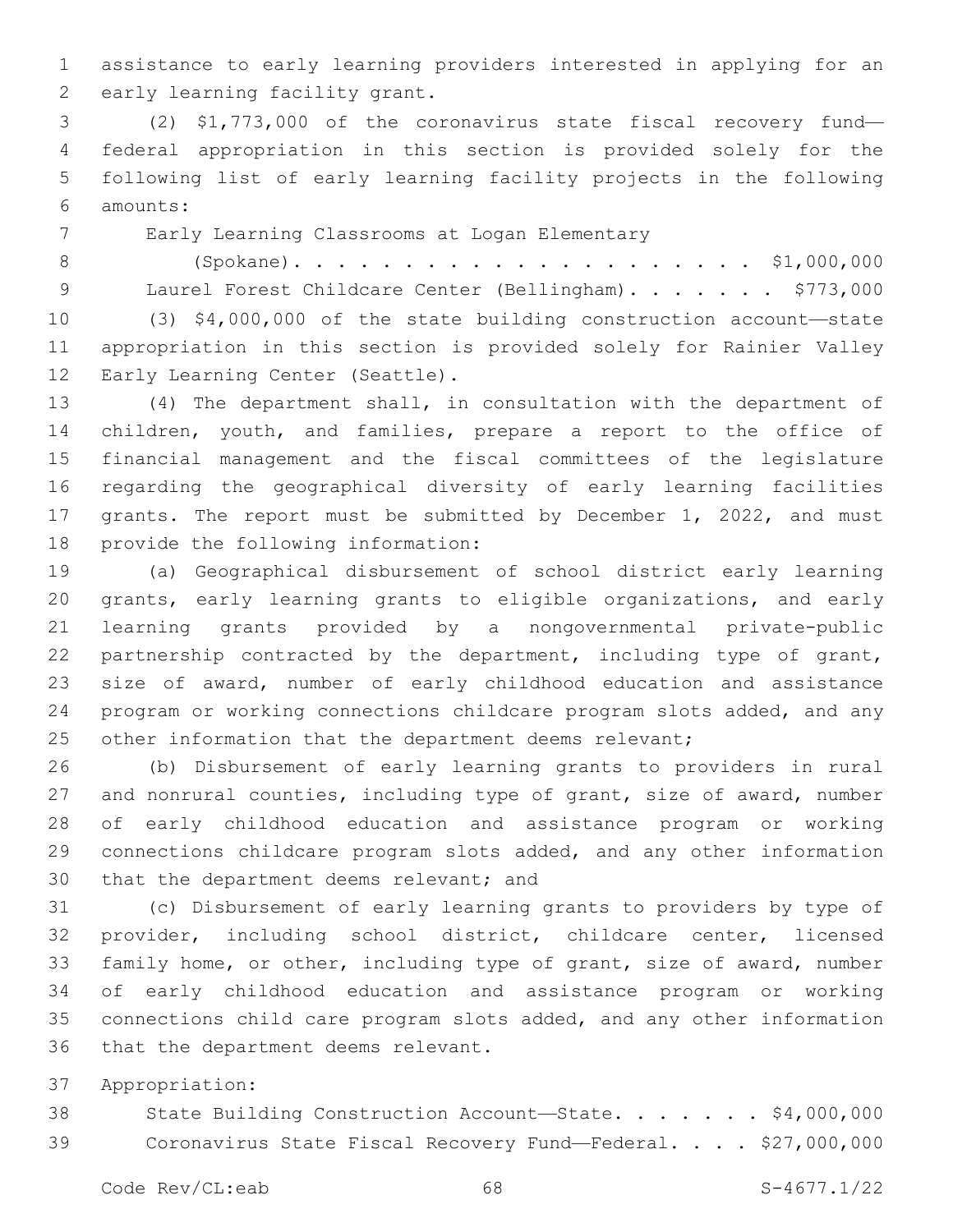assistance to early learning providers interested in applying for an early learning facility grant.

(2) $1,773,000 of the coronavirus state fiscal recovery fund—federal appropriation in this section is provided solely for the following list of early learning facility projects in the following amounts:

Early Learning Classrooms at Logan Elementary (Spokane). . . . . . . . . . . . . . . . . . . . . $1,000,000

Laurel Forest Childcare Center (Bellingham). . . . . . . $773,000

(3) $4,000,000 of the state building construction account—state appropriation in this section is provided solely for Rainier Valley Early Learning Center (Seattle).

(4) The department shall, in consultation with the department of children, youth, and families, prepare a report to the office of financial management and the fiscal committees of the legislature regarding the geographical diversity of early learning facilities grants. The report must be submitted by December 1, 2022, and must provide the following information:

(a) Geographical disbursement of school district early learning grants, early learning grants to eligible organizations, and early learning grants provided by a nongovernmental private-public partnership contracted by the department, including type of grant, size of award, number of early childhood education and assistance program or working connections childcare program slots added, and any other information that the department deems relevant;

(b) Disbursement of early learning grants to providers in rural and nonrural counties, including type of grant, size of award, number of early childhood education and assistance program or working connections childcare program slots added, and any other information that the department deems relevant; and

(c) Disbursement of early learning grants to providers by type of provider, including school district, childcare center, licensed family home, or other, including type of grant, size of award, number of early childhood education and assistance program or working connections child care program slots added, and any other information that the department deems relevant.

Appropriation:

State Building Construction Account—State. . . . . . . $4,000,000

Coronavirus State Fiscal Recovery Fund—Federal. . . . $27,000,000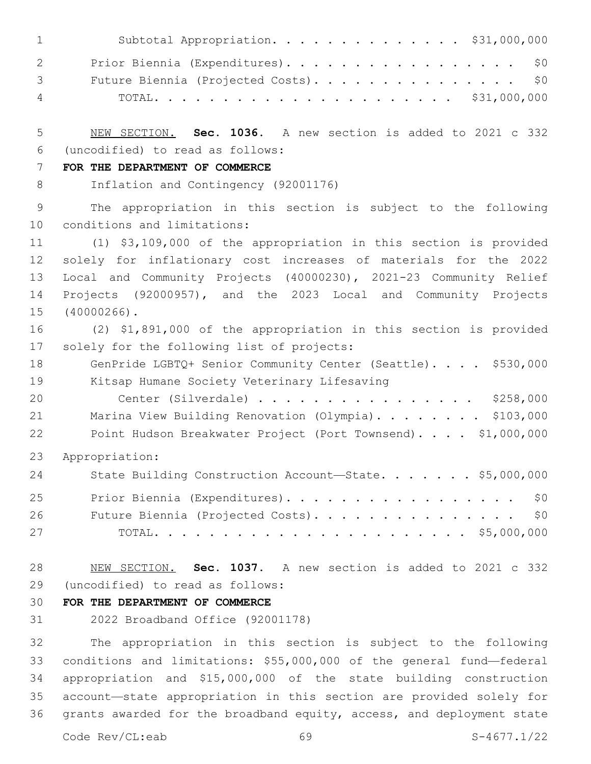Subtotal Appropriation. . . . . . . . . . . . . . $31,000,000

Prior Biennia (Expenditures). . . . . . . . . . . . . . . . . . $0

Future Biennia (Projected Costs). . . . . . . . . . . . . . . . $0

TOTAL. . . . . . . . . . . . . . . . . . . . . . $31,000,000

NEW SECTION. **Sec. 1036.** A new section is added to 2021 c 332 (uncodified) to read as follows:

**FOR THE DEPARTMENT OF COMMERCE**

Inflation and Contingency (92001176)

The appropriation in this section is subject to the following conditions and limitations:

(1) $3,109,000 of the appropriation in this section is provided solely for inflationary cost increases of materials for the 2022 Local and Community Projects (40000230), 2021-23 Community Relief Projects (92000957), and the 2023 Local and Community Projects (40000266).

(2) $1,891,000 of the appropriation in this section is provided solely for the following list of projects:

GenPride LGBTQ+ Senior Community Center (Seattle). . . . $530,000

Kitsap Humane Society Veterinary Lifesaving Center (Silverdale) . . . . . . . . . . . . . . . . $258,000

Marina View Building Renovation (Olympia). . . . . . . . . $103,000

Point Hudson Breakwater Project (Port Townsend). . . . $1,000,000

Appropriation:

State Building Construction Account—State. . . . . . . $5,000,000

Prior Biennia (Expenditures). . . . . . . . . . . . . . . . . . $0

Future Biennia (Projected Costs). . . . . . . . . . . . . . . . $0

TOTAL. . . . . . . . . . . . . . . . . . . . . . $5,000,000

NEW SECTION. **Sec. 1037.** A new section is added to 2021 c 332 (uncodified) to read as follows:

**FOR THE DEPARTMENT OF COMMERCE**

2022 Broadband Office (92001178)

The appropriation in this section is subject to the following conditions and limitations: $55,000,000 of the general fund—federal appropriation and $15,000,000 of the state building construction account—state appropriation in this section are provided solely for grants awarded for the broadband equity, access, and deployment state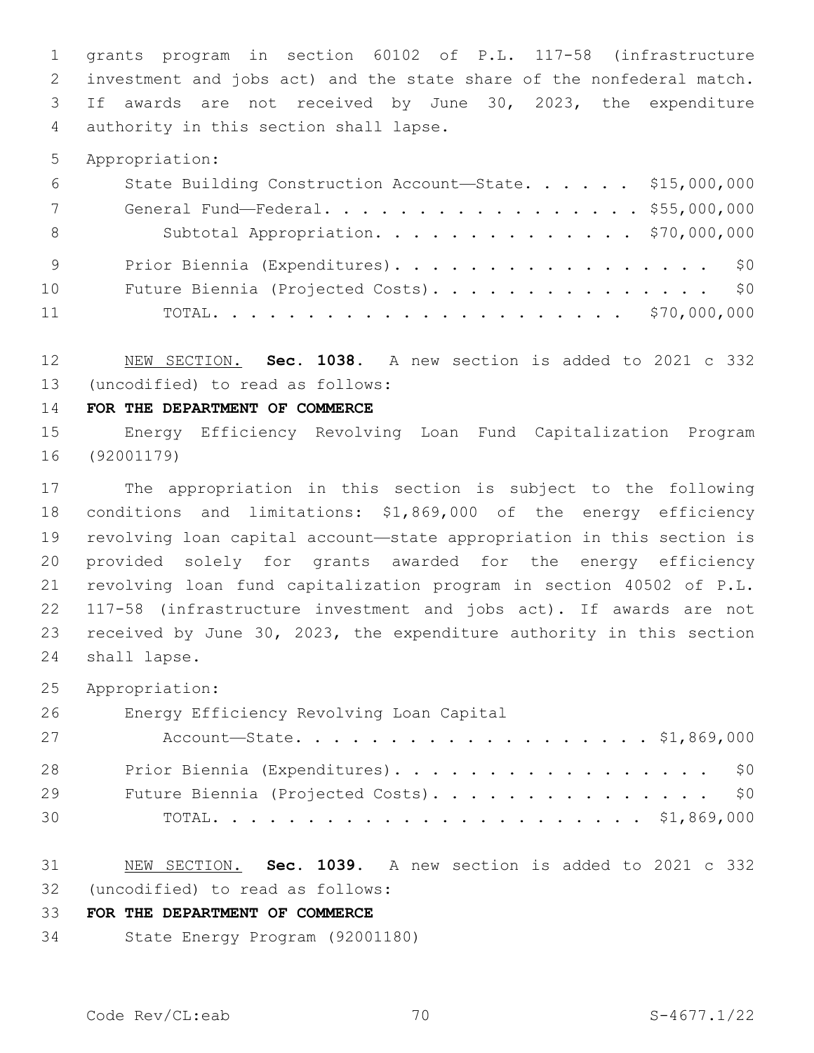grants program in section 60102 of P.L. 117-58 (infrastructure investment and jobs act) and the state share of the nonfederal match. If awards are not received by June 30, 2023, the expenditure authority in this section shall lapse.

Appropriation:

| | |
|---|---|
| State Building Construction Account—State | $15,000,000 |
| General Fund—Federal | $55,000,000 |
| Subtotal Appropriation | $70,000,000 |
| Prior Biennia (Expenditures) | $0 |
| Future Biennia (Projected Costs) | $0 |
| TOTAL | $70,000,000 |

NEW SECTION. **Sec. 1038.** A new section is added to 2021 c 332 (uncodified) to read as follows:

**FOR THE DEPARTMENT OF COMMERCE**

Energy Efficiency Revolving Loan Fund Capitalization Program (92001179)

The appropriation in this section is subject to the following conditions and limitations: $1,869,000 of the energy efficiency revolving loan capital account—state appropriation in this section is provided solely for grants awarded for the energy efficiency revolving loan fund capitalization program in section 40502 of P.L. 117-58 (infrastructure investment and jobs act). If awards are not received by June 30, 2023, the expenditure authority in this section shall lapse.

Appropriation:

| | |
|---|---|
| Energy Efficiency Revolving Loan Capital Account—State | $1,869,000 |
| Prior Biennia (Expenditures) | $0 |
| Future Biennia (Projected Costs) | $0 |
| TOTAL | $1,869,000 |

NEW SECTION. **Sec. 1039.** A new section is added to 2021 c 332 (uncodified) to read as follows:

**FOR THE DEPARTMENT OF COMMERCE**

State Energy Program (92001180)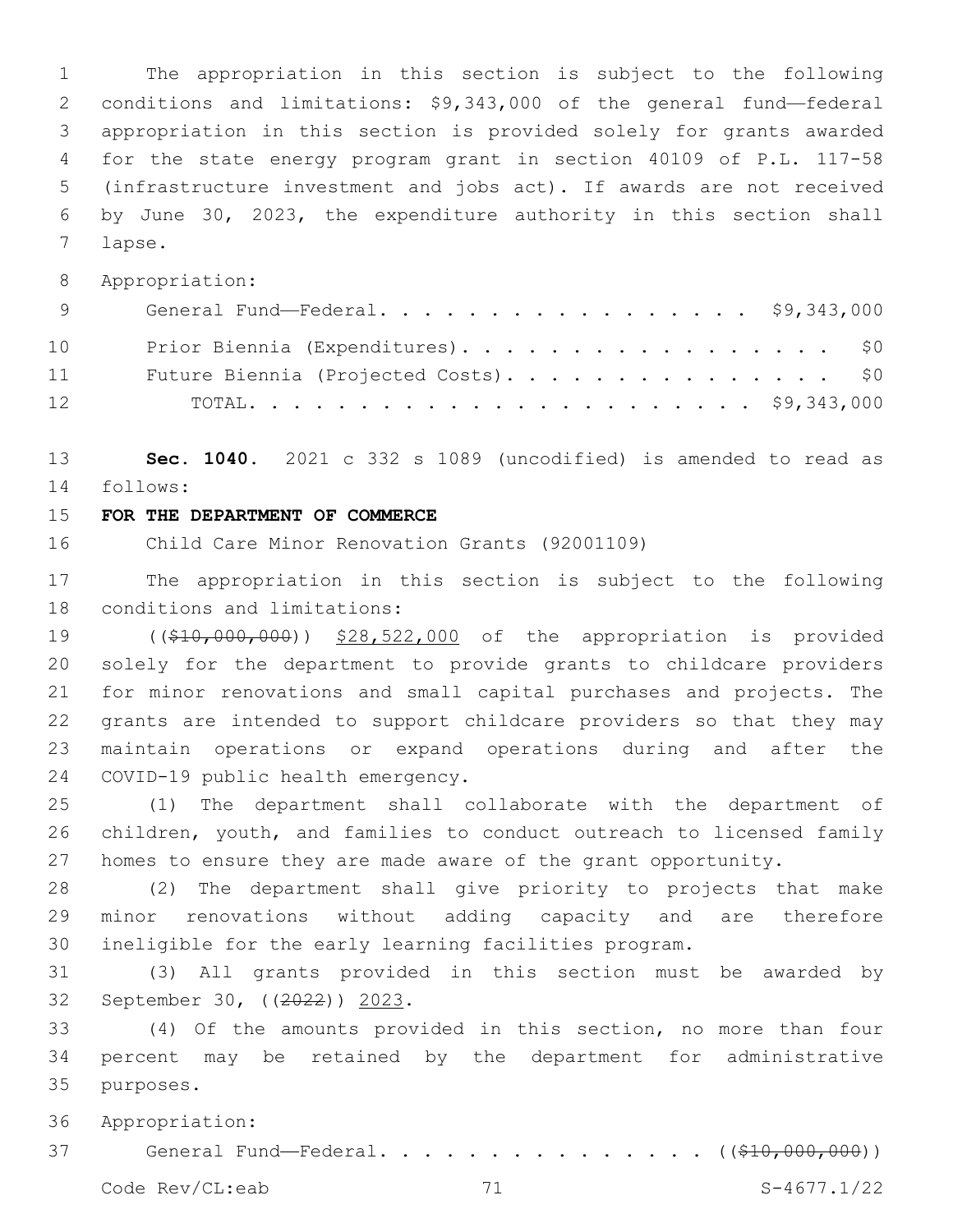The appropriation in this section is subject to the following conditions and limitations: $9,343,000 of the general fund—federal appropriation in this section is provided solely for grants awarded for the state energy program grant in section 40109 of P.L. 117-58 (infrastructure investment and jobs act). If awards are not received by June 30, 2023, the expenditure authority in this section shall lapse.

Appropriation:

| | |
|---|---|
| General Fund—Federal. . . . . . . . . . . . . . . . . . | $9,343,000 |
| Prior Biennia (Expenditures). . . . . . . . . . . . . . . . . . | $0 |
| Future Biennia (Projected Costs). . . . . . . . . . . . . . . . | $0 |
| TOTAL. . . . . . . . . . . . . . . . . . . . . . . . | $9,343,000 |

**Sec. 1040.** 2021 c 332 s 1089 (uncodified) is amended to read as follows:

**FOR THE DEPARTMENT OF COMMERCE**

Child Care Minor Renovation Grants (92001109)

The appropriation in this section is subject to the following conditions and limitations:

~~(($10,000,000))~~ <u>$28,522,000</u> of the appropriation is provided solely for the department to provide grants to childcare providers for minor renovations and small capital purchases and projects. The grants are intended to support childcare providers so that they may maintain operations or expand operations during and after the COVID-19 public health emergency.

(1) The department shall collaborate with the department of children, youth, and families to conduct outreach to licensed family homes to ensure they are made aware of the grant opportunity.

(2) The department shall give priority to projects that make minor renovations without adding capacity and are therefore ineligible for the early learning facilities program.

(3) All grants provided in this section must be awarded by September 30, ~~((2022))~~ <u>2023</u>.

(4) Of the amounts provided in this section, no more than four percent may be retained by the department for administrative purposes.

Appropriation:

General Fund—Federal. . . . . . . . . . . . . . . . ~~(($10,000,000))~~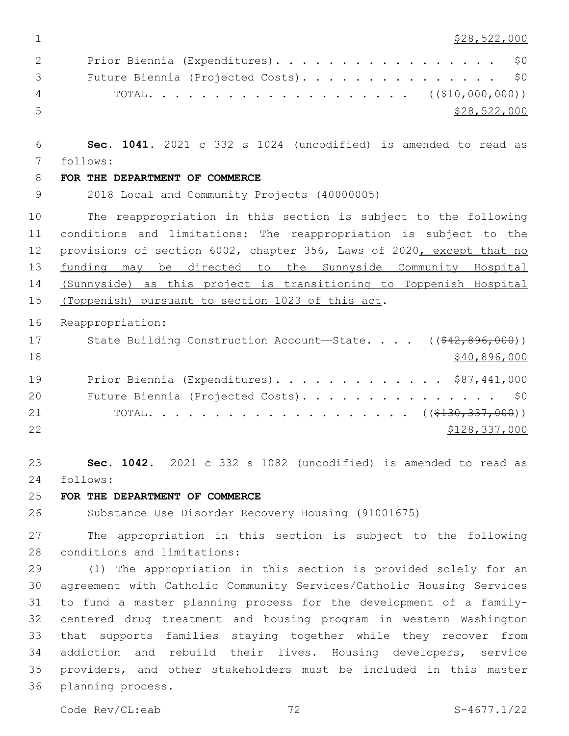$28,522,000

Prior Biennia (Expenditures). . . . . . . . . . . . . . . . . . $0

Future Biennia (Projected Costs). . . . . . . . . . . . . . . . $0

TOTAL. . . . . . . . . . . . . . . . . . . . ((~~$10,000,000~~))
$28,522,000

**Sec. 1041.** 2021 c 332 s 1024 (uncodified) is amended to read as follows:

**FOR THE DEPARTMENT OF COMMERCE**

2018 Local and Community Projects (40000005)

The reappropriation in this section is subject to the following conditions and limitations: The reappropriation is subject to the provisions of section 6002, chapter 356, Laws of 2020, except that no funding may be directed to the Sunnyside Community Hospital (Sunnyside) as this project is transitioning to Toppenish Hospital (Toppenish) pursuant to section 1023 of this act.

Reappropriation:

State Building Construction Account—State. . . . ((~~$42,896,000~~))
$40,896,000

Prior Biennia (Expenditures). . . . . . . . . . . . . $87,441,000

Future Biennia (Projected Costs). . . . . . . . . . . . . . . . $0

TOTAL. . . . . . . . . . . . . . . . . . . . ((~~$130,337,000~~))
$128,337,000

**Sec. 1042.** 2021 c 332 s 1082 (uncodified) is amended to read as follows:

**FOR THE DEPARTMENT OF COMMERCE**

Substance Use Disorder Recovery Housing (91001675)

The appropriation in this section is subject to the following conditions and limitations:

(1) The appropriation in this section is provided solely for an agreement with Catholic Community Services/Catholic Housing Services to fund a master planning process for the development of a family-centered drug treatment and housing program in western Washington that supports families staying together while they recover from addiction and rebuild their lives. Housing developers, service providers, and other stakeholders must be included in this master planning process.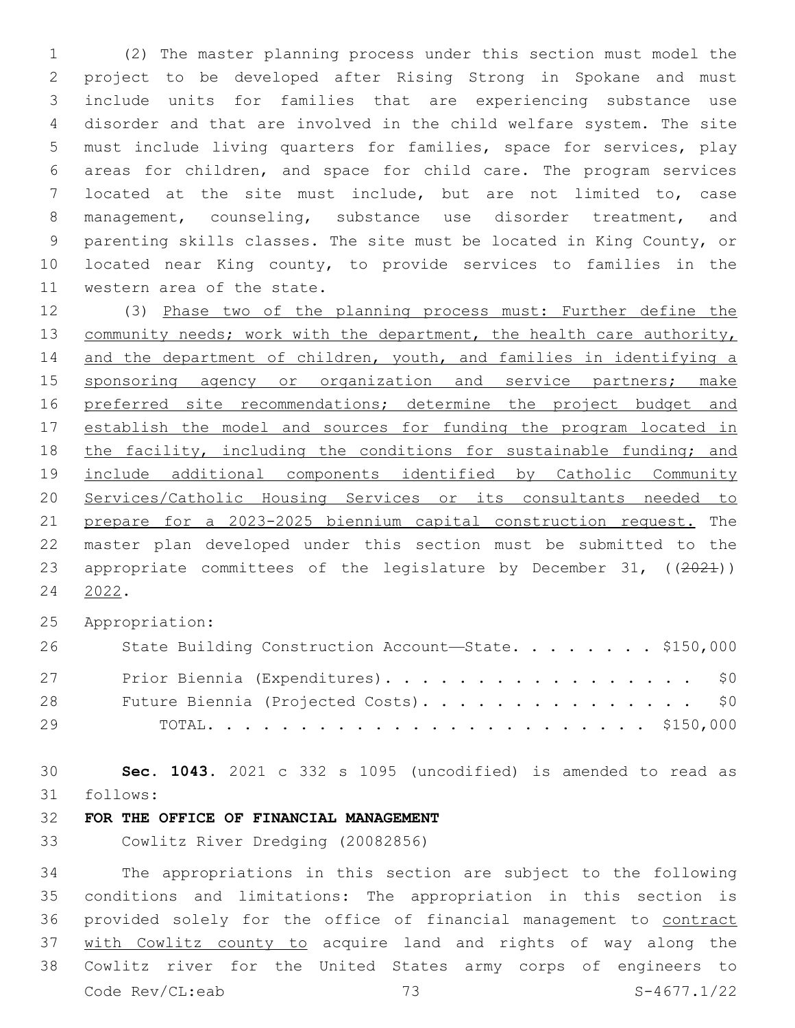(2) The master planning process under this section must model the project to be developed after Rising Strong in Spokane and must include units for families that are experiencing substance use disorder and that are involved in the child welfare system. The site must include living quarters for families, space for services, play areas for children, and space for child care. The program services located at the site must include, but are not limited to, case management, counseling, substance use disorder treatment, and parenting skills classes. The site must be located in King County, or located near King county, to provide services to families in the western area of the state.

(3) Phase two of the planning process must: Further define the community needs; work with the department, the health care authority, and the department of children, youth, and families in identifying a sponsoring agency or organization and service partners; make preferred site recommendations; determine the project budget and establish the model and sources for funding the program located in the facility, including the conditions for sustainable funding; and include additional components identified by Catholic Community Services/Catholic Housing Services or its consultants needed to prepare for a 2023-2025 biennium capital construction request. The master plan developed under this section must be submitted to the appropriate committees of the legislature by December 31, ((~~2021~~)) 2022.

Appropriation:

| | |
|---|---|
| State Building Construction Account—State | $150,000 |
| Prior Biennia (Expenditures) | $0 |
| Future Biennia (Projected Costs) | $0 |
| TOTAL | $150,000 |

**Sec. 1043.** 2021 c 332 s 1095 (uncodified) is amended to read as follows:

**FOR THE OFFICE OF FINANCIAL MANAGEMENT**

Cowlitz River Dredging (20082856)

The appropriations in this section are subject to the following conditions and limitations: The appropriation in this section is provided solely for the office of financial management to contract with Cowlitz county to acquire land and rights of way along the Cowlitz river for the United States army corps of engineers to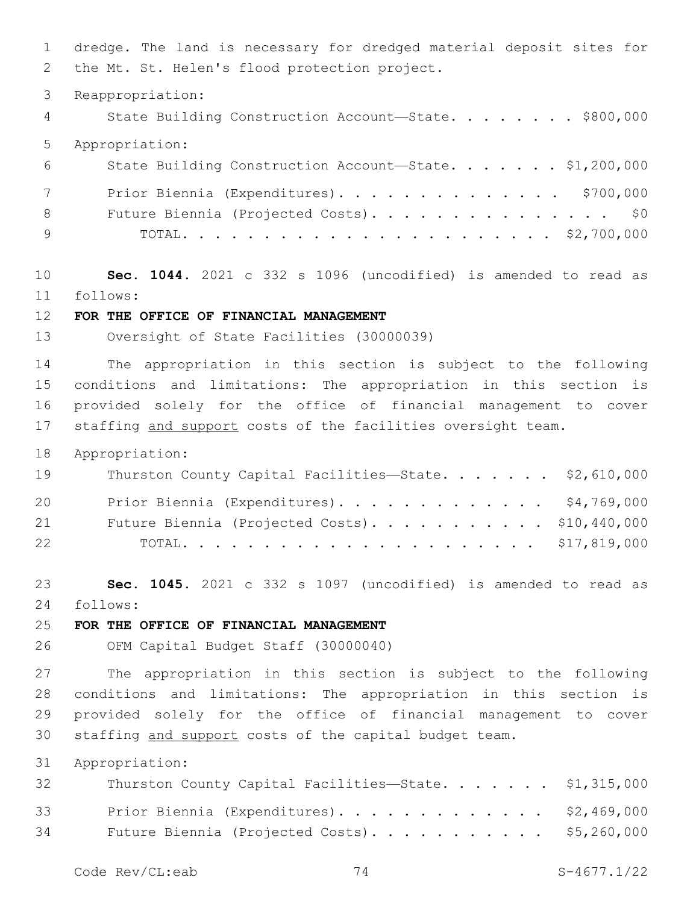dredge. The land is necessary for dredged material deposit sites for the Mt. St. Helen's flood protection project.

Reappropriation:

State Building Construction Account—State. . . . . . . . $800,000

Appropriation:

State Building Construction Account—State. . . . . . . $1,200,000

Prior Biennia (Expenditures). . . . . . . . . . . . . . $700,000

Future Biennia (Projected Costs). . . . . . . . . . . . . . . $0

TOTAL. . . . . . . . . . . . . . . . . . . . . . $2,700,000

**Sec. 1044.** 2021 c 332 s 1096 (uncodified) is amended to read as follows:

**FOR THE OFFICE OF FINANCIAL MANAGEMENT**

Oversight of State Facilities (30000039)

The appropriation in this section is subject to the following conditions and limitations: The appropriation in this section is provided solely for the office of financial management to cover staffing <u>and support</u> costs of the facilities oversight team.

Appropriation:

Thurston County Capital Facilities—State. . . . . . . $2,610,000

Prior Biennia (Expenditures). . . . . . . . . . . . . $4,769,000

Future Biennia (Projected Costs). . . . . . . . . . . $10,440,000

TOTAL. . . . . . . . . . . . . . . . . . . . . . $17,819,000

**Sec. 1045.** 2021 c 332 s 1097 (uncodified) is amended to read as follows:

**FOR THE OFFICE OF FINANCIAL MANAGEMENT**

OFM Capital Budget Staff (30000040)

The appropriation in this section is subject to the following conditions and limitations: The appropriation in this section is provided solely for the office of financial management to cover staffing <u>and support</u> costs of the capital budget team.

Appropriation:

Thurston County Capital Facilities—State. . . . . . . $1,315,000

Prior Biennia (Expenditures). . . . . . . . . . . . . $2,469,000

Future Biennia (Projected Costs). . . . . . . . . . . $5,260,000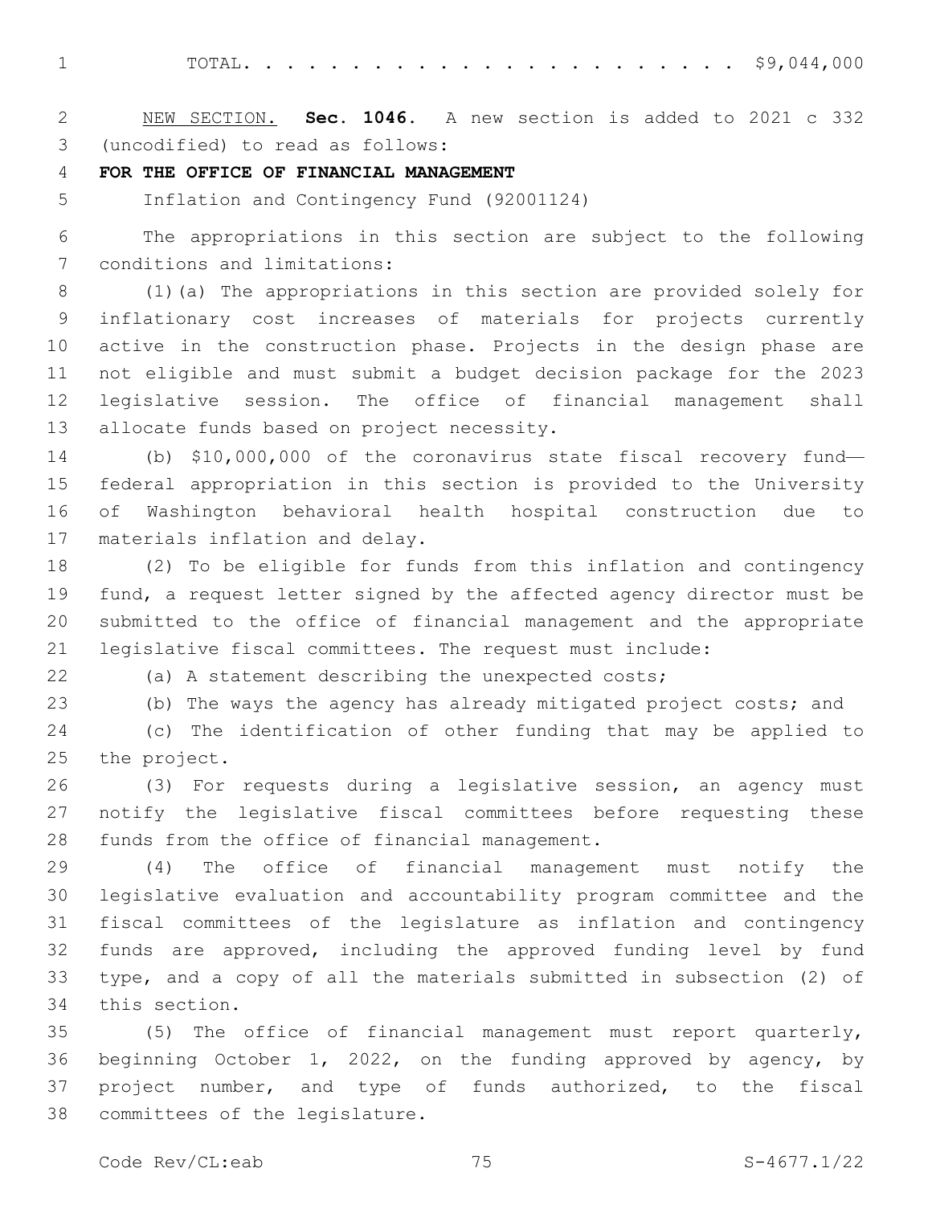TOTAL. . . . . . . . . . . . . . . . . . . . . . . . $9,044,000

NEW SECTION. **Sec. 1046.** A new section is added to 2021 c 332 (uncodified) to read as follows:

**FOR THE OFFICE OF FINANCIAL MANAGEMENT**

Inflation and Contingency Fund (92001124)

The appropriations in this section are subject to the following conditions and limitations:

(1)(a) The appropriations in this section are provided solely for inflationary cost increases of materials for projects currently active in the construction phase. Projects in the design phase are not eligible and must submit a budget decision package for the 2023 legislative session. The office of financial management shall allocate funds based on project necessity.

(b) $10,000,000 of the coronavirus state fiscal recovery fund—federal appropriation in this section is provided to the University of Washington behavioral health hospital construction due to materials inflation and delay.

(2) To be eligible for funds from this inflation and contingency fund, a request letter signed by the affected agency director must be submitted to the office of financial management and the appropriate legislative fiscal committees. The request must include:

(a) A statement describing the unexpected costs;

(b) The ways the agency has already mitigated project costs; and

(c) The identification of other funding that may be applied to the project.

(3) For requests during a legislative session, an agency must notify the legislative fiscal committees before requesting these funds from the office of financial management.

(4) The office of financial management must notify the legislative evaluation and accountability program committee and the fiscal committees of the legislature as inflation and contingency funds are approved, including the approved funding level by fund type, and a copy of all the materials submitted in subsection (2) of this section.

(5) The office of financial management must report quarterly, beginning October 1, 2022, on the funding approved by agency, by project number, and type of funds authorized, to the fiscal committees of the legislature.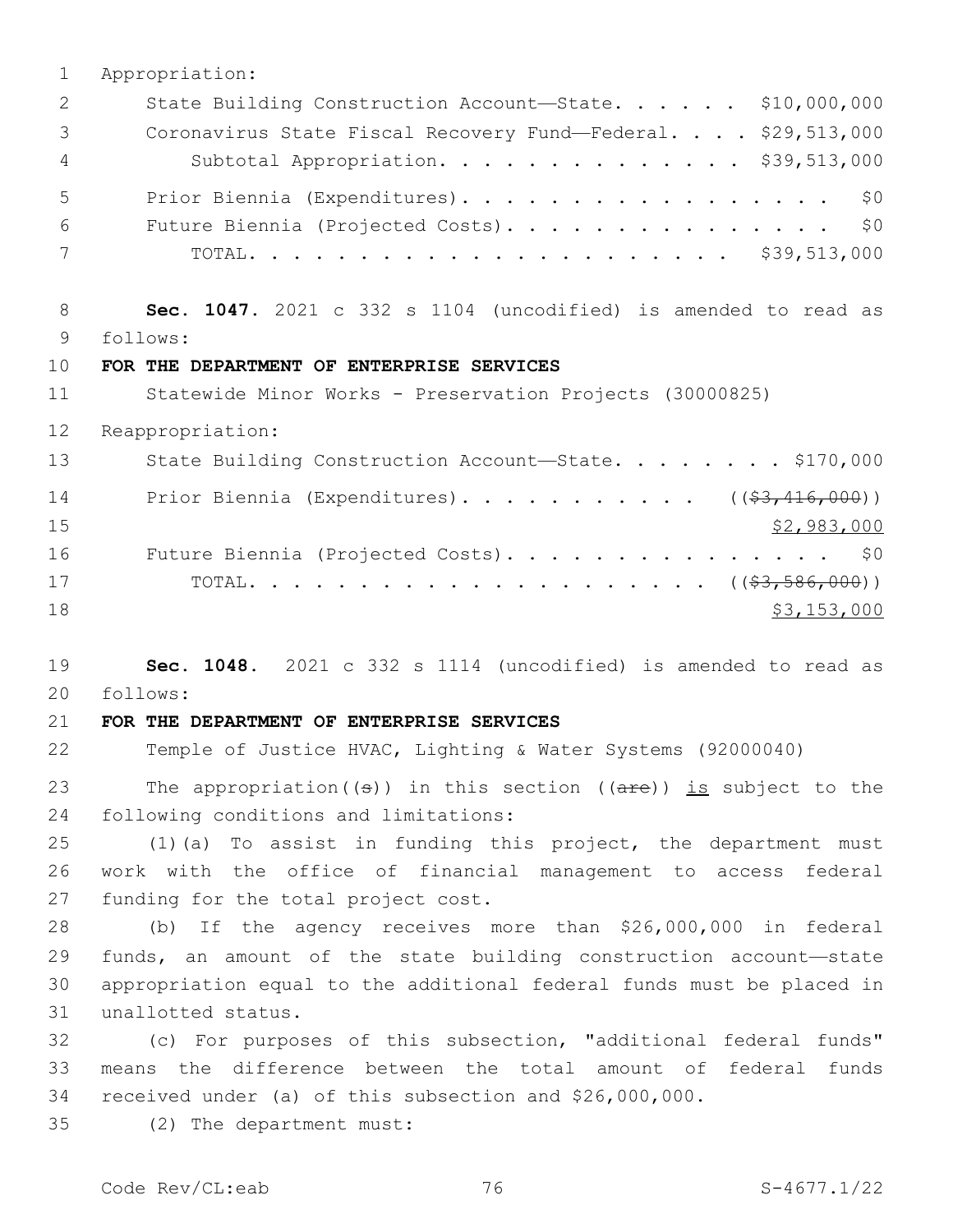Appropriation:

State Building Construction Account—State. . . . . . $10,000,000

Coronavirus State Fiscal Recovery Fund—Federal. . . . $29,513,000

Subtotal Appropriation. . . . . . . . . . . . . . $39,513,000

Prior Biennia (Expenditures). . . . . . . . . . . . . . . . . . $0

Future Biennia (Projected Costs). . . . . . . . . . . . . . . . $0

TOTAL. . . . . . . . . . . . . . . . . . . . . . $39,513,000

**Sec. 1047.** 2021 c 332 s 1104 (uncodified) is amended to read as follows:

**FOR THE DEPARTMENT OF ENTERPRISE SERVICES**

Statewide Minor Works - Preservation Projects (30000825)

Reappropriation:

State Building Construction Account—State. . . . . . . . $170,000

Prior Biennia (Expenditures). . . . . . . . . . . . (($3,416,000)) $2,983,000

Future Biennia (Projected Costs). . . . . . . . . . . . . . . . $0

TOTAL. . . . . . . . . . . . . . . . . . . . . . (($3,586,000)) $3,153,000

**Sec. 1048.** 2021 c 332 s 1114 (uncodified) is amended to read as follows:

**FOR THE DEPARTMENT OF ENTERPRISE SERVICES**

Temple of Justice HVAC, Lighting & Water Systems (92000040)

The appropriation((s)) in this section ((are)) is subject to the following conditions and limitations:

(1)(a) To assist in funding this project, the department must work with the office of financial management to access federal funding for the total project cost.

(b) If the agency receives more than $26,000,000 in federal funds, an amount of the state building construction account—state appropriation equal to the additional federal funds must be placed in unallotted status.

(c) For purposes of this subsection, "additional federal funds" means the difference between the total amount of federal funds received under (a) of this subsection and $26,000,000.

(2) The department must: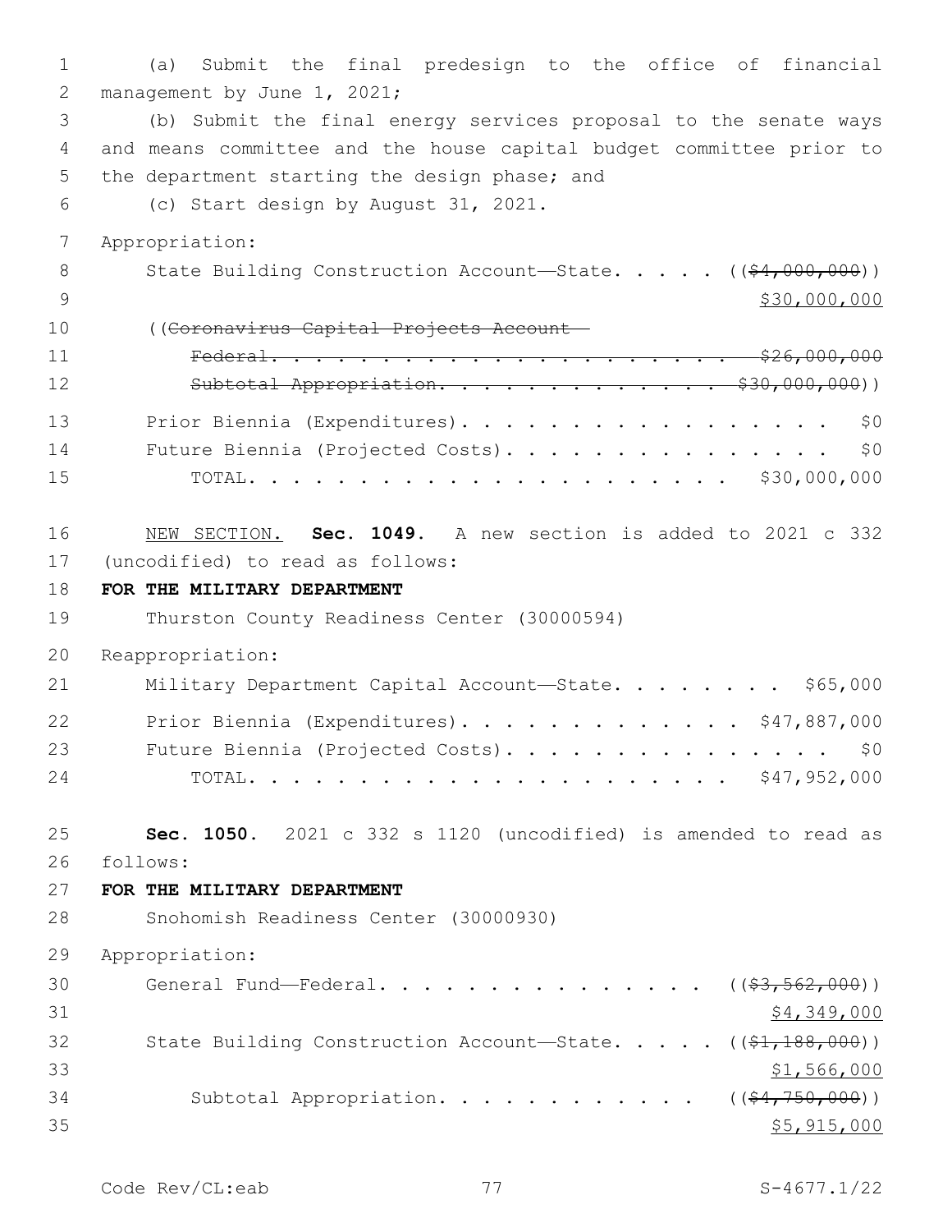(a) Submit the final predesign to the office of financial management by June 1, 2021;

(b) Submit the final energy services proposal to the senate ways and means committee and the house capital budget committee prior to the department starting the design phase; and

(c) Start design by August 31, 2021.

Appropriation:

State Building Construction Account—State. . . . . ((~~$4,000,000~~))
<u>$30,000,000</u>

((~~Coronavirus Capital Projects Account—~~
~~Federal. . . . . . . . . . . . . . . . . . . . . . $26,000,000~~
~~Subtotal Appropriation. . . . . . . . . . . . . $30,000,000~~))

Prior Biennia (Expenditures). . . . . . . . . . . . . . . . . . $0

Future Biennia (Projected Costs). . . . . . . . . . . . . . . . $0

TOTAL. . . . . . . . . . . . . . . . . . . . . . $30,000,000

<u>NEW SECTION.</u> **Sec. 1049.** A new section is added to 2021 c 332 (uncodified) to read as follows:

**FOR THE MILITARY DEPARTMENT**

Thurston County Readiness Center (30000594)

Reappropriation:

Military Department Capital Account—State. . . . . . . . $65,000

Prior Biennia (Expenditures). . . . . . . . . . . . . $47,887,000

Future Biennia (Projected Costs). . . . . . . . . . . . . . . . $0

TOTAL. . . . . . . . . . . . . . . . . . . . . . $47,952,000

**Sec. 1050.** 2021 c 332 s 1120 (uncodified) is amended to read as follows:

**FOR THE MILITARY DEPARTMENT**

Snohomish Readiness Center (30000930)

Appropriation:

General Fund—Federal. . . . . . . . . . . . . . . . ((~~$3,562,000~~))
<u>$4,349,000</u>

State Building Construction Account—State. . . . . ((~~$1,188,000~~))
<u>$1,566,000</u>

Subtotal Appropriation. . . . . . . . . . . . ((~~$4,750,000~~))
<u>$5,915,000</u>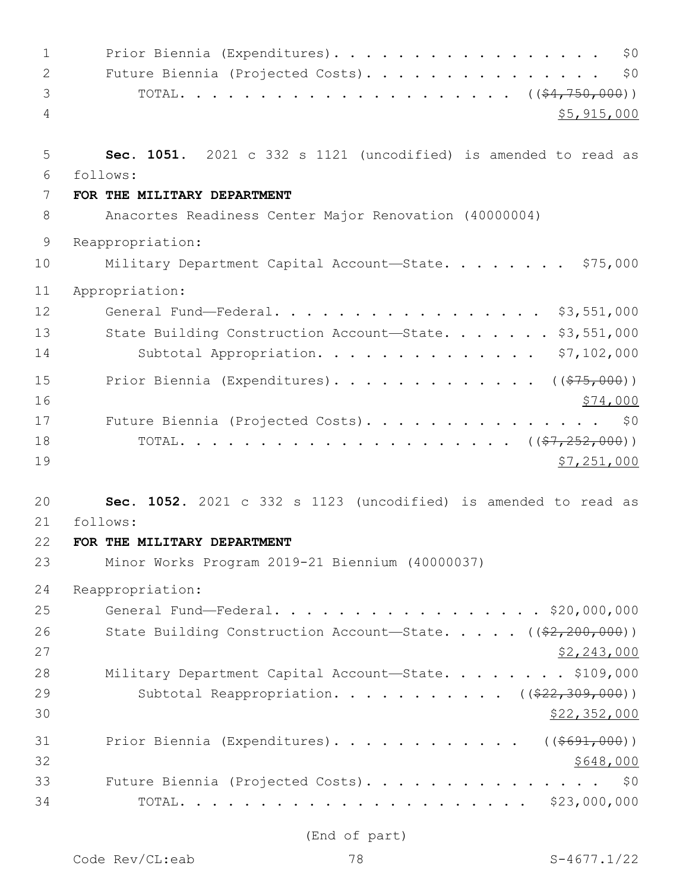Prior Biennia (Expenditures). . . . . . . . . . . . . . . . . . $0
Future Biennia (Projected Costs). . . . . . . . . . . . . . . . $0
TOTAL. . . . . . . . . . . . . . . . . . . . . . ((~~$4,750,000~~))
$5,915,000

**Sec. 1051.** 2021 c 332 s 1121 (uncodified) is amended to read as follows:

**FOR THE MILITARY DEPARTMENT**

Anacortes Readiness Center Major Renovation (40000004)

Reappropriation:

Military Department Capital Account—State. . . . . . . . $75,000

Appropriation:

General Fund—Federal. . . . . . . . . . . . . . . . . . $3,551,000
State Building Construction Account—State. . . . . . . $3,551,000
Subtotal Appropriation. . . . . . . . . . . . . . $7,102,000

Prior Biennia (Expenditures). . . . . . . . . . . . . ((~~$75,000~~))
$74,000
Future Biennia (Projected Costs). . . . . . . . . . . . . . . . $0
TOTAL. . . . . . . . . . . . . . . . . . . . . . ((~~$7,252,000~~))
$7,251,000

**Sec. 1052.** 2021 c 332 s 1123 (uncodified) is amended to read as follows:

**FOR THE MILITARY DEPARTMENT**

Minor Works Program 2019-21 Biennium (40000037)

Reappropriation:

General Fund—Federal. . . . . . . . . . . . . . . . . . $20,000,000
State Building Construction Account—State. . . . . ((~~$2,200,000~~))
$2,243,000
Military Department Capital Account—State. . . . . . . . $109,000
Subtotal Reappropriation. . . . . . . . . . . ((~~$22,309,000~~))
$22,352,000

Prior Biennia (Expenditures). . . . . . . . . . . . ((~~$691,000~~))
$648,000
Future Biennia (Projected Costs). . . . . . . . . . . . . . . . $0
TOTAL. . . . . . . . . . . . . . . . . . . . . . . $23,000,000

(End of part)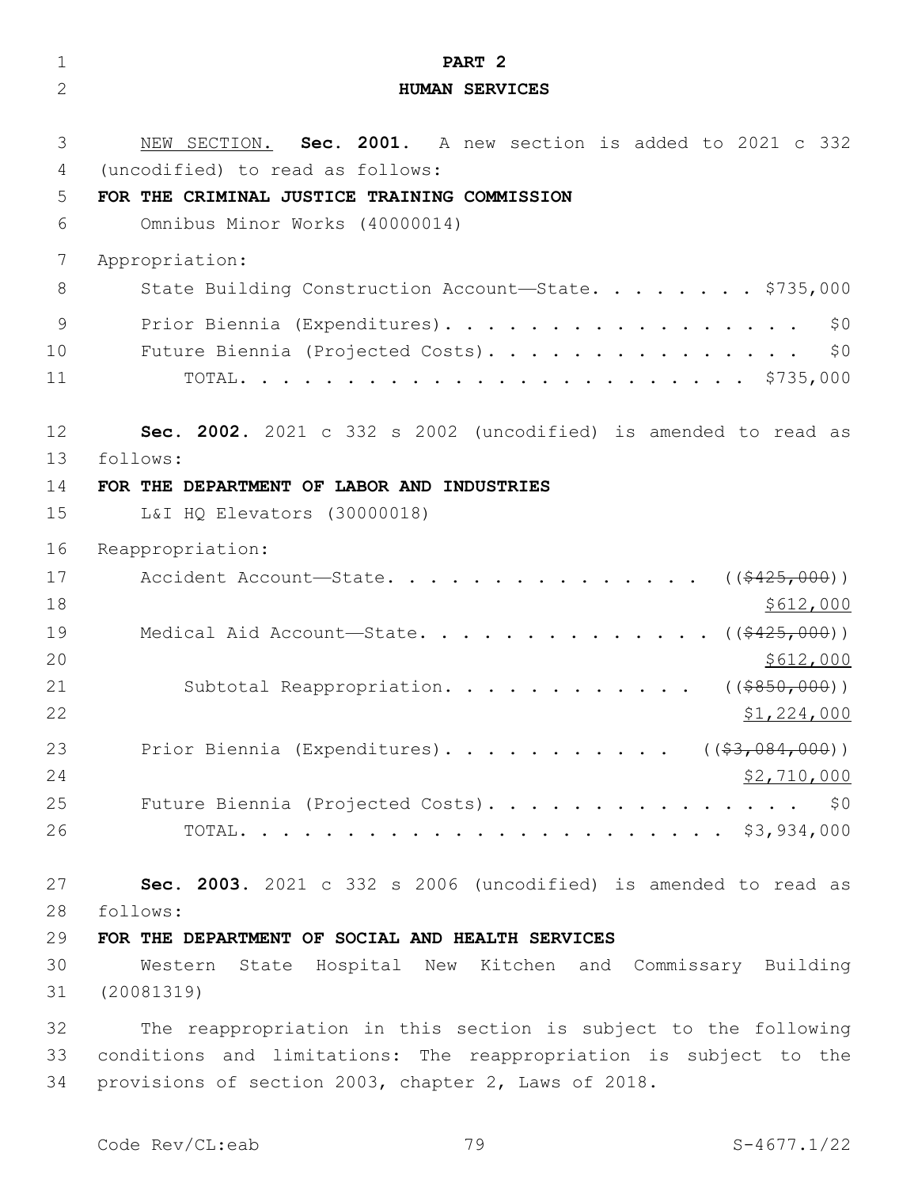## PART 2
## HUMAN SERVICES

NEW SECTION. **Sec. 2001.** A new section is added to 2021 c 332 (uncodified) to read as follows:

**FOR THE CRIMINAL JUSTICE TRAINING COMMISSION**

Omnibus Minor Works (40000014)

Appropriation:

State Building Construction Account—State. . . . . . . . . $735,000

Prior Biennia (Expenditures) . . . . . . . . . . . . . . . . . . $0

Future Biennia (Projected Costs). . . . . . . . . . . . . . . . $0

TOTAL. . . . . . . . . . . . . . . . . . . . . . . . . $735,000

**Sec. 2002.** 2021 c 332 s 2002 (uncodified) is amended to read as follows:

**FOR THE DEPARTMENT OF LABOR AND INDUSTRIES**

L&I HQ Elevators (30000018)

Reappropriation:

Accident Account—State. . . . . . . . . . . . . . . . ((~~$425,000~~))
$612,000

Medical Aid Account—State. . . . . . . . . . . . . . ((~~$425,000~~))
$612,000

Subtotal Reappropriation. . . . . . . . . . . . ((~~$850,000~~))
$1,224,000

Prior Biennia (Expenditures). . . . . . . . . . . ((~~$3,084,000~~))
$2,710,000

Future Biennia (Projected Costs). . . . . . . . . . . . . . . . $0

TOTAL. . . . . . . . . . . . . . . . . . . . . . . . . $3,934,000

**Sec. 2003.** 2021 c 332 s 2006 (uncodified) is amended to read as follows:

**FOR THE DEPARTMENT OF SOCIAL AND HEALTH SERVICES**

Western State Hospital New Kitchen and Commissary Building (20081319)

The reappropriation in this section is subject to the following conditions and limitations: The reappropriation is subject to the provisions of section 2003, chapter 2, Laws of 2018.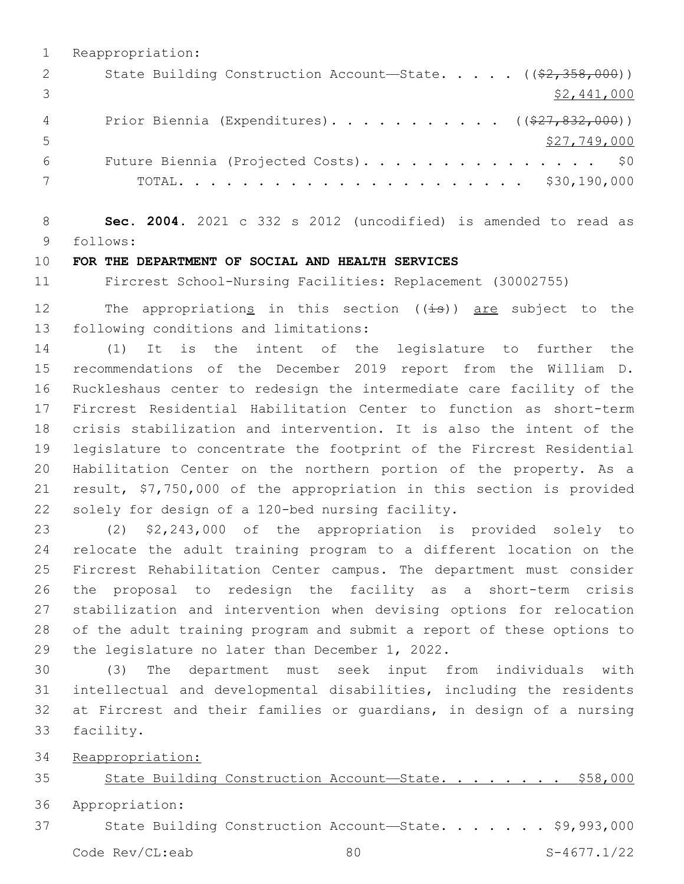Reappropriation:

State Building Construction Account—State. . . . . ((~~$2,358,000~~))
$2,441,000

Prior Biennia (Expenditures). . . . . . . . . . . ((~~$27,832,000~~))
$27,749,000

Future Biennia (Projected Costs). . . . . . . . . . . . . . . $0

TOTAL. . . . . . . . . . . . . . . . . . . . . . $30,190,000

**Sec. 2004.** 2021 c 332 s 2012 (uncodified) is amended to read as follows:

**FOR THE DEPARTMENT OF SOCIAL AND HEALTH SERVICES**

Fircrest School-Nursing Facilities: Replacement (30002755)

The appropriation<u>s</u> in this section ((~~is~~)) <u>are</u> subject to the following conditions and limitations:

(1) It is the intent of the legislature to further the recommendations of the December 2019 report from the William D. Ruckleshaus center to redesign the intermediate care facility of the Fircrest Residential Habilitation Center to function as short-term crisis stabilization and intervention. It is also the intent of the legislature to concentrate the footprint of the Fircrest Residential Habilitation Center on the northern portion of the property. As a result, $7,750,000 of the appropriation in this section is provided solely for design of a 120-bed nursing facility.

(2) $2,243,000 of the appropriation is provided solely to relocate the adult training program to a different location on the Fircrest Rehabilitation Center campus. The department must consider the proposal to redesign the facility as a short-term crisis stabilization and intervention when devising options for relocation of the adult training program and submit a report of these options to the legislature no later than December 1, 2022.

(3) The department must seek input from individuals with intellectual and developmental disabilities, including the residents at Fircrest and their families or guardians, in design of a nursing facility.

<u>Reappropriation:</u>

<u>State Building Construction Account—State. . . . . . . . $58,000</u>

Appropriation:

State Building Construction Account—State. . . . . . . $9,993,000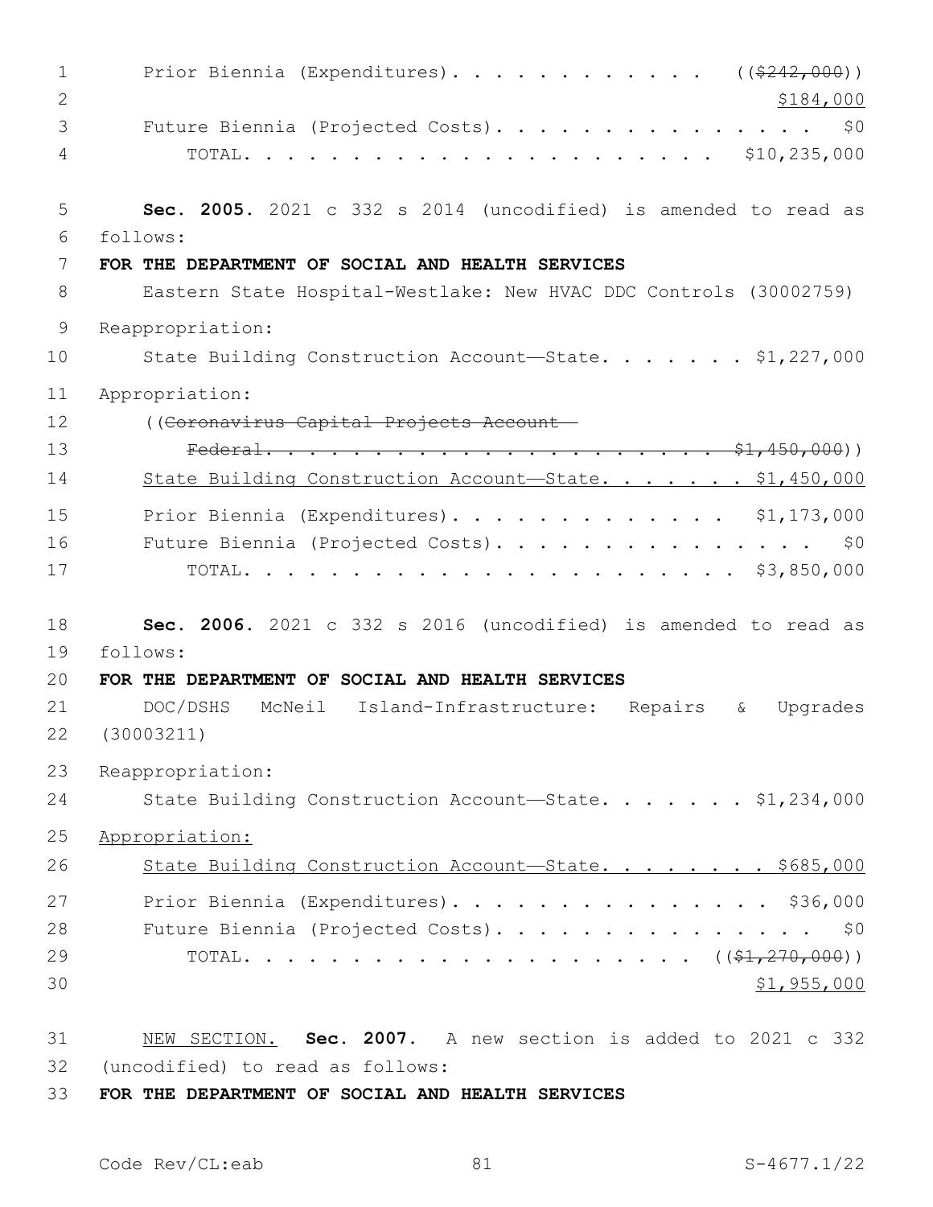Prior Biennia (Expenditures). . . . . . . . . . . . . ((~~$242,000~~))
$184,000

Future Biennia (Projected Costs). . . . . . . . . . . . . . . . $0

TOTAL. . . . . . . . . . . . . . . . . . . . . . $10,235,000

**Sec. 2005.** 2021 c 332 s 2014 (uncodified) is amended to read as follows:

**FOR THE DEPARTMENT OF SOCIAL AND HEALTH SERVICES**

Eastern State Hospital-Westlake: New HVAC DDC Controls (30002759)

Reappropriation:

State Building Construction Account—State. . . . . . . $1,227,000

Appropriation:

((~~Coronavirus Capital Projects Account—Federal. . . . . . . . . . . . . . . . . . . . . . $1,450,000~~))

<u>State Building Construction Account—State. . . . . . . $1,450,000</u>

Prior Biennia (Expenditures). . . . . . . . . . . . . $1,173,000

Future Biennia (Projected Costs). . . . . . . . . . . . . . . . $0

TOTAL. . . . . . . . . . . . . . . . . . . . . . $3,850,000

**Sec. 2006.** 2021 c 332 s 2016 (uncodified) is amended to read as follows:

**FOR THE DEPARTMENT OF SOCIAL AND HEALTH SERVICES**

DOC/DSHS McNeil Island-Infrastructure: Repairs & Upgrades (30003211)

Reappropriation:

State Building Construction Account—State. . . . . . . $1,234,000

<u>Appropriation:</u>

<u>State Building Construction Account—State. . . . . . . . $685,000</u>

Prior Biennia (Expenditures). . . . . . . . . . . . . . . . $36,000

Future Biennia (Projected Costs). . . . . . . . . . . . . . . . $0

TOTAL. . . . . . . . . . . . . . . . . . . . . . ((~~$1,270,000~~))
<u>$1,955,000</u>

<u>NEW SECTION.</u> **Sec. 2007.** A new section is added to 2021 c 332 (uncodified) to read as follows:

**FOR THE DEPARTMENT OF SOCIAL AND HEALTH SERVICES**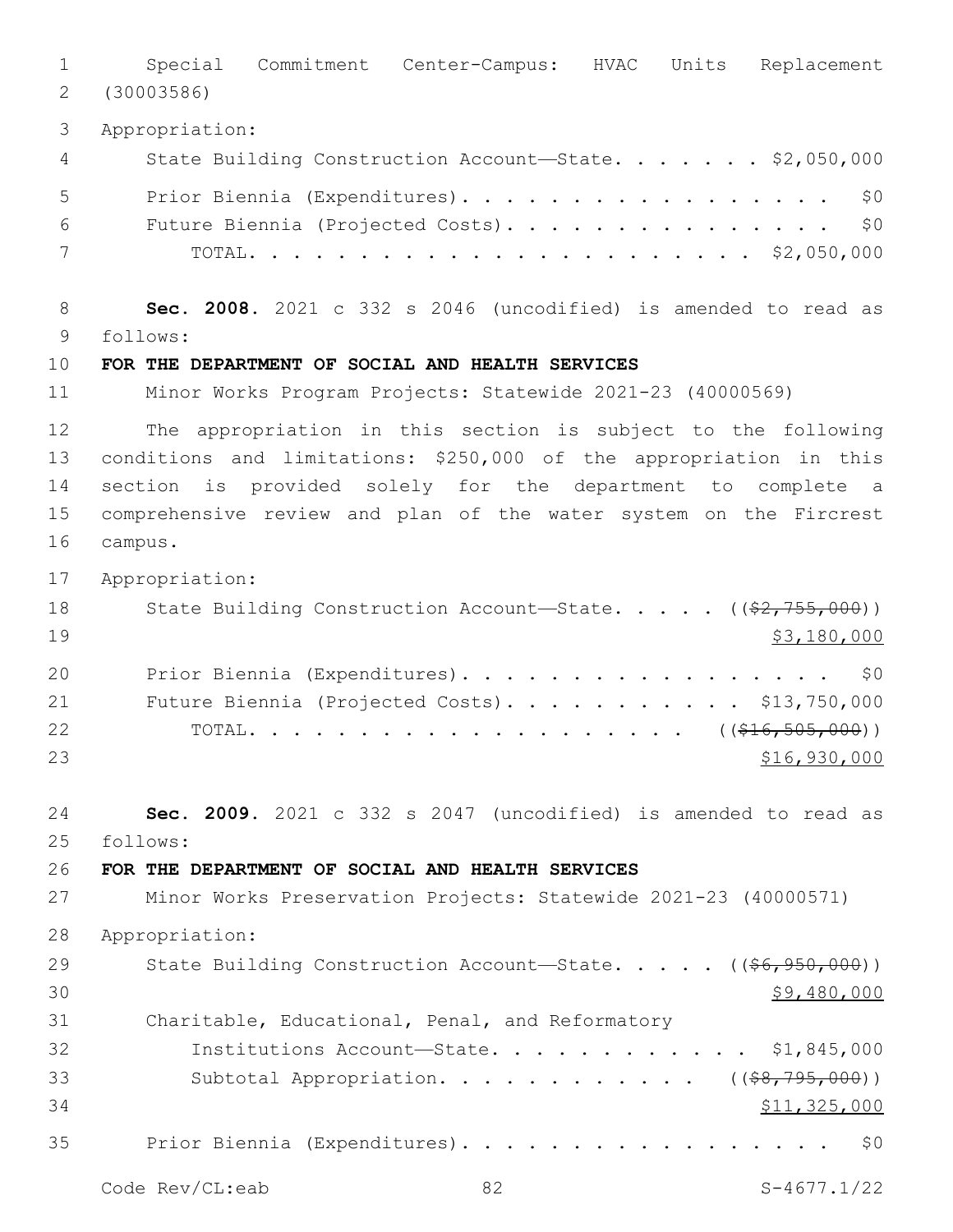Special Commitment Center-Campus: HVAC Units Replacement (30003586)

Appropriation:

State Building Construction Account—State. . . . . . . $2,050,000

Prior Biennia (Expenditures). . . . . . . . . . . . . . . . . . $0

Future Biennia (Projected Costs). . . . . . . . . . . . . . . . $0

TOTAL. . . . . . . . . . . . . . . . . . . . . . $2,050,000

**Sec. 2008.** 2021 c 332 s 2046 (uncodified) is amended to read as follows:

**FOR THE DEPARTMENT OF SOCIAL AND HEALTH SERVICES**

Minor Works Program Projects: Statewide 2021-23 (40000569)

The appropriation in this section is subject to the following conditions and limitations: $250,000 of the appropriation in this section is provided solely for the department to complete a comprehensive review and plan of the water system on the Fircrest campus.

Appropriation:

State Building Construction Account—State. . . . . ((~~$2,755,000~~)) <u>$3,180,000</u>

Prior Biennia (Expenditures). . . . . . . . . . . . . . . . . . $0

Future Biennia (Projected Costs). . . . . . . . . . . $13,750,000

TOTAL. . . . . . . . . . . . . . . . . . . . ((~~$16,505,000~~)) <u>$16,930,000</u>

**Sec. 2009.** 2021 c 332 s 2047 (uncodified) is amended to read as follows:

**FOR THE DEPARTMENT OF SOCIAL AND HEALTH SERVICES**

Minor Works Preservation Projects: Statewide 2021-23 (40000571)

Appropriation:

State Building Construction Account—State. . . . . ((~~$6,950,000~~)) <u>$9,480,000</u>

Charitable, Educational, Penal, and Reformatory Institutions Account—State. . . . . . . . . . . . . $1,845,000

Subtotal Appropriation. . . . . . . . . . . . ((~~$8,795,000~~)) <u>$11,325,000</u>

Prior Biennia (Expenditures). . . . . . . . . . . . . . . . . . $0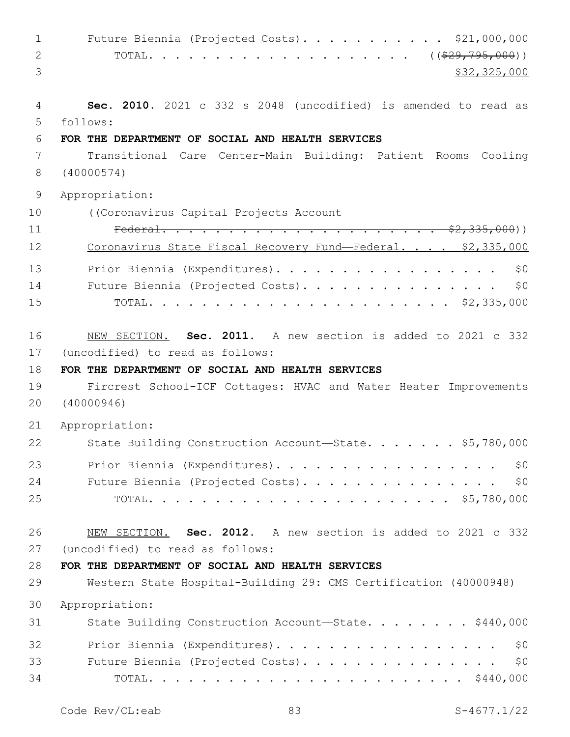Future Biennia (Projected Costs). . . . . . . . . . . . \$21,000,000
TOTAL. . . . . . . . . . . . . . . . . . . . . ((~~\$29,795,000~~))
<u>\$32,325,000</u>

**Sec. 2010.** 2021 c 332 s 2048 (uncodified) is amended to read as follows:

**FOR THE DEPARTMENT OF SOCIAL AND HEALTH SERVICES**

Transitional Care Center-Main Building: Patient Rooms Cooling (40000574)

Appropriation:

((~~Coronavirus Capital Projects Account—Federal. . . . . . . . . . . . . . . . . . . . . . . . \$2,335,000~~))
<u>Coronavirus State Fiscal Recovery Fund—Federal. . . . \$2,335,000</u>
Prior Biennia (Expenditures). . . . . . . . . . . . . . . . . . \$0
Future Biennia (Projected Costs). . . . . . . . . . . . . . . . \$0
TOTAL. . . . . . . . . . . . . . . . . . . . . . . . \$2,335,000

<u>NEW SECTION.</u> **Sec. 2011.** A new section is added to 2021 c 332 (uncodified) to read as follows:

**FOR THE DEPARTMENT OF SOCIAL AND HEALTH SERVICES**

Fircrest School-ICF Cottages: HVAC and Water Heater Improvements (40000946)

Appropriation:

State Building Construction Account—State. . . . . . . \$5,780,000
Prior Biennia (Expenditures). . . . . . . . . . . . . . . . . . \$0
Future Biennia (Projected Costs). . . . . . . . . . . . . . . . \$0
TOTAL. . . . . . . . . . . . . . . . . . . . . . . . \$5,780,000

<u>NEW SECTION.</u> **Sec. 2012.** A new section is added to 2021 c 332 (uncodified) to read as follows:

**FOR THE DEPARTMENT OF SOCIAL AND HEALTH SERVICES**

Western State Hospital-Building 29: CMS Certification (40000948)

Appropriation:

State Building Construction Account—State. . . . . . . . \$440,000
Prior Biennia (Expenditures). . . . . . . . . . . . . . . . . . \$0
Future Biennia (Projected Costs). . . . . . . . . . . . . . . . \$0
TOTAL. . . . . . . . . . . . . . . . . . . . . . . . \$440,000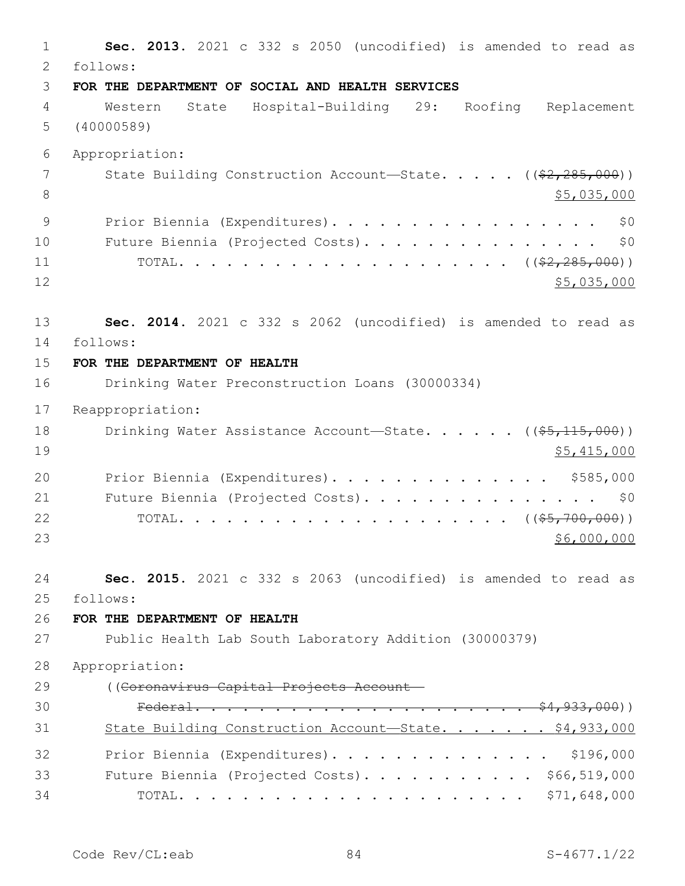**Sec. 2013.** 2021 c 332 s 2050 (uncodified) is amended to read as follows:

**FOR THE DEPARTMENT OF SOCIAL AND HEALTH SERVICES**

Western State Hospital-Building 29: Roofing Replacement (40000589)

Appropriation:

State Building Construction Account—State. . . . . ((~~$2,285,000~~)) $5,035,000

Prior Biennia (Expenditures). . . . . . . . . . . . . . . . . $0

Future Biennia (Projected Costs). . . . . . . . . . . . . . . $0

TOTAL. . . . . . . . . . . . . . . . . . . . . ((~~$2,285,000~~)) $5,035,000

**Sec. 2014.** 2021 c 332 s 2062 (uncodified) is amended to read as follows:

**FOR THE DEPARTMENT OF HEALTH**

Drinking Water Preconstruction Loans (30000334)

Reappropriation:

Drinking Water Assistance Account—State. . . . . . ((~~$5,115,000~~)) $5,415,000

Prior Biennia (Expenditures). . . . . . . . . . . . . . $585,000

Future Biennia (Projected Costs). . . . . . . . . . . . . . . $0

TOTAL. . . . . . . . . . . . . . . . . . . . . ((~~$5,700,000~~)) $6,000,000

**Sec. 2015.** 2021 c 332 s 2063 (uncodified) is amended to read as follows:

**FOR THE DEPARTMENT OF HEALTH**

Public Health Lab South Laboratory Addition (30000379)

Appropriation:

((~~Coronavirus Capital Projects Account—Federal. . . . . . . . . . . . . . . . . . . . . . $4,933,000~~))

State Building Construction Account—State. . . . . . . $4,933,000

Prior Biennia (Expenditures). . . . . . . . . . . . . . $196,000

Future Biennia (Projected Costs). . . . . . . . . . . $66,519,000

TOTAL. . . . . . . . . . . . . . . . . . . . . . $71,648,000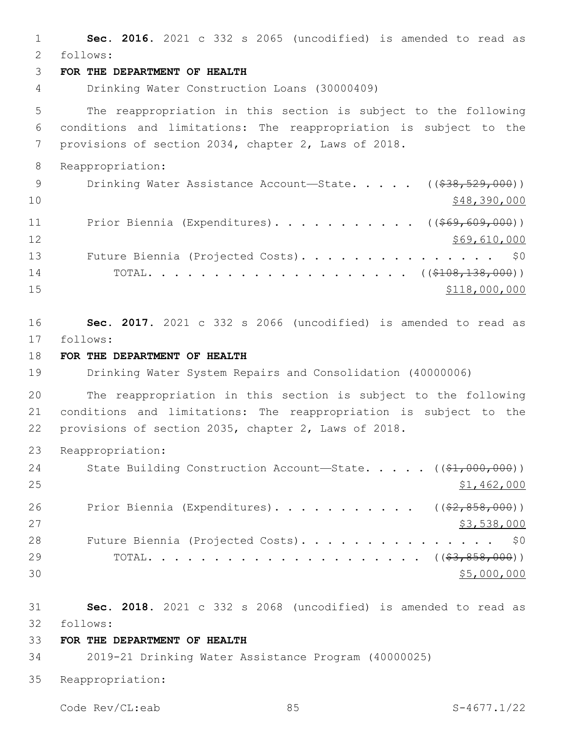**Sec. 2016.** 2021 c 332 s 2065 (uncodified) is amended to read as follows:

**FOR THE DEPARTMENT OF HEALTH**

Drinking Water Construction Loans (30000409)

The reappropriation in this section is subject to the following conditions and limitations: The reappropriation is subject to the provisions of section 2034, chapter 2, Laws of 2018.

Reappropriation:

Drinking Water Assistance Account—State. . . . . ((~~$38,529,000~~))
$48,390,000

Prior Biennia (Expenditures). . . . . . . . . . . ((~~$69,609,000~~))
$69,610,000

Future Biennia (Projected Costs). . . . . . . . . . . . . . . . $0

TOTAL. . . . . . . . . . . . . . . . . . . . ((~~$108,138,000~~))
$118,000,000

**Sec. 2017.** 2021 c 332 s 2066 (uncodified) is amended to read as follows:

**FOR THE DEPARTMENT OF HEALTH**

Drinking Water System Repairs and Consolidation (40000006)

The reappropriation in this section is subject to the following conditions and limitations: The reappropriation is subject to the provisions of section 2035, chapter 2, Laws of 2018.

Reappropriation:

State Building Construction Account—State. . . . . ((~~$1,000,000~~))
$1,462,000

Prior Biennia (Expenditures). . . . . . . . . . . ((~~$2,858,000~~))
$3,538,000

Future Biennia (Projected Costs). . . . . . . . . . . . . . . . $0

TOTAL. . . . . . . . . . . . . . . . . . . . . . ((~~$3,858,000~~))
$5,000,000

**Sec. 2018.** 2021 c 332 s 2068 (uncodified) is amended to read as follows:

**FOR THE DEPARTMENT OF HEALTH**

2019-21 Drinking Water Assistance Program (40000025)

Reappropriation: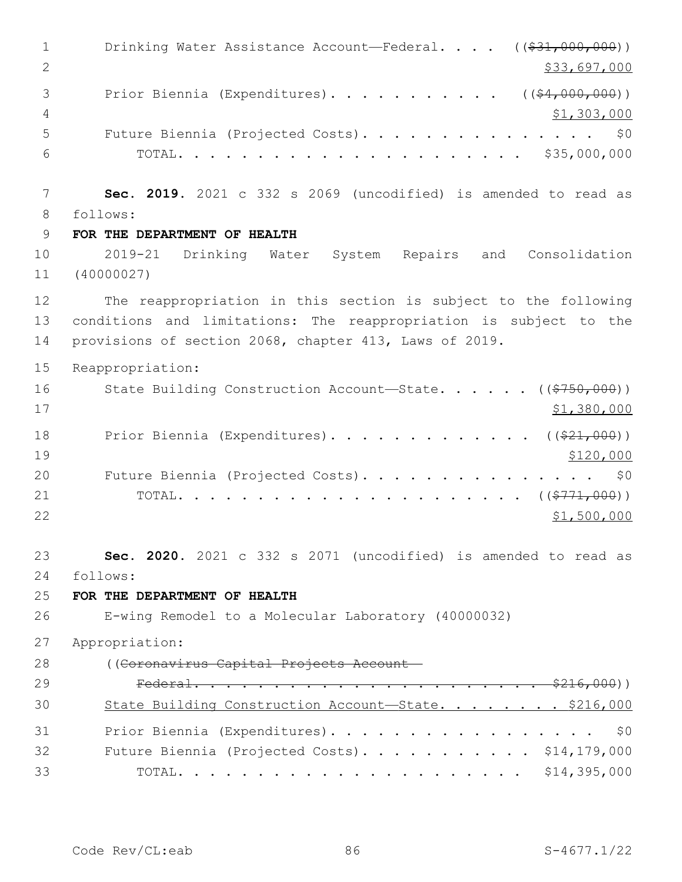Drinking Water Assistance Account—Federal. . . . ((~~$31,000,000~~))
<u>$33,697,000</u>

Prior Biennia (Expenditures). . . . . . . . . . . ((~~$4,000,000~~))
<u>$1,303,000</u>

Future Biennia (Projected Costs). . . . . . . . . . . . . . . $0

TOTAL. . . . . . . . . . . . . . . . . . . . . . $35,000,000

**Sec. 2019.** 2021 c 332 s 2069 (uncodified) is amended to read as follows:

**FOR THE DEPARTMENT OF HEALTH**

2019-21 Drinking Water System Repairs and Consolidation (40000027)

The reappropriation in this section is subject to the following conditions and limitations: The reappropriation is subject to the provisions of section 2068, chapter 413, Laws of 2019.

Reappropriation:

State Building Construction Account—State. . . . . . ((~~$750,000~~))
<u>$1,380,000</u>

Prior Biennia (Expenditures). . . . . . . . . . . . . ((~~$21,000~~))
<u>$120,000</u>

Future Biennia (Projected Costs). . . . . . . . . . . . . . . $0

TOTAL. . . . . . . . . . . . . . . . . . . . . . ((~~$771,000~~))
<u>$1,500,000</u>

**Sec. 2020.** 2021 c 332 s 2071 (uncodified) is amended to read as follows:

**FOR THE DEPARTMENT OF HEALTH**

E-wing Remodel to a Molecular Laboratory (40000032)

Appropriation:

((~~Coronavirus Capital Projects Account—Federal. . . . . . . . . . . . . . . . . . . . . . . . $216,000~~))

<u>State Building Construction Account—State. . . . . . . . $216,000</u>

Prior Biennia (Expenditures). . . . . . . . . . . . . . . . . $0

Future Biennia (Projected Costs). . . . . . . . . . . $14,179,000

TOTAL. . . . . . . . . . . . . . . . . . . . . . $14,395,000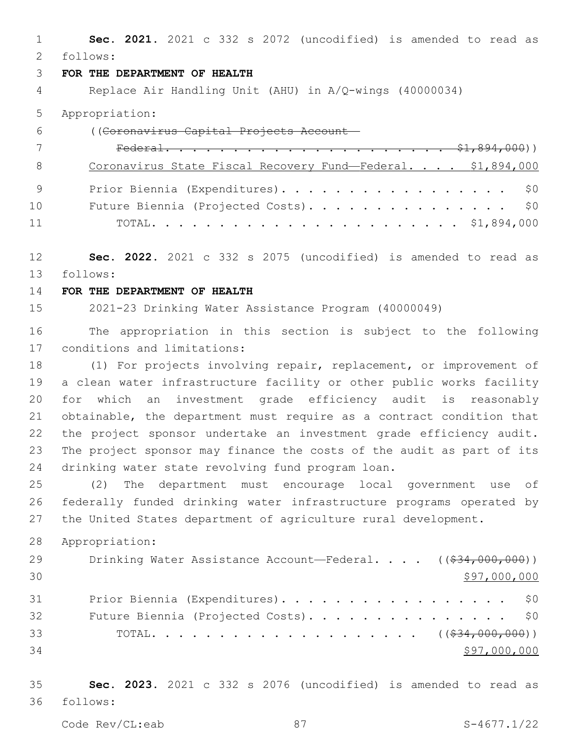**Sec. 2021.** 2021 c 332 s 2072 (uncodified) is amended to read as follows:

**FOR THE DEPARTMENT OF HEALTH**

Replace Air Handling Unit (AHU) in A/Q-wings (40000034)

Appropriation:

((~~Coronavirus Capital Projects Account—Federal. . . . . . . . . . . . . . . . . . . . . . $1,894,000~~))

Coronavirus State Fiscal Recovery Fund—Federal. . . . $1,894,000

Prior Biennia (Expenditures). . . . . . . . . . . . . . . . . . $0

Future Biennia (Projected Costs). . . . . . . . . . . . . . . . $0

TOTAL. . . . . . . . . . . . . . . . . . . . . . $1,894,000

**Sec. 2022.** 2021 c 332 s 2075 (uncodified) is amended to read as follows:

**FOR THE DEPARTMENT OF HEALTH**

2021-23 Drinking Water Assistance Program (40000049)

The appropriation in this section is subject to the following conditions and limitations:

(1) For projects involving repair, replacement, or improvement of a clean water infrastructure facility or other public works facility for which an investment grade efficiency audit is reasonably obtainable, the department must require as a contract condition that the project sponsor undertake an investment grade efficiency audit. The project sponsor may finance the costs of the audit as part of its drinking water state revolving fund program loan.

(2) The department must encourage local government use of federally funded drinking water infrastructure programs operated by the United States department of agriculture rural development.

Appropriation:

Drinking Water Assistance Account—Federal. . . . ((~~$34,000,000~~))
<u>$97,000,000</u>

Prior Biennia (Expenditures). . . . . . . . . . . . . . . . . . $0

Future Biennia (Projected Costs). . . . . . . . . . . . . . . . $0

TOTAL. . . . . . . . . . . . . . . . . . . . . ((~~$34,000,000~~))
<u>$97,000,000</u>

**Sec. 2023.** 2021 c 332 s 2076 (uncodified) is amended to read as follows: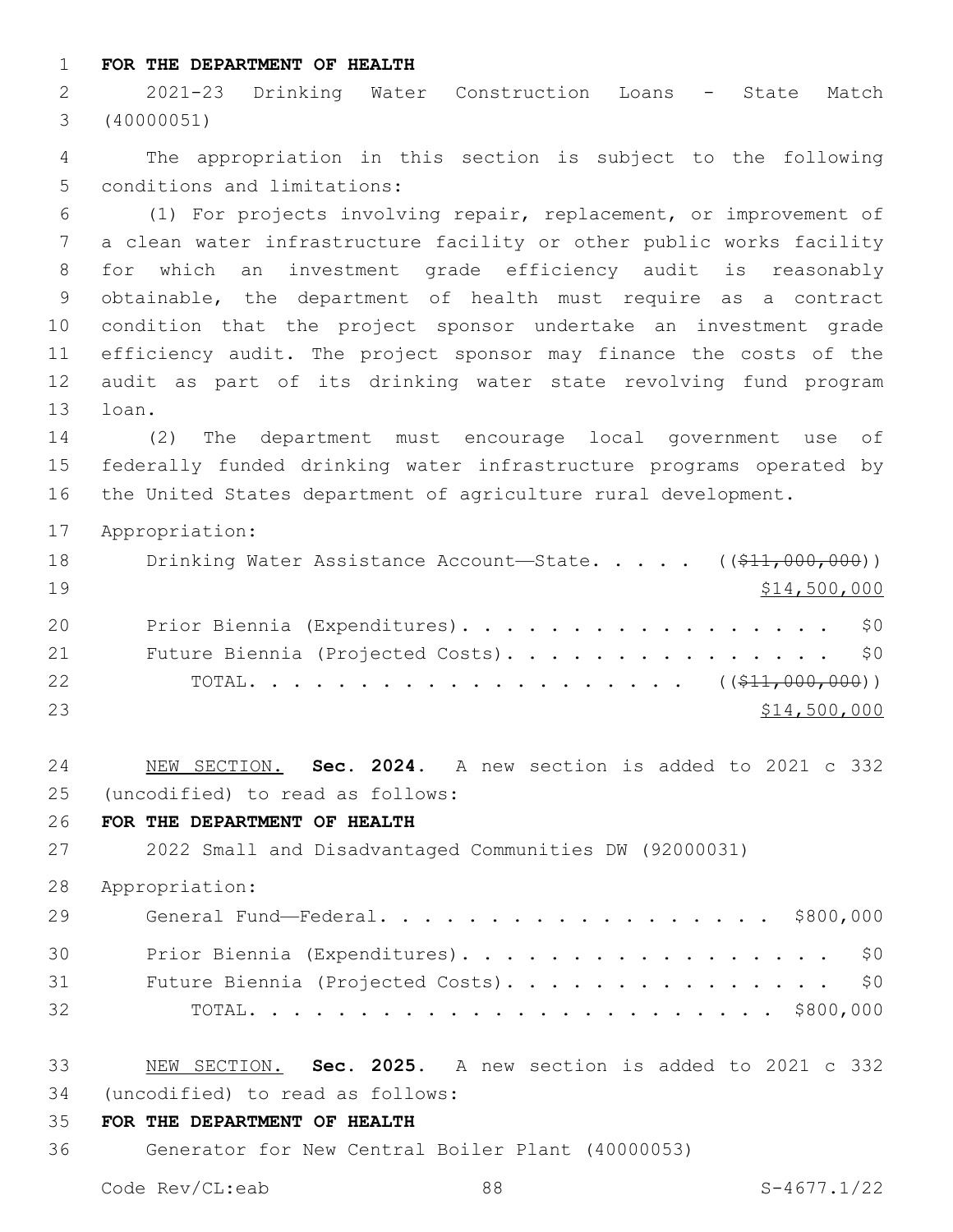**FOR THE DEPARTMENT OF HEALTH**

2021-23 Drinking Water Construction Loans - State Match (40000051)

The appropriation in this section is subject to the following conditions and limitations:

(1) For projects involving repair, replacement, or improvement of a clean water infrastructure facility or other public works facility for which an investment grade efficiency audit is reasonably obtainable, the department of health must require as a contract condition that the project sponsor undertake an investment grade efficiency audit. The project sponsor may finance the costs of the audit as part of its drinking water state revolving fund program loan.

(2) The department must encourage local government use of federally funded drinking water infrastructure programs operated by the United States department of agriculture rural development.

Appropriation:

| | |
|---|---|
| Drinking Water Assistance Account—State. . . . . | ((~~$11,000,000~~)) <u>$14,500,000</u> |
| Prior Biennia (Expenditures). . . . . . . . . . . . . . . . . . | $0 |
| Future Biennia (Projected Costs). . . . . . . . . . . . . . . . | $0 |
| TOTAL. . . . . . . . . . . . . . . . . . . . . | ((~~$11,000,000~~)) <u>$14,500,000</u> |

<u>NEW SECTION.</u> **Sec. 2024.** A new section is added to 2021 c 332 (uncodified) to read as follows:

**FOR THE DEPARTMENT OF HEALTH**

2022 Small and Disadvantaged Communities DW (92000031)

Appropriation:

| | |
|---|---|
| General Fund—Federal. . . . . . . . . . . . . . . . . . . | $800,000 |
| Prior Biennia (Expenditures). . . . . . . . . . . . . . . . . . | $0 |
| Future Biennia (Projected Costs). . . . . . . . . . . . . . . . | $0 |
| TOTAL. . . . . . . . . . . . . . . . . . . . . . . . . | $800,000 |

<u>NEW SECTION.</u> **Sec. 2025.** A new section is added to 2021 c 332 (uncodified) to read as follows:

**FOR THE DEPARTMENT OF HEALTH**

Generator for New Central Boiler Plant (40000053)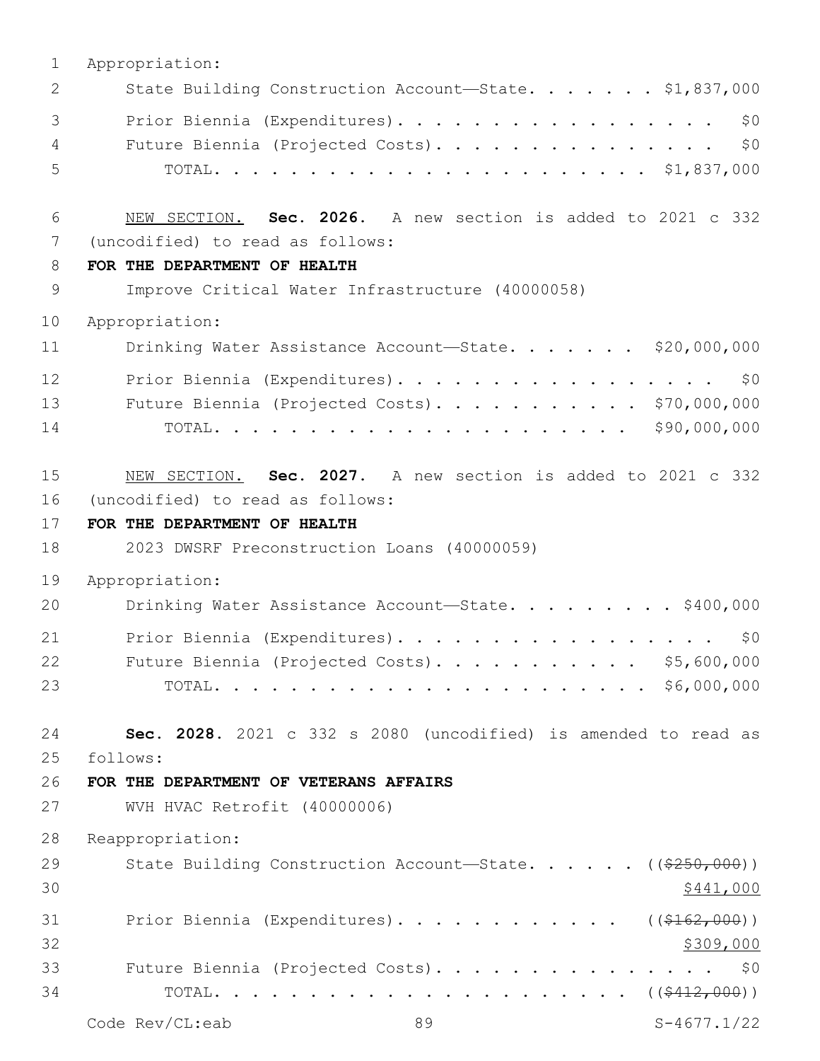Appropriation:

State Building Construction Account—State. . . . . . . $1,837,000

Prior Biennia (Expenditures). . . . . . . . . . . . . . . . . . $0

Future Biennia (Projected Costs). . . . . . . . . . . . . . . . $0

TOTAL. . . . . . . . . . . . . . . . . . . . . . . . $1,837,000

NEW SECTION. **Sec. 2026.** A new section is added to 2021 c 332 (uncodified) to read as follows:

**FOR THE DEPARTMENT OF HEALTH**

Improve Critical Water Infrastructure (40000058)

Appropriation:

Drinking Water Assistance Account—State. . . . . . . $20,000,000

Prior Biennia (Expenditures). . . . . . . . . . . . . . . . . . $0

Future Biennia (Projected Costs). . . . . . . . . . . $70,000,000

TOTAL. . . . . . . . . . . . . . . . . . . . . . . $90,000,000

NEW SECTION. **Sec. 2027.** A new section is added to 2021 c 332 (uncodified) to read as follows:

**FOR THE DEPARTMENT OF HEALTH**

2023 DWSRF Preconstruction Loans (40000059)

Appropriation:

Drinking Water Assistance Account—State. . . . . . . . . $400,000

Prior Biennia (Expenditures). . . . . . . . . . . . . . . . . . $0

Future Biennia (Projected Costs). . . . . . . . . . . . $5,600,000

TOTAL. . . . . . . . . . . . . . . . . . . . . . . . $6,000,000

**Sec. 2028.** 2021 c 332 s 2080 (uncodified) is amended to read as follows:

**FOR THE DEPARTMENT OF VETERANS AFFAIRS**

WVH HVAC Retrofit (40000006)

Reappropriation:

State Building Construction Account—State. . . . . . ((~~$250,000~~))
$441,000

Prior Biennia (Expenditures). . . . . . . . . . . . . ((~~$162,000~~))
$309,000

Future Biennia (Projected Costs). . . . . . . . . . . . . . . . $0

TOTAL. . . . . . . . . . . . . . . . . . . . . . ((~~$412,000~~))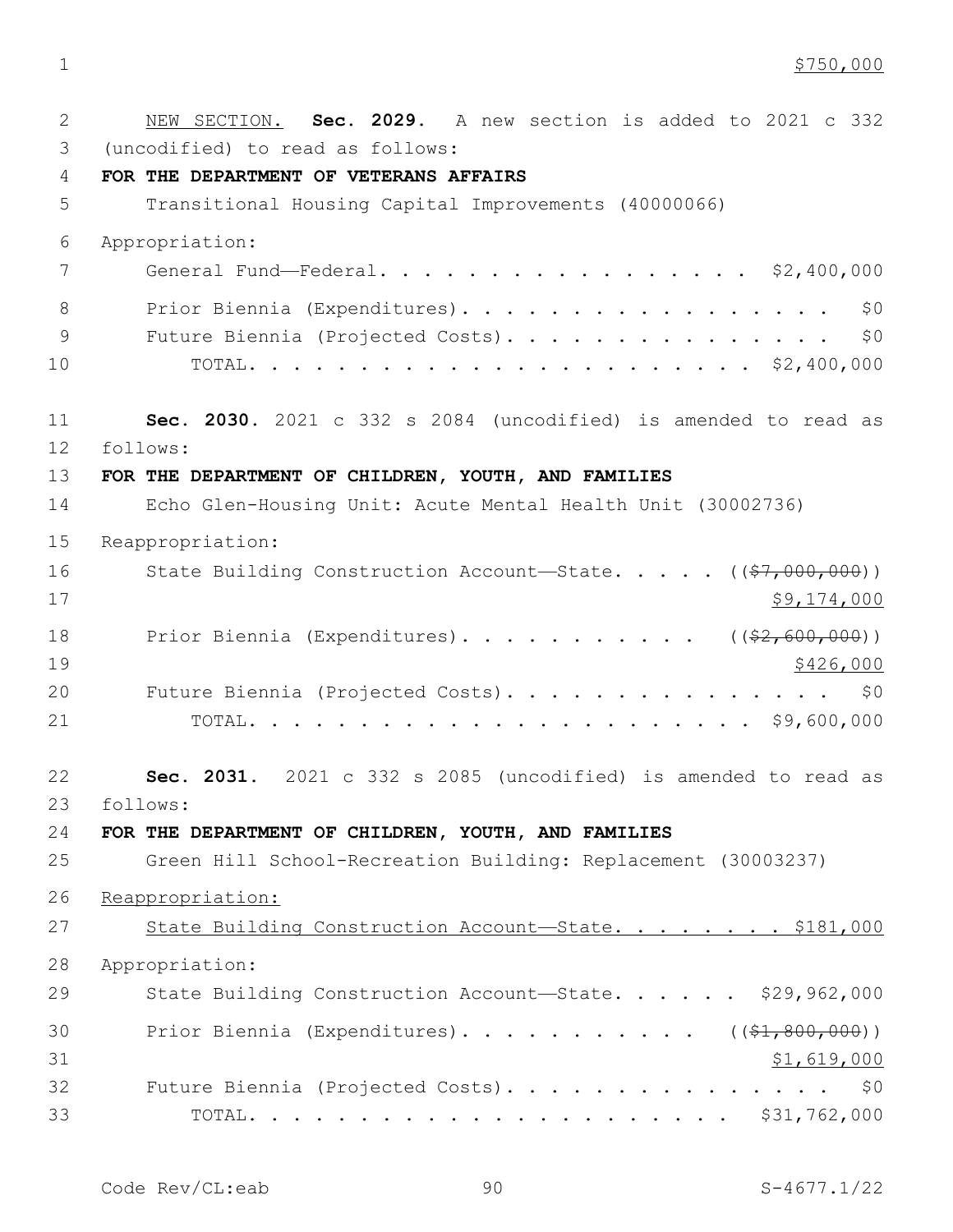$750,000

NEW SECTION. **Sec. 2029.** A new section is added to 2021 c 332 (uncodified) to read as follows:

**FOR THE DEPARTMENT OF VETERANS AFFAIRS**

Transitional Housing Capital Improvements (40000066)

Appropriation:

General Fund—Federal. . . . . . . . . . . . . . . . . . $2,400,000

Prior Biennia (Expenditures). . . . . . . . . . . . . . . . . . $0

Future Biennia (Projected Costs). . . . . . . . . . . . . . . . $0

TOTAL. . . . . . . . . . . . . . . . . . . . . . $2,400,000

**Sec. 2030.** 2021 c 332 s 2084 (uncodified) is amended to read as follows:

**FOR THE DEPARTMENT OF CHILDREN, YOUTH, AND FAMILIES**

Echo Glen-Housing Unit: Acute Mental Health Unit (30002736)

Reappropriation:

State Building Construction Account—State. . . . . ((~~$7,000,000~~))
$9,174,000

Prior Biennia (Expenditures). . . . . . . . . . . ((~~$2,600,000~~))
$426,000

Future Biennia (Projected Costs). . . . . . . . . . . . . . . . $0

TOTAL. . . . . . . . . . . . . . . . . . . . . . $9,600,000

**Sec. 2031.** 2021 c 332 s 2085 (uncodified) is amended to read as follows:

**FOR THE DEPARTMENT OF CHILDREN, YOUTH, AND FAMILIES**

Green Hill School-Recreation Building: Replacement (30003237)

Reappropriation:

State Building Construction Account—State. . . . . . . . $181,000

Appropriation:

State Building Construction Account—State. . . . . . $29,962,000

Prior Biennia (Expenditures). . . . . . . . . . . ((~~$1,800,000~~))
$1,619,000

Future Biennia (Projected Costs). . . . . . . . . . . . . . . . $0

TOTAL. . . . . . . . . . . . . . . . . . . . . . $31,762,000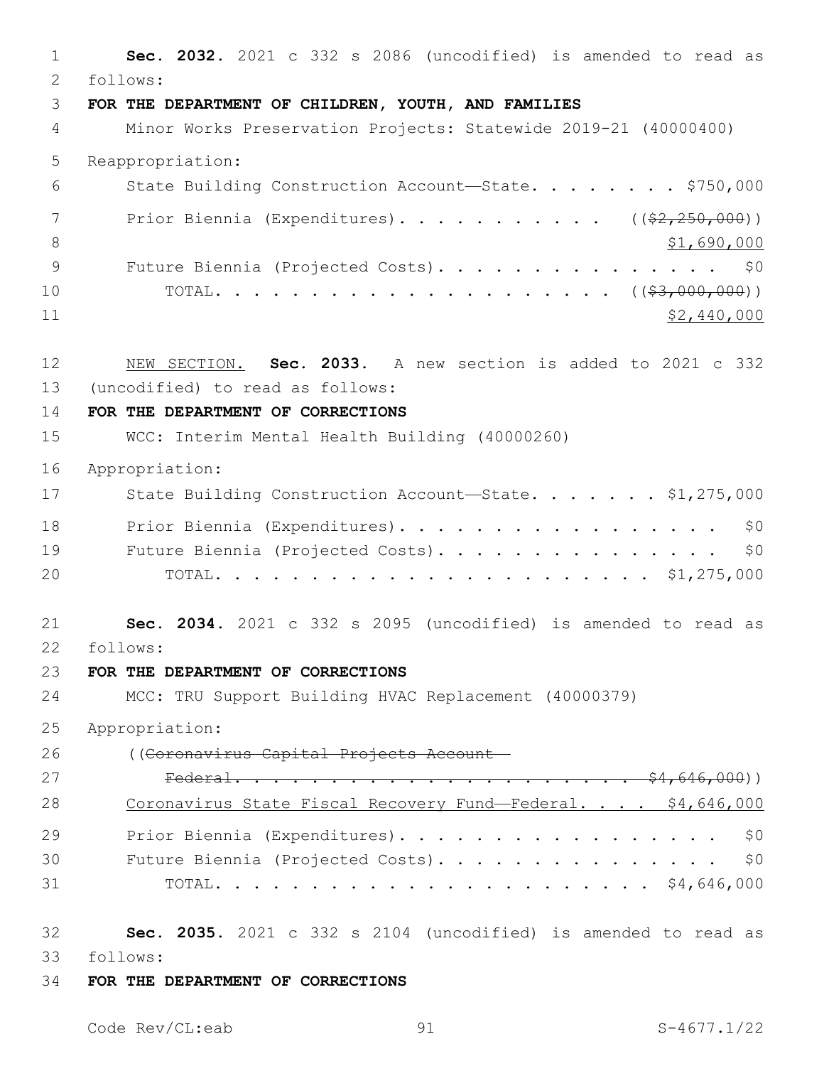**Sec. 2032.** 2021 c 332 s 2086 (uncodified) is amended to read as follows:

**FOR THE DEPARTMENT OF CHILDREN, YOUTH, AND FAMILIES**

Minor Works Preservation Projects: Statewide 2019-21 (40000400)

Reappropriation:

State Building Construction Account—State. . . . . . . . $750,000

Prior Biennia (Expenditures). . . . . . . . . . . . ((~~$2,250,000~~))
<u>$1,690,000</u>

Future Biennia (Projected Costs). . . . . . . . . . . . . . . . $0

TOTAL. . . . . . . . . . . . . . . . . . . . . . ((~~$3,000,000~~))
<u>$2,440,000</u>

<u>NEW SECTION.</u> **Sec. 2033.** A new section is added to 2021 c 332 (uncodified) to read as follows:

**FOR THE DEPARTMENT OF CORRECTIONS**

WCC: Interim Mental Health Building (40000260)

Appropriation:

State Building Construction Account—State. . . . . . . $1,275,000

Prior Biennia (Expenditures). . . . . . . . . . . . . . . . . . $0

Future Biennia (Projected Costs). . . . . . . . . . . . . . . . $0

TOTAL. . . . . . . . . . . . . . . . . . . . . . . . $1,275,000

**Sec. 2034.** 2021 c 332 s 2095 (uncodified) is amended to read as follows:

**FOR THE DEPARTMENT OF CORRECTIONS**

MCC: TRU Support Building HVAC Replacement (40000379)

Appropriation:

((~~Coronavirus Capital Projects Account—~~
~~Federal. . . . . . . . . . . . . . . . . . . . . . $4,646,000~~))

<u>Coronavirus State Fiscal Recovery Fund—Federal. . . . $4,646,000</u>

Prior Biennia (Expenditures). . . . . . . . . . . . . . . . . . $0

Future Biennia (Projected Costs). . . . . . . . . . . . . . . . $0

TOTAL. . . . . . . . . . . . . . . . . . . . . . . . $4,646,000

**Sec. 2035.** 2021 c 332 s 2104 (uncodified) is amended to read as follows:

**FOR THE DEPARTMENT OF CORRECTIONS**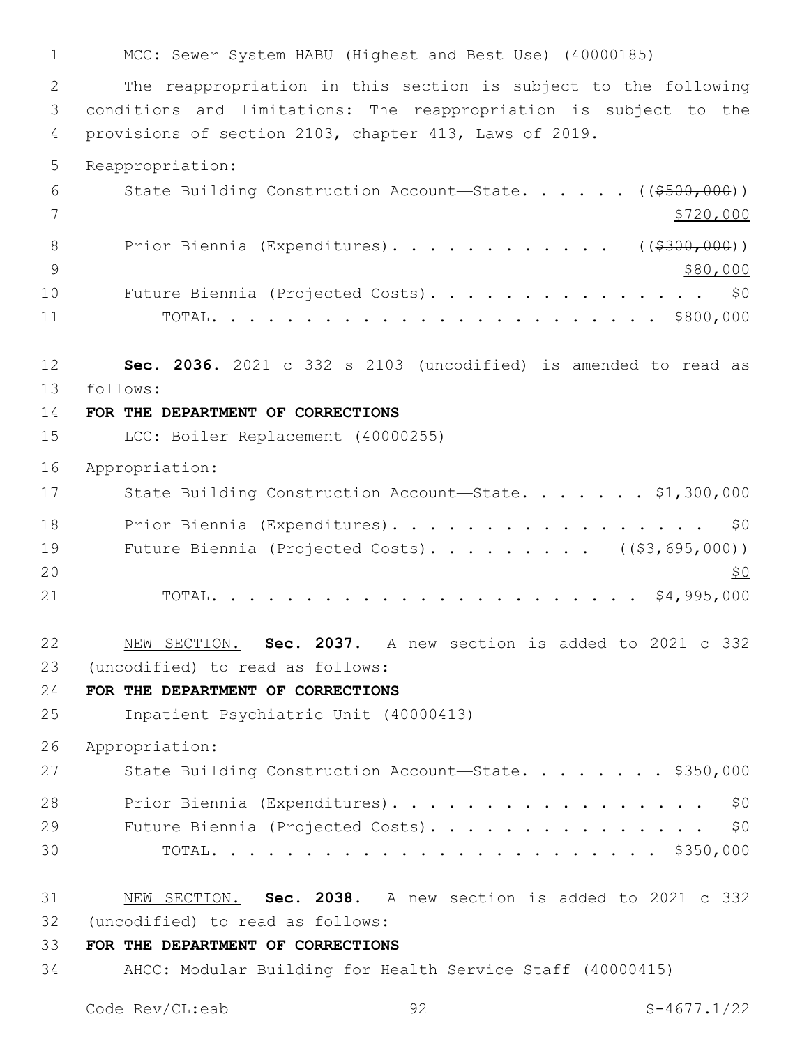MCC: Sewer System HABU (Highest and Best Use) (40000185)

The reappropriation in this section is subject to the following conditions and limitations: The reappropriation is subject to the provisions of section 2103, chapter 413, Laws of 2019.

Reappropriation:

State Building Construction Account—State. . . . . . (($500,000)) $720,000

Prior Biennia (Expenditures). . . . . . . . . . . . (($300,000)) $80,000

Future Biennia (Projected Costs). . . . . . . . . . . . . . . . $0

TOTAL. . . . . . . . . . . . . . . . . . . . . . . . . $800,000

**Sec. 2036.** 2021 c 332 s 2103 (uncodified) is amended to read as follows:

**FOR THE DEPARTMENT OF CORRECTIONS**

LCC: Boiler Replacement (40000255)

Appropriation:

State Building Construction Account—State. . . . . . . $1,300,000

Prior Biennia (Expenditures). . . . . . . . . . . . . . . . . . $0

Future Biennia (Projected Costs). . . . . . . . . (($3,695,000)) $0

TOTAL. . . . . . . . . . . . . . . . . . . . . . . . . $4,995,000

NEW SECTION. **Sec. 2037.** A new section is added to 2021 c 332 (uncodified) to read as follows:

**FOR THE DEPARTMENT OF CORRECTIONS**

Inpatient Psychiatric Unit (40000413)

Appropriation:

State Building Construction Account—State. . . . . . . . $350,000

Prior Biennia (Expenditures). . . . . . . . . . . . . . . . . . $0

Future Biennia (Projected Costs). . . . . . . . . . . . . . . . $0

TOTAL. . . . . . . . . . . . . . . . . . . . . . . . . $350,000

NEW SECTION. **Sec. 2038.** A new section is added to 2021 c 332 (uncodified) to read as follows:

**FOR THE DEPARTMENT OF CORRECTIONS**

AHCC: Modular Building for Health Service Staff (40000415)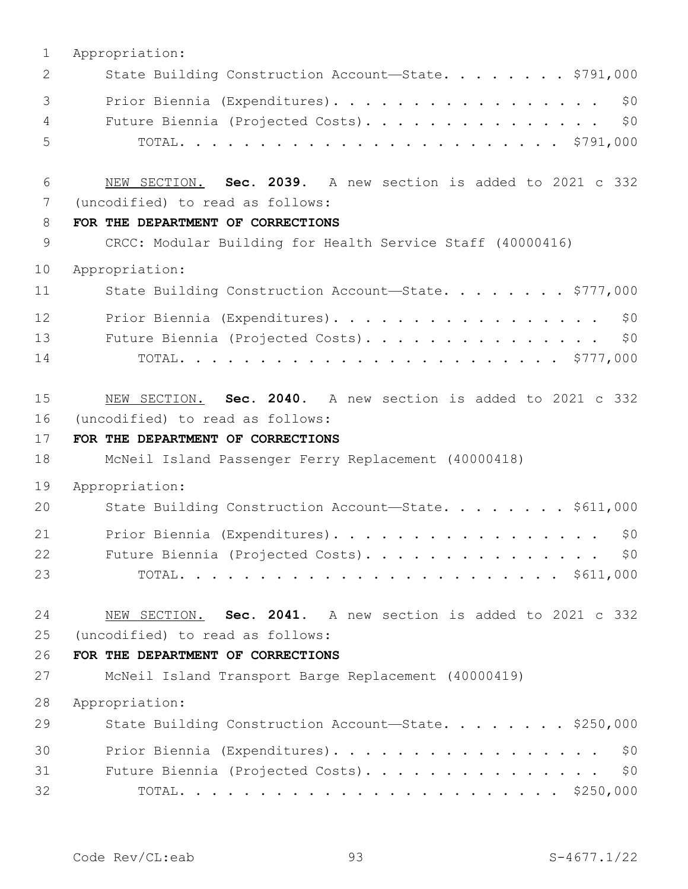Appropriation:

State Building Construction Account—State. . . . . . . . . $791,000

Prior Biennia (Expenditures). . . . . . . . . . . . . . . . . . $0

Future Biennia (Projected Costs). . . . . . . . . . . . . . . . $0

TOTAL. . . . . . . . . . . . . . . . . . . . . . . . . . $791,000

NEW SECTION. **Sec. 2039.** A new section is added to 2021 c 332 (uncodified) to read as follows:

**FOR THE DEPARTMENT OF CORRECTIONS**

CRCC: Modular Building for Health Service Staff (40000416)

Appropriation:

State Building Construction Account—State. . . . . . . . . $777,000

Prior Biennia (Expenditures). . . . . . . . . . . . . . . . . . $0

Future Biennia (Projected Costs). . . . . . . . . . . . . . . . $0

TOTAL. . . . . . . . . . . . . . . . . . . . . . . . . . $777,000

NEW SECTION. **Sec. 2040.** A new section is added to 2021 c 332 (uncodified) to read as follows:

**FOR THE DEPARTMENT OF CORRECTIONS**

McNeil Island Passenger Ferry Replacement (40000418)

Appropriation:

State Building Construction Account—State. . . . . . . . . $611,000

Prior Biennia (Expenditures). . . . . . . . . . . . . . . . . . $0

Future Biennia (Projected Costs). . . . . . . . . . . . . . . . $0

TOTAL. . . . . . . . . . . . . . . . . . . . . . . . . . $611,000

NEW SECTION. **Sec. 2041.** A new section is added to 2021 c 332 (uncodified) to read as follows:

**FOR THE DEPARTMENT OF CORRECTIONS**

McNeil Island Transport Barge Replacement (40000419)

Appropriation:

State Building Construction Account—State. . . . . . . . . $250,000

Prior Biennia (Expenditures). . . . . . . . . . . . . . . . . . $0

Future Biennia (Projected Costs). . . . . . . . . . . . . . . . $0

TOTAL. . . . . . . . . . . . . . . . . . . . . . . . . . $250,000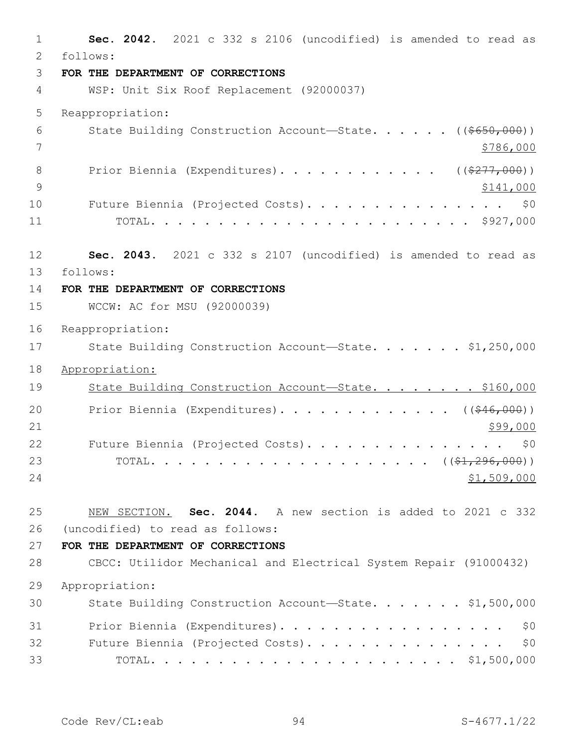**Sec. 2042.** 2021 c 332 s 2106 (uncodified) is amended to read as follows:

**FOR THE DEPARTMENT OF CORRECTIONS**

WSP: Unit Six Roof Replacement (92000037)

Reappropriation:

State Building Construction Account—State. . . . . . ((~~$650,000~~)) <u>$786,000</u>

Prior Biennia (Expenditures). . . . . . . . . . . . ((~~$277,000~~)) <u>$141,000</u>

Future Biennia (Projected Costs). . . . . . . . . . . . . . . $0

TOTAL. . . . . . . . . . . . . . . . . . . . . . . $927,000

**Sec. 2043.** 2021 c 332 s 2107 (uncodified) is amended to read as follows:

**FOR THE DEPARTMENT OF CORRECTIONS**

WCCW: AC for MSU (92000039)

Reappropriation:

State Building Construction Account—State. . . . . . . $1,250,000

<u>Appropriation:</u>

<u>State Building Construction Account—State. . . . . . . . $160,000</u>

Prior Biennia (Expenditures). . . . . . . . . . . . . ((~~$46,000~~)) <u>$99,000</u>

Future Biennia (Projected Costs). . . . . . . . . . . . . . . $0

TOTAL. . . . . . . . . . . . . . . . . . . . ((~~$1,296,000~~)) <u>$1,509,000</u>

<u>NEW SECTION.</u> **Sec. 2044.** A new section is added to 2021 c 332 (uncodified) to read as follows:

**FOR THE DEPARTMENT OF CORRECTIONS**

CBCC: Utilidor Mechanical and Electrical System Repair (91000432)

Appropriation:

State Building Construction Account—State. . . . . . . $1,500,000

Prior Biennia (Expenditures). . . . . . . . . . . . . . . . . $0

Future Biennia (Projected Costs). . . . . . . . . . . . . . . $0

TOTAL. . . . . . . . . . . . . . . . . . . . . . . $1,500,000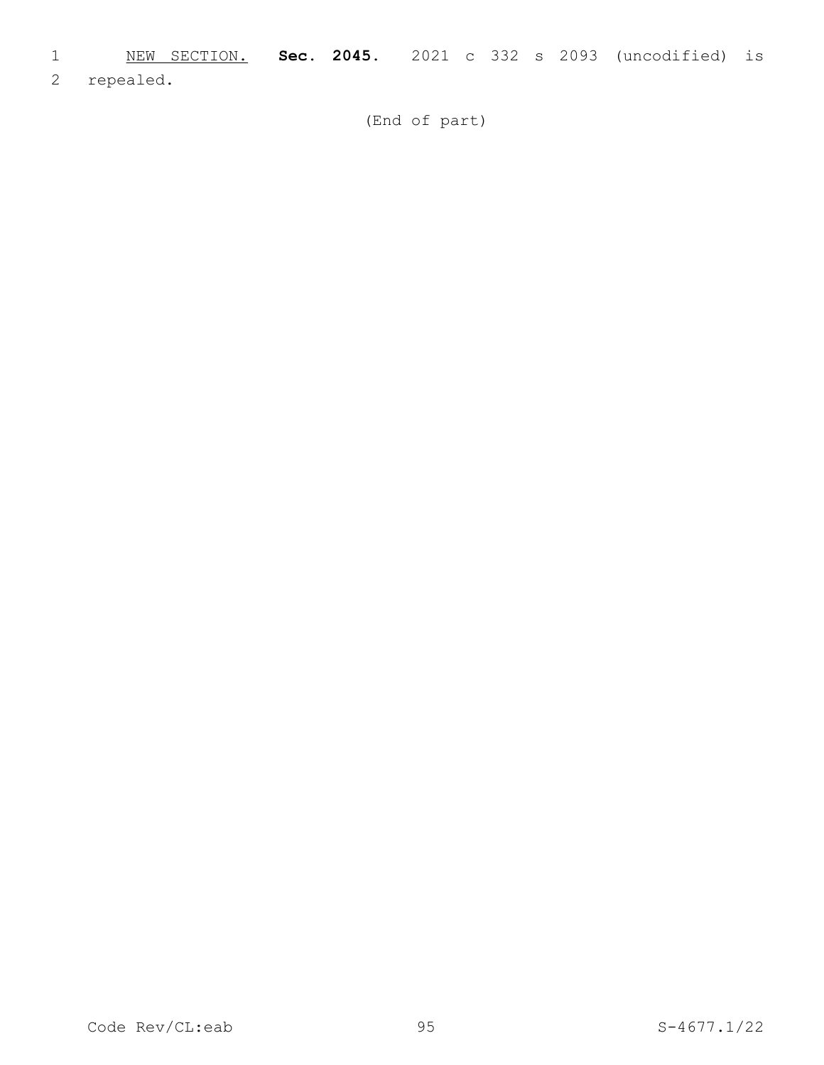NEW SECTION. **Sec. 2045.** 2021 c 332 s 2093 (uncodified) is repealed.

(End of part)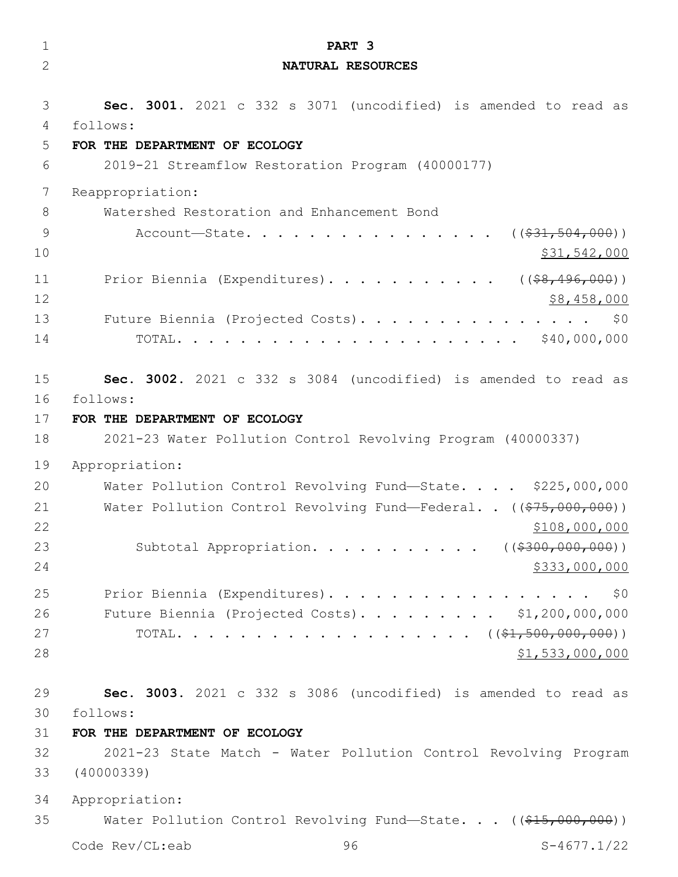# PART 3

## NATURAL RESOURCES

**Sec. 3001.** 2021 c 332 s 3071 (uncodified) is amended to read as follows:

**FOR THE DEPARTMENT OF ECOLOGY**

2019-21 Streamflow Restoration Program (40000177)

Reappropriation:

Watershed Restoration and Enhancement Bond Account—State. . . . . . . . . . . . . . . . . ((~~$31,504,000~~)) <u>$31,542,000</u>

Prior Biennia (Expenditures). . . . . . . . . . . ((~~$8,496,000~~)) <u>$8,458,000</u>

Future Biennia (Projected Costs). . . . . . . . . . . . . . . . $0

TOTAL. . . . . . . . . . . . . . . . . . . . . . $40,000,000

**Sec. 3002.** 2021 c 332 s 3084 (uncodified) is amended to read as follows:

**FOR THE DEPARTMENT OF ECOLOGY**

2021-23 Water Pollution Control Revolving Program (40000337)

Appropriation:

Water Pollution Control Revolving Fund—State. . . . $225,000,000

Water Pollution Control Revolving Fund—Federal. . ((~~$75,000,000~~)) <u>$108,000,000</u>

Subtotal Appropriation. . . . . . . . . . . ((~~$300,000,000~~)) <u>$333,000,000</u>

Prior Biennia (Expenditures). . . . . . . . . . . . . . . . . . $0

Future Biennia (Projected Costs). . . . . . . . . $1,200,000,000

TOTAL. . . . . . . . . . . . . . . . . . . . ((~~$1,500,000,000~~)) <u>$1,533,000,000</u>

**Sec. 3003.** 2021 c 332 s 3086 (uncodified) is amended to read as follows:

**FOR THE DEPARTMENT OF ECOLOGY**

2021-23 State Match - Water Pollution Control Revolving Program (40000339)

Appropriation:

Water Pollution Control Revolving Fund—State. . . ((~~$15,000,000~~))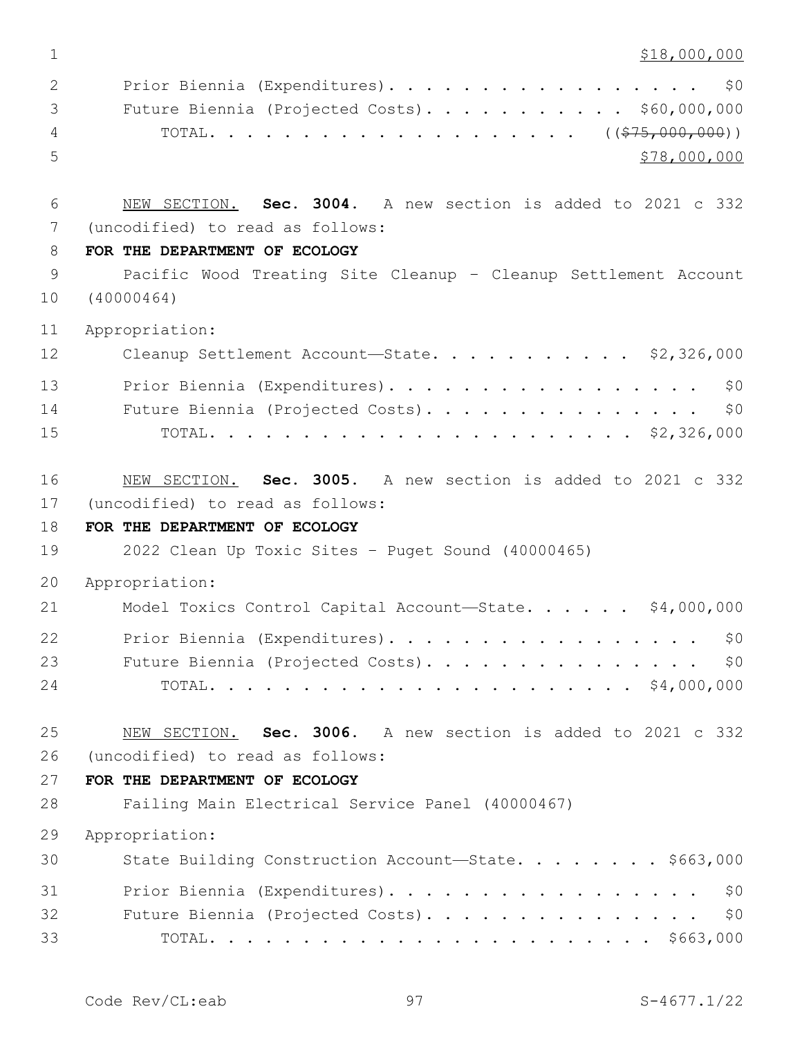$18,000,000

Prior Biennia (Expenditures). . . . . . . . . . . . . . . . . . $0
Future Biennia (Projected Costs). . . . . . . . . . . . $60,000,000
TOTAL. . . . . . . . . . . . . . . . . . . . . ((~~$75,000,000~~))
$78,000,000

NEW SECTION. **Sec. 3004.** A new section is added to 2021 c 332 (uncodified) to read as follows:

**FOR THE DEPARTMENT OF ECOLOGY**

Pacific Wood Treating Site Cleanup - Cleanup Settlement Account (40000464)

Appropriation:

Cleanup Settlement Account—State. . . . . . . . . . . . $2,326,000
Prior Biennia (Expenditures). . . . . . . . . . . . . . . . . . $0
Future Biennia (Projected Costs). . . . . . . . . . . . . . . . $0
TOTAL. . . . . . . . . . . . . . . . . . . . . . . . $2,326,000

NEW SECTION. **Sec. 3005.** A new section is added to 2021 c 332 (uncodified) to read as follows:

**FOR THE DEPARTMENT OF ECOLOGY**

2022 Clean Up Toxic Sites - Puget Sound (40000465)

Appropriation:

Model Toxics Control Capital Account—State. . . . . . $4,000,000
Prior Biennia (Expenditures). . . . . . . . . . . . . . . . . . $0
Future Biennia (Projected Costs). . . . . . . . . . . . . . . . $0
TOTAL. . . . . . . . . . . . . . . . . . . . . . . . $4,000,000

NEW SECTION. **Sec. 3006.** A new section is added to 2021 c 332 (uncodified) to read as follows:

**FOR THE DEPARTMENT OF ECOLOGY**

Failing Main Electrical Service Panel (40000467)

Appropriation:

State Building Construction Account—State. . . . . . . . $663,000
Prior Biennia (Expenditures). . . . . . . . . . . . . . . . . . $0
Future Biennia (Projected Costs). . . . . . . . . . . . . . . . $0
TOTAL. . . . . . . . . . . . . . . . . . . . . . . . . $663,000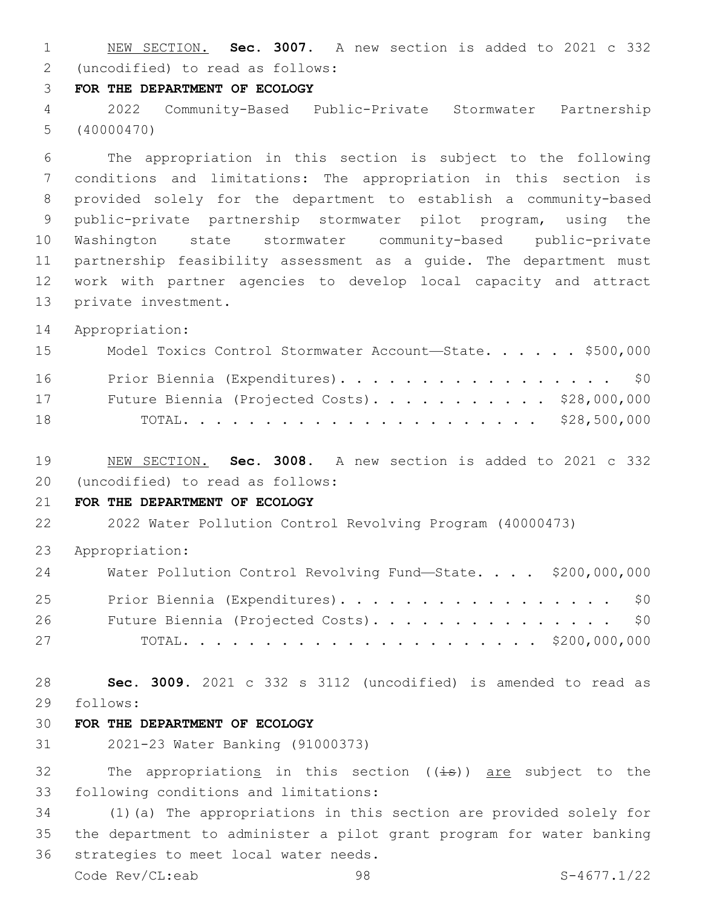NEW SECTION. **Sec. 3007.** A new section is added to 2021 c 332 (uncodified) to read as follows:

**FOR THE DEPARTMENT OF ECOLOGY**

2022 Community-Based Public-Private Stormwater Partnership (40000470)

The appropriation in this section is subject to the following conditions and limitations: The appropriation in this section is provided solely for the department to establish a community-based public-private partnership stormwater pilot program, using the Washington state stormwater community-based public-private partnership feasibility assessment as a guide. The department must work with partner agencies to develop local capacity and attract private investment.

Appropriation:

| | |
|---|---|
| Model Toxics Control Stormwater Account—State. . . . . . | $500,000 |
| Prior Biennia (Expenditures). . . . . . . . . . . . . . . . . . | $0 |
| Future Biennia (Projected Costs). . . . . . . . . . . . | $28,000,000 |
| TOTAL. . . . . . . . . . . . . . . . . . . . . . . | $28,500,000 |

NEW SECTION. **Sec. 3008.** A new section is added to 2021 c 332 (uncodified) to read as follows:

**FOR THE DEPARTMENT OF ECOLOGY**

2022 Water Pollution Control Revolving Program (40000473)

Appropriation:

| | |
|---|---|
| Water Pollution Control Revolving Fund—State. . . . | $200,000,000 |
| Prior Biennia (Expenditures). . . . . . . . . . . . . . . . . . | $0 |
| Future Biennia (Projected Costs). . . . . . . . . . . . . . . . | $0 |
| TOTAL. . . . . . . . . . . . . . . . . . . . . . . | $200,000,000 |

**Sec. 3009.** 2021 c 332 s 3112 (uncodified) is amended to read as follows:

**FOR THE DEPARTMENT OF ECOLOGY**

2021-23 Water Banking (91000373)

The appropriations in this section ((~~is~~)) <u>are</u> subject to the following conditions and limitations:

(1)(a) The appropriations in this section are provided solely for the department to administer a pilot grant program for water banking strategies to meet local water needs.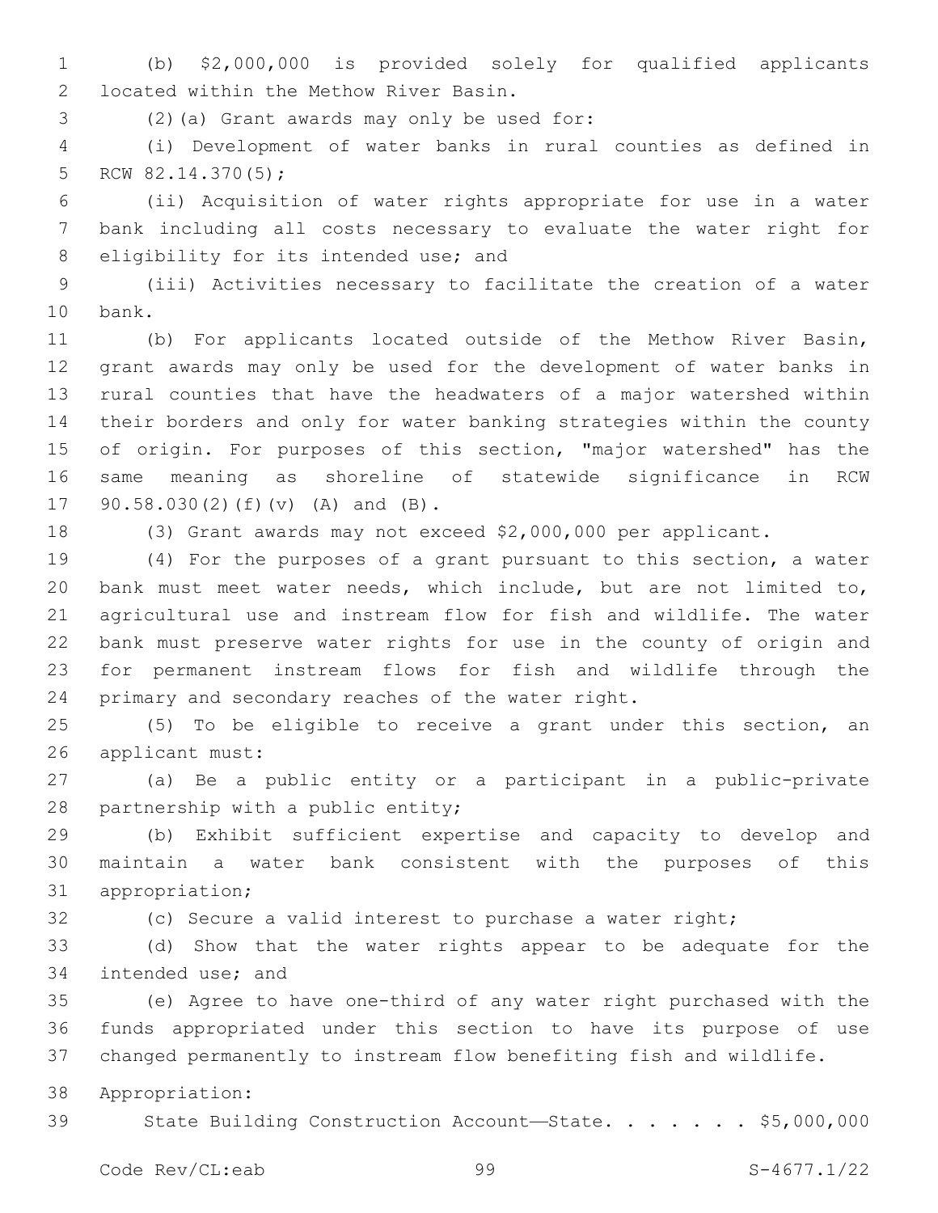(b) $2,000,000 is provided solely for qualified applicants located within the Methow River Basin.

(2)(a) Grant awards may only be used for:

(i) Development of water banks in rural counties as defined in RCW 82.14.370(5);

(ii) Acquisition of water rights appropriate for use in a water bank including all costs necessary to evaluate the water right for eligibility for its intended use; and

(iii) Activities necessary to facilitate the creation of a water bank.

(b) For applicants located outside of the Methow River Basin, grant awards may only be used for the development of water banks in rural counties that have the headwaters of a major watershed within their borders and only for water banking strategies within the county of origin. For purposes of this section, "major watershed" has the same meaning as shoreline of statewide significance in RCW 90.58.030(2)(f)(v) (A) and (B).

(3) Grant awards may not exceed $2,000,000 per applicant.

(4) For the purposes of a grant pursuant to this section, a water bank must meet water needs, which include, but are not limited to, agricultural use and instream flow for fish and wildlife. The water bank must preserve water rights for use in the county of origin and for permanent instream flows for fish and wildlife through the primary and secondary reaches of the water right.

(5) To be eligible to receive a grant under this section, an applicant must:

(a) Be a public entity or a participant in a public-private partnership with a public entity;

(b) Exhibit sufficient expertise and capacity to develop and maintain a water bank consistent with the purposes of this appropriation;

(c) Secure a valid interest to purchase a water right;

(d) Show that the water rights appear to be adequate for the intended use; and

(e) Agree to have one-third of any water right purchased with the funds appropriated under this section to have its purpose of use changed permanently to instream flow benefiting fish and wildlife.

Appropriation:

State Building Construction Account—State. . . . . . . $5,000,000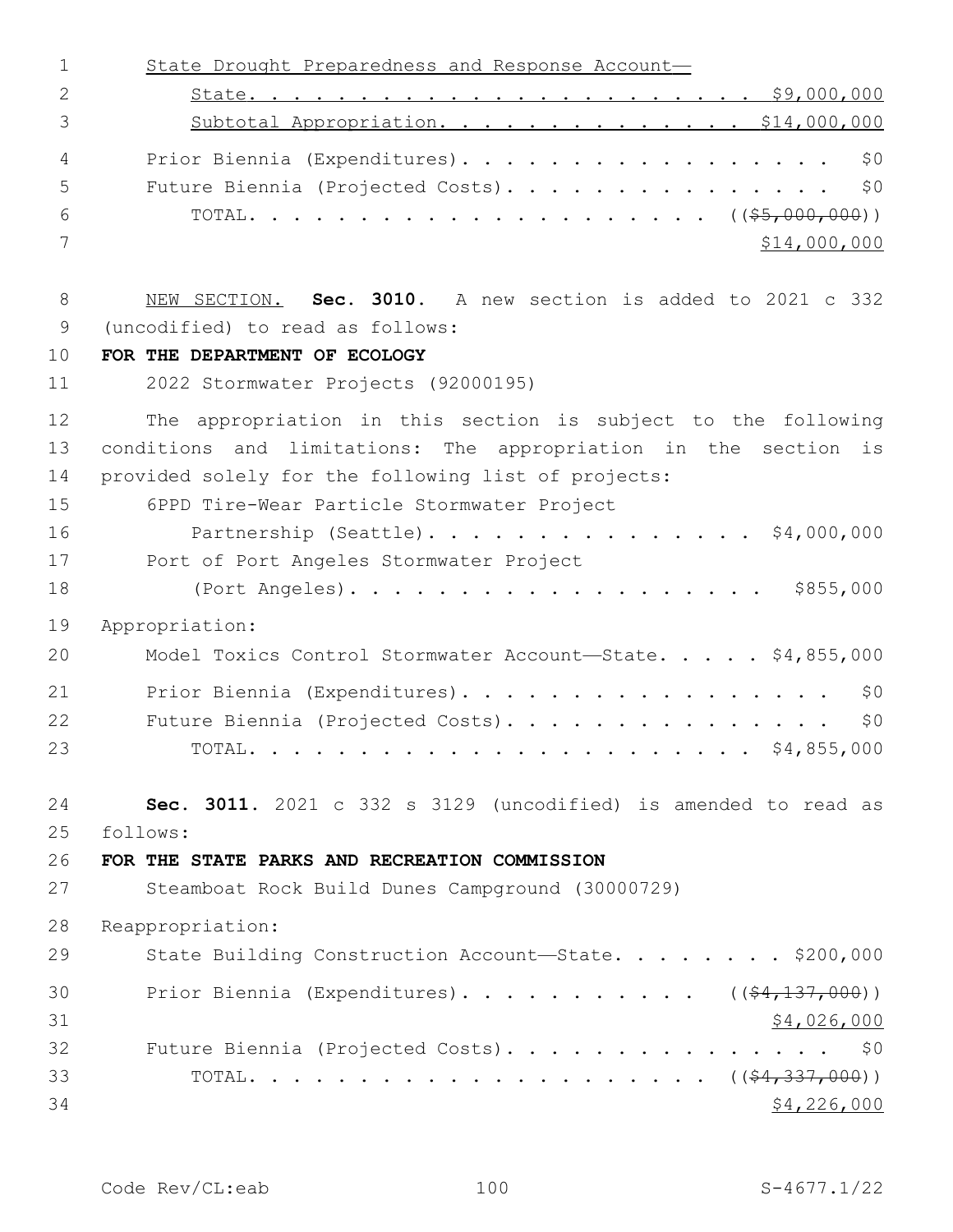State Drought Preparedness and Response Account—

State. . . . . . . . . . . . . . . . . . . . . . $9,000,000

Subtotal Appropriation. . . . . . . . . . . . . . $14,000,000

Prior Biennia (Expenditures). . . . . . . . . . . . . . . . . . $0

Future Biennia (Projected Costs). . . . . . . . . . . . . . . . $0

TOTAL. . . . . . . . . . . . . . . . . . . . . . ~~(($5,000,000))~~

$14,000,000

NEW SECTION. **Sec. 3010.** A new section is added to 2021 c 332 (uncodified) to read as follows:

**FOR THE DEPARTMENT OF ECOLOGY**

2022 Stormwater Projects (92000195)

The appropriation in this section is subject to the following conditions and limitations: The appropriation in the section is provided solely for the following list of projects:

6PPD Tire-Wear Particle Stormwater Project Partnership (Seattle). . . . . . . . . . . . . . . . $4,000,000

Port of Port Angeles Stormwater Project (Port Angeles). . . . . . . . . . . . . . . . . . . . $855,000

Appropriation:

Model Toxics Control Stormwater Account—State. . . . . $4,855,000

Prior Biennia (Expenditures). . . . . . . . . . . . . . . . . . $0

Future Biennia (Projected Costs). . . . . . . . . . . . . . . . $0

TOTAL. . . . . . . . . . . . . . . . . . . . . . . . $4,855,000

**Sec. 3011.** 2021 c 332 s 3129 (uncodified) is amended to read as follows:

**FOR THE STATE PARKS AND RECREATION COMMISSION**

Steamboat Rock Build Dunes Campground (30000729)

Reappropriation:

State Building Construction Account—State. . . . . . . . $200,000

Prior Biennia (Expenditures). . . . . . . . . . . ~~(($4,137,000))~~

$4,026,000

Future Biennia (Projected Costs). . . . . . . . . . . . . . . . $0

TOTAL. . . . . . . . . . . . . . . . . . . . . . ~~(($4,337,000))~~

$4,226,000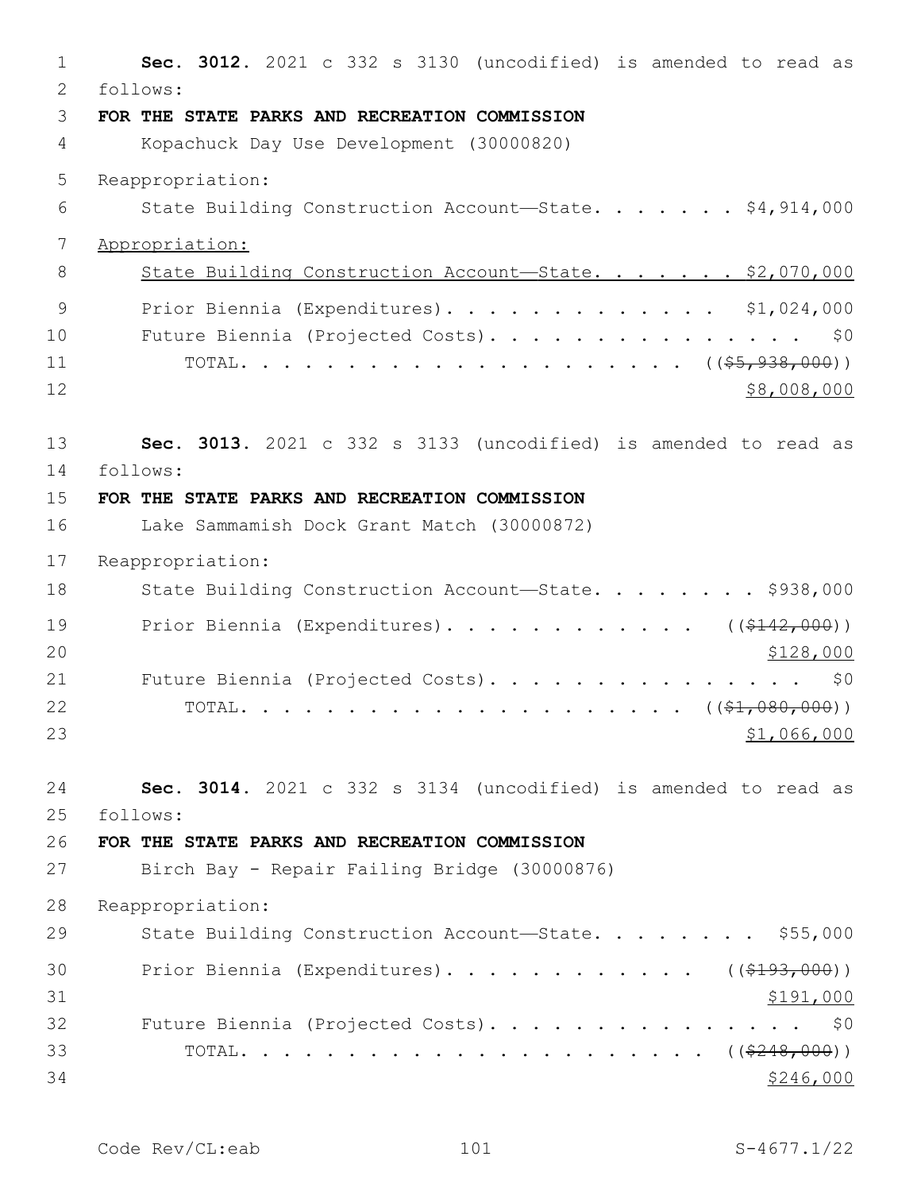**Sec. 3012.** 2021 c 332 s 3130 (uncodified) is amended to read as follows:

**FOR THE STATE PARKS AND RECREATION COMMISSION**

Kopachuck Day Use Development (30000820)

Reappropriation:

State Building Construction Account—State. . . . . . . $4,914,000

<u>Appropriation:</u>

<u>State Building Construction Account—State. . . . . . . $2,070,000</u>

Prior Biennia (Expenditures). . . . . . . . . . . . . $1,024,000

Future Biennia (Projected Costs). . . . . . . . . . . . . . . $0

TOTAL. . . . . . . . . . . . . . . . . . . . . ((~~$5,938,000~~))

<u>$8,008,000</u>

**Sec. 3013.** 2021 c 332 s 3133 (uncodified) is amended to read as follows:

**FOR THE STATE PARKS AND RECREATION COMMISSION**

Lake Sammamish Dock Grant Match (30000872)

Reappropriation:

State Building Construction Account—State. . . . . . . . $938,000

Prior Biennia (Expenditures). . . . . . . . . . . . ((~~$142,000~~))

<u>$128,000</u>

Future Biennia (Projected Costs). . . . . . . . . . . . . . . $0

TOTAL. . . . . . . . . . . . . . . . . . . . . ((~~$1,080,000~~))

<u>$1,066,000</u>

**Sec. 3014.** 2021 c 332 s 3134 (uncodified) is amended to read as follows:

**FOR THE STATE PARKS AND RECREATION COMMISSION**

Birch Bay - Repair Failing Bridge (30000876)

Reappropriation:

State Building Construction Account—State. . . . . . . . $55,000

Prior Biennia (Expenditures). . . . . . . . . . . . ((~~$193,000~~))

<u>$191,000</u>

Future Biennia (Projected Costs). . . . . . . . . . . . . . . $0

TOTAL. . . . . . . . . . . . . . . . . . . . . . ((~~$248,000~~))

<u>$246,000</u>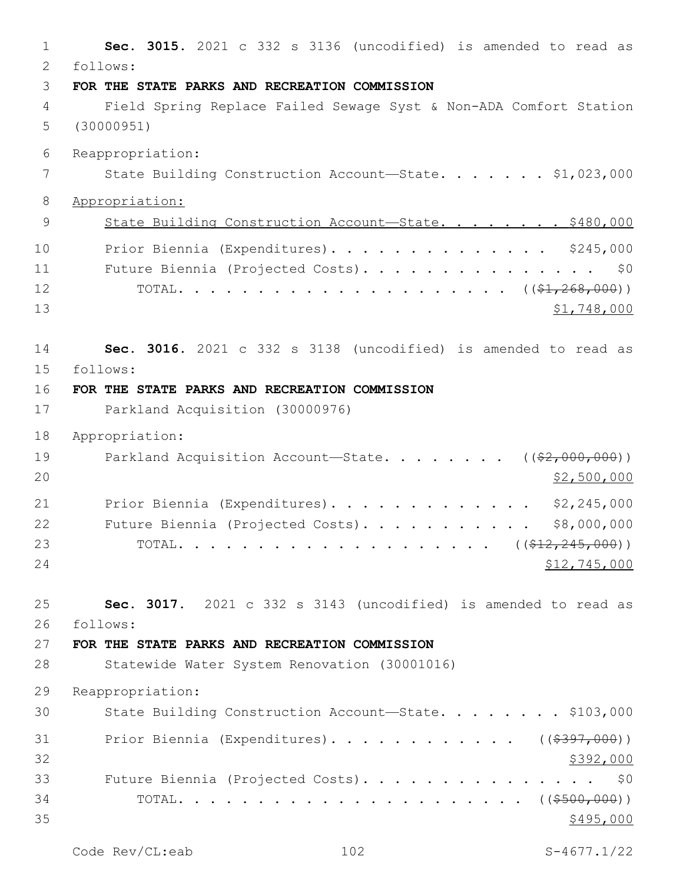**Sec. 3015.** 2021 c 332 s 3136 (uncodified) is amended to read as follows:

**FOR THE STATE PARKS AND RECREATION COMMISSION**

Field Spring Replace Failed Sewage Syst & Non-ADA Comfort Station (30000951)

Reappropriation:

State Building Construction Account—State. . . . . . . $1,023,000

Appropriation:

State Building Construction Account—State. . . . . . . . $480,000

Prior Biennia (Expenditures). . . . . . . . . . . . . . $245,000

Future Biennia (Projected Costs). . . . . . . . . . . . . . . $0

TOTAL. . . . . . . . . . . . . . . . . . . . . ((~~$1,268,000~~))

$1,748,000

**Sec. 3016.** 2021 c 332 s 3138 (uncodified) is amended to read as follows:

**FOR THE STATE PARKS AND RECREATION COMMISSION**

Parkland Acquisition (30000976)

Appropriation:

Parkland Acquisition Account—State. . . . . . . . ((~~$2,000,000~~))

$2,500,000

Prior Biennia (Expenditures). . . . . . . . . . . . . $2,245,000

Future Biennia (Projected Costs). . . . . . . . . . . $8,000,000

TOTAL. . . . . . . . . . . . . . . . . . . . ((~~$12,245,000~~))

$12,745,000

**Sec. 3017.** 2021 c 332 s 3143 (uncodified) is amended to read as follows:

**FOR THE STATE PARKS AND RECREATION COMMISSION**

Statewide Water System Renovation (30001016)

Reappropriation:

State Building Construction Account—State. . . . . . . . $103,000

Prior Biennia (Expenditures). . . . . . . . . . . . ((~~$397,000~~))

$392,000

Future Biennia (Projected Costs). . . . . . . . . . . . . . . $0

TOTAL. . . . . . . . . . . . . . . . . . . . . . ((~~$500,000~~))

$495,000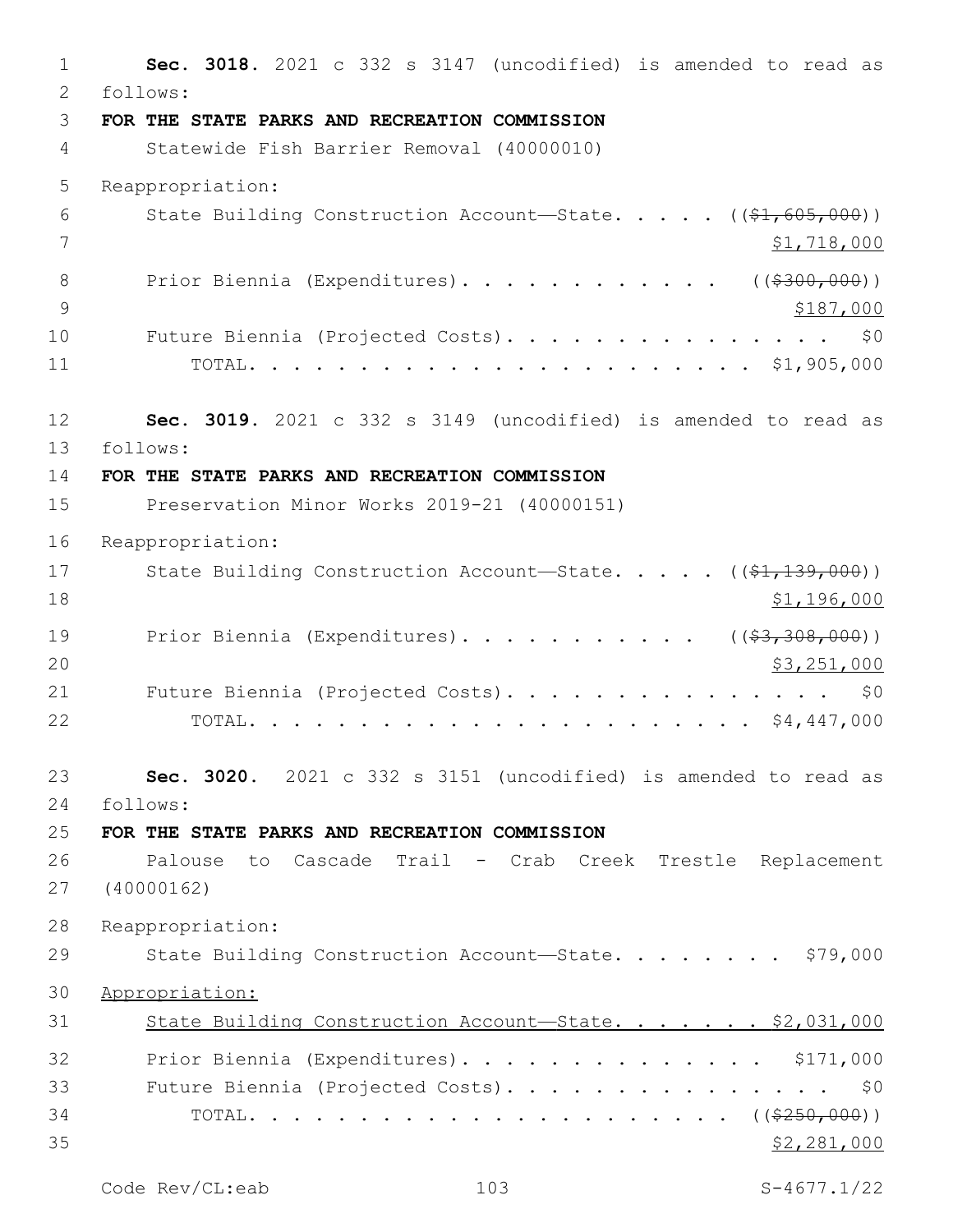**Sec. 3018.** 2021 c 332 s 3147 (uncodified) is amended to read as follows:

**FOR THE STATE PARKS AND RECREATION COMMISSION**

Statewide Fish Barrier Removal (40000010)

Reappropriation:

State Building Construction Account—State. . . . . ((~~$1,605,000~~)) <u>$1,718,000</u>

Prior Biennia (Expenditures). . . . . . . . . . . . ((~~$300,000~~)) <u>$187,000</u>

Future Biennia (Projected Costs). . . . . . . . . . . . . . . . $0

TOTAL. . . . . . . . . . . . . . . . . . . . . . . $1,905,000

**Sec. 3019.** 2021 c 332 s 3149 (uncodified) is amended to read as follows:

**FOR THE STATE PARKS AND RECREATION COMMISSION**

Preservation Minor Works 2019-21 (40000151)

Reappropriation:

State Building Construction Account—State. . . . . ((~~$1,139,000~~)) <u>$1,196,000</u>

Prior Biennia (Expenditures). . . . . . . . . . . ((~~$3,308,000~~)) <u>$3,251,000</u>

Future Biennia (Projected Costs). . . . . . . . . . . . . . . . $0

TOTAL. . . . . . . . . . . . . . . . . . . . . . . $4,447,000

**Sec. 3020.** 2021 c 332 s 3151 (uncodified) is amended to read as follows:

**FOR THE STATE PARKS AND RECREATION COMMISSION**

Palouse to Cascade Trail - Crab Creek Trestle Replacement (40000162)

Reappropriation:

State Building Construction Account—State. . . . . . . . . $79,000

<u>Appropriation:</u>

<u>State Building Construction Account—State. . . . . . . . $2,031,000</u>

Prior Biennia (Expenditures). . . . . . . . . . . . . . . $171,000

Future Biennia (Projected Costs). . . . . . . . . . . . . . . . $0

TOTAL. . . . . . . . . . . . . . . . . . . . . . . ((~~$250,000~~)) <u>$2,281,000</u>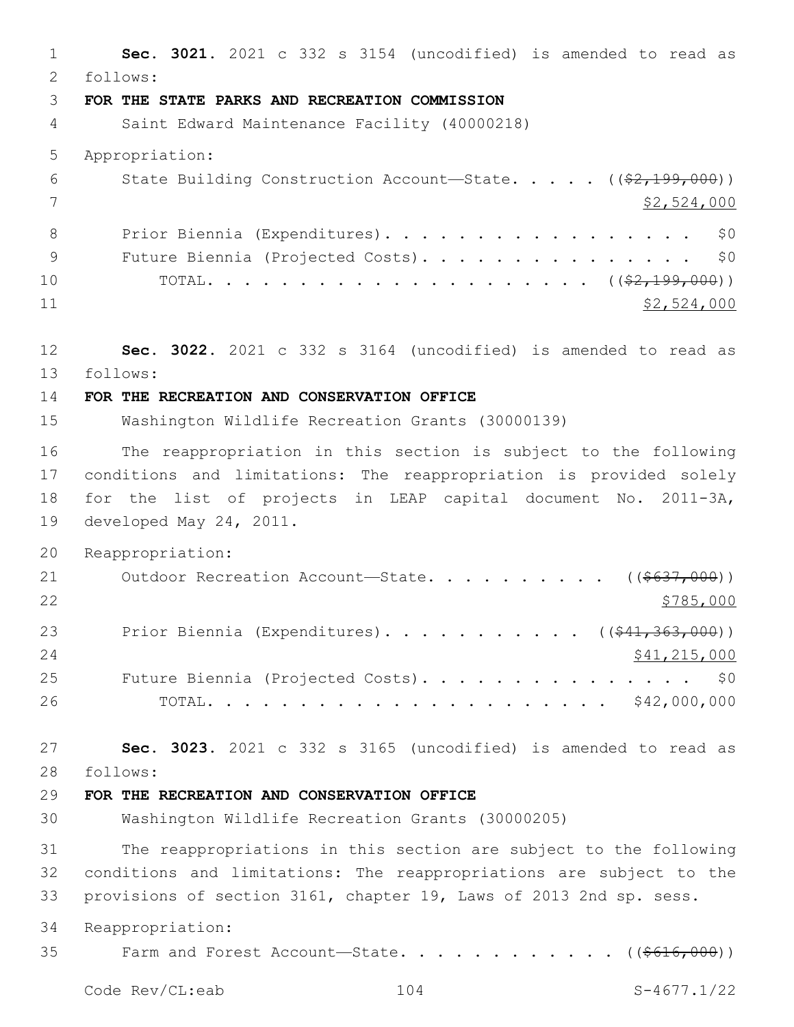**Sec. 3021.** 2021 c 332 s 3154 (uncodified) is amended to read as follows:

**FOR THE STATE PARKS AND RECREATION COMMISSION**

Saint Edward Maintenance Facility (40000218)

Appropriation:

State Building Construction Account—State. . . . . ((~~$2,199,000~~)) $2,524,000

Prior Biennia (Expenditures). . . . . . . . . . . . . . . . . . $0

Future Biennia (Projected Costs). . . . . . . . . . . . . . . . $0

TOTAL. . . . . . . . . . . . . . . . . . . . . ((~~$2,199,000~~)) $2,524,000

**Sec. 3022.** 2021 c 332 s 3164 (uncodified) is amended to read as follows:

**FOR THE RECREATION AND CONSERVATION OFFICE**

Washington Wildlife Recreation Grants (30000139)

The reappropriation in this section is subject to the following conditions and limitations: The reappropriation is provided solely for the list of projects in LEAP capital document No. 2011-3A, developed May 24, 2011.

Reappropriation:

Outdoor Recreation Account—State. . . . . . . . . . . ((~~$637,000~~)) $785,000

Prior Biennia (Expenditures). . . . . . . . . . . ((~~$41,363,000~~)) $41,215,000

Future Biennia (Projected Costs). . . . . . . . . . . . . . . . $0

TOTAL. . . . . . . . . . . . . . . . . . . . . . . . $42,000,000

**Sec. 3023.** 2021 c 332 s 3165 (uncodified) is amended to read as follows:

**FOR THE RECREATION AND CONSERVATION OFFICE**

Washington Wildlife Recreation Grants (30000205)

The reappropriations in this section are subject to the following conditions and limitations: The reappropriations are subject to the provisions of section 3161, chapter 19, Laws of 2013 2nd sp. sess.

Reappropriation:

Farm and Forest Account—State. . . . . . . . . . . . . ((~~$616,000~~))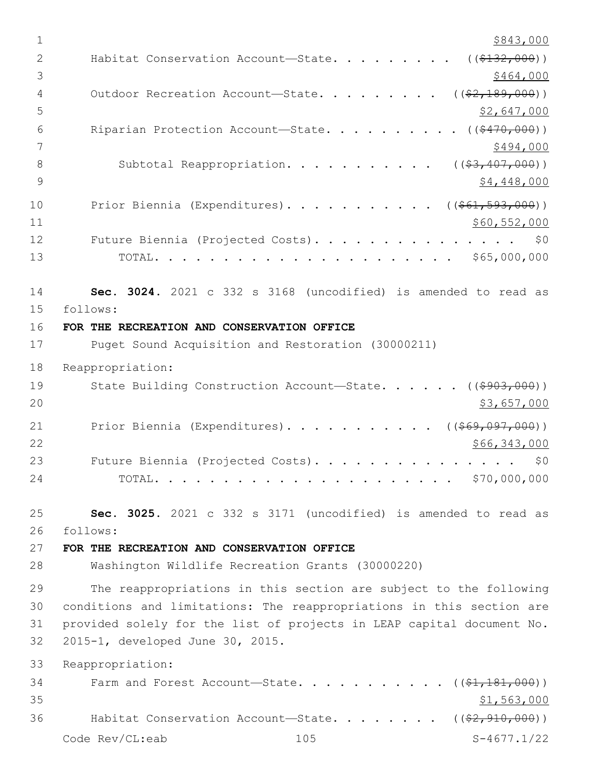$843,000

Habitat Conservation Account—State. . . . . . . . . ((~~$132,000~~))
$464,000

Outdoor Recreation Account—State. . . . . . . . . . ((~~$2,189,000~~))
$2,647,000

Riparian Protection Account—State. . . . . . . . . . ((~~$470,000~~))
$494,000

Subtotal Reappropriation. . . . . . . . . . . ((~~$3,407,000~~))
$4,448,000

Prior Biennia (Expenditures). . . . . . . . . . . ((~~$61,593,000~~))
$60,552,000

Future Biennia (Projected Costs). . . . . . . . . . . . . . . $0

TOTAL. . . . . . . . . . . . . . . . . . . . . . $65,000,000

**Sec. 3024.** 2021 c 332 s 3168 (uncodified) is amended to read as follows:

**FOR THE RECREATION AND CONSERVATION OFFICE**

Puget Sound Acquisition and Restoration (30000211)

Reappropriation:

State Building Construction Account—State. . . . . . ((~~$903,000~~))
$3,657,000

Prior Biennia (Expenditures). . . . . . . . . . . ((~~$69,097,000~~))
$66,343,000

Future Biennia (Projected Costs). . . . . . . . . . . . . . . $0

TOTAL. . . . . . . . . . . . . . . . . . . . . . $70,000,000

**Sec. 3025.** 2021 c 332 s 3171 (uncodified) is amended to read as follows:

**FOR THE RECREATION AND CONSERVATION OFFICE**

Washington Wildlife Recreation Grants (30000220)

The reappropriations in this section are subject to the following conditions and limitations: The reappropriations in this section are provided solely for the list of projects in LEAP capital document No. 2015-1, developed June 30, 2015.

Reappropriation:

Farm and Forest Account—State. . . . . . . . . . . ((~~$1,181,000~~))
$1,563,000

Habitat Conservation Account—State. . . . . . . . ((~~$2,910,000~~))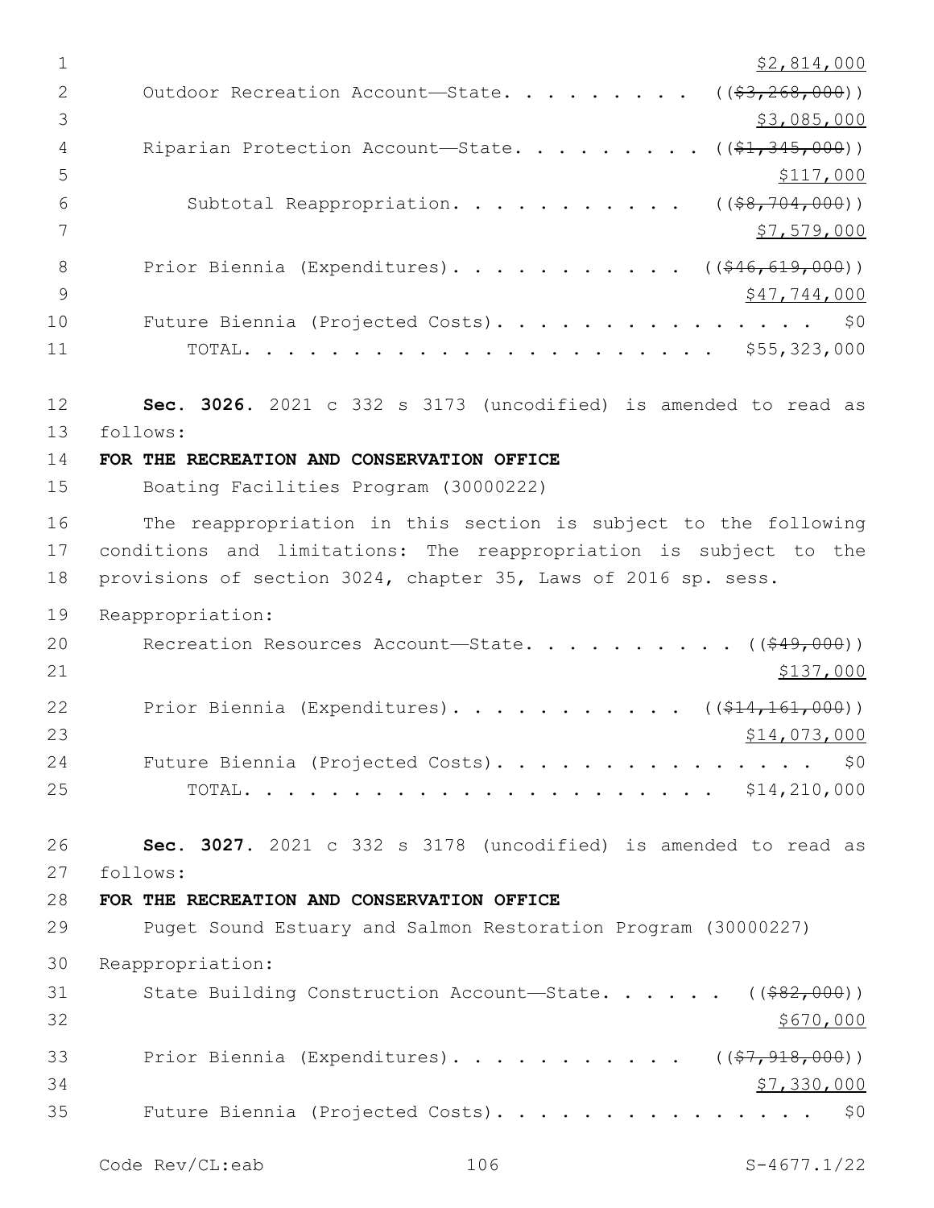$2,814,000

Outoor Recreation Account—State. . . . . . . . . ((~~$3,268,000~~))
$3,085,000

Riparian Protection Account—State. . . . . . . . . ((~~$1,345,000~~))
$117,000

Subtotal Reappropriation. . . . . . . . . . . ((~~$8,704,000~~))
$7,579,000

Prior Biennia (Expenditures). . . . . . . . . . . ((~~$46,619,000~~))
$47,744,000

Future Biennia (Projected Costs). . . . . . . . . . . . . . . $0

TOTAL. . . . . . . . . . . . . . . . . . . . . . $55,323,000

**Sec. 3026.** 2021 c 332 s 3173 (uncodified) is amended to read as follows:

**FOR THE RECREATION AND CONSERVATION OFFICE**

Boating Facilities Program (30000222)

The reappropriation in this section is subject to the following conditions and limitations: The reappropriation is subject to the provisions of section 3024, chapter 35, Laws of 2016 sp. sess.

Reappropriation:

Recreation Resources Account—State. . . . . . . . . . ((~~$49,000~~))
$137,000

Prior Biennia (Expenditures). . . . . . . . . . . ((~~$14,161,000~~))
$14,073,000

Future Biennia (Projected Costs). . . . . . . . . . . . . . . $0

TOTAL. . . . . . . . . . . . . . . . . . . . . . $14,210,000

**Sec. 3027.** 2021 c 332 s 3178 (uncodified) is amended to read as follows:

**FOR THE RECREATION AND CONSERVATION OFFICE**

Puget Sound Estuary and Salmon Restoration Program (30000227)

Reappropriation:

State Building Construction Account—State. . . . . . ((~~$82,000~~))
$670,000

Prior Biennia (Expenditures). . . . . . . . . . . ((~~$7,918,000~~))
$7,330,000

Future Biennia (Projected Costs). . . . . . . . . . . . . . . $0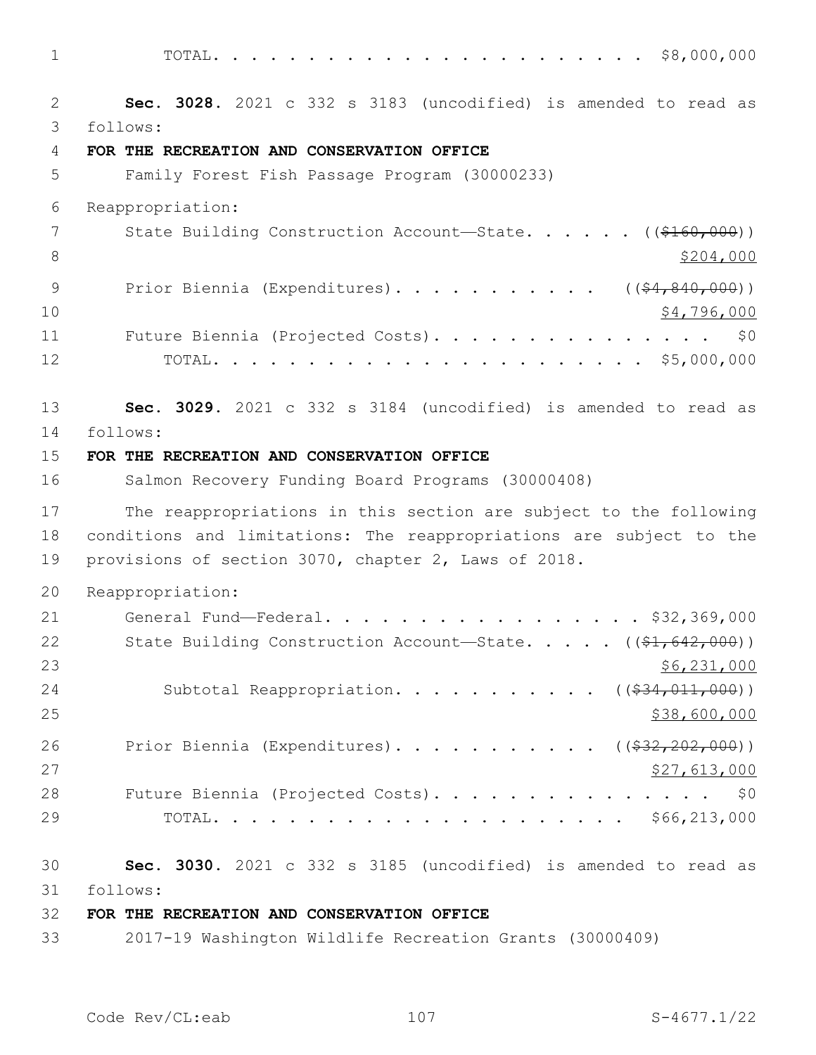TOTAL. . . . . . . . . . . . . . . . . . . . . . $8,000,000

**Sec. 3028.** 2021 c 332 s 3183 (uncodified) is amended to read as follows:

**FOR THE RECREATION AND CONSERVATION OFFICE**

Family Forest Fish Passage Program (30000233)

Reappropriation:

State Building Construction Account—State. . . . . . ((~~$160,000~~)) <u>$204,000</u>

Prior Biennia (Expenditures). . . . . . . . . . . ((~~$4,840,000~~)) <u>$4,796,000</u>

Future Biennia (Projected Costs). . . . . . . . . . . . . . . $0

TOTAL. . . . . . . . . . . . . . . . . . . . . . $5,000,000

**Sec. 3029.** 2021 c 332 s 3184 (uncodified) is amended to read as follows:

**FOR THE RECREATION AND CONSERVATION OFFICE**

Salmon Recovery Funding Board Programs (30000408)

The reappropriations in this section are subject to the following conditions and limitations: The reappropriations are subject to the provisions of section 3070, chapter 2, Laws of 2018.

Reappropriation:

General Fund—Federal. . . . . . . . . . . . . . . . . . $32,369,000

State Building Construction Account—State. . . . . ((~~$1,642,000~~)) <u>$6,231,000</u>

Subtotal Reappropriation. . . . . . . . . . . ((~~$34,011,000~~)) <u>$38,600,000</u>

Prior Biennia (Expenditures). . . . . . . . . . . ((~~$32,202,000~~)) <u>$27,613,000</u>

Future Biennia (Projected Costs). . . . . . . . . . . . . . . $0

TOTAL. . . . . . . . . . . . . . . . . . . . . . $66,213,000

**Sec. 3030.** 2021 c 332 s 3185 (uncodified) is amended to read as follows:

**FOR THE RECREATION AND CONSERVATION OFFICE**

2017-19 Washington Wildlife Recreation Grants (30000409)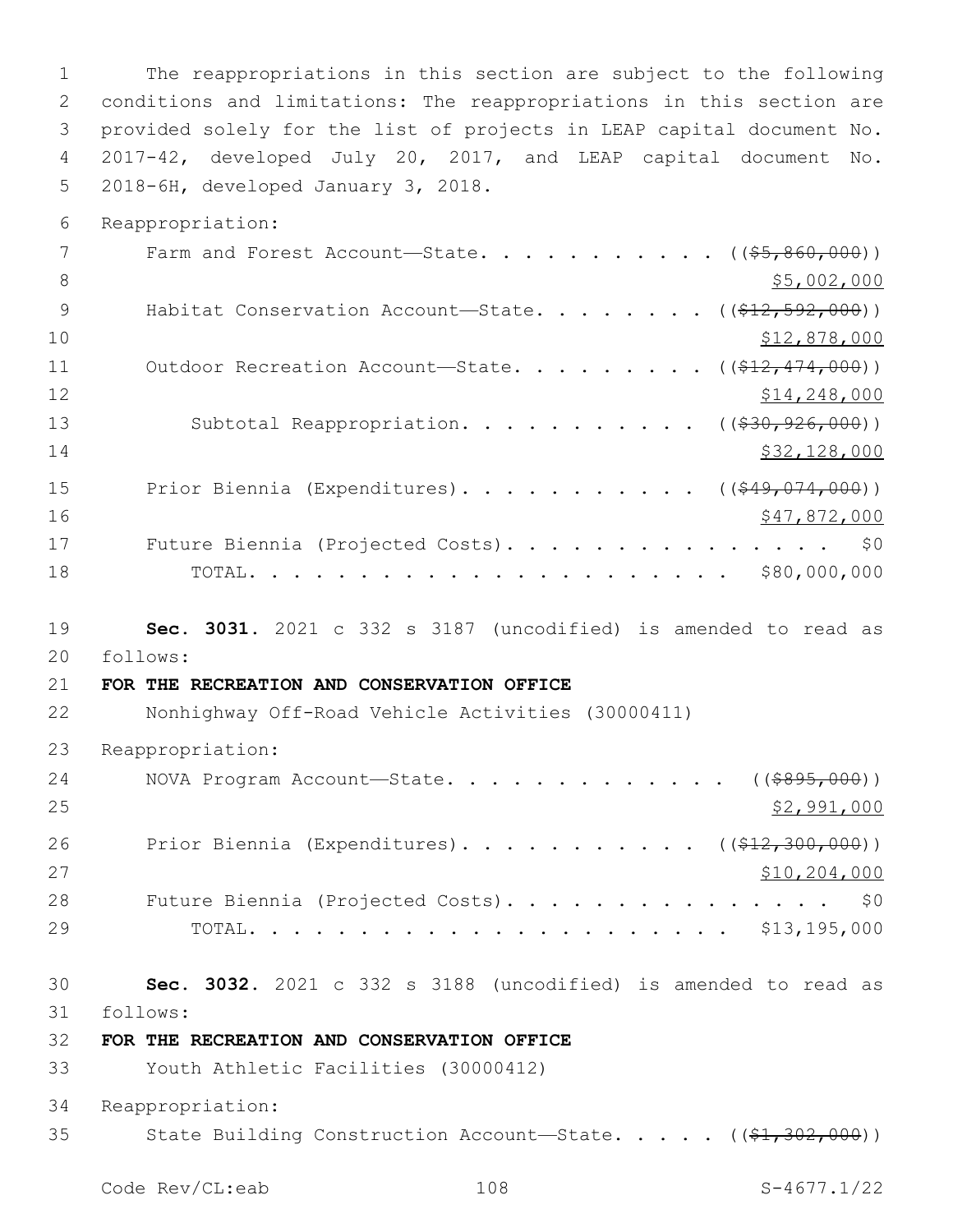The reappropriations in this section are subject to the following conditions and limitations: The reappropriations in this section are provided solely for the list of projects in LEAP capital document No. 2017-42, developed July 20, 2017, and LEAP capital document No. 2018-6H, developed January 3, 2018.

Reappropriation:

| | |
|---|---|
| Farm and Forest Account—State. . . . . . . . . . . . | ((~~$5,860,000~~)) |
| | $5,002,000 |
| Habitat Conservation Account—State. . . . . . . . . | ((~~$12,592,000~~)) |
| | $12,878,000 |
| Outdoor Recreation Account—State. . . . . . . . . . | ((~~$12,474,000~~)) |
| | $14,248,000 |
| Subtotal Reappropriation. . . . . . . . . . . | ((~~$30,926,000~~)) |
| | $32,128,000 |
| Prior Biennia (Expenditures). . . . . . . . . . . . | ((~~$49,074,000~~)) |
| | $47,872,000 |
| Future Biennia (Projected Costs). . . . . . . . . . . . . . . . | $0 |
| TOTAL. . . . . . . . . . . . . . . . . . . . . . | $80,000,000 |

**Sec. 3031.** 2021 c 332 s 3187 (uncodified) is amended to read as follows:

**FOR THE RECREATION AND CONSERVATION OFFICE**

Nonhighway Off-Road Vehicle Activities (30000411)

Reappropriation:

| | |
|---|---|
| NOVA Program Account—State. . . . . . . . . . . . . . | ((~~$895,000~~)) |
| | $2,991,000 |
| Prior Biennia (Expenditures). . . . . . . . . . . . | ((~~$12,300,000~~)) |
| | $10,204,000 |
| Future Biennia (Projected Costs). . . . . . . . . . . . . . . . | $0 |
| TOTAL. . . . . . . . . . . . . . . . . . . . . . | $13,195,000 |

**Sec. 3032.** 2021 c 332 s 3188 (uncodified) is amended to read as follows:

**FOR THE RECREATION AND CONSERVATION OFFICE**

Youth Athletic Facilities (30000412)

Reappropriation:

State Building Construction Account—State. . . . . ((~~$1,302,000~~))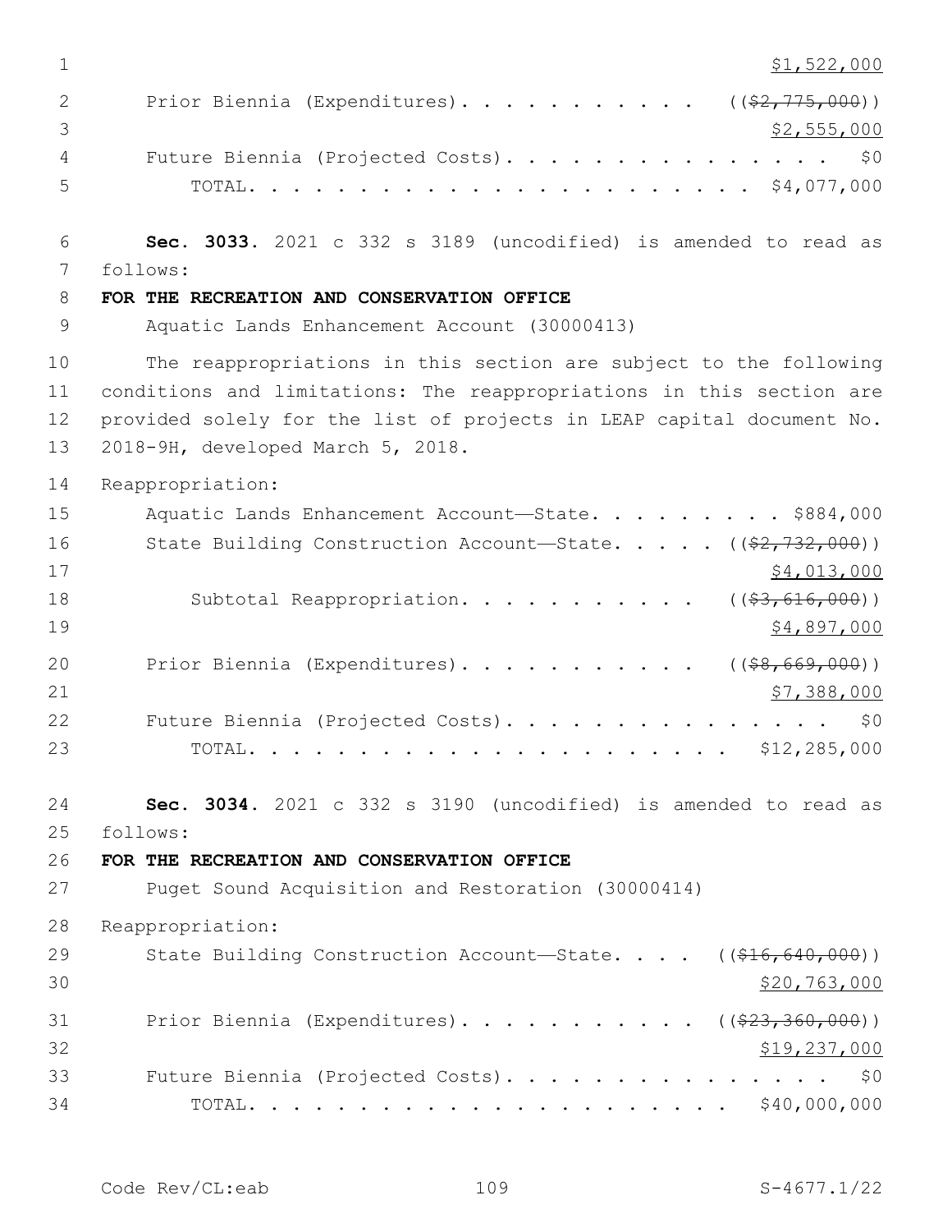$1,522,000

Prior Biennia (Expenditures). . . . . . . . . . . ((~~$2,775,000~~))
$2,555,000

Future Biennia (Projected Costs). . . . . . . . . . . . . . . $0

TOTAL. . . . . . . . . . . . . . . . . . . . . . $4,077,000

**Sec. 3033.** 2021 c 332 s 3189 (uncodified) is amended to read as follows:

**FOR THE RECREATION AND CONSERVATION OFFICE**

Aquatic Lands Enhancement Account (30000413)

The reappropriations in this section are subject to the following conditions and limitations: The reappropriations in this section are provided solely for the list of projects in LEAP capital document No. 2018-9H, developed March 5, 2018.

Reappropriation:

Aquatic Lands Enhancement Account—State. . . . . . . . . . $884,000

State Building Construction Account—State. . . . . ((~~$2,732,000~~))
$4,013,000

Subtotal Reappropriation. . . . . . . . . . . ((~~$3,616,000~~))
$4,897,000

Prior Biennia (Expenditures). . . . . . . . . . . ((~~$8,669,000~~))
$7,388,000

Future Biennia (Projected Costs). . . . . . . . . . . . . . . $0

TOTAL. . . . . . . . . . . . . . . . . . . . . . $12,285,000

**Sec. 3034.** 2021 c 332 s 3190 (uncodified) is amended to read as follows:

**FOR THE RECREATION AND CONSERVATION OFFICE**

Puget Sound Acquisition and Restoration (30000414)

Reappropriation:

State Building Construction Account—State. . . . ((~~$16,640,000~~))
$20,763,000

Prior Biennia (Expenditures). . . . . . . . . . . ((~~$23,360,000~~))
$19,237,000

Future Biennia (Projected Costs). . . . . . . . . . . . . . . $0

TOTAL. . . . . . . . . . . . . . . . . . . . . . $40,000,000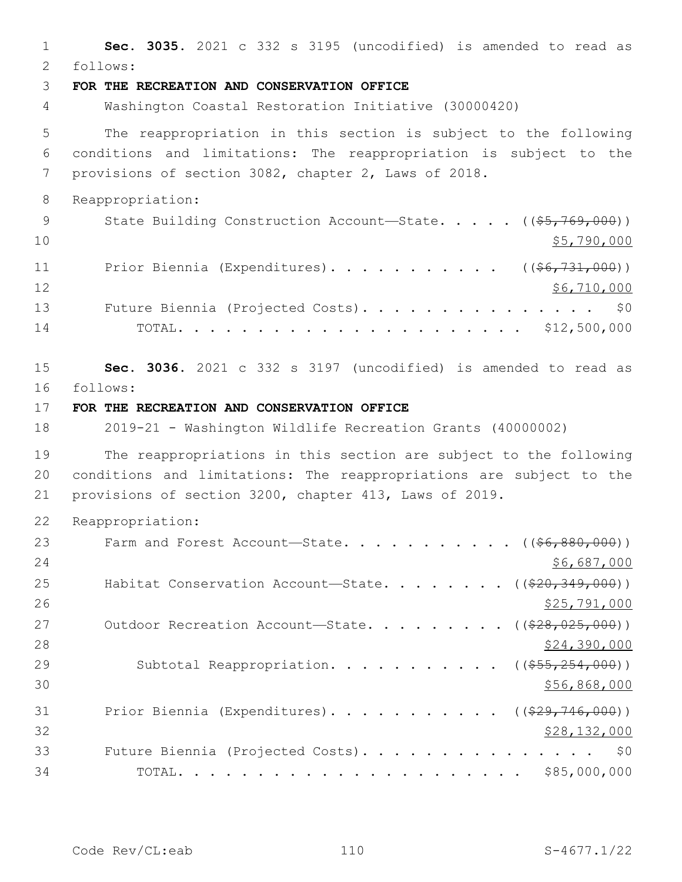**Sec. 3035.** 2021 c 332 s 3195 (uncodified) is amended to read as follows:

**FOR THE RECREATION AND CONSERVATION OFFICE**

Washington Coastal Restoration Initiative (30000420)

The reappropriation in this section is subject to the following conditions and limitations: The reappropriation is subject to the provisions of section 3082, chapter 2, Laws of 2018.

Reappropriation:

State Building Construction Account—State. . . . . ((~~$5,769,000~~)) $5,790,000

Prior Biennia (Expenditures). . . . . . . . . . . ((~~$6,731,000~~)) $6,710,000

Future Biennia (Projected Costs). . . . . . . . . . . . . . . $0

TOTAL. . . . . . . . . . . . . . . . . . . . . . . $12,500,000

**Sec. 3036.** 2021 c 332 s 3197 (uncodified) is amended to read as follows:

**FOR THE RECREATION AND CONSERVATION OFFICE**

2019-21 - Washington Wildlife Recreation Grants (40000002)

The reappropriations in this section are subject to the following conditions and limitations: The reappropriations are subject to the provisions of section 3200, chapter 413, Laws of 2019.

Reappropriation:

Farm and Forest Account—State. . . . . . . . . . . ((~~$6,880,000~~)) $6,687,000

Habitat Conservation Account—State. . . . . . . . ((~~$20,349,000~~)) $25,791,000

Outdoor Recreation Account—State. . . . . . . . . ((~~$28,025,000~~)) $24,390,000

Subtotal Reappropriation. . . . . . . . . . . ((~~$55,254,000~~)) $56,868,000

Prior Biennia (Expenditures). . . . . . . . . . . ((~~$29,746,000~~)) $28,132,000

Future Biennia (Projected Costs). . . . . . . . . . . . . . . $0

TOTAL. . . . . . . . . . . . . . . . . . . . . . . $85,000,000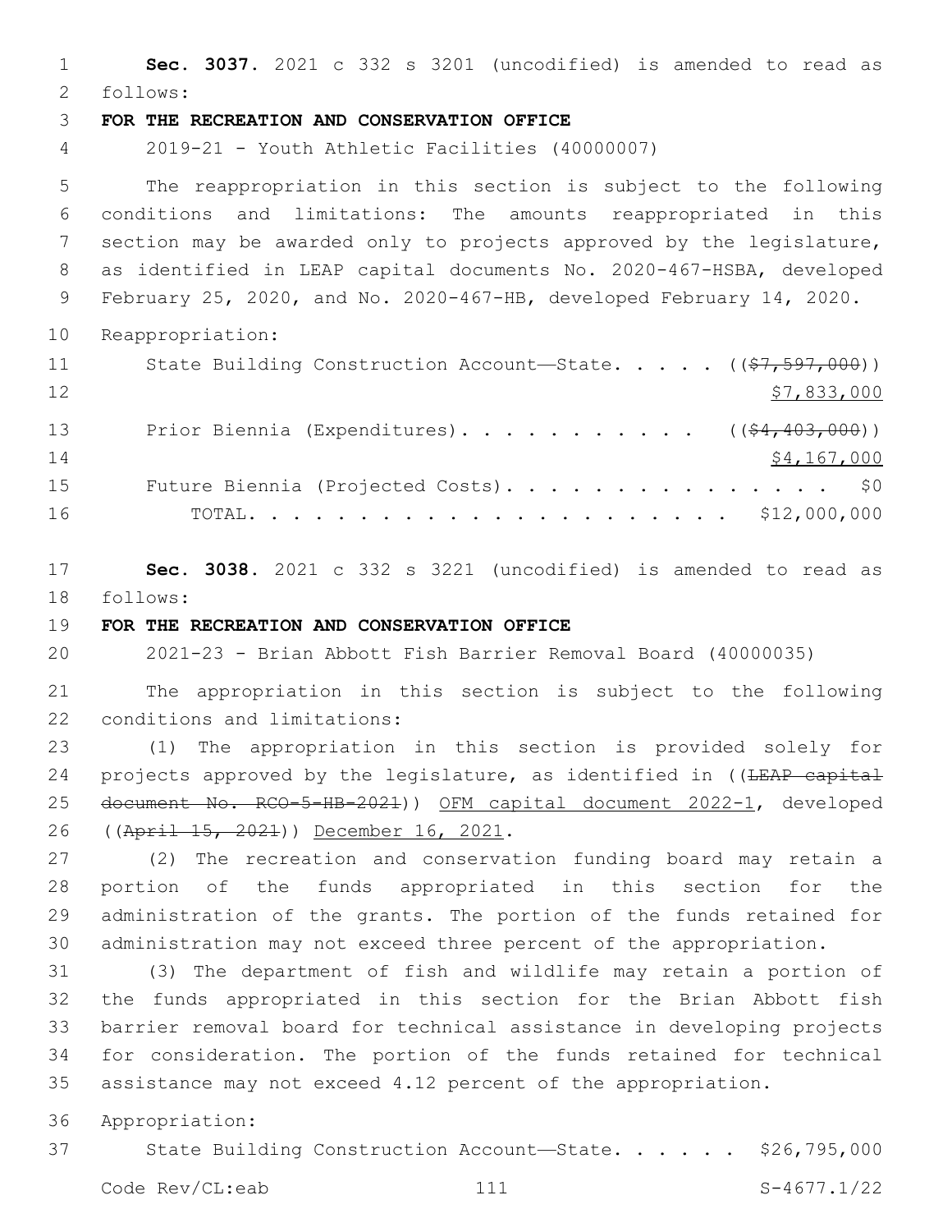**Sec. 3037.** 2021 c 332 s 3201 (uncodified) is amended to read as follows:

**FOR THE RECREATION AND CONSERVATION OFFICE**

2019-21 - Youth Athletic Facilities (40000007)

The reappropriation in this section is subject to the following conditions and limitations: The amounts reappropriated in this section may be awarded only to projects approved by the legislature, as identified in LEAP capital documents No. 2020-467-HSBA, developed February 25, 2020, and No. 2020-467-HB, developed February 14, 2020.

Reappropriation:

State Building Construction Account—State. . . . . ((~~$7,597,000~~)) $7,833,000

Prior Biennia (Expenditures). . . . . . . . . . . ((~~$4,403,000~~)) $4,167,000

Future Biennia (Projected Costs). . . . . . . . . . . . . . . . $0

TOTAL. . . . . . . . . . . . . . . . . . . . . . $12,000,000

**Sec. 3038.** 2021 c 332 s 3221 (uncodified) is amended to read as follows:

**FOR THE RECREATION AND CONSERVATION OFFICE**

2021-23 - Brian Abbott Fish Barrier Removal Board (40000035)

The appropriation in this section is subject to the following conditions and limitations:

(1) The appropriation in this section is provided solely for projects approved by the legislature, as identified in ((~~LEAP capital document No. RCO-5-HB-2021~~)) OFM capital document 2022-1, developed ((~~April 15, 2021~~)) December 16, 2021.

(2) The recreation and conservation funding board may retain a portion of the funds appropriated in this section for the administration of the grants. The portion of the funds retained for administration may not exceed three percent of the appropriation.

(3) The department of fish and wildlife may retain a portion of the funds appropriated in this section for the Brian Abbott fish barrier removal board for technical assistance in developing projects for consideration. The portion of the funds retained for technical assistance may not exceed 4.12 percent of the appropriation.

Appropriation:

State Building Construction Account—State. . . . . . $26,795,000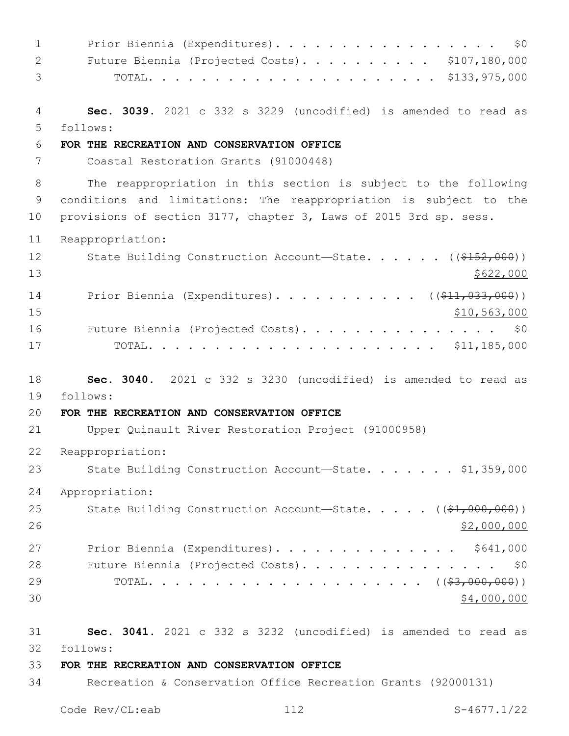Prior Biennia (Expenditures). . . . . . . . . . . . . . . . . . $0
Future Biennia (Projected Costs). . . . . . . . . . . $107,180,000
TOTAL. . . . . . . . . . . . . . . . . . . . . . $133,975,000

**Sec. 3039.** 2021 c 332 s 3229 (uncodified) is amended to read as follows:

**FOR THE RECREATION AND CONSERVATION OFFICE**

Coastal Restoration Grants (91000448)

The reappropriation in this section is subject to the following conditions and limitations: The reappropriation is subject to the provisions of section 3177, chapter 3, Laws of 2015 3rd sp. sess.

Reappropriation:

State Building Construction Account—State. . . . . . ((~~$152,000~~))
<u>$622,000</u>

Prior Biennia (Expenditures). . . . . . . . . . . ((~~$11,033,000~~))
<u>$10,563,000</u>

Future Biennia (Projected Costs). . . . . . . . . . . . . . . . $0
TOTAL. . . . . . . . . . . . . . . . . . . . . . $11,185,000

**Sec. 3040.** 2021 c 332 s 3230 (uncodified) is amended to read as follows:

**FOR THE RECREATION AND CONSERVATION OFFICE**

Upper Quinault River Restoration Project (91000958)

Reappropriation:

State Building Construction Account—State. . . . . . . $1,359,000

Appropriation:

State Building Construction Account—State. . . . . ((~~$1,000,000~~))
<u>$2,000,000</u>

Prior Biennia (Expenditures). . . . . . . . . . . . . . $641,000
Future Biennia (Projected Costs). . . . . . . . . . . . . . . . $0
TOTAL. . . . . . . . . . . . . . . . . . . . . ((~~$3,000,000~~))
<u>$4,000,000</u>

**Sec. 3041.** 2021 c 332 s 3232 (uncodified) is amended to read as follows:

**FOR THE RECREATION AND CONSERVATION OFFICE**

Recreation & Conservation Office Recreation Grants (92000131)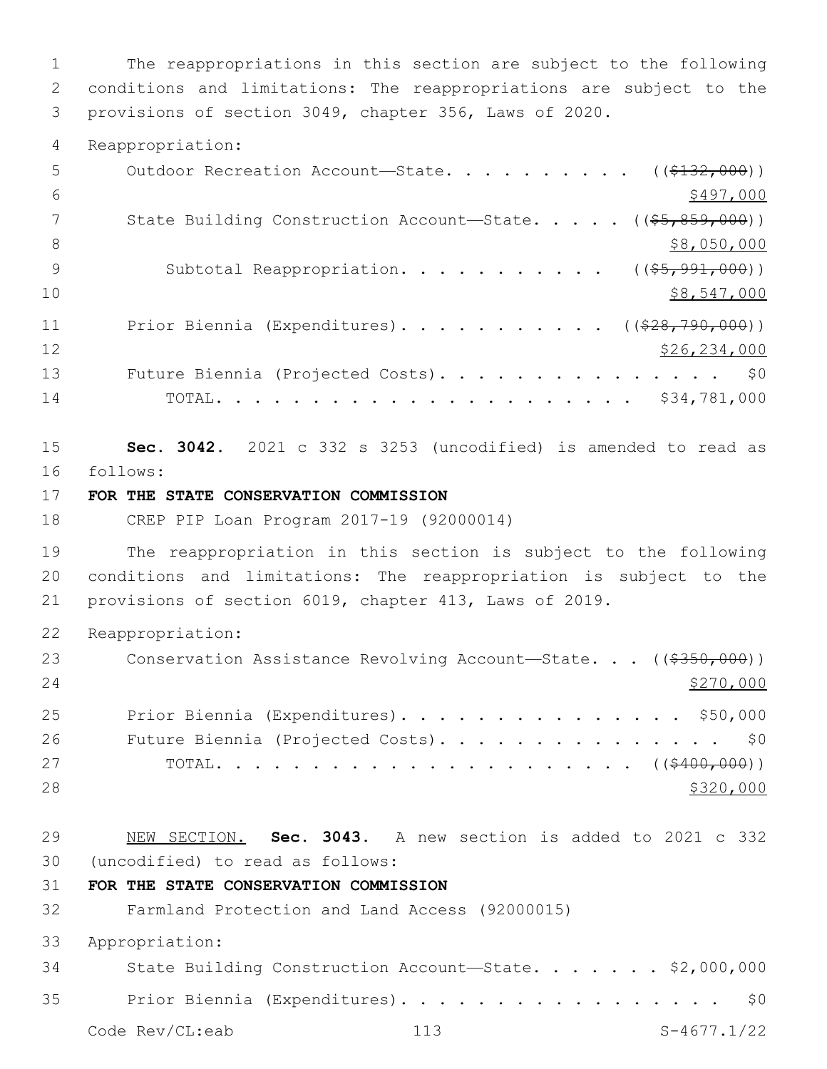The reappropriations in this section are subject to the following conditions and limitations: The reappropriations are subject to the provisions of section 3049, chapter 356, Laws of 2020.

Reappropriation:

Outdoor Recreation Account—State. . . . . . . . . . . ((~~$132,000~~))
<u>$497,000</u>

State Building Construction Account—State. . . . . ((~~$5,859,000~~))
<u>$8,050,000</u>

Subtotal Reappropriation. . . . . . . . . . . ((~~$5,991,000~~))
<u>$8,547,000</u>

Prior Biennia (Expenditures). . . . . . . . . . . ((~~$28,790,000~~))
<u>$26,234,000</u>

Future Biennia (Projected Costs). . . . . . . . . . . . . . . . $0

TOTAL. . . . . . . . . . . . . . . . . . . . . . . $34,781,000

**Sec. 3042.** 2021 c 332 s 3253 (uncodified) is amended to read as follows:

**FOR THE STATE CONSERVATION COMMISSION**

CREP PIP Loan Program 2017-19 (92000014)

The reappropriation in this section is subject to the following conditions and limitations: The reappropriation is subject to the provisions of section 6019, chapter 413, Laws of 2019.

Reappropriation:

Conservation Assistance Revolving Account—State. . . ((~~$350,000~~))
<u>$270,000</u>

Prior Biennia (Expenditures). . . . . . . . . . . . . . . . $50,000

Future Biennia (Projected Costs). . . . . . . . . . . . . . . . $0

TOTAL. . . . . . . . . . . . . . . . . . . . . . . ((~~$400,000~~))
<u>$320,000</u>

<u>NEW SECTION.</u> **Sec. 3043.** A new section is added to 2021 c 332 (uncodified) to read as follows:

**FOR THE STATE CONSERVATION COMMISSION**

Farmland Protection and Land Access (92000015)

Appropriation:

State Building Construction Account—State. . . . . . . $2,000,000

Prior Biennia (Expenditures). . . . . . . . . . . . . . . . . . $0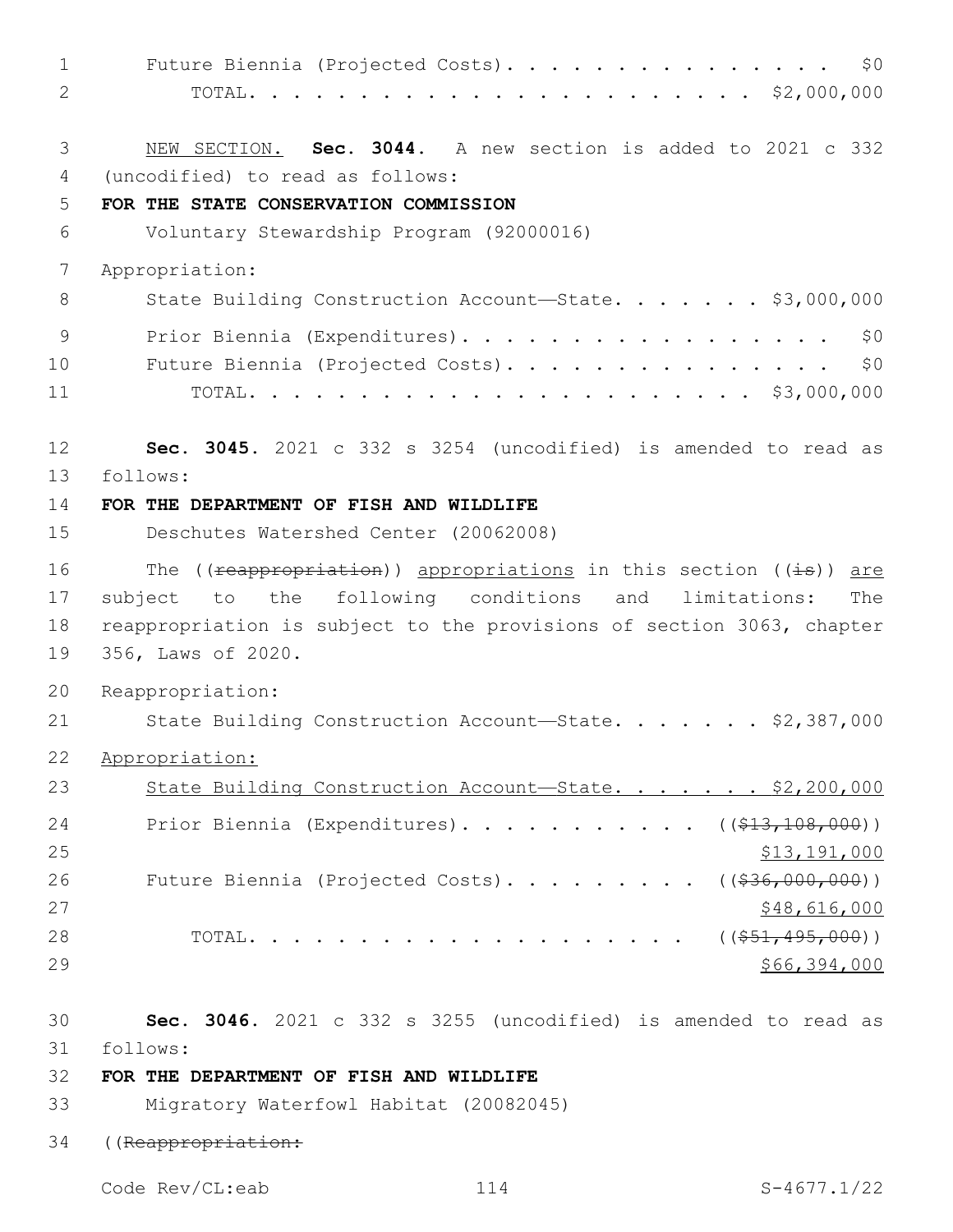Future Biennia (Projected Costs). . . . . . . . . . . . . . . . $0
TOTAL. . . . . . . . . . . . . . . . . . . . . . . . $2,000,000

NEW SECTION. **Sec. 3044.** A new section is added to 2021 c 332 (uncodified) to read as follows:

**FOR THE STATE CONSERVATION COMMISSION**

Voluntary Stewardship Program (92000016)

Appropriation:

State Building Construction Account—State. . . . . . . $3,000,000
Prior Biennia (Expenditures). . . . . . . . . . . . . . . . . . $0
Future Biennia (Projected Costs). . . . . . . . . . . . . . . . $0
TOTAL. . . . . . . . . . . . . . . . . . . . . . . . $3,000,000

**Sec. 3045.** 2021 c 332 s 3254 (uncodified) is amended to read as follows:

**FOR THE DEPARTMENT OF FISH AND WILDLIFE**

Deschutes Watershed Center (20062008)

The ((~~reappropriation~~)) appropriations in this section ((~~is~~)) are subject to the following conditions and limitations: The reappropriation is subject to the provisions of section 3063, chapter 356, Laws of 2020.

Reappropriation:

State Building Construction Account—State. . . . . . . $2,387,000

Appropriation:

State Building Construction Account—State. . . . . . . $2,200,000
Prior Biennia (Expenditures). . . . . . . . . . . ((~~$13,108,000~~))
$13,191,000
Future Biennia (Projected Costs). . . . . . . . . ((~~$36,000,000~~))
$48,616,000
TOTAL. . . . . . . . . . . . . . . . . . . . ((~~$51,495,000~~))
$66,394,000

**Sec. 3046.** 2021 c 332 s 3255 (uncodified) is amended to read as follows:

**FOR THE DEPARTMENT OF FISH AND WILDLIFE**

Migratory Waterfowl Habitat (20082045)

((~~Reappropriation:~~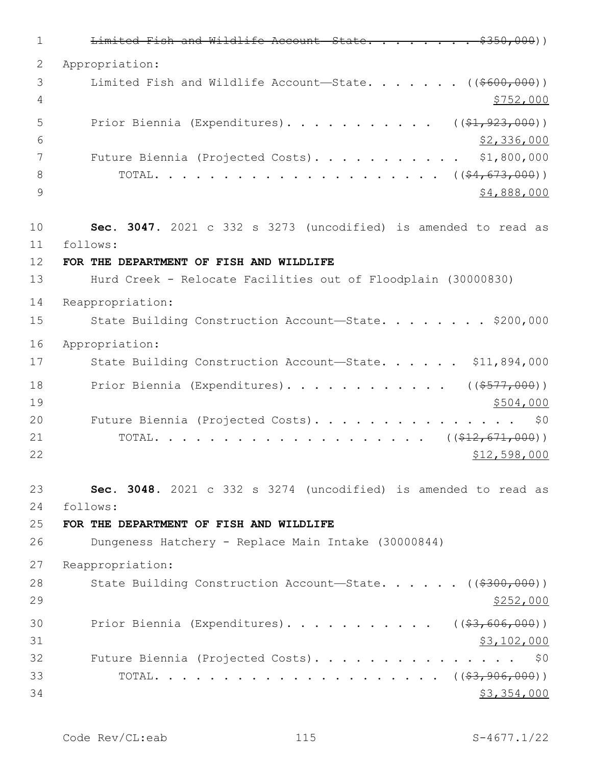~~Limited Fish and Wildlife Account—State. . . . . . . . $350,000~~))

Appropriation:

Limited Fish and Wildlife Account—State. . . . . . . ((~~$600,000~~))
$752,000

Prior Biennia (Expenditures). . . . . . . . . . . ((~~$1,923,000~~))
$2,336,000

Future Biennia (Projected Costs). . . . . . . . . . . $1,800,000

TOTAL. . . . . . . . . . . . . . . . . . . . . ((~~$4,673,000~~))
$4,888,000

**Sec. 3047.** 2021 c 332 s 3273 (uncodified) is amended to read as follows:

**FOR THE DEPARTMENT OF FISH AND WILDLIFE**

Hurd Creek - Relocate Facilities out of Floodplain (30000830)

Reappropriation:

State Building Construction Account—State. . . . . . . . $200,000

Appropriation:

State Building Construction Account—State. . . . . . $11,894,000

Prior Biennia (Expenditures). . . . . . . . . . . . ((~~$577,000~~))
$504,000

Future Biennia (Projected Costs). . . . . . . . . . . . . . . . $0

TOTAL. . . . . . . . . . . . . . . . . . . . ((~~$12,671,000~~))
$12,598,000

**Sec. 3048.** 2021 c 332 s 3274 (uncodified) is amended to read as follows:

**FOR THE DEPARTMENT OF FISH AND WILDLIFE**

Dungeness Hatchery - Replace Main Intake (30000844)

Reappropriation:

State Building Construction Account—State. . . . . . ((~~$300,000~~))
$252,000

Prior Biennia (Expenditures). . . . . . . . . . . ((~~$3,606,000~~))
$3,102,000

Future Biennia (Projected Costs). . . . . . . . . . . . . . . . $0

TOTAL. . . . . . . . . . . . . . . . . . . . . ((~~$3,906,000~~))
$3,354,000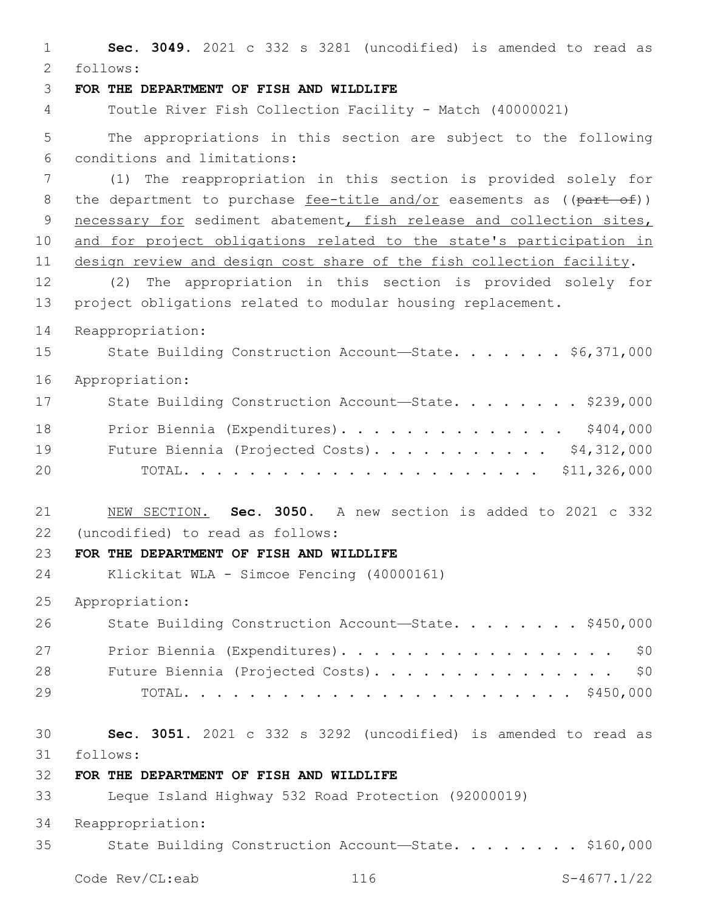**Sec. 3049.** 2021 c 332 s 3281 (uncodified) is amended to read as follows:

**FOR THE DEPARTMENT OF FISH AND WILDLIFE**

Toutle River Fish Collection Facility - Match (40000021)

The appropriations in this section are subject to the following conditions and limitations:

(1) The reappropriation in this section is provided solely for the department to purchase fee-title and/or easements as ((~~part of~~)) necessary for sediment abatement, fish release and collection sites, and for project obligations related to the state's participation in design review and design cost share of the fish collection facility.

(2) The appropriation in this section is provided solely for project obligations related to modular housing replacement.

Reappropriation:

State Building Construction Account—State. . . . . . . $6,371,000

Appropriation:

State Building Construction Account—State. . . . . . . . $239,000

Prior Biennia (Expenditures). . . . . . . . . . . . . . $404,000

Future Biennia (Projected Costs). . . . . . . . . . . $4,312,000

TOTAL. . . . . . . . . . . . . . . . . . . . . . $11,326,000

NEW SECTION. **Sec. 3050.** A new section is added to 2021 c 332 (uncodified) to read as follows:

**FOR THE DEPARTMENT OF FISH AND WILDLIFE**

Klickitat WLA - Simcoe Fencing (40000161)

Appropriation:

State Building Construction Account—State. . . . . . . . $450,000

Prior Biennia (Expenditures). . . . . . . . . . . . . . . . . $0

Future Biennia (Projected Costs). . . . . . . . . . . . . . . $0

TOTAL. . . . . . . . . . . . . . . . . . . . . . . . $450,000

**Sec. 3051.** 2021 c 332 s 3292 (uncodified) is amended to read as follows:

**FOR THE DEPARTMENT OF FISH AND WILDLIFE**

Leque Island Highway 532 Road Protection (92000019)

Reappropriation:

State Building Construction Account—State. . . . . . . . $160,000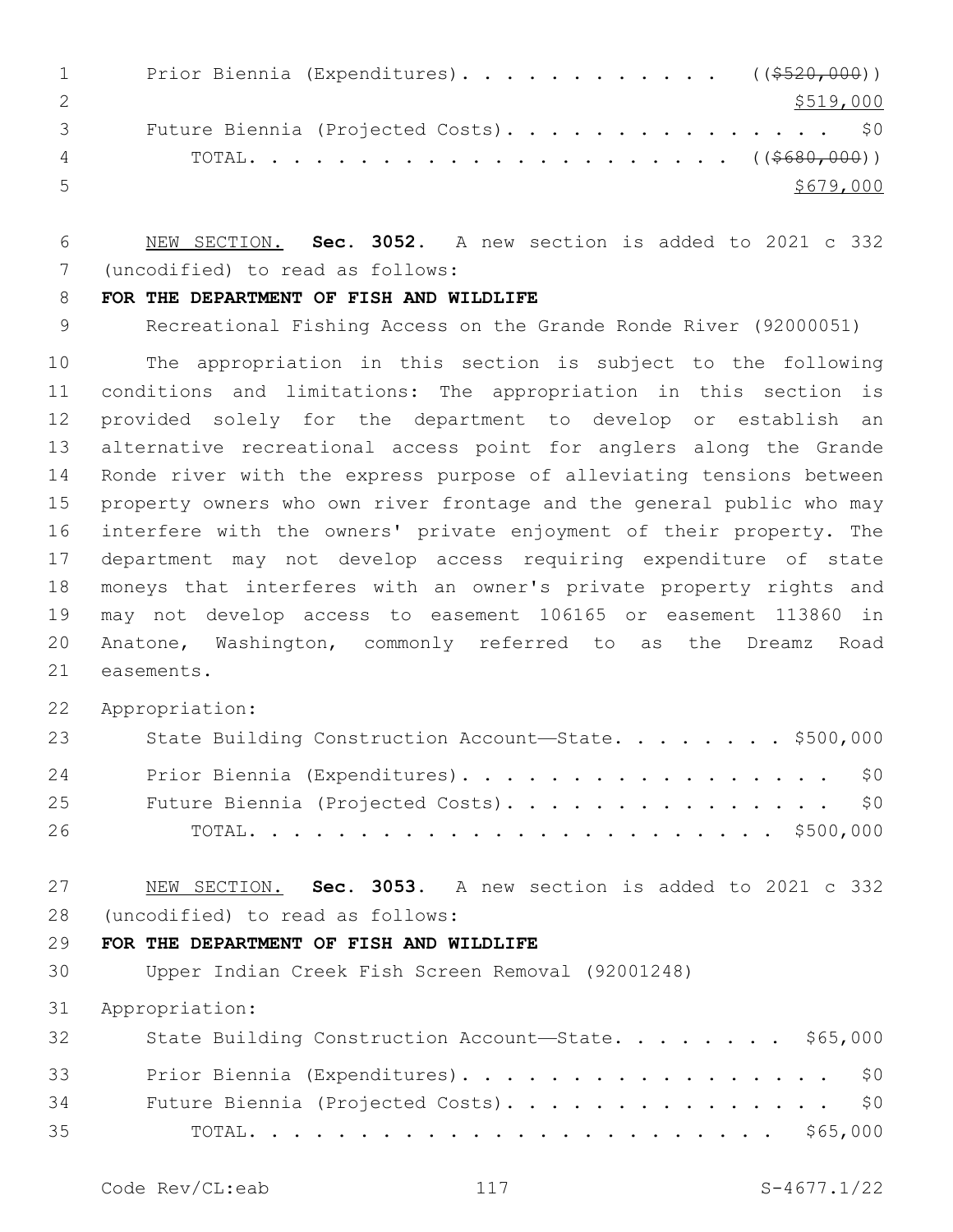Prior Biennia (Expenditures). . . . . . . . . . . . ((~~$520,000~~))
$519,000

Future Biennia (Projected Costs). . . . . . . . . . . . . . . $0

TOTAL. . . . . . . . . . . . . . . . . . . . . . . ((~~$680,000~~))
$679,000

NEW SECTION. **Sec. 3052.** A new section is added to 2021 c 332 (uncodified) to read as follows:

**FOR THE DEPARTMENT OF FISH AND WILDLIFE**

Recreational Fishing Access on the Grande Ronde River (92000051)

The appropriation in this section is subject to the following conditions and limitations: The appropriation in this section is provided solely for the department to develop or establish an alternative recreational access point for anglers along the Grande Ronde river with the express purpose of alleviating tensions between property owners who own river frontage and the general public who may interfere with the owners' private enjoyment of their property. The department may not develop access requiring expenditure of state moneys that interferes with an owner's private property rights and may not develop access to easement 106165 or easement 113860 in Anatone, Washington, commonly referred to as the Dreamz Road easements.

Appropriation:

State Building Construction Account—State. . . . . . . . $500,000

Prior Biennia (Expenditures). . . . . . . . . . . . . . . . . $0

Future Biennia (Projected Costs). . . . . . . . . . . . . . . $0

TOTAL. . . . . . . . . . . . . . . . . . . . . . . . $500,000

NEW SECTION. **Sec. 3053.** A new section is added to 2021 c 332 (uncodified) to read as follows:

**FOR THE DEPARTMENT OF FISH AND WILDLIFE**

Upper Indian Creek Fish Screen Removal (92001248)

Appropriation:

State Building Construction Account—State. . . . . . . . $65,000

Prior Biennia (Expenditures). . . . . . . . . . . . . . . . . $0

Future Biennia (Projected Costs). . . . . . . . . . . . . . . $0

TOTAL. . . . . . . . . . . . . . . . . . . . . . . . . $65,000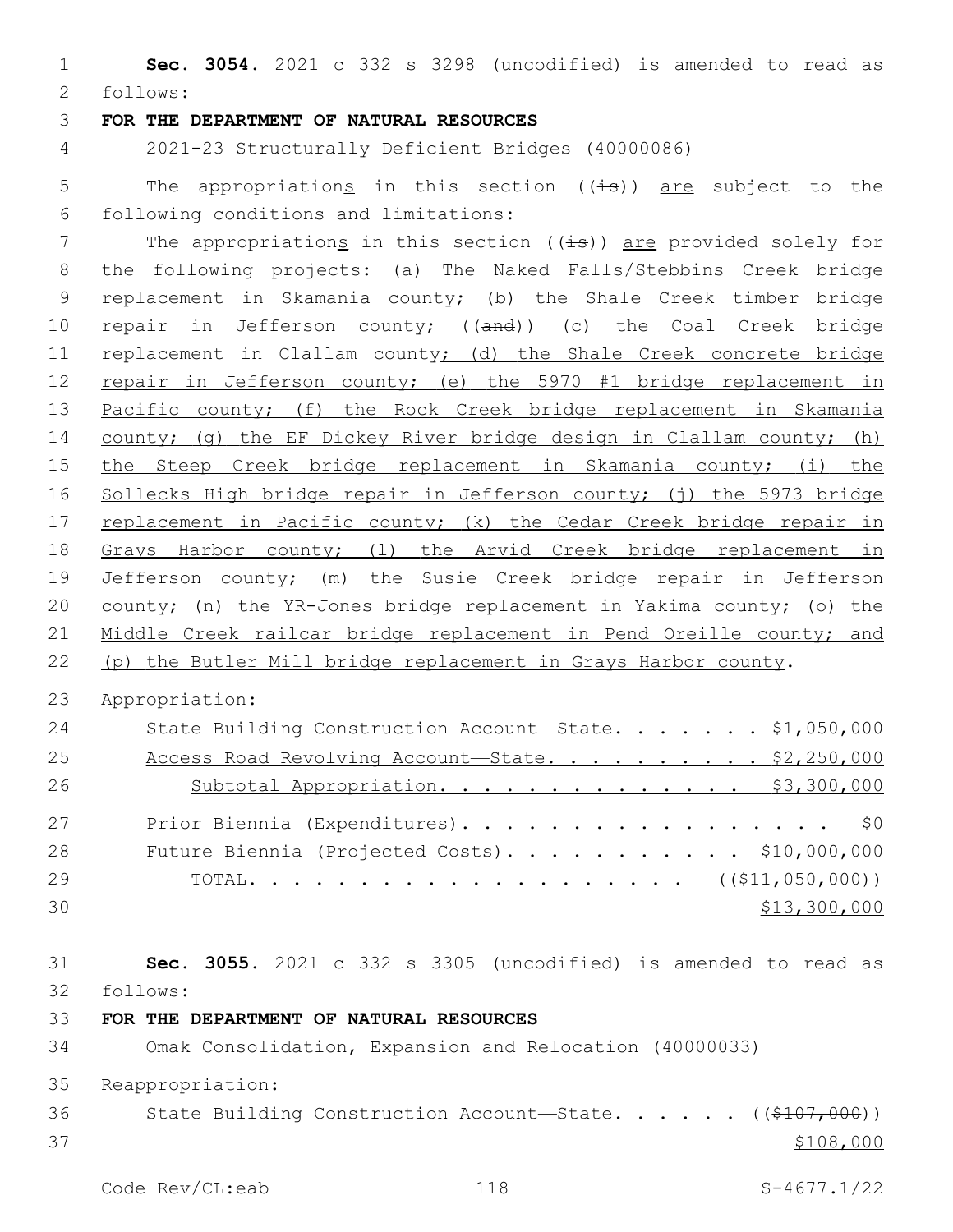**Sec. 3054.** 2021 c 332 s 3298 (uncodified) is amended to read as follows:

**FOR THE DEPARTMENT OF NATURAL RESOURCES**

2021-23 Structurally Deficient Bridges (40000086)

The appropriations in this section ((is)) are subject to the following conditions and limitations:

The appropriations in this section ((is)) are provided solely for the following projects: (a) The Naked Falls/Stebbins Creek bridge replacement in Skamania county; (b) the Shale Creek timber bridge repair in Jefferson county; ((and)) (c) the Coal Creek bridge replacement in Clallam county; (d) the Shale Creek concrete bridge repair in Jefferson county; (e) the 5970 #1 bridge replacement in Pacific county; (f) the Rock Creek bridge replacement in Skamania county; (g) the EF Dickey River bridge design in Clallam county; (h) the Steep Creek bridge replacement in Skamania county; (i) the Sollecks High bridge repair in Jefferson county; (j) the 5973 bridge replacement in Pacific county; (k) the Cedar Creek bridge repair in Grays Harbor county; (l) the Arvid Creek bridge replacement in Jefferson county; (m) the Susie Creek bridge repair in Jefferson county; (n) the YR-Jones bridge replacement in Yakima county; (o) the Middle Creek railcar bridge replacement in Pend Oreille county; and (p) the Butler Mill bridge replacement in Grays Harbor county.

Appropriation:

| | |
|---|---|
| State Building Construction Account—State. . . . . . . | $1,050,000 |
| Access Road Revolving Account—State. . . . . . . . . . | $2,250,000 |
| Subtotal Appropriation. . . . . . . . . . . . . . | $3,300,000 |
| Prior Biennia (Expenditures). . . . . . . . . . . . . . . . . | $0 |
| Future Biennia (Projected Costs). . . . . . . . . . . | $10,000,000 |
| TOTAL. . . . . . . . . . . . . . . . . . . . | (($11,050,000)) $13,300,000 |

**Sec. 3055.** 2021 c 332 s 3305 (uncodified) is amended to read as follows:

**FOR THE DEPARTMENT OF NATURAL RESOURCES**

Omak Consolidation, Expansion and Relocation (40000033)

Reappropriation:

| | |
|---|---|
| State Building Construction Account—State. . . . . . | (($107,000)) $108,000 |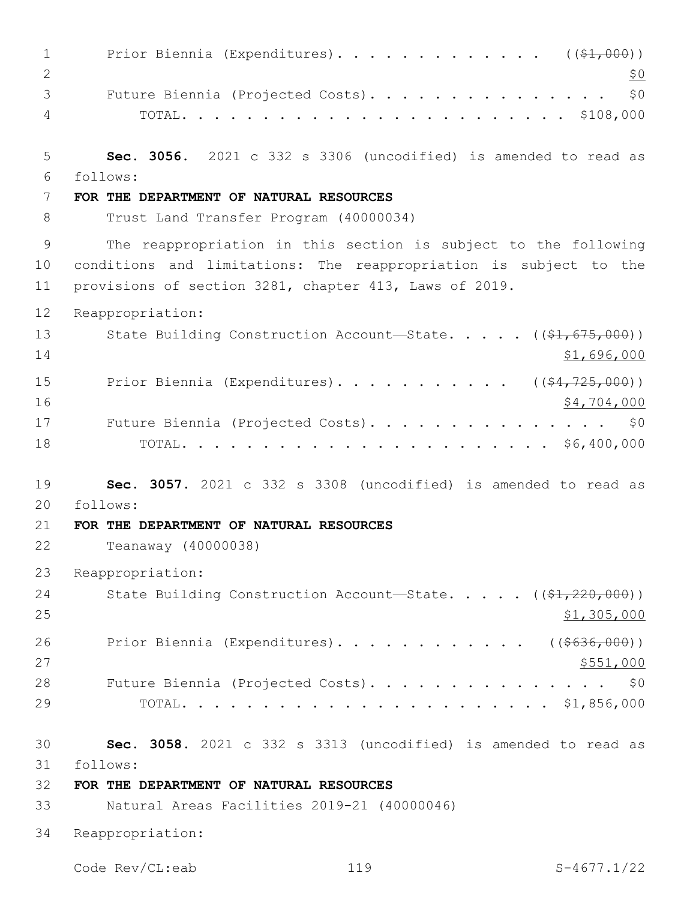Prior Biennia (Expenditures). . . . . . . . . . . . . ((~~$1,000~~))
<u>$0</u>
Future Biennia (Projected Costs). . . . . . . . . . . . . . . $0
TOTAL. . . . . . . . . . . . . . . . . . . . . . . $108,000

**Sec. 3056.** 2021 c 332 s 3306 (uncodified) is amended to read as follows:

**FOR THE DEPARTMENT OF NATURAL RESOURCES**

Trust Land Transfer Program (40000034)

The reappropriation in this section is subject to the following conditions and limitations: The reappropriation is subject to the provisions of section 3281, chapter 413, Laws of 2019.

Reappropriation:

State Building Construction Account—State. . . . . ((~~$1,675,000~~))
<u>$1,696,000</u>
Prior Biennia (Expenditures). . . . . . . . . . . ((~~$4,725,000~~))
<u>$4,704,000</u>
Future Biennia (Projected Costs). . . . . . . . . . . . . . . $0
TOTAL. . . . . . . . . . . . . . . . . . . . . . . $6,400,000

**Sec. 3057.** 2021 c 332 s 3308 (uncodified) is amended to read as follows:

**FOR THE DEPARTMENT OF NATURAL RESOURCES**

Teanaway (40000038)

Reappropriation:

State Building Construction Account—State. . . . . ((~~$1,220,000~~))
<u>$1,305,000</u>
Prior Biennia (Expenditures). . . . . . . . . . . ((~~$636,000~~))
<u>$551,000</u>
Future Biennia (Projected Costs). . . . . . . . . . . . . . . $0
TOTAL. . . . . . . . . . . . . . . . . . . . . . . $1,856,000

**Sec. 3058.** 2021 c 332 s 3313 (uncodified) is amended to read as follows:

**FOR THE DEPARTMENT OF NATURAL RESOURCES**

Natural Areas Facilities 2019-21 (40000046)

Reappropriation: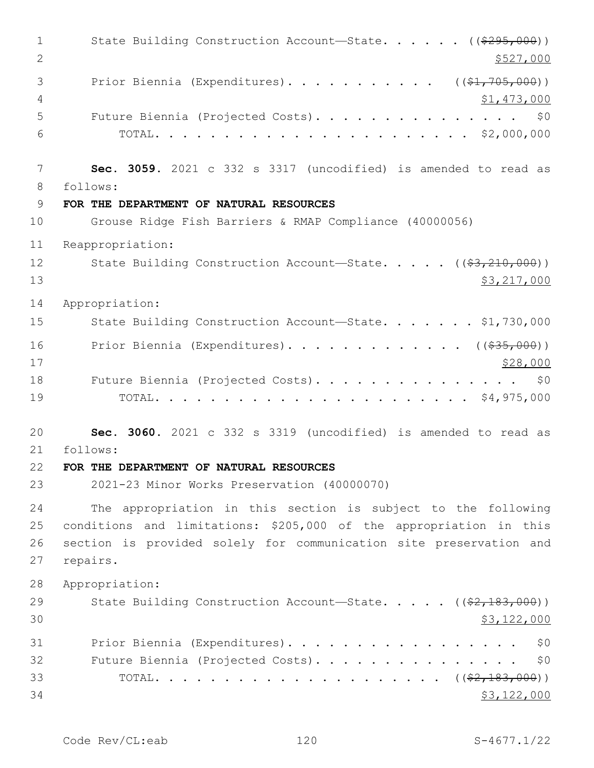State Building Construction Account—State. . . . . (($295,000))
$527,000

Prior Biennia (Expenditures). . . . . . . . . . . (($1,705,000))
$1,473,000

Future Biennia (Projected Costs). . . . . . . . . . . . . . . $0

TOTAL. . . . . . . . . . . . . . . . . . . . . . $2,000,000

**Sec. 3059.** 2021 c 332 s 3317 (uncodified) is amended to read as follows:

**FOR THE DEPARTMENT OF NATURAL RESOURCES**

Grouse Ridge Fish Barriers & RMAP Compliance (40000056)

Reappropriation:

State Building Construction Account—State. . . . . (($3,210,000))
$3,217,000

Appropriation:

State Building Construction Account—State. . . . . . . $1,730,000

Prior Biennia (Expenditures). . . . . . . . . . . . . (($35,000))
$28,000

Future Biennia (Projected Costs). . . . . . . . . . . . . . . $0

TOTAL. . . . . . . . . . . . . . . . . . . . . . $4,975,000

**Sec. 3060.** 2021 c 332 s 3319 (uncodified) is amended to read as follows:

**FOR THE DEPARTMENT OF NATURAL RESOURCES**

2021-23 Minor Works Preservation (40000070)

The appropriation in this section is subject to the following conditions and limitations: $205,000 of the appropriation in this section is provided solely for communication site preservation and repairs.

Appropriation:

State Building Construction Account—State. . . . . (($2,183,000))
$3,122,000

Prior Biennia (Expenditures). . . . . . . . . . . . . . . . . $0

Future Biennia (Projected Costs). . . . . . . . . . . . . . . $0

TOTAL. . . . . . . . . . . . . . . . . . . . . (($2,183,000))
$3,122,000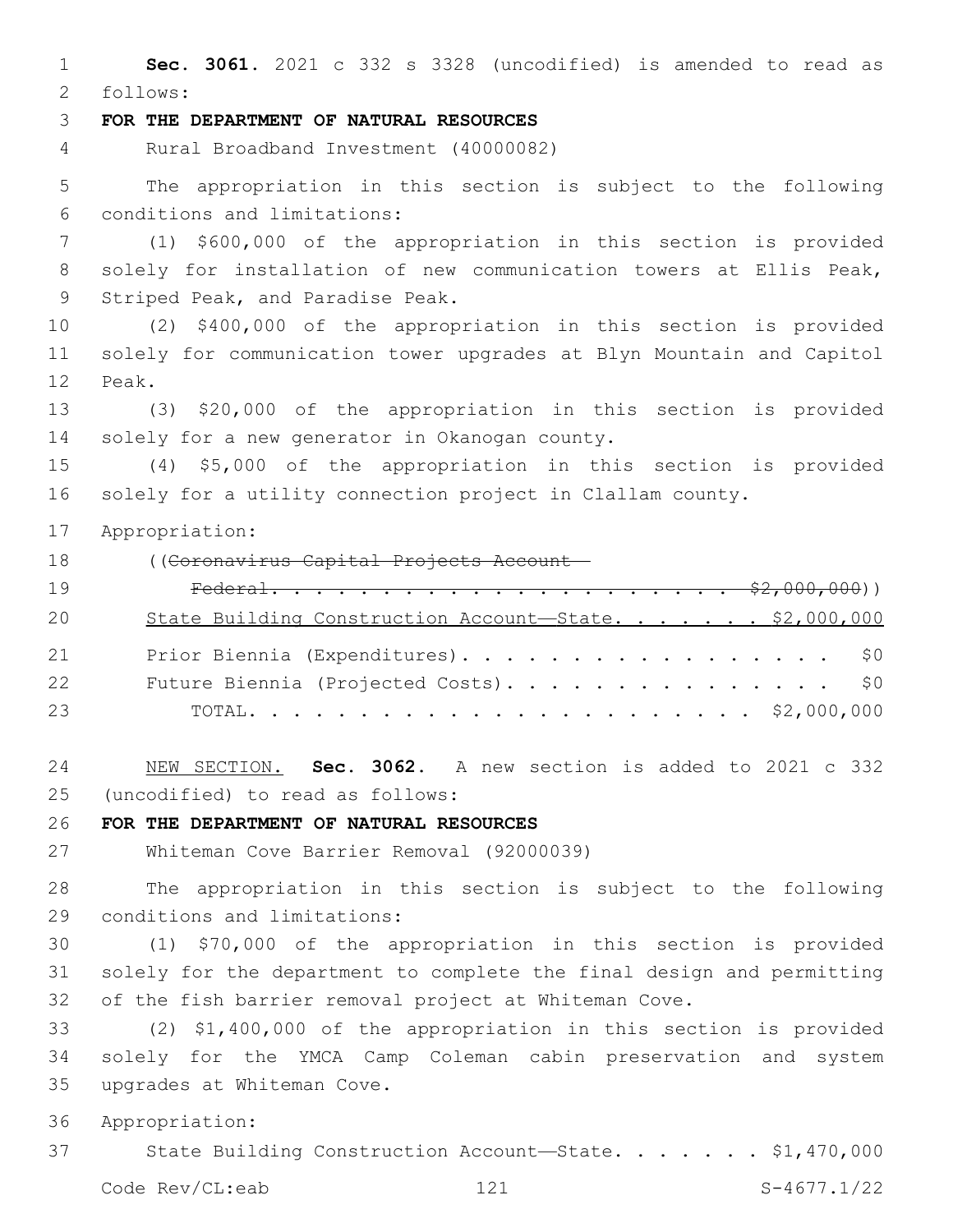**Sec. 3061.** 2021 c 332 s 3328 (uncodified) is amended to read as follows:

**FOR THE DEPARTMENT OF NATURAL RESOURCES**

Rural Broadband Investment (40000082)

The appropriation in this section is subject to the following conditions and limitations:

(1) $600,000 of the appropriation in this section is provided solely for installation of new communication towers at Ellis Peak, Striped Peak, and Paradise Peak.

(2) $400,000 of the appropriation in this section is provided solely for communication tower upgrades at Blyn Mountain and Capitol Peak.

(3) $20,000 of the appropriation in this section is provided solely for a new generator in Okanogan county.

(4) $5,000 of the appropriation in this section is provided solely for a utility connection project in Clallam county.

Appropriation:

((~~Coronavirus Capital Projects Account—Federal. . . . . . . . . . . . . . . . . . . . . . . $2,000,000~~))

<u>State Building Construction Account—State. . . . . . . $2,000,000</u>

Prior Biennia (Expenditures). . . . . . . . . . . . . . . . . . $0

Future Biennia (Projected Costs). . . . . . . . . . . . . . . . $0

TOTAL. . . . . . . . . . . . . . . . . . . . . . . . $2,000,000

<u>NEW SECTION.</u> **Sec. 3062.** A new section is added to 2021 c 332 (uncodified) to read as follows:

**FOR THE DEPARTMENT OF NATURAL RESOURCES**

Whiteman Cove Barrier Removal (92000039)

The appropriation in this section is subject to the following conditions and limitations:

(1) $70,000 of the appropriation in this section is provided solely for the department to complete the final design and permitting of the fish barrier removal project at Whiteman Cove.

(2) $1,400,000 of the appropriation in this section is provided solely for the YMCA Camp Coleman cabin preservation and system upgrades at Whiteman Cove.

Appropriation:

State Building Construction Account—State. . . . . . . $1,470,000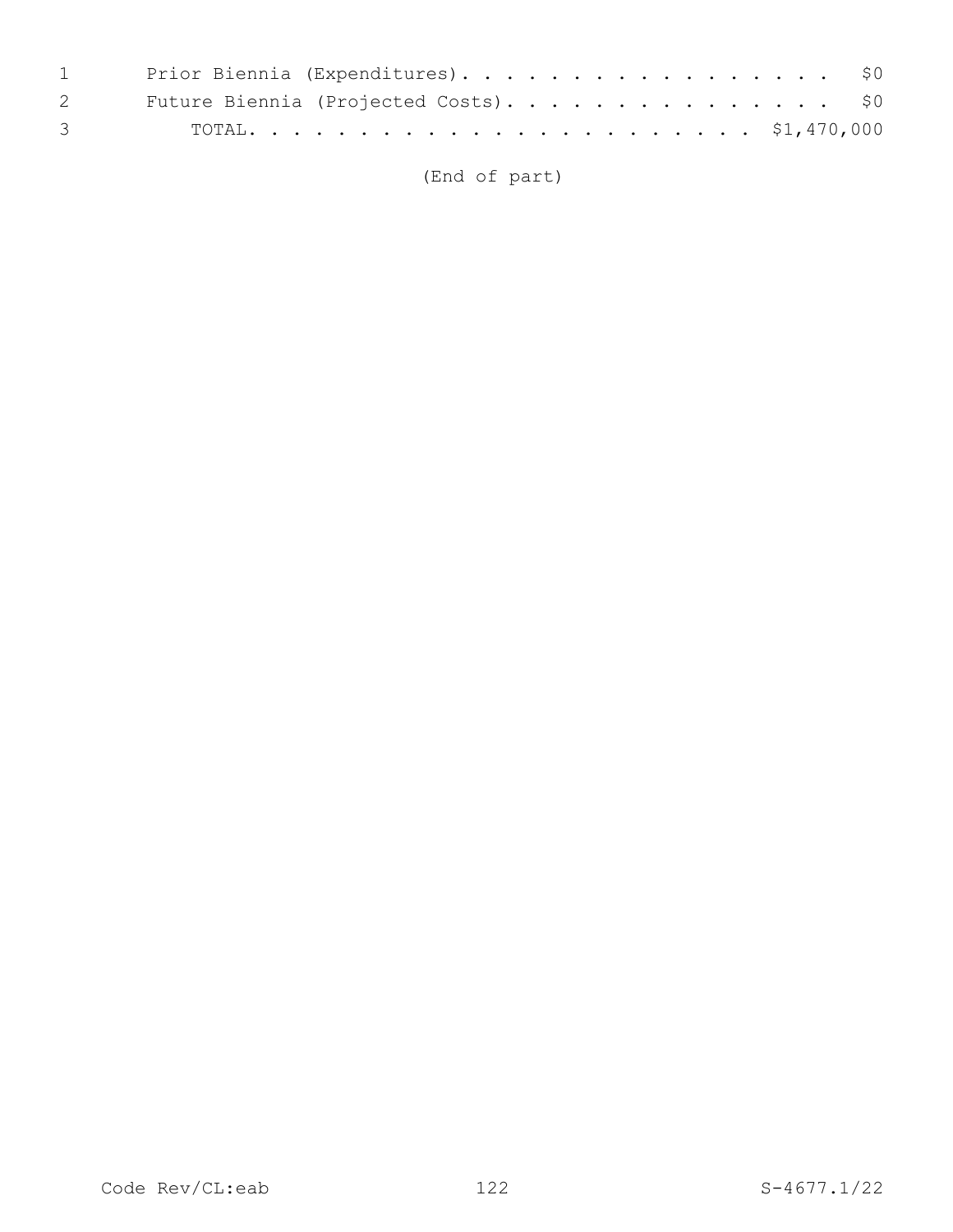Prior Biennia (Expenditures). . . . . . . . . . . . . . . . . . $0

Future Biennia (Projected Costs). . . . . . . . . . . . . . . . $0

TOTAL. . . . . . . . . . . . . . . . . . . . . . . . $1,470,000

(End of part)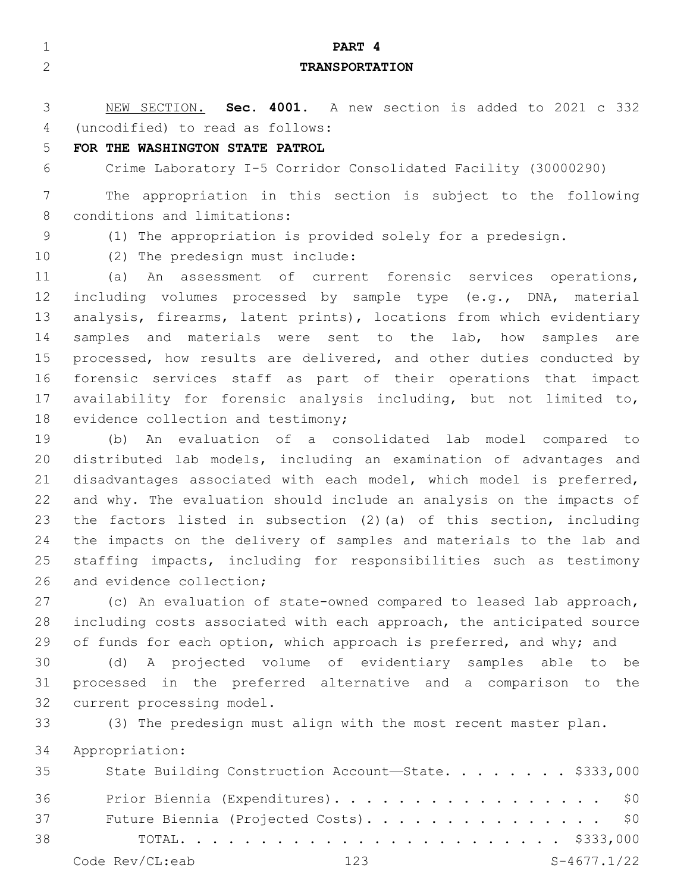# PART 4

## TRANSPORTATION

NEW SECTION. **Sec. 4001.** A new section is added to 2021 c 332 (uncodified) to read as follows:

**FOR THE WASHINGTON STATE PATROL**

Crime Laboratory I-5 Corridor Consolidated Facility (30000290)

The appropriation in this section is subject to the following conditions and limitations:

(1) The appropriation is provided solely for a predesign.

(2) The predesign must include:

(a) An assessment of current forensic services operations, including volumes processed by sample type (e.g., DNA, material analysis, firearms, latent prints), locations from which evidentiary samples and materials were sent to the lab, how samples are processed, how results are delivered, and other duties conducted by forensic services staff as part of their operations that impact availability for forensic analysis including, but not limited to, evidence collection and testimony;

(b) An evaluation of a consolidated lab model compared to distributed lab models, including an examination of advantages and disadvantages associated with each model, which model is preferred, and why. The evaluation should include an analysis on the impacts of the factors listed in subsection (2)(a) of this section, including the impacts on the delivery of samples and materials to the lab and staffing impacts, including for responsibilities such as testimony and evidence collection;

(c) An evaluation of state-owned compared to leased lab approach, including costs associated with each approach, the anticipated source of funds for each option, which approach is preferred, and why; and

(d) A projected volume of evidentiary samples able to be processed in the preferred alternative and a comparison to the current processing model.

(3) The predesign must align with the most recent master plan.

Appropriation:

| | |
|---|---|
| State Building Construction Account—State | $333,000 |
| Prior Biennia (Expenditures) | $0 |
| Future Biennia (Projected Costs) | $0 |
| TOTAL | $333,000 |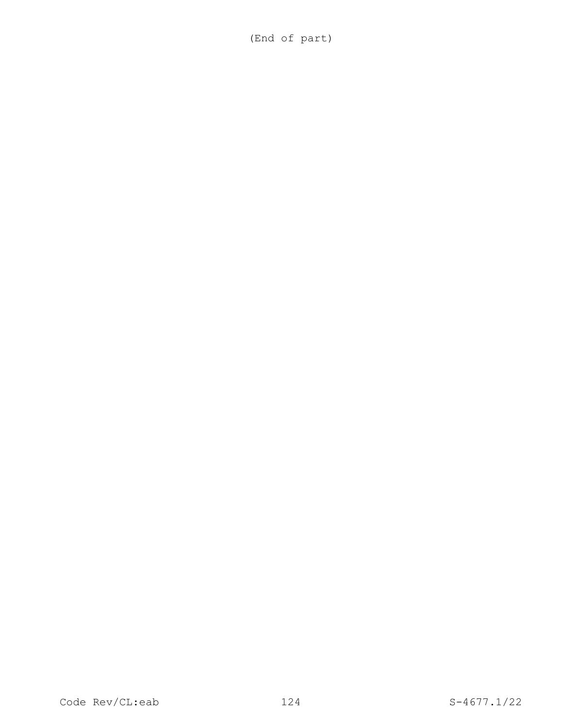(End of part)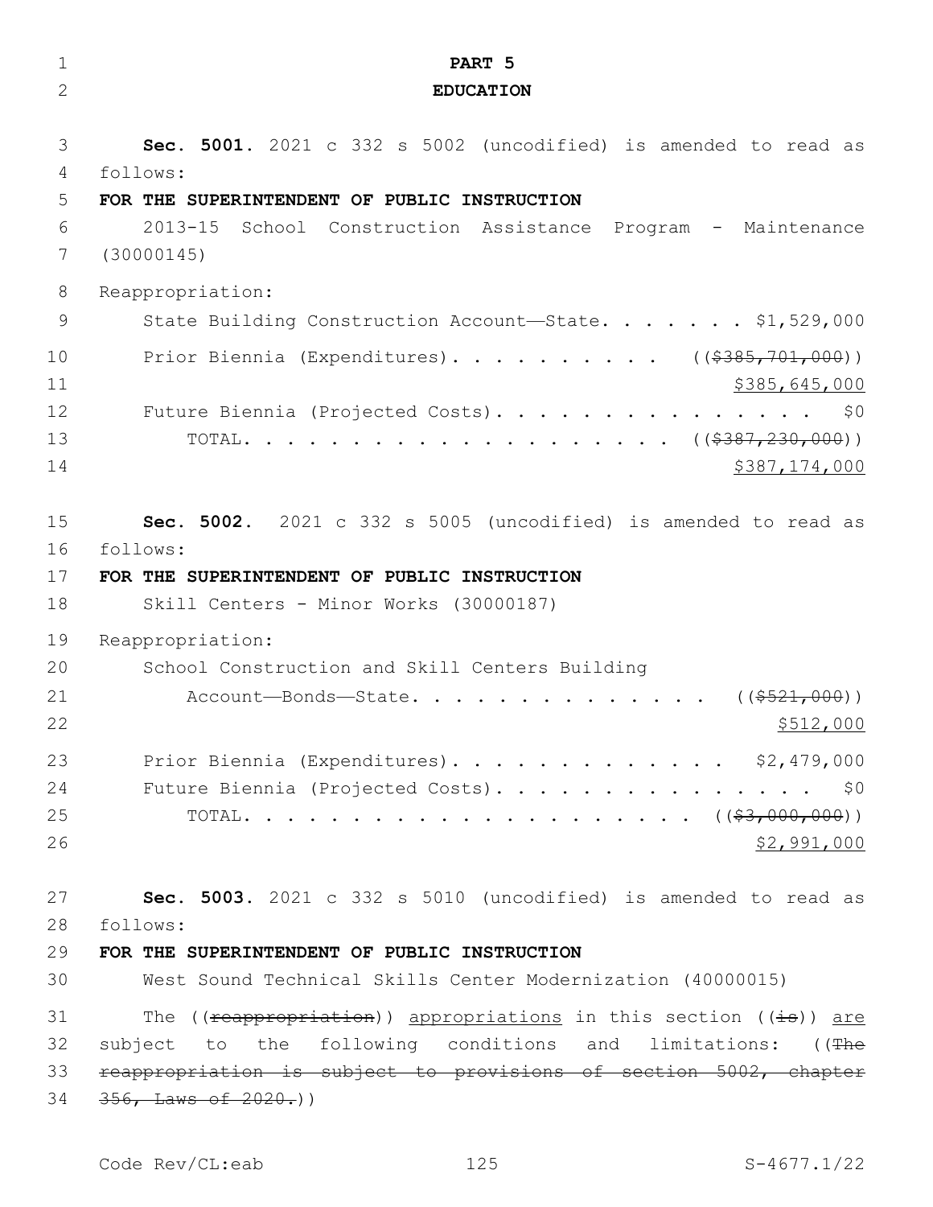# PART 5

## EDUCATION

**Sec. 5001.** 2021 c 332 s 5002 (uncodified) is amended to read as follows:

**FOR THE SUPERINTENDENT OF PUBLIC INSTRUCTION**

2013-15 School Construction Assistance Program - Maintenance (30000145)

Reappropriation:

State Building Construction Account—State. . . . . . . $1,529,000

Prior Biennia (Expenditures). . . . . . . . . . ((~~$385,701,000~~))
<u>$385,645,000</u>

Future Biennia (Projected Costs). . . . . . . . . . . . . . . $0

TOTAL. . . . . . . . . . . . . . . . . . . . ((~~$387,230,000~~))
<u>$387,174,000</u>

**Sec. 5002.** 2021 c 332 s 5005 (uncodified) is amended to read as follows:

**FOR THE SUPERINTENDENT OF PUBLIC INSTRUCTION**

Skill Centers - Minor Works (30000187)

Reappropriation:

School Construction and Skill Centers Building Account—Bonds—State. . . . . . . . . . . . . . . ((~~$521,000~~))
<u>$512,000</u>

Prior Biennia (Expenditures). . . . . . . . . . . . . $2,479,000

Future Biennia (Projected Costs). . . . . . . . . . . . . . . $0

TOTAL. . . . . . . . . . . . . . . . . . . . . ((~~$3,000,000~~))
<u>$2,991,000</u>

**Sec. 5003.** 2021 c 332 s 5010 (uncodified) is amended to read as follows:

**FOR THE SUPERINTENDENT OF PUBLIC INSTRUCTION**

West Sound Technical Skills Center Modernization (40000015)

The ((~~reappropriation~~)) <u>appropriations</u> in this section ((~~is~~)) <u>are</u> subject to the following conditions and limitations: ((~~The reappropriation is subject to provisions of section 5002, chapter 356, Laws of 2020.~~))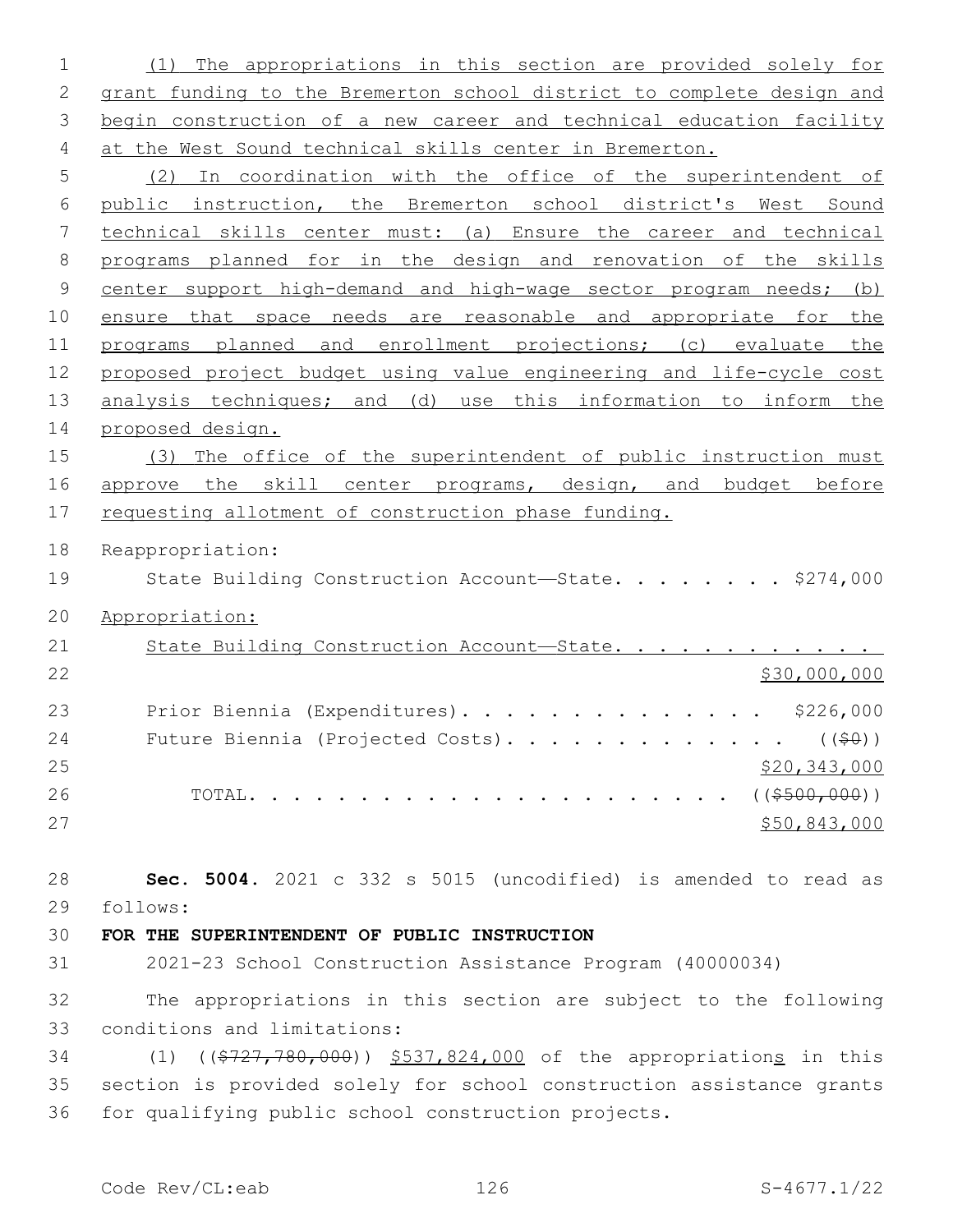(1) The appropriations in this section are provided solely for grant funding to the Bremerton school district to complete design and begin construction of a new career and technical education facility at the West Sound technical skills center in Bremerton.

(2) In coordination with the office of the superintendent of public instruction, the Bremerton school district's West Sound technical skills center must: (a) Ensure the career and technical programs planned for in the design and renovation of the skills center support high-demand and high-wage sector program needs; (b) ensure that space needs are reasonable and appropriate for the programs planned and enrollment projections; (c) evaluate the proposed project budget using value engineering and life-cycle cost analysis techniques; and (d) use this information to inform the proposed design.

(3) The office of the superintendent of public instruction must approve the skill center programs, design, and budget before requesting allotment of construction phase funding.

Reappropriation:

State Building Construction Account—State. . . . . . . . . $274,000

Appropriation:

State Building Construction Account—State. . . . . . . . . . . . $30,000,000

Prior Biennia (Expenditures). . . . . . . . . . . . . . . $226,000

Future Biennia (Projected Costs). . . . . . . . . . . . . . (($0)) $20,343,000

TOTAL. . . . . . . . . . . . . . . . . . . . . . . (($500,000)) $50,843,000

**Sec. 5004.** 2021 c 332 s 5015 (uncodified) is amended to read as follows:

**FOR THE SUPERINTENDENT OF PUBLIC INSTRUCTION**

2021-23 School Construction Assistance Program (40000034)

The appropriations in this section are subject to the following conditions and limitations:

(1) (($727,780,000)) $537,824,000 of the appropriations in this section is provided solely for school construction assistance grants for qualifying public school construction projects.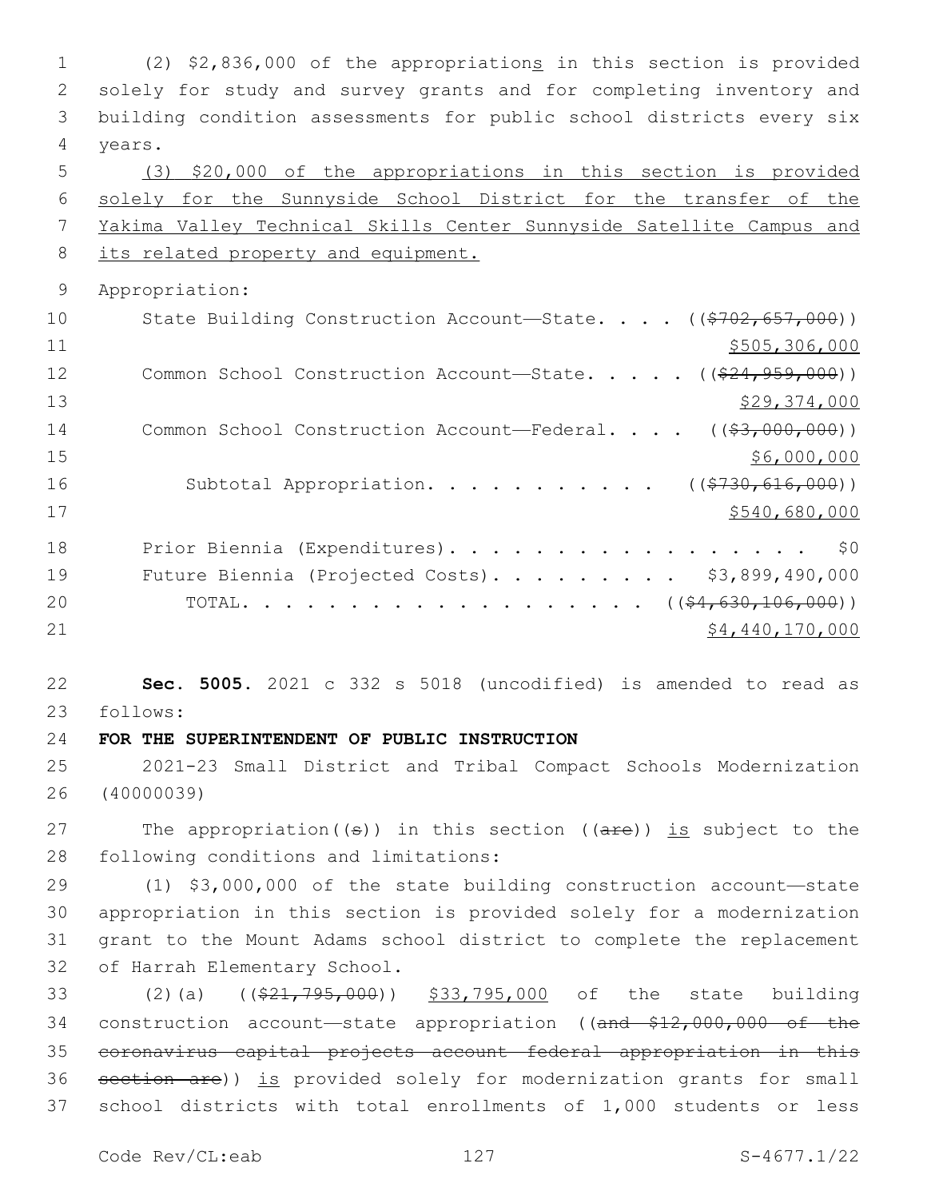(2) $2,836,000 of the appropriations in this section is provided solely for study and survey grants and for completing inventory and building condition assessments for public school districts every six years.

(3) $20,000 of the appropriations in this section is provided solely for the Sunnyside School District for the transfer of the Yakima Valley Technical Skills Center Sunnyside Satellite Campus and its related property and equipment.

Appropriation:

| | |
|---|---|
| State Building Construction Account—State. . . . | (($702,657,000)) $505,306,000 |
| Common School Construction Account—State. . . . . | (($24,959,000)) $29,374,000 |
| Common School Construction Account—Federal. . . . | (($3,000,000)) $6,000,000 |
| Subtotal Appropriation. . . . . . . . . . . | (($730,616,000)) $540,680,000 |
| Prior Biennia (Expenditures). . . . . . . . . . . . . . . . . . | $0 |
| Future Biennia (Projected Costs). . . . . . . . . . | $3,899,490,000 |
| TOTAL. . . . . . . . . . . . . . . . . . . . | (($4,630,106,000)) $4,440,170,000 |

**Sec. 5005.** 2021 c 332 s 5018 (uncodified) is amended to read as follows:

**FOR THE SUPERINTENDENT OF PUBLIC INSTRUCTION**

2021-23 Small District and Tribal Compact Schools Modernization (40000039)

The appropriation((s)) in this section ((are)) is subject to the following conditions and limitations:

(1) $3,000,000 of the state building construction account—state appropriation in this section is provided solely for a modernization grant to the Mount Adams school district to complete the replacement of Harrah Elementary School.

(2)(a) (($21,795,000)) $33,795,000 of the state building construction account—state appropriation ((and $12,000,000 of the coronavirus capital projects account federal appropriation in this section are)) is provided solely for modernization grants for small school districts with total enrollments of 1,000 students or less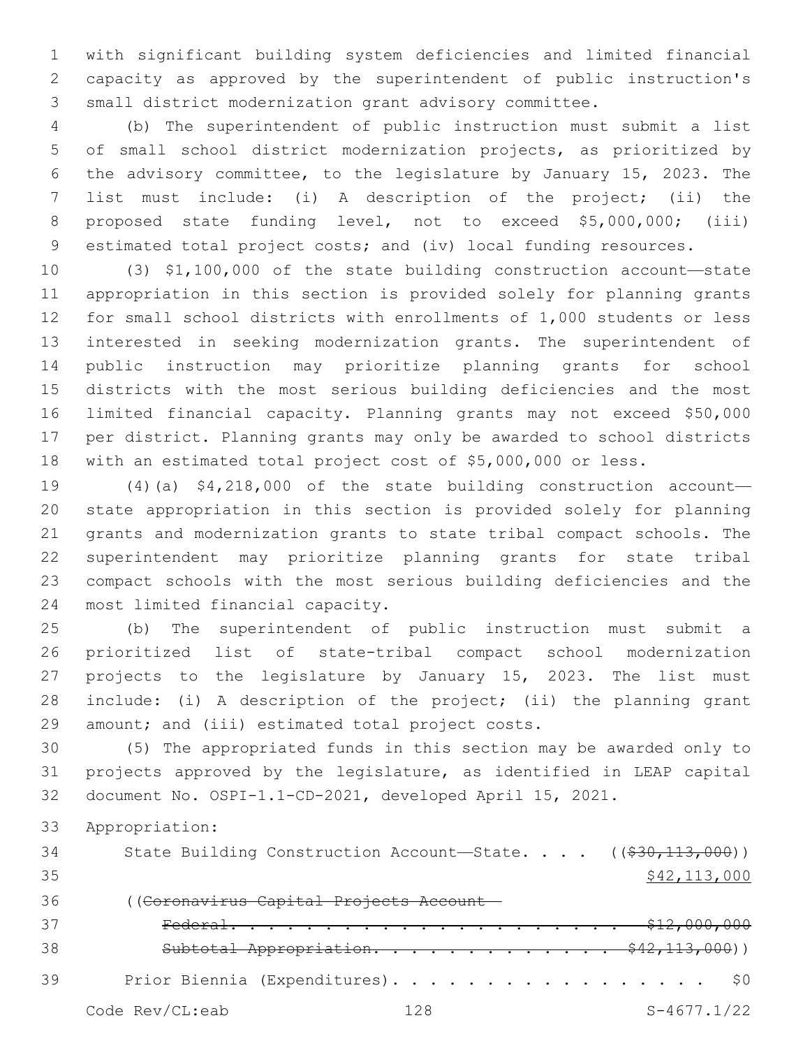with significant building system deficiencies and limited financial capacity as approved by the superintendent of public instruction's small district modernization grant advisory committee.

(b) The superintendent of public instruction must submit a list of small school district modernization projects, as prioritized by the advisory committee, to the legislature by January 15, 2023. The list must include: (i) A description of the project; (ii) the proposed state funding level, not to exceed $5,000,000; (iii) estimated total project costs; and (iv) local funding resources.

(3) $1,100,000 of the state building construction account—state appropriation in this section is provided solely for planning grants for small school districts with enrollments of 1,000 students or less interested in seeking modernization grants. The superintendent of public instruction may prioritize planning grants for school districts with the most serious building deficiencies and the most limited financial capacity. Planning grants may not exceed $50,000 per district. Planning grants may only be awarded to school districts with an estimated total project cost of $5,000,000 or less.

(4)(a) $4,218,000 of the state building construction account—state appropriation in this section is provided solely for planning grants and modernization grants to state tribal compact schools. The superintendent may prioritize planning grants for state tribal compact schools with the most serious building deficiencies and the most limited financial capacity.

(b) The superintendent of public instruction must submit a prioritized list of state-tribal compact school modernization projects to the legislature by January 15, 2023. The list must include: (i) A description of the project; (ii) the planning grant amount; and (iii) estimated total project costs.

(5) The appropriated funds in this section may be awarded only to projects approved by the legislature, as identified in LEAP capital document No. OSPI-1.1-CD-2021, developed April 15, 2021.

Appropriation:

State Building Construction Account—State. . . . ((~~$30,113,000~~))
$42,113,000

((~~Coronavirus Capital Projects Account—~~
~~Federal. . . . . . . . . . . . . . . . . . . . . . $12,000,000~~
~~Subtotal Appropriation. . . . . . . . . . . . . . $42,113,000~~))

Prior Biennia (Expenditures). . . . . . . . . . . . . . . . . . $0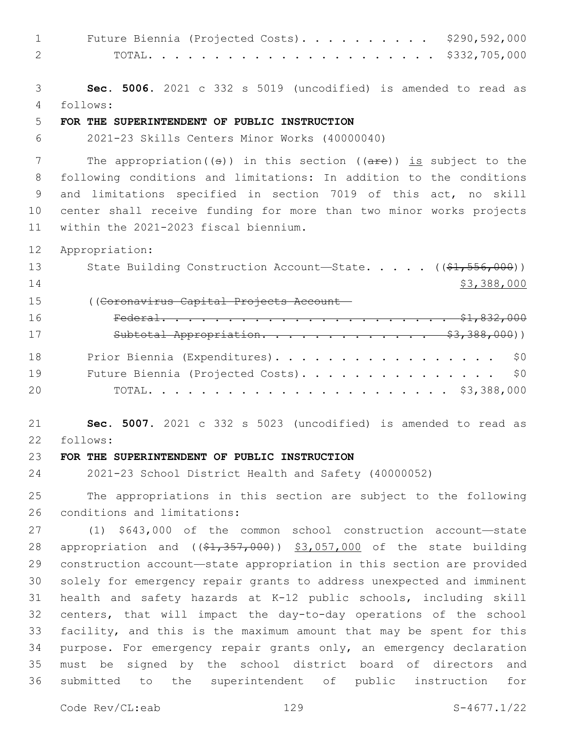Future Biennia (Projected Costs). . . . . . . . . . $290,592,000
TOTAL. . . . . . . . . . . . . . . . . . . . . . $332,705,000

**Sec. 5006.** 2021 c 332 s 5019 (uncodified) is amended to read as follows:

**FOR THE SUPERINTENDENT OF PUBLIC INSTRUCTION**

2021-23 Skills Centers Minor Works (40000040)

The appropriation((s)) in this section ((are)) is subject to the following conditions and limitations: In addition to the conditions and limitations specified in section 7019 of this act, no skill center shall receive funding for more than two minor works projects within the 2021-2023 fiscal biennium.

Appropriation:

State Building Construction Account—State. . . . . ((~~$1,556,000~~))
$3,388,000

((~~Coronavirus Capital Projects Account—~~
~~Federal. . . . . . . . . . . . . . . . . . . . . . . $1,832,000~~
~~Subtotal Appropriation. . . . . . . . . . . . . . $3,388,000~~))

Prior Biennia (Expenditures). . . . . . . . . . . . . . . . . $0
Future Biennia (Projected Costs). . . . . . . . . . . . . . . $0
TOTAL. . . . . . . . . . . . . . . . . . . . . . . $3,388,000

**Sec. 5007.** 2021 c 332 s 5023 (uncodified) is amended to read as follows:

**FOR THE SUPERINTENDENT OF PUBLIC INSTRUCTION**

2021-23 School District Health and Safety (40000052)

The appropriations in this section are subject to the following conditions and limitations:

(1) $643,000 of the common school construction account—state appropriation and ((~~$1,357,000~~)) $3,057,000 of the state building construction account—state appropriation in this section are provided solely for emergency repair grants to address unexpected and imminent health and safety hazards at K-12 public schools, including skill centers, that will impact the day-to-day operations of the school facility, and this is the maximum amount that may be spent for this purpose. For emergency repair grants only, an emergency declaration must be signed by the school district board of directors and submitted to the superintendent of public instruction for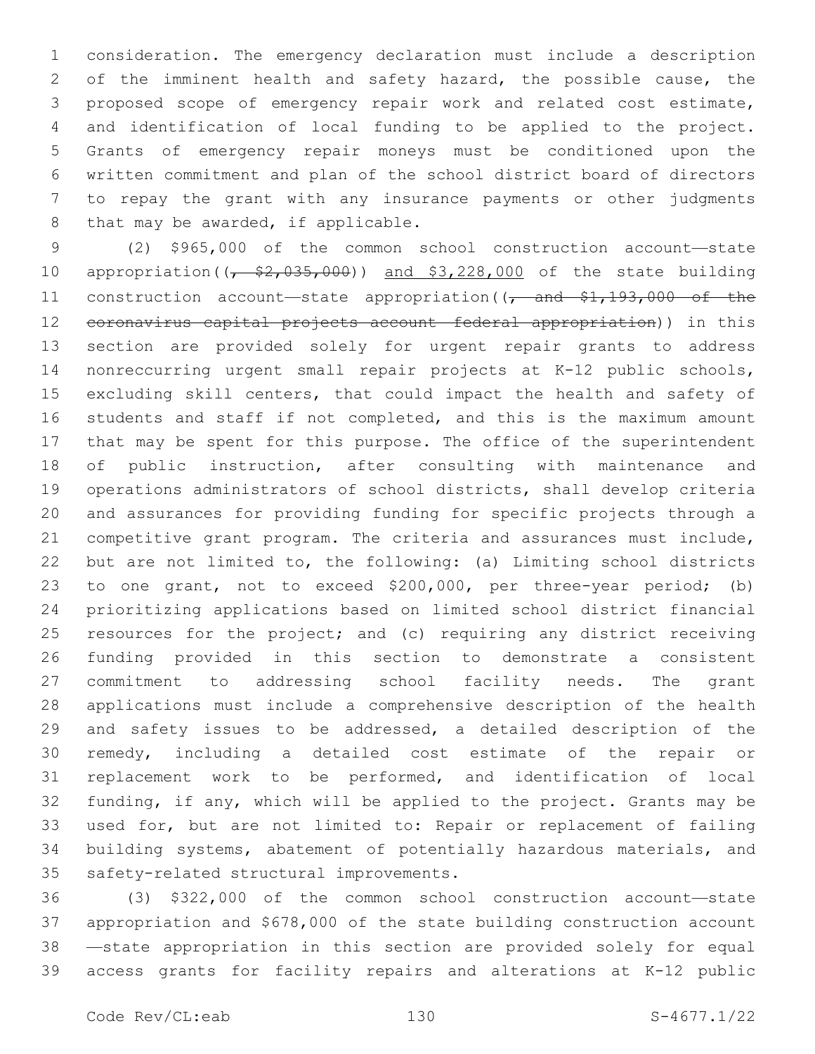consideration. The emergency declaration must include a description of the imminent health and safety hazard, the possible cause, the proposed scope of emergency repair work and related cost estimate, and identification of local funding to be applied to the project. Grants of emergency repair moneys must be conditioned upon the written commitment and plan of the school district board of directors to repay the grant with any insurance payments or other judgments that may be awarded, if applicable.

(2) $965,000 of the common school construction account—state appropriation((~~, $2,035,000~~)) and $3,228,000 of the state building construction account—state appropriation((~~, and $1,193,000 of the coronavirus capital projects account—federal appropriation~~)) in this section are provided solely for urgent repair grants to address nonreccurring urgent small repair projects at K-12 public schools, excluding skill centers, that could impact the health and safety of students and staff if not completed, and this is the maximum amount that may be spent for this purpose. The office of the superintendent of public instruction, after consulting with maintenance and operations administrators of school districts, shall develop criteria and assurances for providing funding for specific projects through a competitive grant program. The criteria and assurances must include, but are not limited to, the following: (a) Limiting school districts to one grant, not to exceed $200,000, per three-year period; (b) prioritizing applications based on limited school district financial resources for the project; and (c) requiring any district receiving funding provided in this section to demonstrate a consistent commitment to addressing school facility needs. The grant applications must include a comprehensive description of the health and safety issues to be addressed, a detailed description of the remedy, including a detailed cost estimate of the repair or replacement work to be performed, and identification of local funding, if any, which will be applied to the project. Grants may be used for, but are not limited to: Repair or replacement of failing building systems, abatement of potentially hazardous materials, and safety-related structural improvements.

(3) $322,000 of the common school construction account—state appropriation and $678,000 of the state building construction account—state appropriation in this section are provided solely for equal access grants for facility repairs and alterations at K-12 public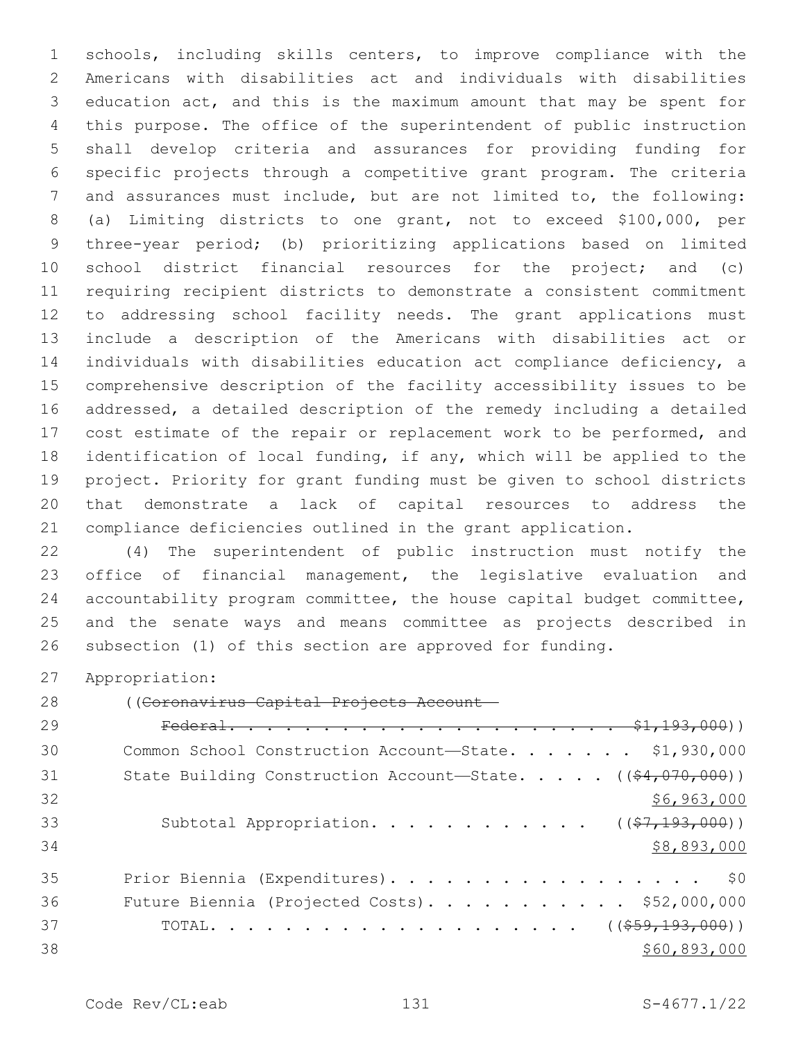schools, including skills centers, to improve compliance with the Americans with disabilities act and individuals with disabilities education act, and this is the maximum amount that may be spent for this purpose. The office of the superintendent of public instruction shall develop criteria and assurances for providing funding for specific projects through a competitive grant program. The criteria and assurances must include, but are not limited to, the following: (a) Limiting districts to one grant, not to exceed $100,000, per three-year period; (b) prioritizing applications based on limited school district financial resources for the project; and (c) requiring recipient districts to demonstrate a consistent commitment to addressing school facility needs. The grant applications must include a description of the Americans with disabilities act or individuals with disabilities education act compliance deficiency, a comprehensive description of the facility accessibility issues to be addressed, a detailed description of the remedy including a detailed cost estimate of the repair or replacement work to be performed, and identification of local funding, if any, which will be applied to the project. Priority for grant funding must be given to school districts that demonstrate a lack of capital resources to address the compliance deficiencies outlined in the grant application.

(4) The superintendent of public instruction must notify the office of financial management, the legislative evaluation and accountability program committee, the house capital budget committee, and the senate ways and means committee as projects described in subsection (1) of this section are approved for funding.

Appropriation:

| | |
|---|---|
| ((~~Coronavirus Capital Projects Account—Federal~~ | ~~$1,193,000~~)) |
| Common School Construction Account—State | $1,930,000 |
| State Building Construction Account—State | ((~~$4,070,000~~)) <u>$6,963,000</u> |
| Subtotal Appropriation | ((~~$7,193,000~~)) <u>$8,893,000</u> |
| Prior Biennia (Expenditures) | $0 |
| Future Biennia (Projected Costs) | $52,000,000 |
| TOTAL | ((~~$59,193,000~~)) <u>$60,893,000</u> |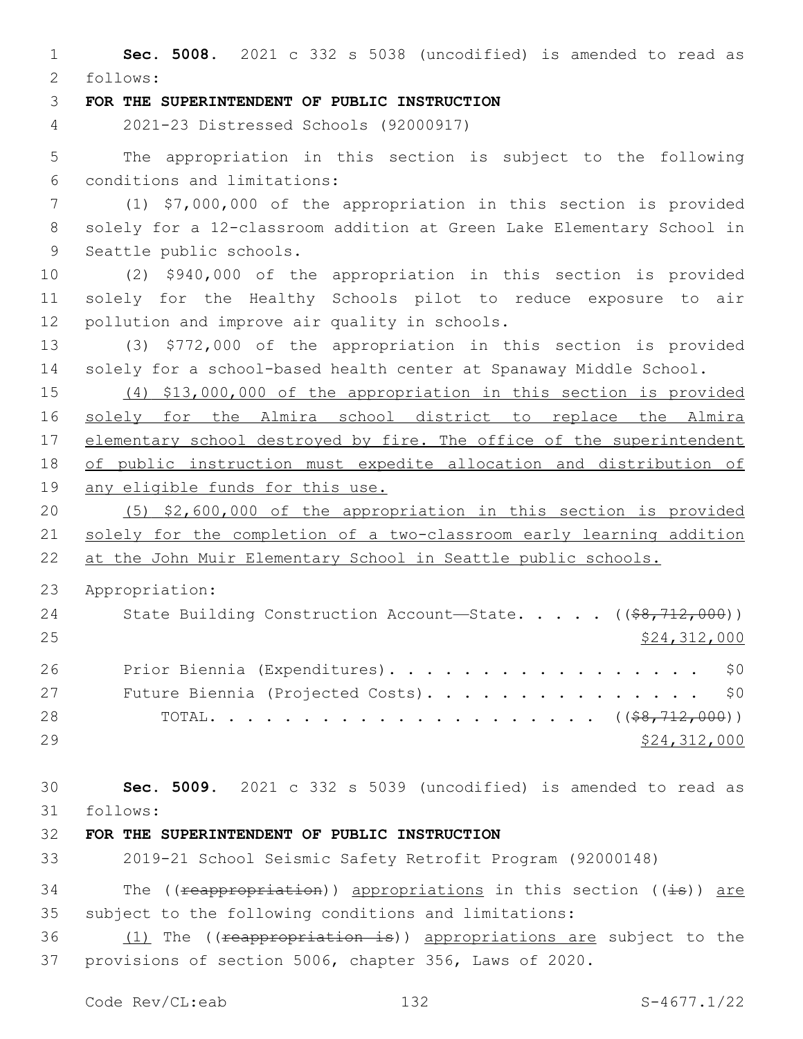**Sec. 5008.** 2021 c 332 s 5038 (uncodified) is amended to read as follows:

**FOR THE SUPERINTENDENT OF PUBLIC INSTRUCTION**

2021-23 Distressed Schools (92000917)

The appropriation in this section is subject to the following conditions and limitations:

(1) $7,000,000 of the appropriation in this section is provided solely for a 12-classroom addition at Green Lake Elementary School in Seattle public schools.

(2) $940,000 of the appropriation in this section is provided solely for the Healthy Schools pilot to reduce exposure to air pollution and improve air quality in schools.

(3) $772,000 of the appropriation in this section is provided solely for a school-based health center at Spanaway Middle School.

<u>(4) $13,000,000 of the appropriation in this section is provided solely for the Almira school district to replace the Almira elementary school destroyed by fire. The office of the superintendent of public instruction must expedite allocation and distribution of any eligible funds for this use.</u>

<u>(5) $2,600,000 of the appropriation in this section is provided solely for the completion of a two-classroom early learning addition at the John Muir Elementary School in Seattle public schools.</u>

Appropriation:

| | |
|---|---|
| State Building Construction Account—State. . . . . | ((~~$8,712,000~~)) <u>$24,312,000</u> |
| Prior Biennia (Expenditures). . . . . . . . . . . . . . . . . . | $0 |
| Future Biennia (Projected Costs). . . . . . . . . . . . . . . . | $0 |
| TOTAL. . . . . . . . . . . . . . . . . . . . . | ((~~$8,712,000~~)) <u>$24,312,000</u> |

**Sec. 5009.** 2021 c 332 s 5039 (uncodified) is amended to read as follows:

**FOR THE SUPERINTENDENT OF PUBLIC INSTRUCTION**

2019-21 School Seismic Safety Retrofit Program (92000148)

The ((~~reappropriation~~)) <u>appropriations</u> in this section ((~~is~~)) <u>are</u> subject to the following conditions and limitations:

<u>(1)</u> The ((~~reappropriation is~~)) <u>appropriations are</u> subject to the provisions of section 5006, chapter 356, Laws of 2020.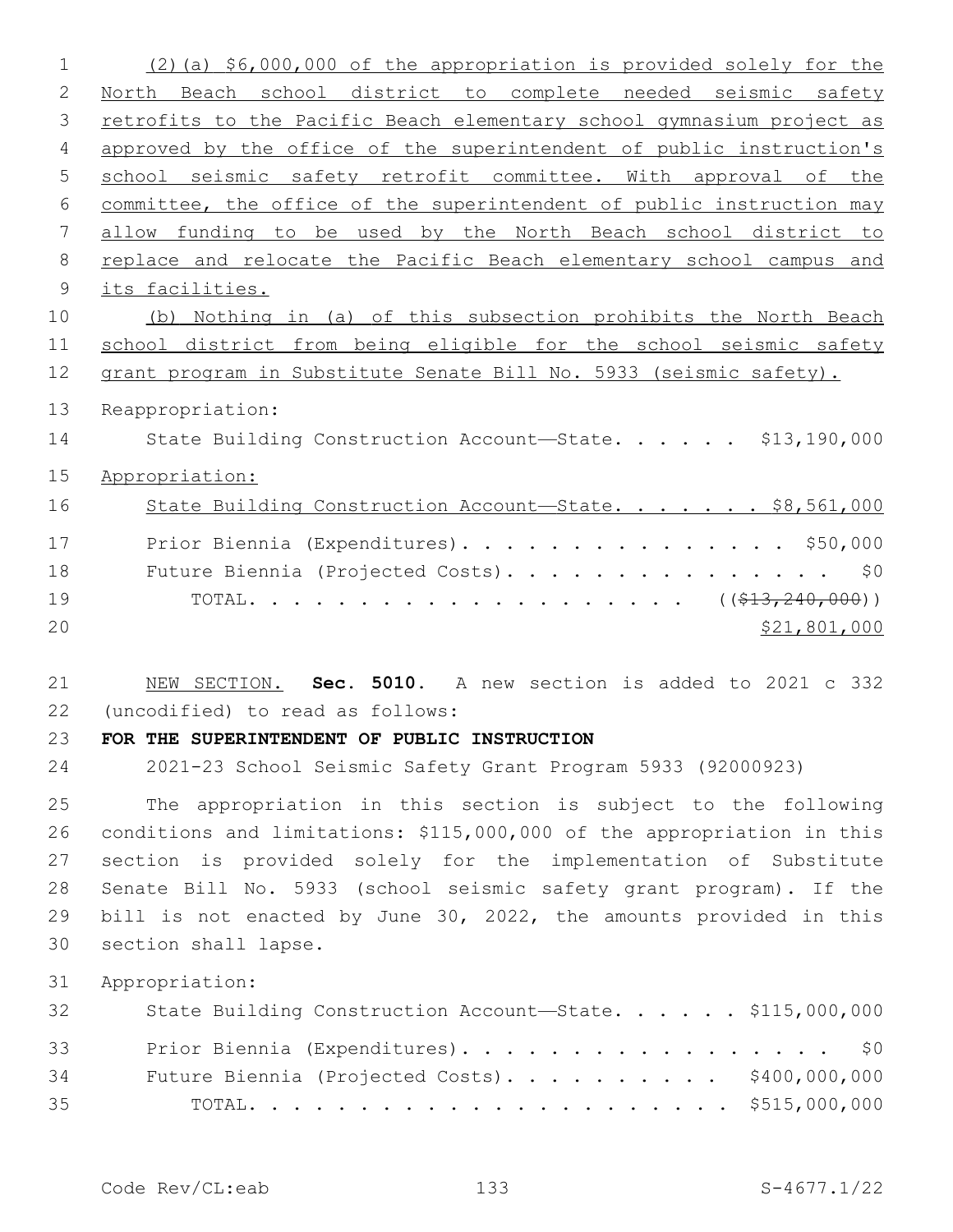(2)(a) $6,000,000 of the appropriation is provided solely for the North Beach school district to complete needed seismic safety retrofits to the Pacific Beach elementary school gymnasium project as approved by the office of the superintendent of public instruction's school seismic safety retrofit committee. With approval of the committee, the office of the superintendent of public instruction may allow funding to be used by the North Beach school district to replace and relocate the Pacific Beach elementary school campus and its facilities.

(b) Nothing in (a) of this subsection prohibits the North Beach school district from being eligible for the school seismic safety grant program in Substitute Senate Bill No. 5933 (seismic safety).

Reappropriation:

State Building Construction Account—State. . . . . . $13,190,000

Appropriation:

State Building Construction Account—State. . . . . . . $8,561,000

Prior Biennia (Expenditures). . . . . . . . . . . . . . . . $50,000

Future Biennia (Projected Costs). . . . . . . . . . . . . . . . $0

TOTAL. . . . . . . . . . . . . . . . . . . . ((~~$13,240,000~~))

$21,801,000

NEW SECTION. **Sec. 5010.** A new section is added to 2021 c 332 (uncodified) to read as follows:

**FOR THE SUPERINTENDENT OF PUBLIC INSTRUCTION**

2021-23 School Seismic Safety Grant Program 5933 (92000923)

The appropriation in this section is subject to the following conditions and limitations: $115,000,000 of the appropriation in this section is provided solely for the implementation of Substitute Senate Bill No. 5933 (school seismic safety grant program). If the bill is not enacted by June 30, 2022, the amounts provided in this section shall lapse.

Appropriation:

State Building Construction Account—State. . . . . . $115,000,000

Prior Biennia (Expenditures). . . . . . . . . . . . . . . . . . $0

Future Biennia (Projected Costs). . . . . . . . . . $400,000,000

TOTAL. . . . . . . . . . . . . . . . . . . . . . $515,000,000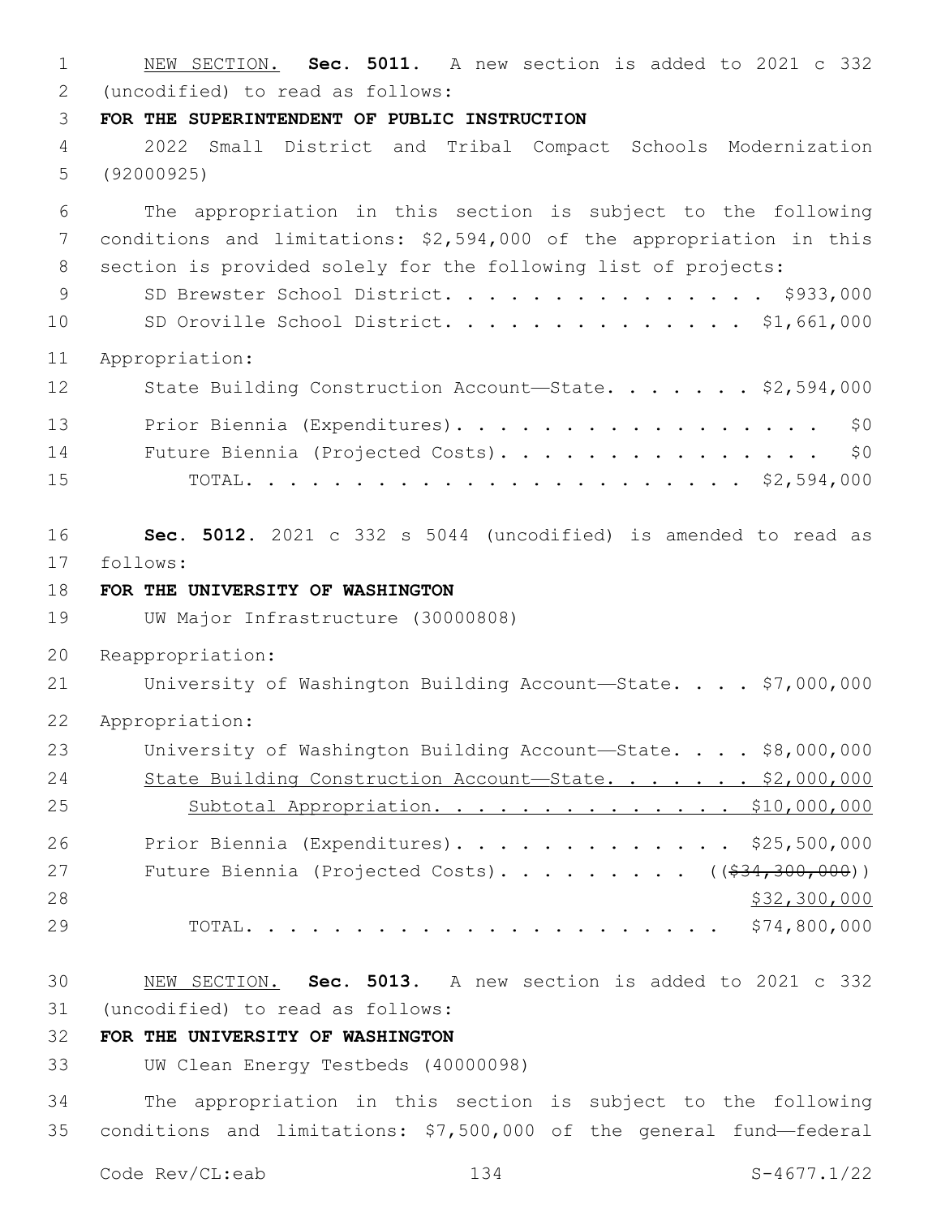NEW SECTION. **Sec. 5011.** A new section is added to 2021 c 332 (uncodified) to read as follows:

**FOR THE SUPERINTENDENT OF PUBLIC INSTRUCTION**

2022 Small District and Tribal Compact Schools Modernization (92000925)

The appropriation in this section is subject to the following conditions and limitations: $2,594,000 of the appropriation in this section is provided solely for the following list of projects:

SD Brewster School District. . . . . . . . . . . . . . . . $933,000
SD Oroville School District. . . . . . . . . . . . . . . $1,661,000

Appropriation:

State Building Construction Account—State. . . . . . . $2,594,000
Prior Biennia (Expenditures). . . . . . . . . . . . . . . . . . $0
Future Biennia (Projected Costs). . . . . . . . . . . . . . . . $0
TOTAL. . . . . . . . . . . . . . . . . . . . . . . . $2,594,000

**Sec. 5012.** 2021 c 332 s 5044 (uncodified) is amended to read as follows:

**FOR THE UNIVERSITY OF WASHINGTON**

UW Major Infrastructure (30000808)

Reappropriation:

University of Washington Building Account—State. . . . $7,000,000

Appropriation:

University of Washington Building Account—State. . . . $8,000,000
<u>State Building Construction Account—State. . . . . . . $2,000,000</u>
<u>Subtotal Appropriation. . . . . . . . . . . . . . . $10,000,000</u>
Prior Biennia (Expenditures). . . . . . . . . . . . . $25,500,000
Future Biennia (Projected Costs). . . . . . . . . . ((~~$34,300,000~~))
<u>$32,300,000</u>
TOTAL. . . . . . . . . . . . . . . . . . . . . . . $74,800,000

NEW SECTION. **Sec. 5013.** A new section is added to 2021 c 332 (uncodified) to read as follows:

**FOR THE UNIVERSITY OF WASHINGTON**

UW Clean Energy Testbeds (40000098)

The appropriation in this section is subject to the following conditions and limitations: $7,500,000 of the general fund—federal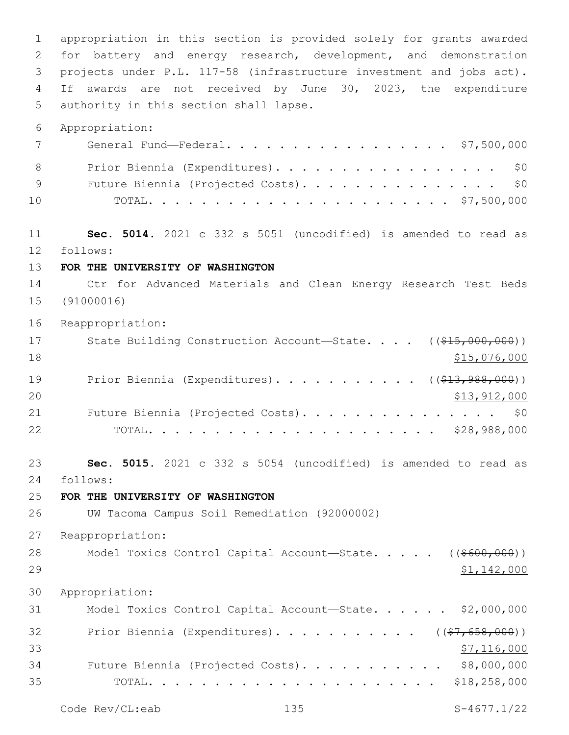appropriation in this section is provided solely for grants awarded for battery and energy research, development, and demonstration projects under P.L. 117-58 (infrastructure investment and jobs act). If awards are not received by June 30, 2023, the expenditure authority in this section shall lapse.

Appropriation:

General Fund—Federal. . . . . . . . . . . . . . . . . . $7,500,000

Prior Biennia (Expenditures). . . . . . . . . . . . . . . . . . $0

Future Biennia (Projected Costs). . . . . . . . . . . . . . . . $0

TOTAL. . . . . . . . . . . . . . . . . . . . . . . $7,500,000

**Sec. 5014.** 2021 c 332 s 5051 (uncodified) is amended to read as follows:

**FOR THE UNIVERSITY OF WASHINGTON**

Ctr for Advanced Materials and Clean Energy Research Test Beds (91000016)

Reappropriation:

State Building Construction Account—State. . . . ((~~$15,000,000~~)) <u>$15,076,000</u>

Prior Biennia (Expenditures). . . . . . . . . . . ((~~$13,988,000~~)) <u>$13,912,000</u>

Future Biennia (Projected Costs). . . . . . . . . . . . . . . . $0

TOTAL. . . . . . . . . . . . . . . . . . . . . . $28,988,000

**Sec. 5015.** 2021 c 332 s 5054 (uncodified) is amended to read as follows:

**FOR THE UNIVERSITY OF WASHINGTON**

UW Tacoma Campus Soil Remediation (92000002)

Reappropriation:

Model Toxics Control Capital Account—State. . . . . ((~~$600,000~~)) <u>$1,142,000</u>

Appropriation:

Model Toxics Control Capital Account—State. . . . . . $2,000,000

Prior Biennia (Expenditures). . . . . . . . . . . ((~~$7,658,000~~)) <u>$7,116,000</u>

Future Biennia (Projected Costs). . . . . . . . . . . $8,000,000

TOTAL. . . . . . . . . . . . . . . . . . . . . . $18,258,000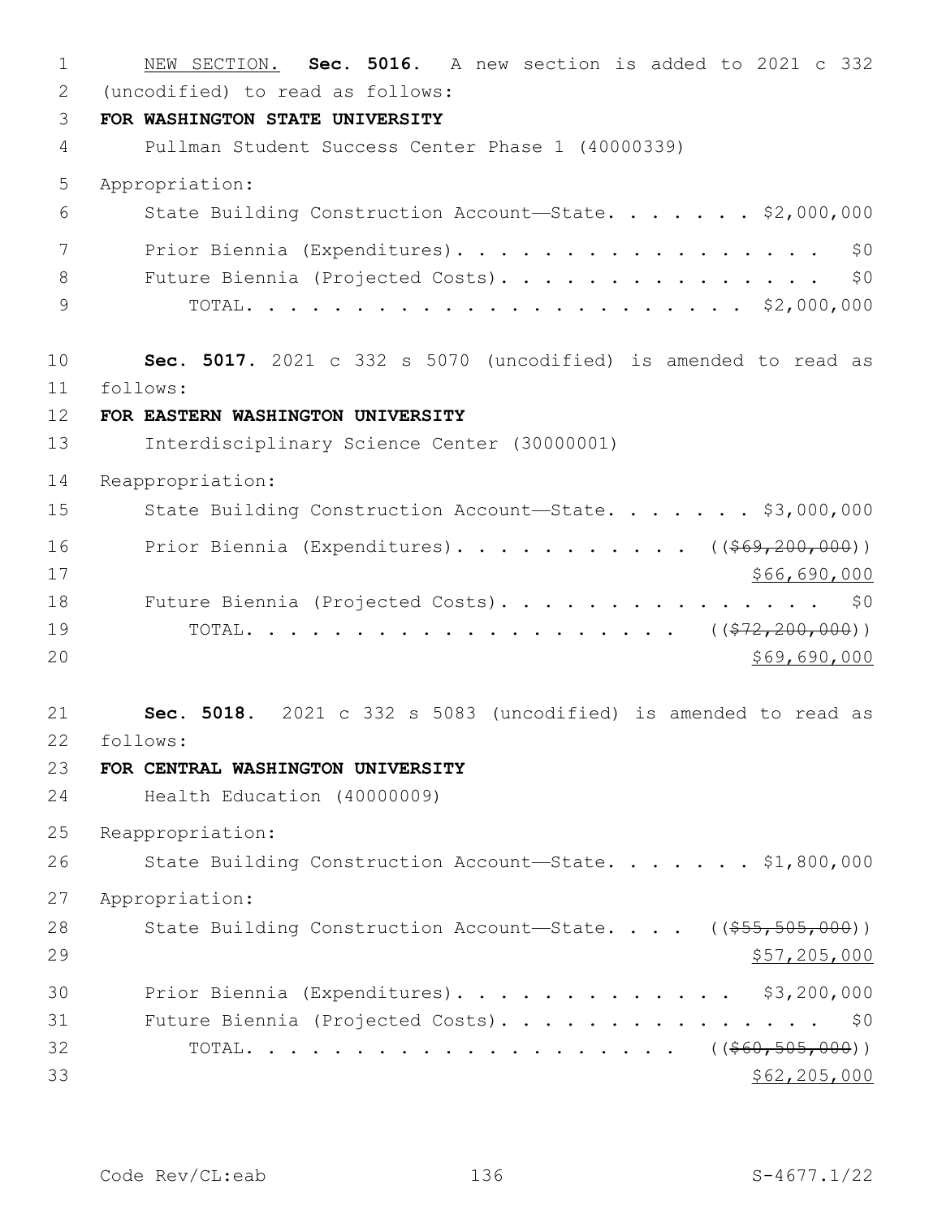NEW SECTION. **Sec. 5016.** A new section is added to 2021 c 332 (uncodified) to read as follows:

**FOR WASHINGTON STATE UNIVERSITY**

Pullman Student Success Center Phase 1 (40000339)

Appropriation:

State Building Construction Account—State. . . . . . . $2,000,000

Prior Biennia (Expenditures). . . . . . . . . . . . . . . . . . $0

Future Biennia (Projected Costs). . . . . . . . . . . . . . . . $0

TOTAL. . . . . . . . . . . . . . . . . . . . . . . $2,000,000

**Sec. 5017.** 2021 c 332 s 5070 (uncodified) is amended to read as follows:

**FOR EASTERN WASHINGTON UNIVERSITY**

Interdisciplinary Science Center (30000001)

Reappropriation:

State Building Construction Account—State. . . . . . . $3,000,000

Prior Biennia (Expenditures). . . . . . . . . . . (($69,200,000))

$66,690,000

Future Biennia (Projected Costs). . . . . . . . . . . . . . . . $0

TOTAL. . . . . . . . . . . . . . . . . . . . (($72,200,000))

$69,690,000

**Sec. 5018.** 2021 c 332 s 5083 (uncodified) is amended to read as follows:

**FOR CENTRAL WASHINGTON UNIVERSITY**

Health Education (40000009)

Reappropriation:

State Building Construction Account—State. . . . . . . $1,800,000

Appropriation:

State Building Construction Account—State. . . . (($55,505,000))

$57,205,000

Prior Biennia (Expenditures). . . . . . . . . . . . . $3,200,000

Future Biennia (Projected Costs). . . . . . . . . . . . . . . . $0

TOTAL. . . . . . . . . . . . . . . . . . . . (($60,505,000))

$62,205,000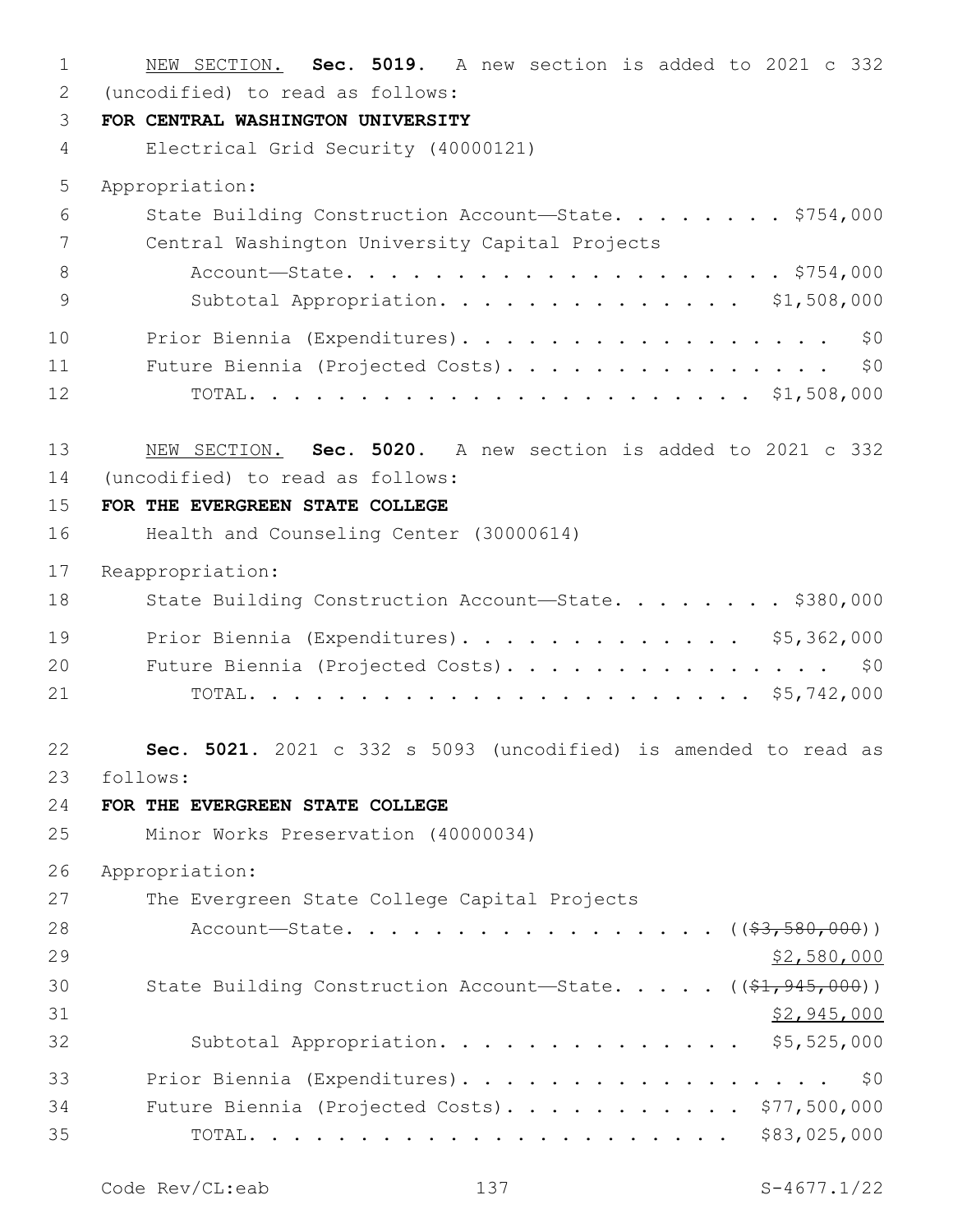NEW SECTION. **Sec. 5019.** A new section is added to 2021 c 332 (uncodified) to read as follows:

**FOR CENTRAL WASHINGTON UNIVERSITY**

Electrical Grid Security (40000121)

Appropriation:

State Building Construction Account—State. . . . . . . . . $754,000
Central Washington University Capital Projects
Account—State. . . . . . . . . . . . . . . . . . . . . $754,000
Subtotal Appropriation. . . . . . . . . . . . . . $1,508,000

Prior Biennia (Expenditures). . . . . . . . . . . . . . . . . . $0
Future Biennia (Projected Costs). . . . . . . . . . . . . . . . $0
TOTAL. . . . . . . . . . . . . . . . . . . . . . . $1,508,000

NEW SECTION. **Sec. 5020.** A new section is added to 2021 c 332 (uncodified) to read as follows:

**FOR THE EVERGREEN STATE COLLEGE**

Health and Counseling Center (30000614)

Reappropriation:

State Building Construction Account—State. . . . . . . . . $380,000

Prior Biennia (Expenditures). . . . . . . . . . . . . . $5,362,000
Future Biennia (Projected Costs). . . . . . . . . . . . . . . . $0
TOTAL. . . . . . . . . . . . . . . . . . . . . . . $5,742,000

**Sec. 5021.** 2021 c 332 s 5093 (uncodified) is amended to read as follows:

**FOR THE EVERGREEN STATE COLLEGE**

Minor Works Preservation (40000034)

Appropriation:

The Evergreen State College Capital Projects
Account—State. . . . . . . . . . . . . . . . . . ((~~$3,580,000~~))
$2,580,000
State Building Construction Account—State. . . . . ((~~$1,945,000~~))
$2,945,000
Subtotal Appropriation. . . . . . . . . . . . . . $5,525,000

Prior Biennia (Expenditures). . . . . . . . . . . . . . . . . . $0
Future Biennia (Projected Costs). . . . . . . . . . . . $77,500,000
TOTAL. . . . . . . . . . . . . . . . . . . . . . $83,025,000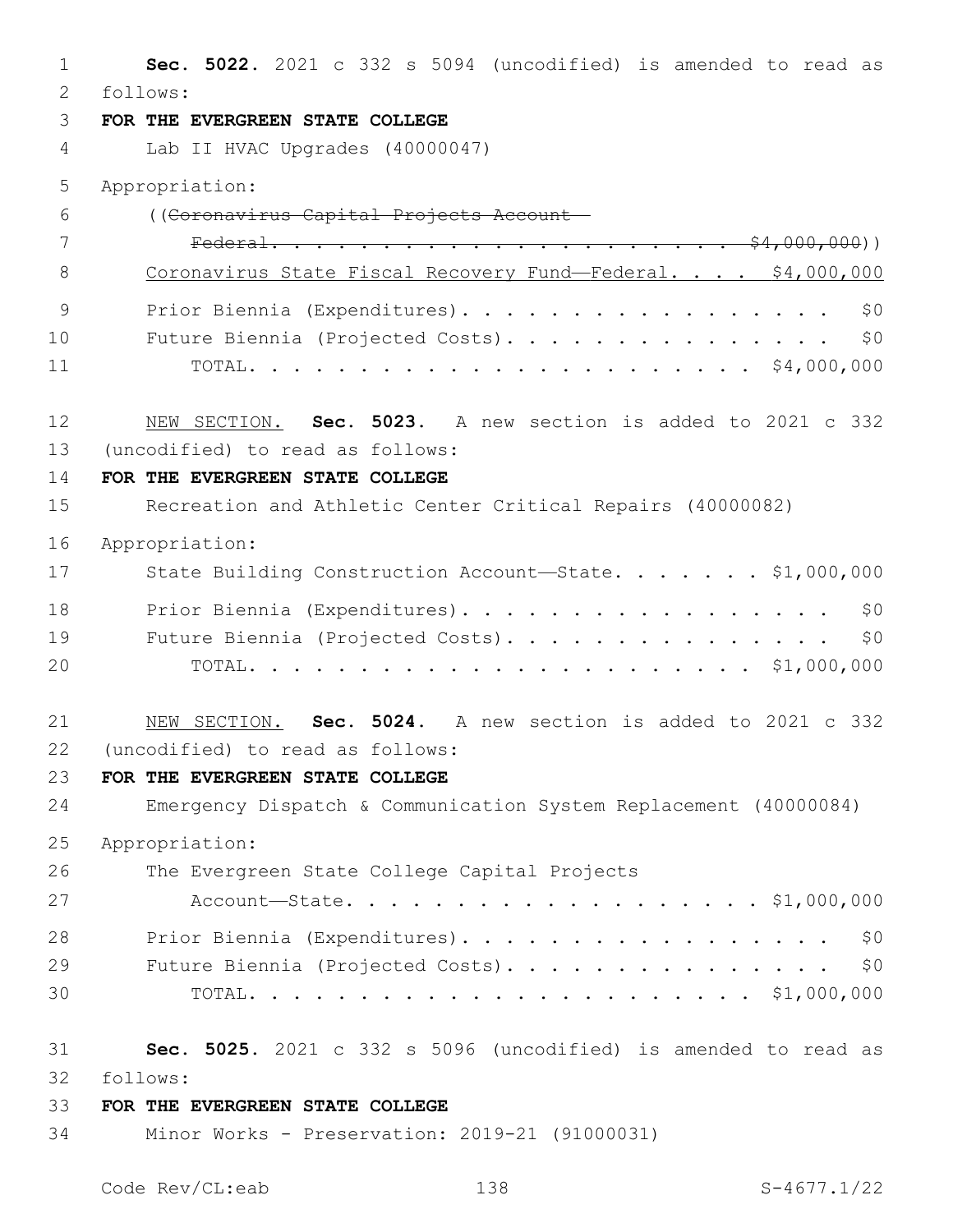**Sec. 5022.** 2021 c 332 s 5094 (uncodified) is amended to read as follows:

**FOR THE EVERGREEN STATE COLLEGE**

Lab II HVAC Upgrades (40000047)

Appropriation:

((~~Coronavirus Capital Projects Account—Federal. . . . . . . . . . . . . . . . . . . . . . $4,000,000~~))

<u>Coronavirus State Fiscal Recovery Fund—Federal. . . . $4,000,000</u>

Prior Biennia (Expenditures). . . . . . . . . . . . . . . . . . $0

Future Biennia (Projected Costs). . . . . . . . . . . . . . . . $0

TOTAL. . . . . . . . . . . . . . . . . . . . . . . $4,000,000

<u>NEW SECTION.</u> **Sec. 5023.** A new section is added to 2021 c 332 (uncodified) to read as follows:

**FOR THE EVERGREEN STATE COLLEGE**

Recreation and Athletic Center Critical Repairs (40000082)

Appropriation:

State Building Construction Account—State. . . . . . . $1,000,000

Prior Biennia (Expenditures). . . . . . . . . . . . . . . . . . $0

Future Biennia (Projected Costs). . . . . . . . . . . . . . . . $0

TOTAL. . . . . . . . . . . . . . . . . . . . . . . $1,000,000

<u>NEW SECTION.</u> **Sec. 5024.** A new section is added to 2021 c 332 (uncodified) to read as follows:

**FOR THE EVERGREEN STATE COLLEGE**

Emergency Dispatch & Communication System Replacement (40000084)

Appropriation:

The Evergreen State College Capital Projects Account—State. . . . . . . . . . . . . . . . . . . . $1,000,000

Prior Biennia (Expenditures). . . . . . . . . . . . . . . . . . $0

Future Biennia (Projected Costs). . . . . . . . . . . . . . . . $0

TOTAL. . . . . . . . . . . . . . . . . . . . . . . $1,000,000

**Sec. 5025.** 2021 c 332 s 5096 (uncodified) is amended to read as follows:

**FOR THE EVERGREEN STATE COLLEGE**

Minor Works - Preservation: 2019-21 (91000031)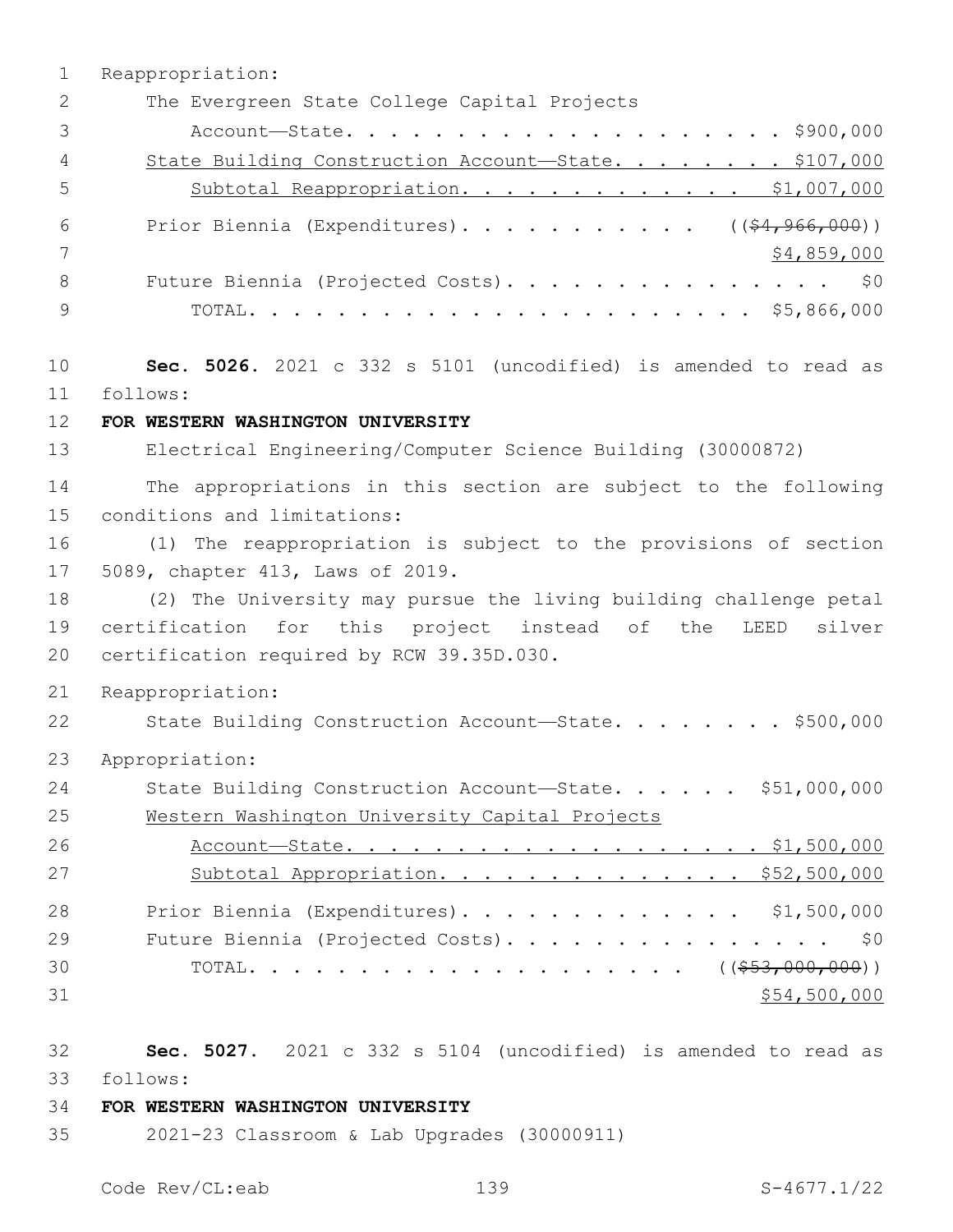Reappropriation:

The Evergreen State College Capital Projects Account—State. . . . . . . . . . . . . . . . . . . . . . $900,000

State Building Construction Account—State. . . . . . . . $107,000

Subtotal Reappropriation. . . . . . . . . . . . . . $1,007,000

Prior Biennia (Expenditures). . . . . . . . . . . . (($4,966,000)) $4,859,000

Future Biennia (Projected Costs). . . . . . . . . . . . . . . . $0

TOTAL. . . . . . . . . . . . . . . . . . . . . . . . $5,866,000

**Sec. 5026.** 2021 c 332 s 5101 (uncodified) is amended to read as follows:

**FOR WESTERN WASHINGTON UNIVERSITY**

Electrical Engineering/Computer Science Building (30000872)

The appropriations in this section are subject to the following conditions and limitations:

(1) The reappropriation is subject to the provisions of section 5089, chapter 413, Laws of 2019.

(2) The University may pursue the living building challenge petal certification for this project instead of the LEED silver certification required by RCW 39.35D.030.

Reappropriation:

State Building Construction Account—State. . . . . . . . $500,000

Appropriation:

State Building Construction Account—State. . . . . . $51,000,000

Western Washington University Capital Projects Account—State. . . . . . . . . . . . . . . . . . . . . $1,500,000

Subtotal Appropriation. . . . . . . . . . . . . . $52,500,000

Prior Biennia (Expenditures). . . . . . . . . . . . . $1,500,000

Future Biennia (Projected Costs). . . . . . . . . . . . . . . . $0

TOTAL. . . . . . . . . . . . . . . . . . . . (($53,000,000)) $54,500,000

**Sec. 5027.** 2021 c 332 s 5104 (uncodified) is amended to read as follows:

**FOR WESTERN WASHINGTON UNIVERSITY**

2021-23 Classroom & Lab Upgrades (30000911)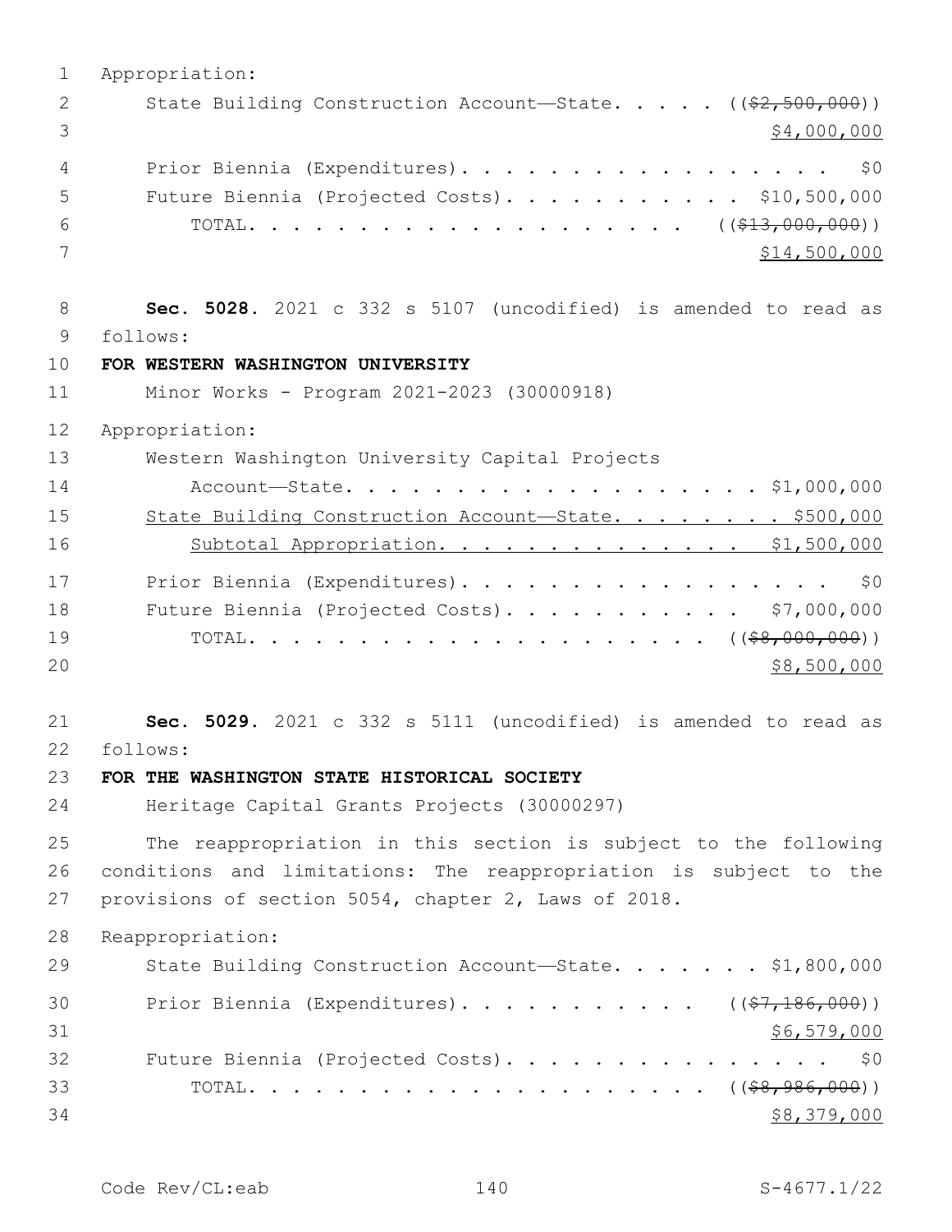Appropriation:

State Building Construction Account—State. . . . . ((~~$2,500,000~~))
<u>$4,000,000</u>

Prior Biennia (Expenditures). . . . . . . . . . . . . . . . . . $0

Future Biennia (Projected Costs). . . . . . . . . . . $10,500,000

TOTAL. . . . . . . . . . . . . . . . . . . . . ((~~$13,000,000~~))
<u>$14,500,000</u>

**Sec. 5028.** 2021 c 332 s 5107 (uncodified) is amended to read as follows:

**FOR WESTERN WASHINGTON UNIVERSITY**

Minor Works - Program 2021-2023 (30000918)

Appropriation:

Western Washington University Capital Projects Account—State. . . . . . . . . . . . . . . . . . . . $1,000,000

<u>State Building Construction Account—State. . . . . . . . $500,000</u>

<u>Subtotal Appropriation. . . . . . . . . . . . . . . $1,500,000</u>

Prior Biennia (Expenditures). . . . . . . . . . . . . . . . . . $0

Future Biennia (Projected Costs). . . . . . . . . . . $7,000,000

TOTAL. . . . . . . . . . . . . . . . . . . . . ((~~$8,000,000~~))
<u>$8,500,000</u>

**Sec. 5029.** 2021 c 332 s 5111 (uncodified) is amended to read as follows:

**FOR THE WASHINGTON STATE HISTORICAL SOCIETY**

Heritage Capital Grants Projects (30000297)

The reappropriation in this section is subject to the following conditions and limitations: The reappropriation is subject to the provisions of section 5054, chapter 2, Laws of 2018.

Reappropriation:

State Building Construction Account—State. . . . . . . $1,800,000

Prior Biennia (Expenditures). . . . . . . . . . . ((~~$7,186,000~~))
<u>$6,579,000</u>

Future Biennia (Projected Costs). . . . . . . . . . . . . . . . $0

TOTAL. . . . . . . . . . . . . . . . . . . . . ((~~$8,986,000~~))
<u>$8,379,000</u>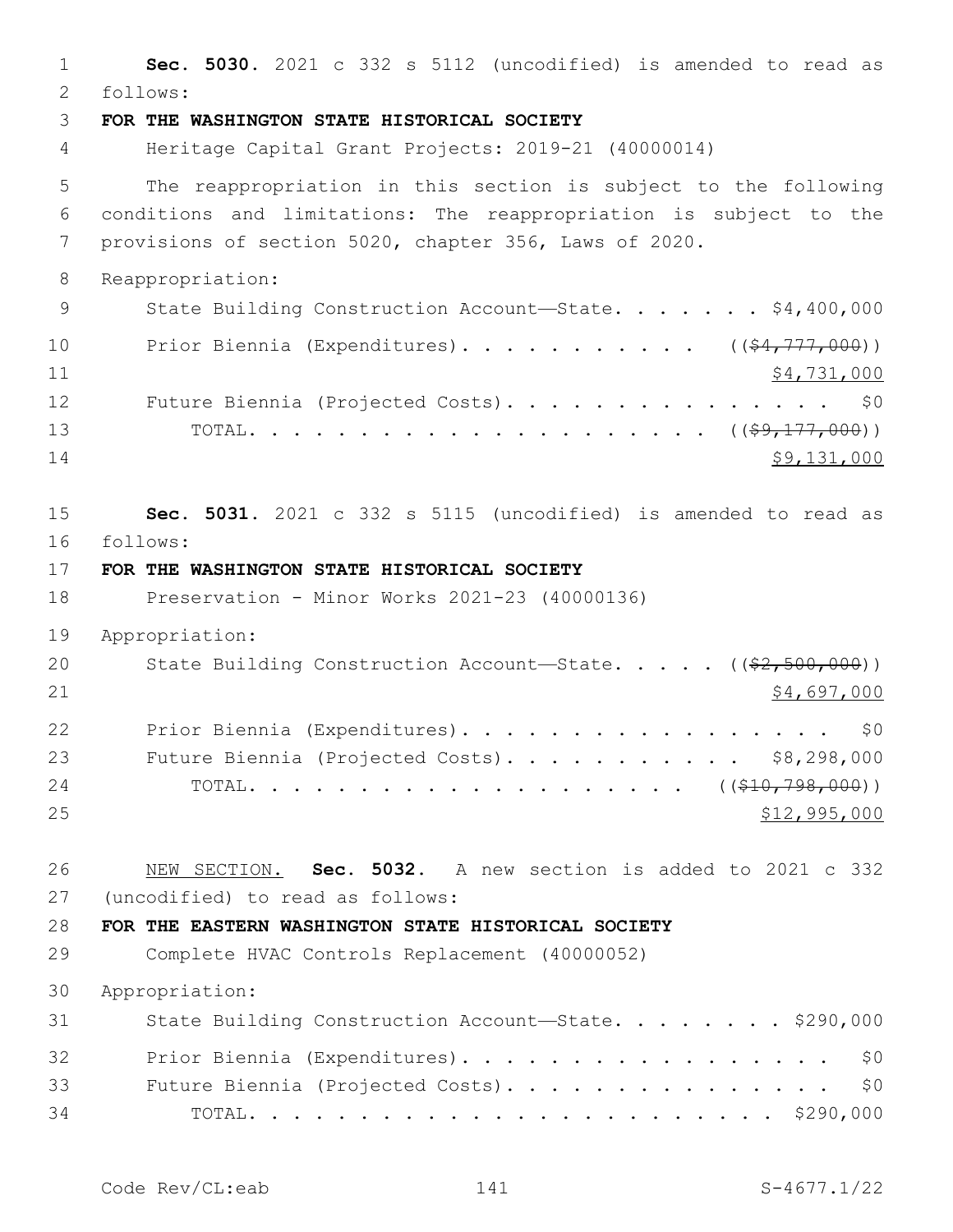**Sec. 5030.** 2021 c 332 s 5112 (uncodified) is amended to read as follows:

**FOR THE WASHINGTON STATE HISTORICAL SOCIETY**

Heritage Capital Grant Projects: 2019-21 (40000014)

The reappropriation in this section is subject to the following conditions and limitations: The reappropriation is subject to the provisions of section 5020, chapter 356, Laws of 2020.

Reappropriation:

State Building Construction Account—State. . . . . . . $4,400,000

Prior Biennia (Expenditures). . . . . . . . . . . ((~~$4,777,000~~)) $4,731,000

Future Biennia (Projected Costs). . . . . . . . . . . . . . . $0

TOTAL. . . . . . . . . . . . . . . . . . . . ((~~$9,177,000~~)) $9,131,000

**Sec. 5031.** 2021 c 332 s 5115 (uncodified) is amended to read as follows:

**FOR THE WASHINGTON STATE HISTORICAL SOCIETY**

Preservation - Minor Works 2021-23 (40000136)

Appropriation:

State Building Construction Account—State. . . . . ((~~$2,500,000~~)) $4,697,000

Prior Biennia (Expenditures). . . . . . . . . . . . . . . . . $0

Future Biennia (Projected Costs). . . . . . . . . . . $8,298,000

TOTAL. . . . . . . . . . . . . . . . . . . . ((~~$10,798,000~~)) $12,995,000

NEW SECTION. **Sec. 5032.** A new section is added to 2021 c 332 (uncodified) to read as follows:

**FOR THE EASTERN WASHINGTON STATE HISTORICAL SOCIETY**

Complete HVAC Controls Replacement (40000052)

Appropriation:

State Building Construction Account—State. . . . . . . . $290,000

Prior Biennia (Expenditures). . . . . . . . . . . . . . . . . $0

Future Biennia (Projected Costs). . . . . . . . . . . . . . . $0

TOTAL. . . . . . . . . . . . . . . . . . . . . . . . $290,000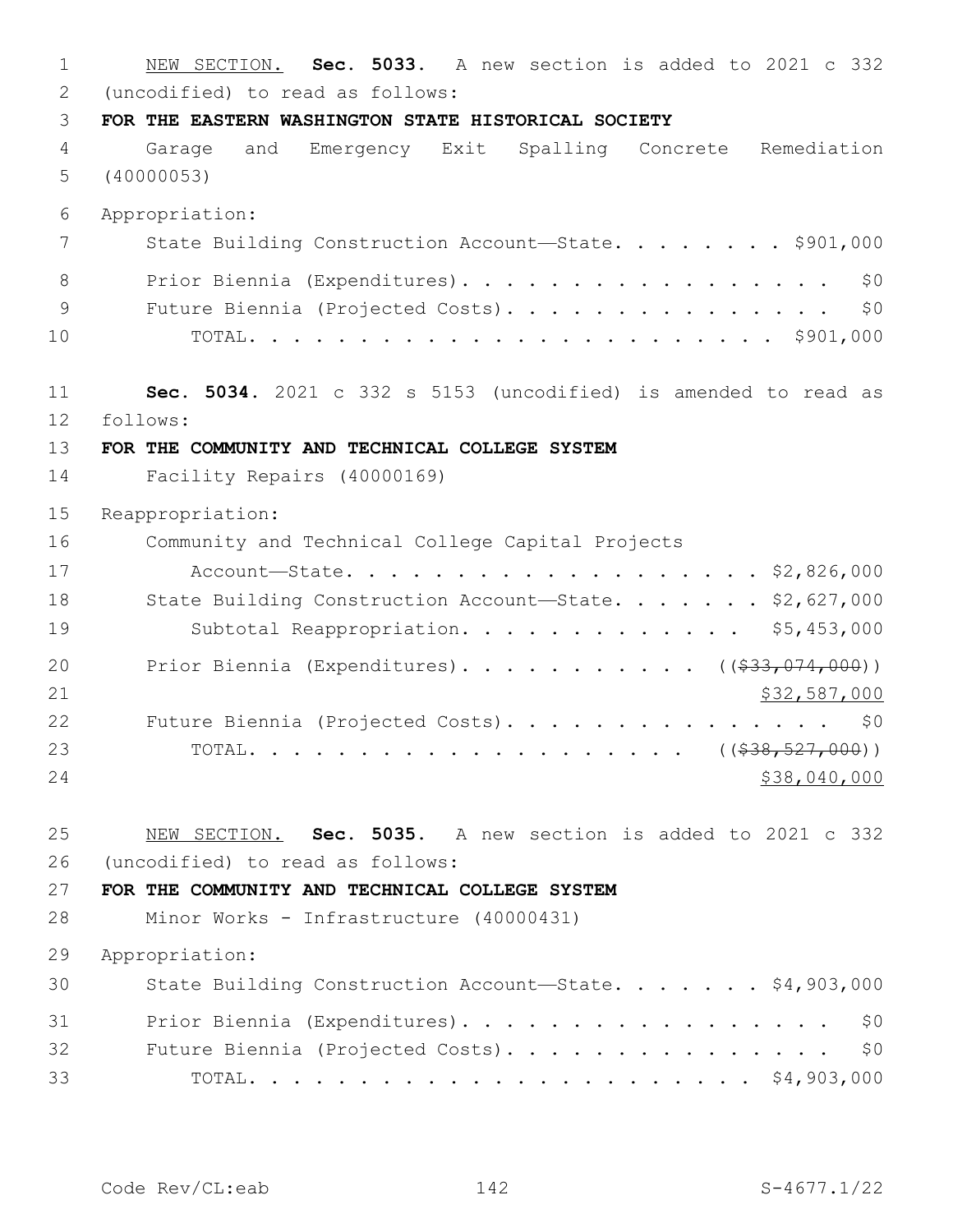NEW SECTION. **Sec. 5033.** A new section is added to 2021 c 332 (uncodified) to read as follows:

**FOR THE EASTERN WASHINGTON STATE HISTORICAL SOCIETY**

Garage and Emergency Exit Spalling Concrete Remediation (40000053)

Appropriation:

State Building Construction Account—State. . . . . . . . $901,000

Prior Biennia (Expenditures). . . . . . . . . . . . . . . . . . $0

Future Biennia (Projected Costs). . . . . . . . . . . . . . . . $0

TOTAL. . . . . . . . . . . . . . . . . . . . . . . . . $901,000

**Sec. 5034.** 2021 c 332 s 5153 (uncodified) is amended to read as follows:

**FOR THE COMMUNITY AND TECHNICAL COLLEGE SYSTEM**

Facility Repairs (40000169)

Reappropriation:

Community and Technical College Capital Projects Account—State. . . . . . . . . . . . . . . . . . . . $2,826,000

State Building Construction Account—State. . . . . . . $2,627,000

Subtotal Reappropriation. . . . . . . . . . . . . $5,453,000

Prior Biennia (Expenditures). . . . . . . . . . . ((~~$33,074,000~~)) $32,587,000

Future Biennia (Projected Costs). . . . . . . . . . . . . . . $0

TOTAL. . . . . . . . . . . . . . . . . . . . . ((~~$38,527,000~~)) $38,040,000

NEW SECTION. **Sec. 5035.** A new section is added to 2021 c 332 (uncodified) to read as follows:

**FOR THE COMMUNITY AND TECHNICAL COLLEGE SYSTEM**

Minor Works - Infrastructure (40000431)

Appropriation:

State Building Construction Account—State. . . . . . . $4,903,000

Prior Biennia (Expenditures). . . . . . . . . . . . . . . . . . $0

Future Biennia (Projected Costs). . . . . . . . . . . . . . . . $0

TOTAL. . . . . . . . . . . . . . . . . . . . . . . . $4,903,000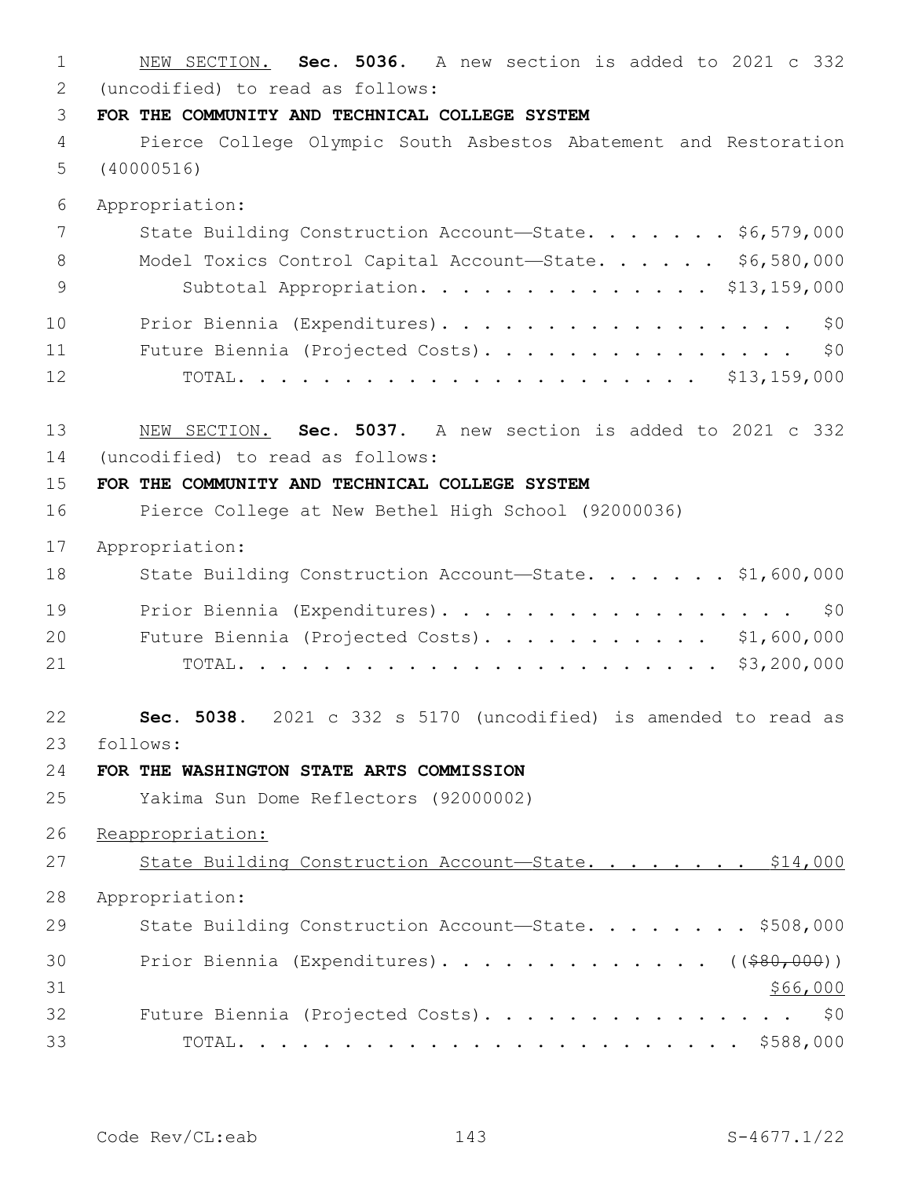NEW SECTION. **Sec. 5036.** A new section is added to 2021 c 332 (uncodified) to read as follows:

**FOR THE COMMUNITY AND TECHNICAL COLLEGE SYSTEM**

Pierce College Olympic South Asbestos Abatement and Restoration (40000516)

Appropriation:

State Building Construction Account—State. . . . . . . $6,579,000

Model Toxics Control Capital Account—State. . . . . . $6,580,000

Subtotal Appropriation. . . . . . . . . . . . . . $13,159,000

Prior Biennia (Expenditures). . . . . . . . . . . . . . . . . . $0

Future Biennia (Projected Costs). . . . . . . . . . . . . . . . $0

TOTAL. . . . . . . . . . . . . . . . . . . . . . $13,159,000

NEW SECTION. **Sec. 5037.** A new section is added to 2021 c 332 (uncodified) to read as follows:

**FOR THE COMMUNITY AND TECHNICAL COLLEGE SYSTEM**

Pierce College at New Bethel High School (92000036)

Appropriation:

State Building Construction Account—State. . . . . . . $1,600,000

Prior Biennia (Expenditures). . . . . . . . . . . . . . . . . . $0

Future Biennia (Projected Costs). . . . . . . . . . . $1,600,000

TOTAL. . . . . . . . . . . . . . . . . . . . . . . $3,200,000

**Sec. 5038.** 2021 c 332 s 5170 (uncodified) is amended to read as follows:

**FOR THE WASHINGTON STATE ARTS COMMISSION**

Yakima Sun Dome Reflectors (92000002)

Reappropriation:

State Building Construction Account—State. . . . . . . . $14,000

Appropriation:

State Building Construction Account—State. . . . . . . . $508,000

Prior Biennia (Expenditures). . . . . . . . . . . . . (($80,000)) $66,000

Future Biennia (Projected Costs). . . . . . . . . . . . . . . . $0

TOTAL. . . . . . . . . . . . . . . . . . . . . . . . $588,000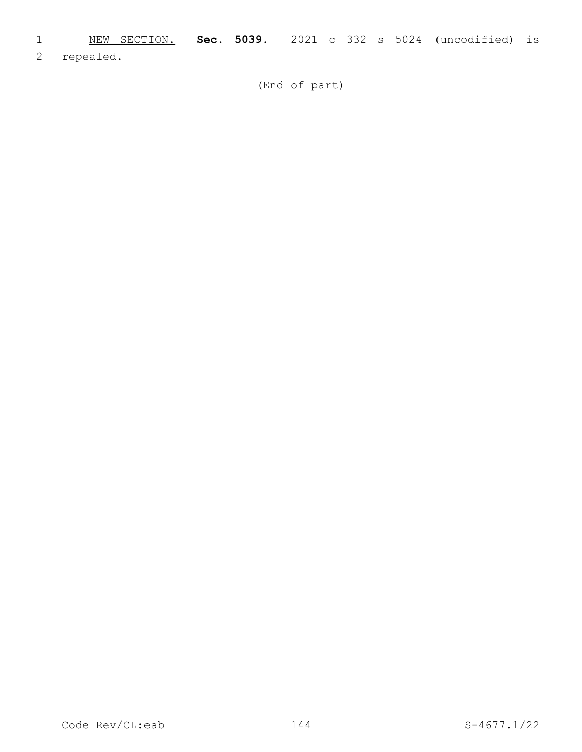NEW SECTION. **Sec. 5039.** 2021 c 332 s 5024 (uncodified) is repealed.

(End of part)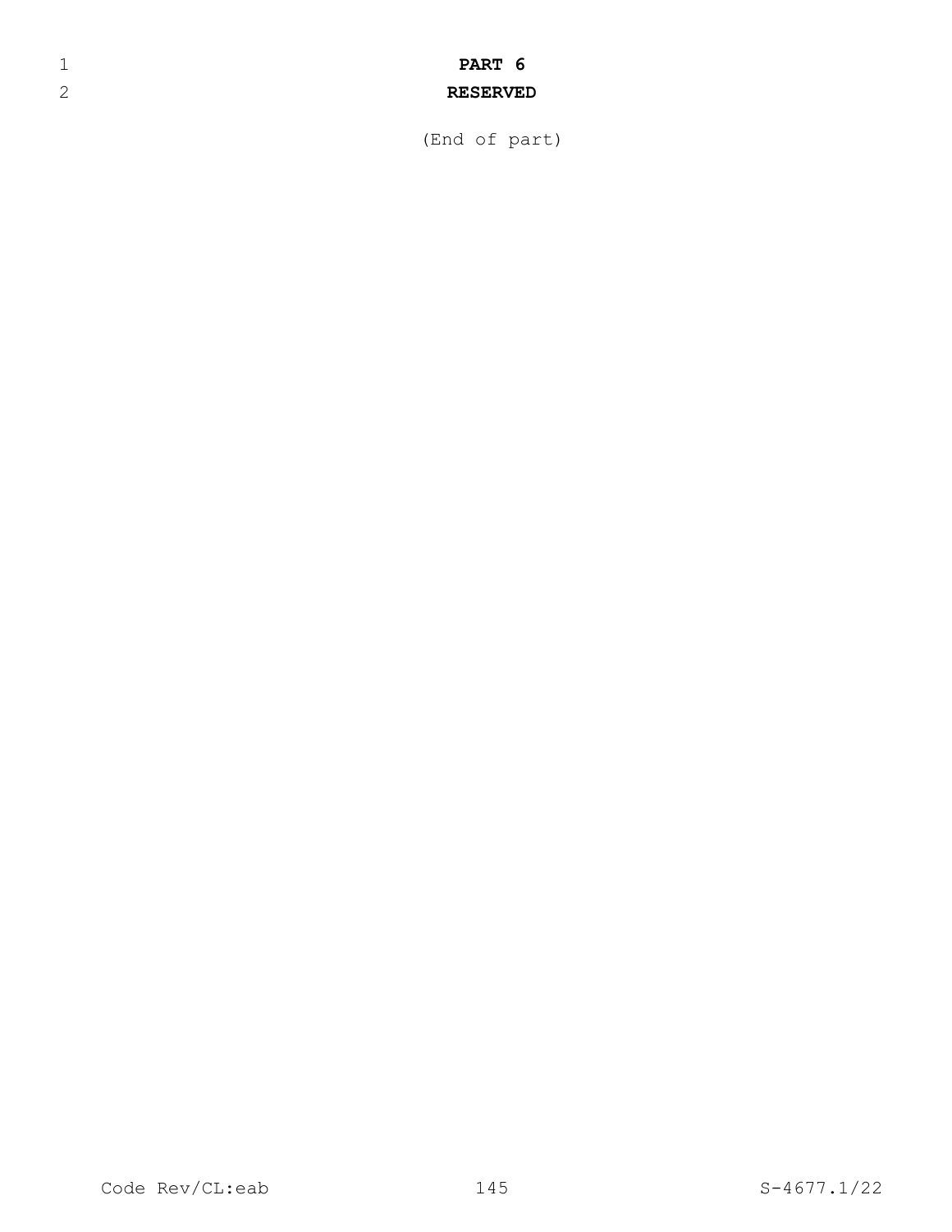**PART 6**

**RESERVED**

(End of part)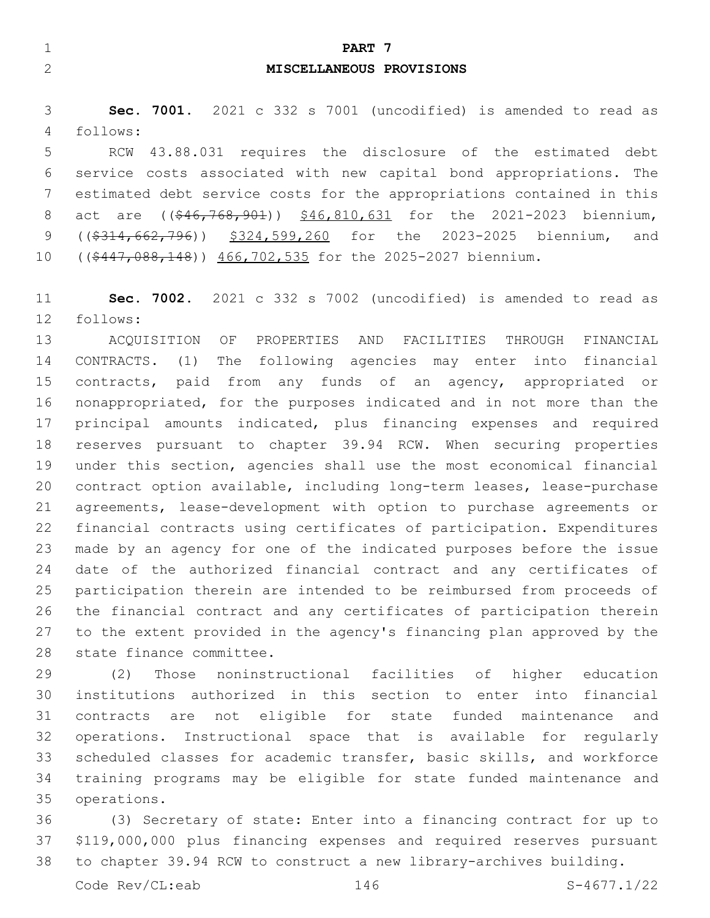# PART 7

## MISCELLANEOUS PROVISIONS

**Sec. 7001.** 2021 c 332 s 7001 (uncodified) is amended to read as follows:

RCW 43.88.031 requires the disclosure of the estimated debt service costs associated with new capital bond appropriations. The estimated debt service costs for the appropriations contained in this act are ((~~$46,768,901~~)) <u>$46,810,631</u> for the 2021-2023 biennium, ((~~$314,662,796~~)) <u>$324,599,260</u> for the 2023-2025 biennium, and ((~~$447,088,148~~)) <u>466,702,535</u> for the 2025-2027 biennium.

**Sec. 7002.** 2021 c 332 s 7002 (uncodified) is amended to read as follows:

ACQUISITION OF PROPERTIES AND FACILITIES THROUGH FINANCIAL CONTRACTS. (1) The following agencies may enter into financial contracts, paid from any funds of an agency, appropriated or nonappropriated, for the purposes indicated and in not more than the principal amounts indicated, plus financing expenses and required reserves pursuant to chapter 39.94 RCW. When securing properties under this section, agencies shall use the most economical financial contract option available, including long-term leases, lease-purchase agreements, lease-development with option to purchase agreements or financial contracts using certificates of participation. Expenditures made by an agency for one of the indicated purposes before the issue date of the authorized financial contract and any certificates of participation therein are intended to be reimbursed from proceeds of the financial contract and any certificates of participation therein to the extent provided in the agency's financing plan approved by the state finance committee.

(2) Those noninstructional facilities of higher education institutions authorized in this section to enter into financial contracts are not eligible for state funded maintenance and operations. Instructional space that is available for regularly scheduled classes for academic transfer, basic skills, and workforce training programs may be eligible for state funded maintenance and operations.

(3) Secretary of state: Enter into a financing contract for up to $119,000,000 plus financing expenses and required reserves pursuant to chapter 39.94 RCW to construct a new library-archives building.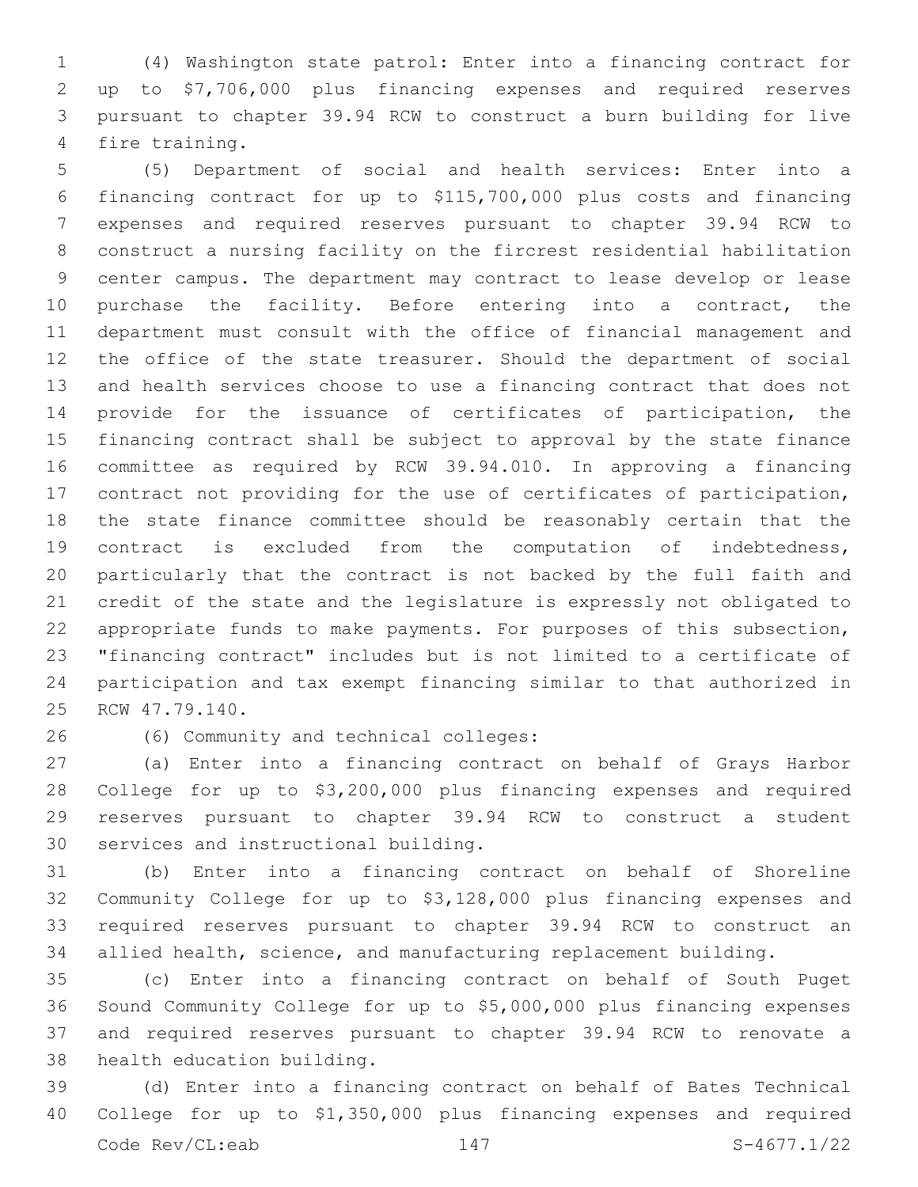(4) Washington state patrol: Enter into a financing contract for up to $7,706,000 plus financing expenses and required reserves pursuant to chapter 39.94 RCW to construct a burn building for live fire training.

(5) Department of social and health services: Enter into a financing contract for up to $115,700,000 plus costs and financing expenses and required reserves pursuant to chapter 39.94 RCW to construct a nursing facility on the fircrest residential habilitation center campus. The department may contract to lease develop or lease purchase the facility. Before entering into a contract, the department must consult with the office of financial management and the office of the state treasurer. Should the department of social and health services choose to use a financing contract that does not provide for the issuance of certificates of participation, the financing contract shall be subject to approval by the state finance committee as required by RCW 39.94.010. In approving a financing contract not providing for the use of certificates of participation, the state finance committee should be reasonably certain that the contract is excluded from the computation of indebtedness, particularly that the contract is not backed by the full faith and credit of the state and the legislature is expressly not obligated to appropriate funds to make payments. For purposes of this subsection, "financing contract" includes but is not limited to a certificate of participation and tax exempt financing similar to that authorized in RCW 47.79.140.

(6) Community and technical colleges:

(a) Enter into a financing contract on behalf of Grays Harbor College for up to $3,200,000 plus financing expenses and required reserves pursuant to chapter 39.94 RCW to construct a student services and instructional building.

(b) Enter into a financing contract on behalf of Shoreline Community College for up to $3,128,000 plus financing expenses and required reserves pursuant to chapter 39.94 RCW to construct an allied health, science, and manufacturing replacement building.

(c) Enter into a financing contract on behalf of South Puget Sound Community College for up to $5,000,000 plus financing expenses and required reserves pursuant to chapter 39.94 RCW to renovate a health education building.

(d) Enter into a financing contract on behalf of Bates Technical College for up to $1,350,000 plus financing expenses and required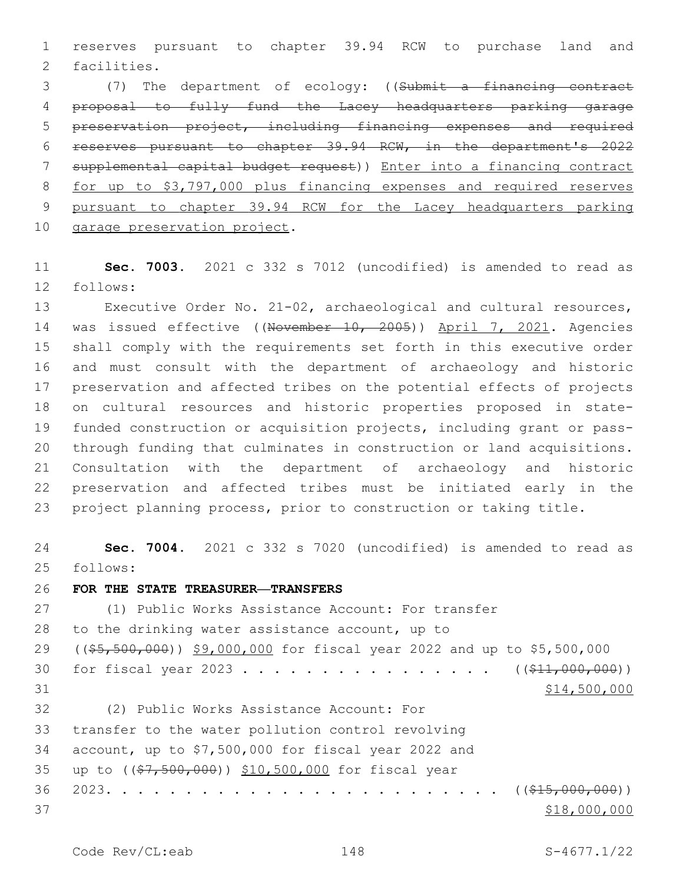reserves pursuant to chapter 39.94 RCW to purchase land and facilities.

(7) The department of ecology: ((~~Submit a financing contract proposal to fully fund the Lacey headquarters parking garage preservation project, including financing expenses and required reserves pursuant to chapter 39.94 RCW, in the department's 2022 supplemental capital budget request~~)) <u>Enter into a financing contract for up to $3,797,000 plus financing expenses and required reserves pursuant to chapter 39.94 RCW for the Lacey headquarters parking garage preservation project</u>.

**Sec. 7003.** 2021 c 332 s 7012 (uncodified) is amended to read as follows:

Executive Order No. 21-02, archaeological and cultural resources, was issued effective ((~~November 10, 2005~~)) <u>April 7, 2021</u>. Agencies shall comply with the requirements set forth in this executive order and must consult with the department of archaeology and historic preservation and affected tribes on the potential effects of projects on cultural resources and historic properties proposed in state-funded construction or acquisition projects, including grant or pass-through funding that culminates in construction or land acquisitions. Consultation with the department of archaeology and historic preservation and affected tribes must be initiated early in the project planning process, prior to construction or taking title.

**Sec. 7004.** 2021 c 332 s 7020 (uncodified) is amended to read as follows:

**FOR THE STATE TREASURER—TRANSFERS**

(1) Public Works Assistance Account: For transfer to the drinking water assistance account, up to ((~~$5,500,000~~)) <u>$9,000,000</u> for fiscal year 2022 and up to $5,500,000 for fiscal year 2023 . . . . . . . . . . . . . . . . ((~~$11,000,000~~)) <u>$14,500,000</u>

(2) Public Works Assistance Account: For transfer to the water pollution control revolving account, up to $7,500,000 for fiscal year 2022 and up to ((~~$7,500,000~~)) <u>$10,500,000</u> for fiscal year 2023. . . . . . . . . . . . . . . . . . . . . . . . . ((~~$15,000,000~~)) <u>$18,000,000</u>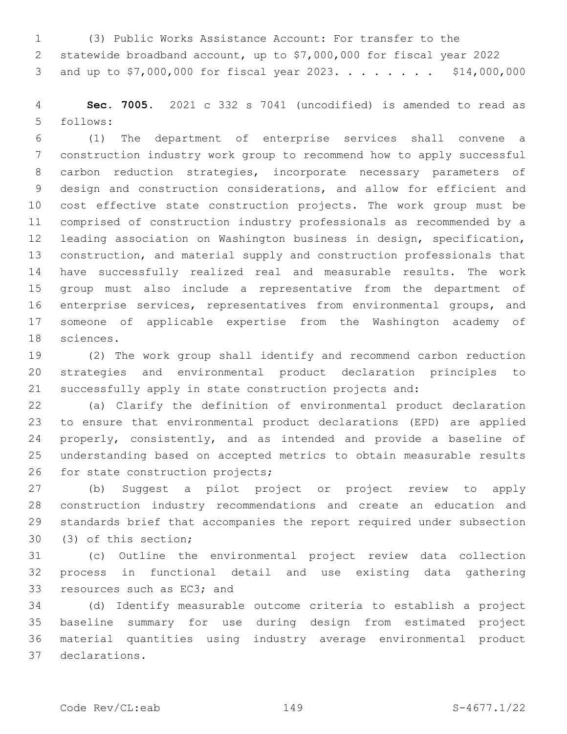(3) Public Works Assistance Account: For transfer to the statewide broadband account, up to $7,000,000 for fiscal year 2022 and up to $7,000,000 for fiscal year 2023. . . . . . . . $14,000,000

**Sec. 7005.** 2021 c 332 s 7041 (uncodified) is amended to read as follows:

(1) The department of enterprise services shall convene a construction industry work group to recommend how to apply successful carbon reduction strategies, incorporate necessary parameters of design and construction considerations, and allow for efficient and cost effective state construction projects. The work group must be comprised of construction industry professionals as recommended by a leading association on Washington business in design, specification, construction, and material supply and construction professionals that have successfully realized real and measurable results. The work group must also include a representative from the department of enterprise services, representatives from environmental groups, and someone of applicable expertise from the Washington academy of sciences.

(2) The work group shall identify and recommend carbon reduction strategies and environmental product declaration principles to successfully apply in state construction projects and:

(a) Clarify the definition of environmental product declaration to ensure that environmental product declarations (EPD) are applied properly, consistently, and as intended and provide a baseline of understanding based on accepted metrics to obtain measurable results for state construction projects;

(b) Suggest a pilot project or project review to apply construction industry recommendations and create an education and standards brief that accompanies the report required under subsection (3) of this section;

(c) Outline the environmental project review data collection process in functional detail and use existing data gathering resources such as EC3; and

(d) Identify measurable outcome criteria to establish a project baseline summary for use during design from estimated project material quantities using industry average environmental product declarations.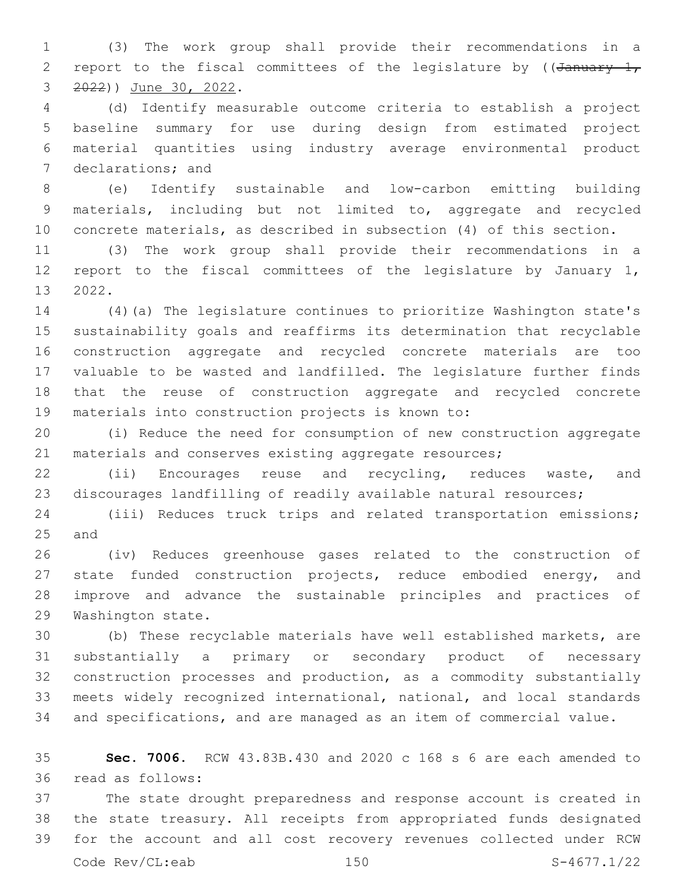(3) The work group shall provide their recommendations in a report to the fiscal committees of the legislature by ((~~January 1, 2022~~)) June 30, 2022.

(d) Identify measurable outcome criteria to establish a project baseline summary for use during design from estimated project material quantities using industry average environmental product declarations; and

(e) Identify sustainable and low-carbon emitting building materials, including but not limited to, aggregate and recycled concrete materials, as described in subsection (4) of this section.

(3) The work group shall provide their recommendations in a report to the fiscal committees of the legislature by January 1, 2022.

(4)(a) The legislature continues to prioritize Washington state's sustainability goals and reaffirms its determination that recyclable construction aggregate and recycled concrete materials are too valuable to be wasted and landfilled. The legislature further finds that the reuse of construction aggregate and recycled concrete materials into construction projects is known to:

(i) Reduce the need for consumption of new construction aggregate materials and conserves existing aggregate resources;

(ii) Encourages reuse and recycling, reduces waste, and discourages landfilling of readily available natural resources;

(iii) Reduces truck trips and related transportation emissions; and

(iv) Reduces greenhouse gases related to the construction of state funded construction projects, reduce embodied energy, and improve and advance the sustainable principles and practices of Washington state.

(b) These recyclable materials have well established markets, are substantially a primary or secondary product of necessary construction processes and production, as a commodity substantially meets widely recognized international, national, and local standards and specifications, and are managed as an item of commercial value.

**Sec. 7006.** RCW 43.83B.430 and 2020 c 168 s 6 are each amended to read as follows:

The state drought preparedness and response account is created in the state treasury. All receipts from appropriated funds designated for the account and all cost recovery revenues collected under RCW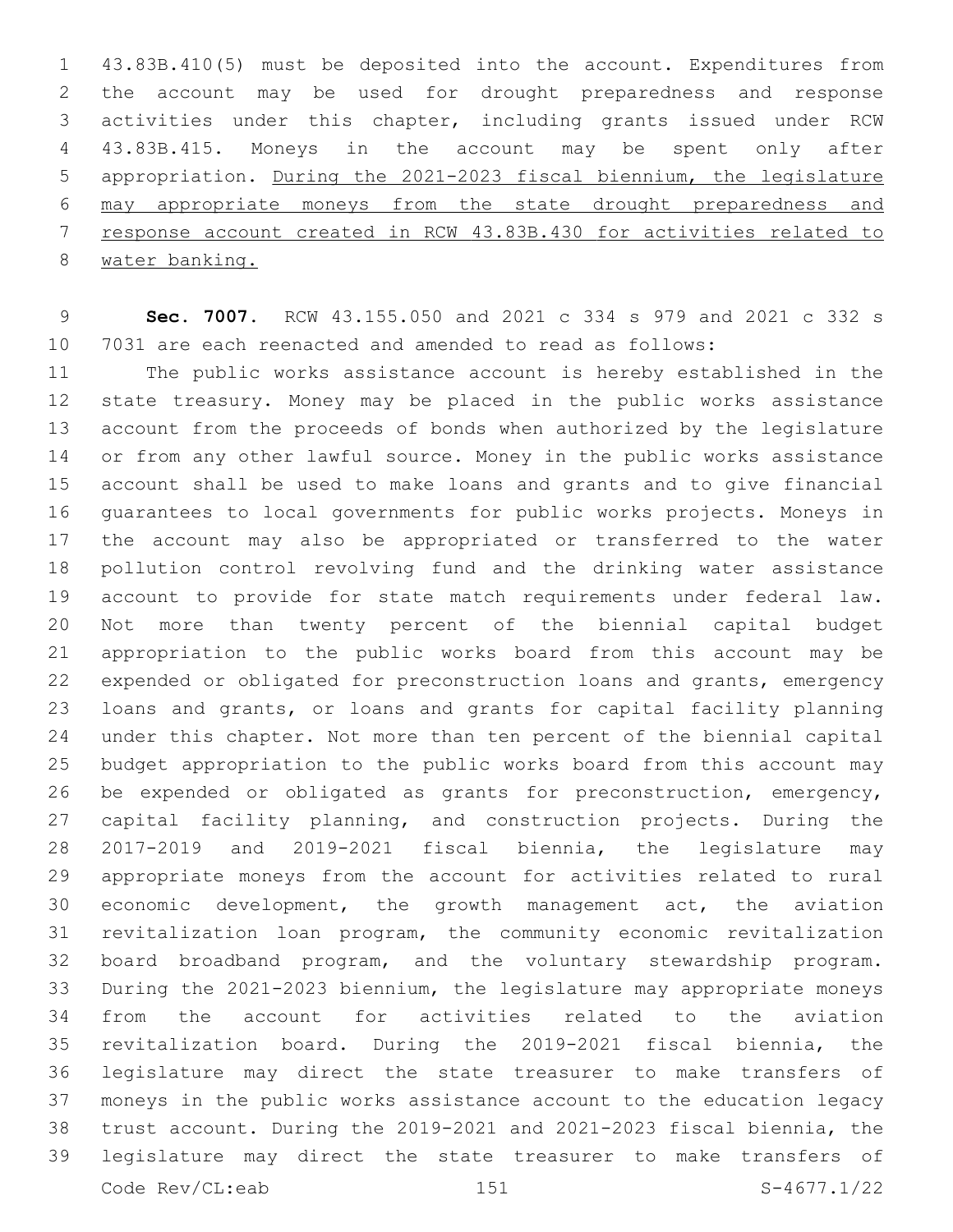43.83B.410(5) must be deposited into the account. Expenditures from the account may be used for drought preparedness and response activities under this chapter, including grants issued under RCW 43.83B.415. Moneys in the account may be spent only after appropriation. <u>During the 2021-2023 fiscal biennium, the legislature may appropriate moneys from the state drought preparedness and response account created in RCW 43.83B.430 for activities related to water banking.</u>

**Sec. 7007.** RCW 43.155.050 and 2021 c 334 s 979 and 2021 c 332 s 7031 are each reenacted and amended to read as follows:

The public works assistance account is hereby established in the state treasury. Money may be placed in the public works assistance account from the proceeds of bonds when authorized by the legislature or from any other lawful source. Money in the public works assistance account shall be used to make loans and grants and to give financial guarantees to local governments for public works projects. Moneys in the account may also be appropriated or transferred to the water pollution control revolving fund and the drinking water assistance account to provide for state match requirements under federal law. Not more than twenty percent of the biennial capital budget appropriation to the public works board from this account may be expended or obligated for preconstruction loans and grants, emergency loans and grants, or loans and grants for capital facility planning under this chapter. Not more than ten percent of the biennial capital budget appropriation to the public works board from this account may be expended or obligated as grants for preconstruction, emergency, capital facility planning, and construction projects. During the 2017-2019 and 2019-2021 fiscal biennia, the legislature may appropriate moneys from the account for activities related to rural economic development, the growth management act, the aviation revitalization loan program, the community economic revitalization board broadband program, and the voluntary stewardship program. During the 2021-2023 biennium, the legislature may appropriate moneys from the account for activities related to the aviation revitalization board. During the 2019-2021 fiscal biennia, the legislature may direct the state treasurer to make transfers of moneys in the public works assistance account to the education legacy trust account. During the 2019-2021 and 2021-2023 fiscal biennia, the legislature may direct the state treasurer to make transfers of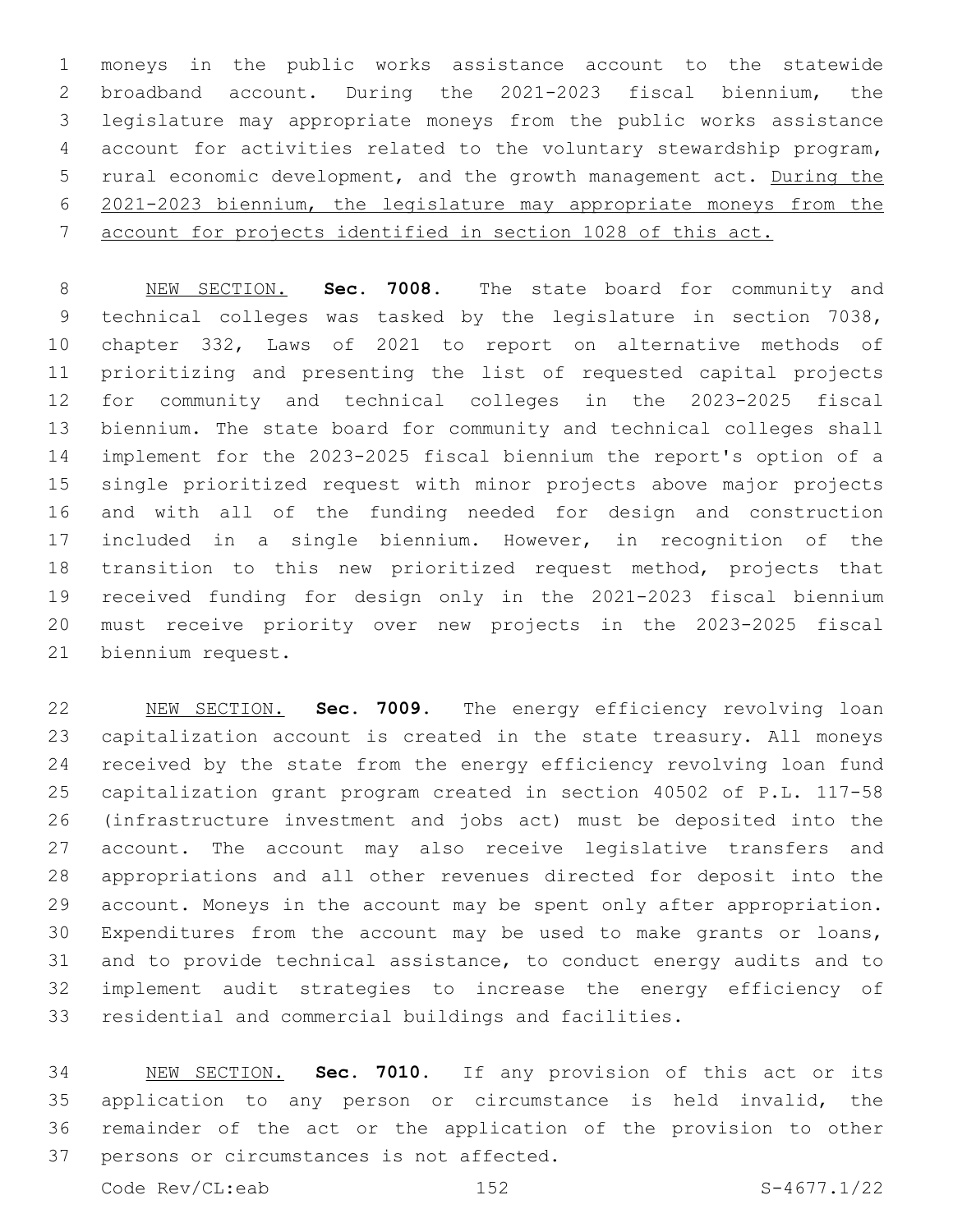moneys in the public works assistance account to the statewide broadband account. During the 2021-2023 fiscal biennium, the legislature may appropriate moneys from the public works assistance account for activities related to the voluntary stewardship program, rural economic development, and the growth management act. <u>During the 2021-2023 biennium, the legislature may appropriate moneys from the account for projects identified in section 1028 of this act.</u>

<u>NEW SECTION.</u> **Sec. 7008.** The state board for community and technical colleges was tasked by the legislature in section 7038, chapter 332, Laws of 2021 to report on alternative methods of prioritizing and presenting the list of requested capital projects for community and technical colleges in the 2023-2025 fiscal biennium. The state board for community and technical colleges shall implement for the 2023-2025 fiscal biennium the report's option of a single prioritized request with minor projects above major projects and with all of the funding needed for design and construction included in a single biennium. However, in recognition of the transition to this new prioritized request method, projects that received funding for design only in the 2021-2023 fiscal biennium must receive priority over new projects in the 2023-2025 fiscal biennium request.

<u>NEW SECTION.</u> **Sec. 7009.** The energy efficiency revolving loan capitalization account is created in the state treasury. All moneys received by the state from the energy efficiency revolving loan fund capitalization grant program created in section 40502 of P.L. 117-58 (infrastructure investment and jobs act) must be deposited into the account. The account may also receive legislative transfers and appropriations and all other revenues directed for deposit into the account. Moneys in the account may be spent only after appropriation. Expenditures from the account may be used to make grants or loans, and to provide technical assistance, to conduct energy audits and to implement audit strategies to increase the energy efficiency of residential and commercial buildings and facilities.

<u>NEW SECTION.</u> **Sec. 7010.** If any provision of this act or its application to any person or circumstance is held invalid, the remainder of the act or the application of the provision to other persons or circumstances is not affected.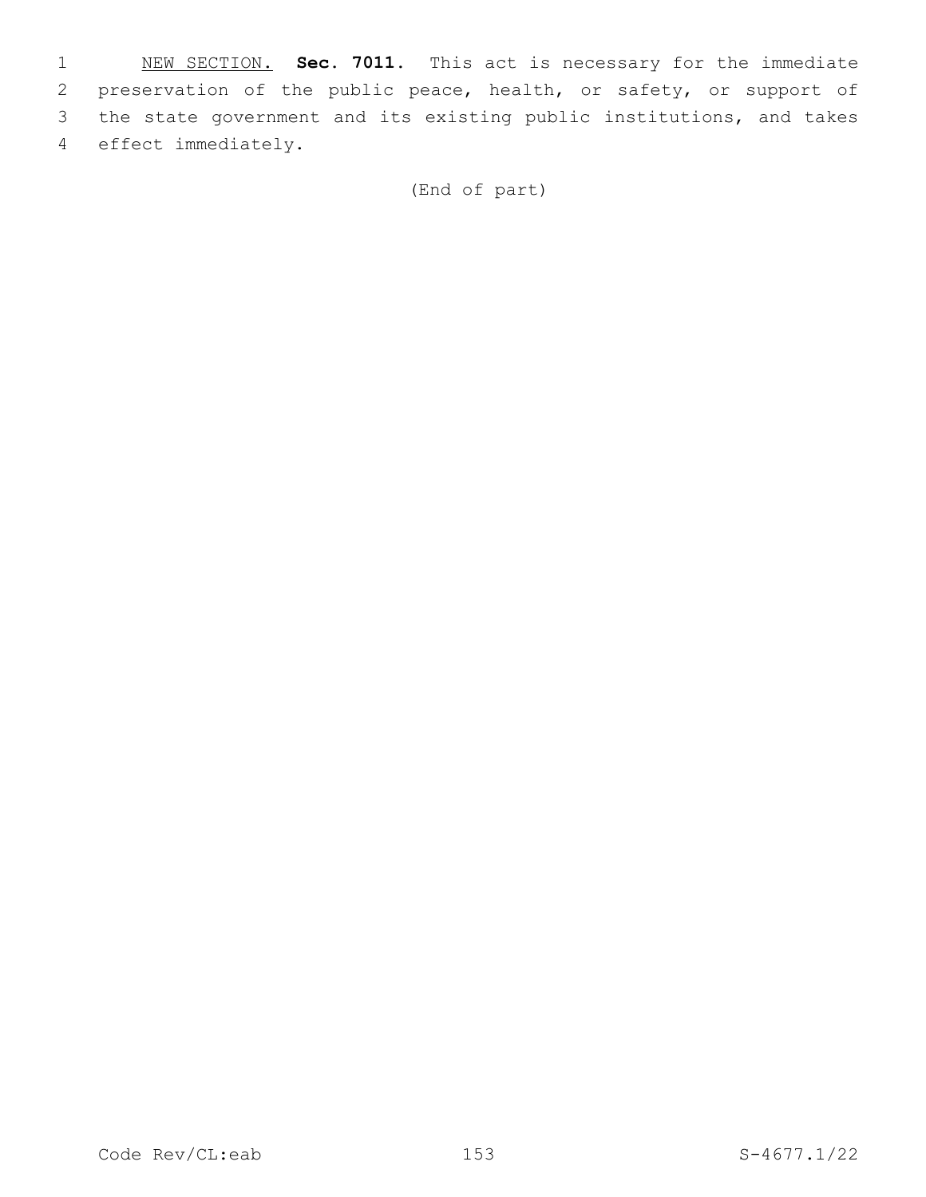NEW SECTION. **Sec. 7011.** This act is necessary for the immediate preservation of the public peace, health, or safety, or support of the state government and its existing public institutions, and takes effect immediately.

(End of part)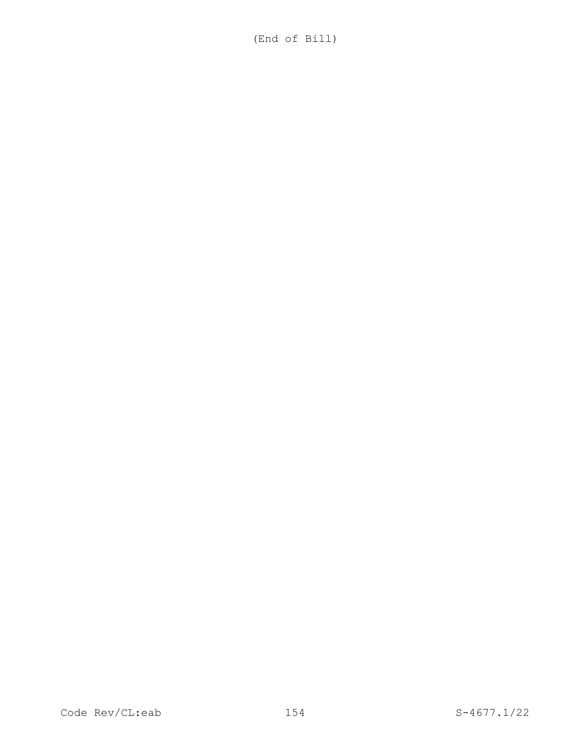(End of Bill)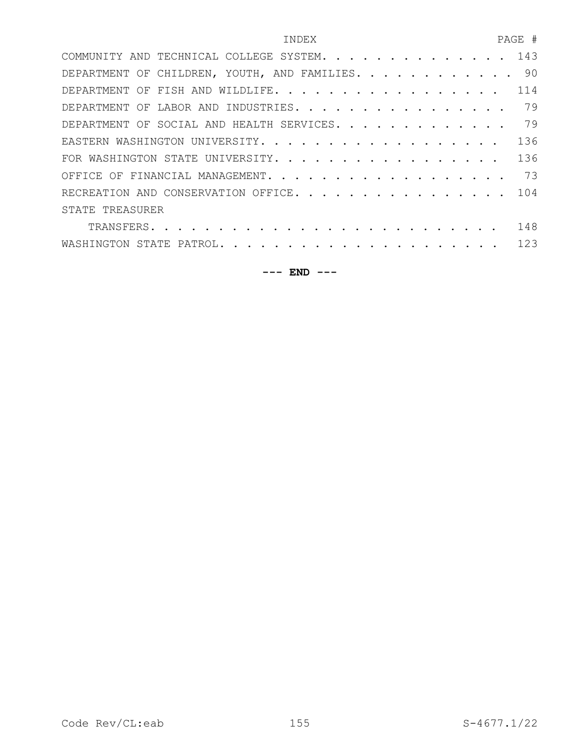| INDEX | PAGE # |
|---|---|
| COMMUNITY AND TECHNICAL COLLEGE SYSTEM | 143 |
| DEPARTMENT OF CHILDREN, YOUTH, AND FAMILIES | 90 |
| DEPARTMENT OF FISH AND WILDLIFE | 114 |
| DEPARTMENT OF LABOR AND INDUSTRIES | 79 |
| DEPARTMENT OF SOCIAL AND HEALTH SERVICES | 79 |
| EASTERN WASHINGTON UNIVERSITY | 136 |
| FOR WASHINGTON STATE UNIVERSITY | 136 |
| OFFICE OF FINANCIAL MANAGEMENT | 73 |
| RECREATION AND CONSERVATION OFFICE | 104 |
| STATE TREASURER | |
| TRANSFERS | 148 |
| WASHINGTON STATE PATROL | 123 |

**--- END ---**